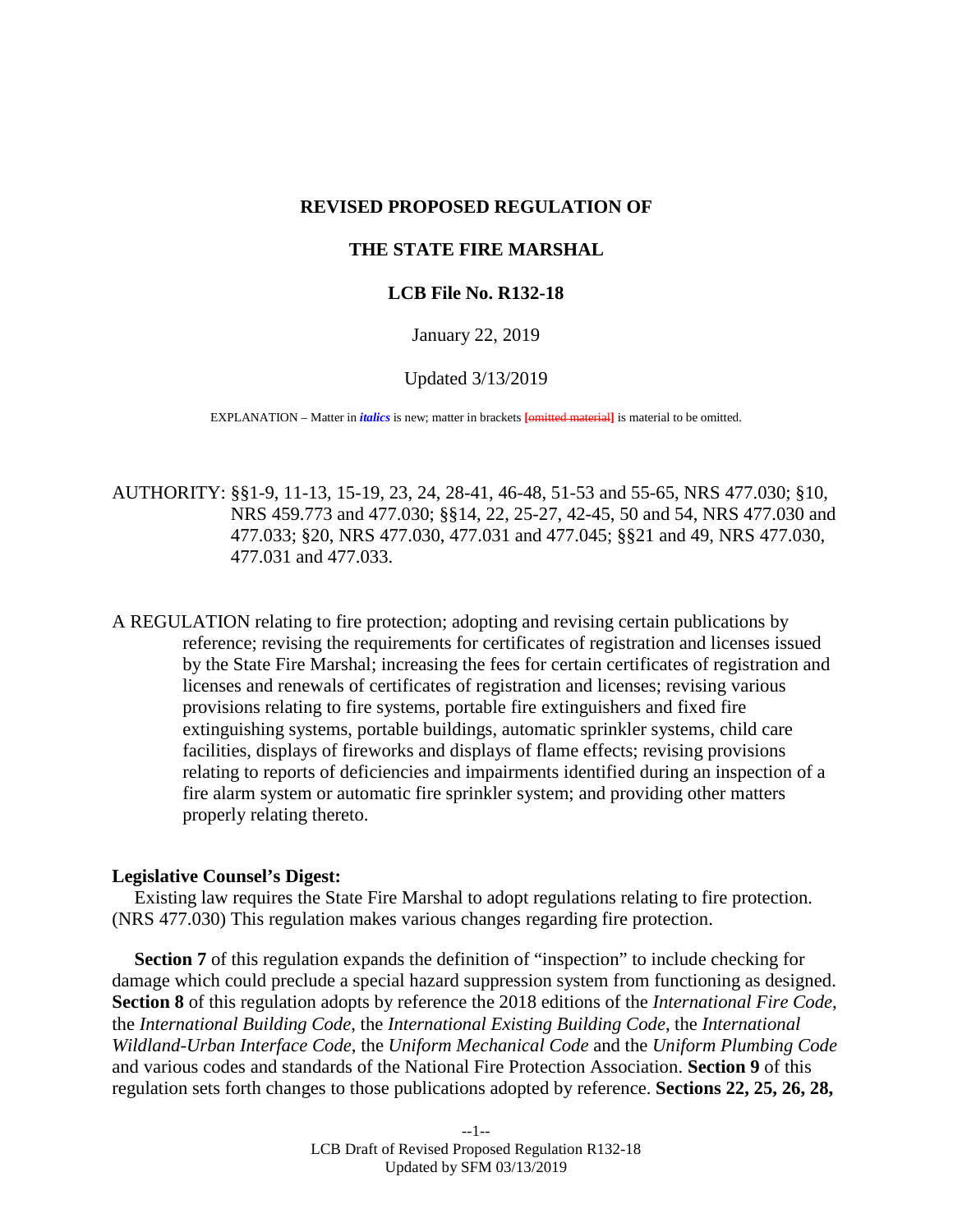**REVISED PROPOSED REGULATION OF**

**THE STATE FIRE MARSHAL**

**LCB File No. R132-18**

January 22, 2019

Updated 3/13/2019

EXPLANATION – Matter in *italics* is new; matter in brackets [~~omitted material~~] is material to be omitted.

AUTHORITY: §§1-9, 11-13, 15-19, 23, 24, 28-41, 46-48, 51-53 and 55-65, NRS 477.030; §10, NRS 459.773 and 477.030; §§14, 22, 25-27, 42-45, 50 and 54, NRS 477.030 and 477.033; §20, NRS 477.030, 477.031 and 477.045; §§21 and 49, NRS 477.030, 477.031 and 477.033.

A REGULATION relating to fire protection; adopting and revising certain publications by reference; revising the requirements for certificates of registration and licenses issued by the State Fire Marshal; increasing the fees for certain certificates of registration and licenses and renewals of certificates of registration and licenses; revising various provisions relating to fire systems, portable fire extinguishers and fixed fire extinguishing systems, portable buildings, automatic sprinkler systems, child care facilities, displays of fireworks and displays of flame effects; revising provisions relating to reports of deficiencies and impairments identified during an inspection of a fire alarm system or automatic fire sprinkler system; and providing other matters properly relating thereto.

**Legislative Counsel's Digest:**

Existing law requires the State Fire Marshal to adopt regulations relating to fire protection. (NRS 477.030) This regulation makes various changes regarding fire protection.

**Section 7** of this regulation expands the definition of "inspection" to include checking for damage which could preclude a special hazard suppression system from functioning as designed. **Section 8** of this regulation adopts by reference the 2018 editions of the *International Fire Code*, the *International Building Code*, the *International Existing Building Code*, the *International Wildland-Urban Interface Code*, the *Uniform Mechanical Code* and the *Uniform Plumbing Code* and various codes and standards of the National Fire Protection Association. **Section 9** of this regulation sets forth changes to those publications adopted by reference. **Sections 22, 25, 26, 28,**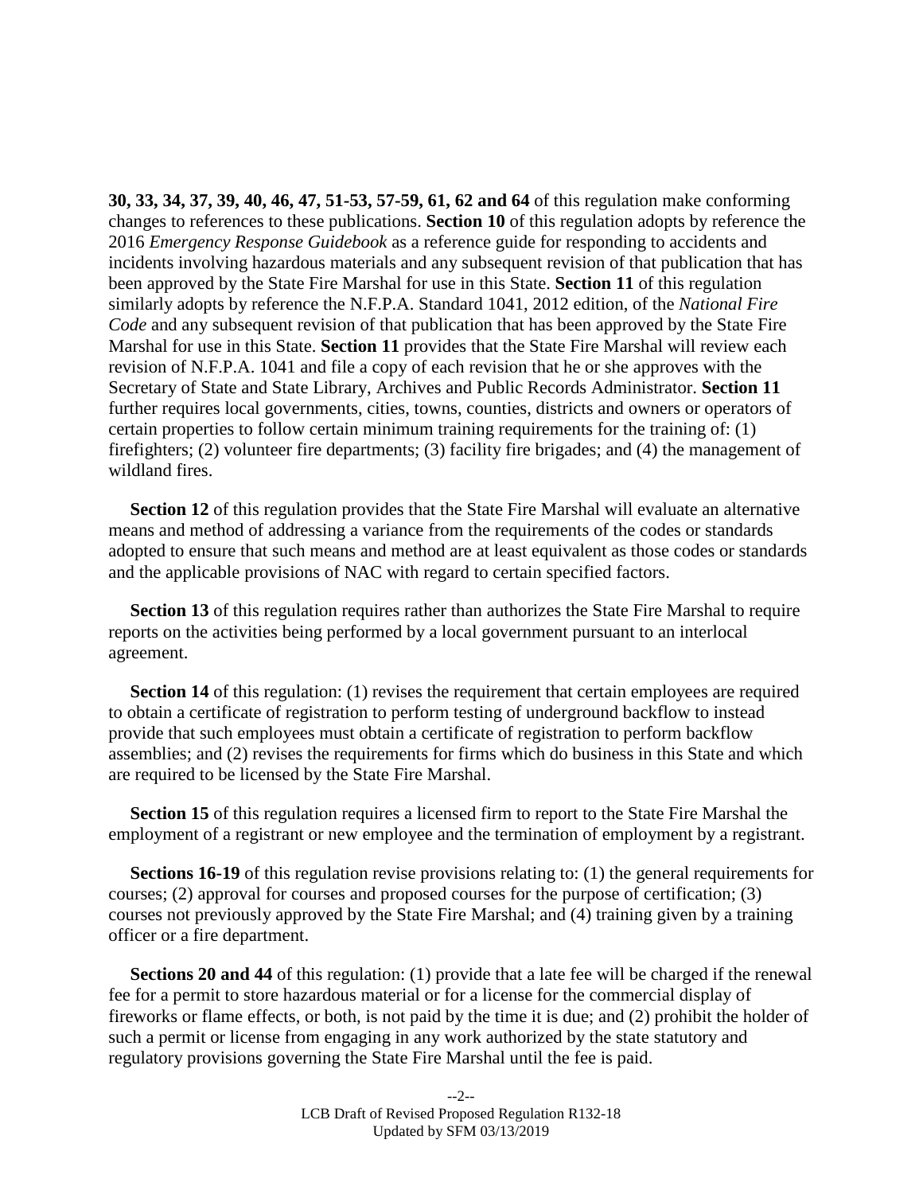**30, 33, 34, 37, 39, 40, 46, 47, 51-53, 57-59, 61, 62 and 64** of this regulation make conforming changes to references to these publications. **Section 10** of this regulation adopts by reference the 2016 *Emergency Response Guidebook* as a reference guide for responding to accidents and incidents involving hazardous materials and any subsequent revision of that publication that has been approved by the State Fire Marshal for use in this State. **Section 11** of this regulation similarly adopts by reference the N.F.P.A. Standard 1041, 2012 edition, of the *National Fire Code* and any subsequent revision of that publication that has been approved by the State Fire Marshal for use in this State. **Section 11** provides that the State Fire Marshal will review each revision of N.F.P.A. 1041 and file a copy of each revision that he or she approves with the Secretary of State and State Library, Archives and Public Records Administrator. **Section 11** further requires local governments, cities, towns, counties, districts and owners or operators of certain properties to follow certain minimum training requirements for the training of: (1) firefighters; (2) volunteer fire departments; (3) facility fire brigades; and (4) the management of wildland fires.

**Section 12** of this regulation provides that the State Fire Marshal will evaluate an alternative means and method of addressing a variance from the requirements of the codes or standards adopted to ensure that such means and method are at least equivalent as those codes or standards and the applicable provisions of NAC with regard to certain specified factors.

**Section 13** of this regulation requires rather than authorizes the State Fire Marshal to require reports on the activities being performed by a local government pursuant to an interlocal agreement.

**Section 14** of this regulation: (1) revises the requirement that certain employees are required to obtain a certificate of registration to perform testing of underground backflow to instead provide that such employees must obtain a certificate of registration to perform backflow assemblies; and (2) revises the requirements for firms which do business in this State and which are required to be licensed by the State Fire Marshal.

**Section 15** of this regulation requires a licensed firm to report to the State Fire Marshal the employment of a registrant or new employee and the termination of employment by a registrant.

**Sections 16-19** of this regulation revise provisions relating to: (1) the general requirements for courses; (2) approval for courses and proposed courses for the purpose of certification; (3) courses not previously approved by the State Fire Marshal; and (4) training given by a training officer or a fire department.

**Sections 20 and 44** of this regulation: (1) provide that a late fee will be charged if the renewal fee for a permit to store hazardous material or for a license for the commercial display of fireworks or flame effects, or both, is not paid by the time it is due; and (2) prohibit the holder of such a permit or license from engaging in any work authorized by the state statutory and regulatory provisions governing the State Fire Marshal until the fee is paid.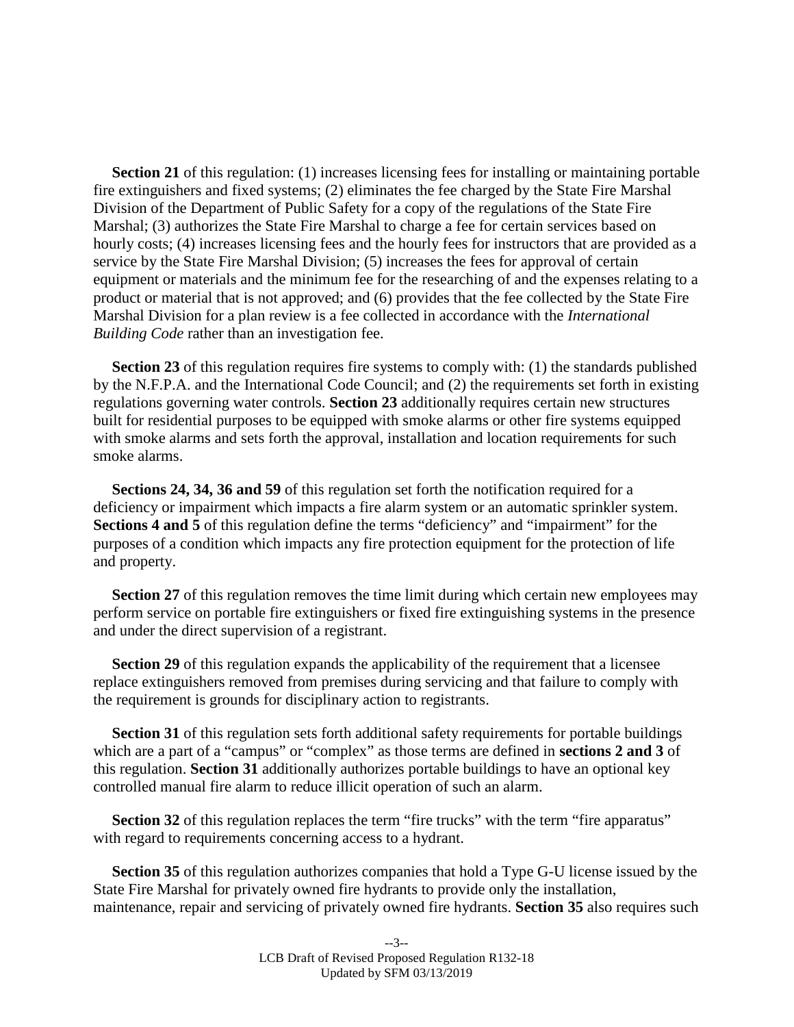**Section 21** of this regulation: (1) increases licensing fees for installing or maintaining portable fire extinguishers and fixed systems; (2) eliminates the fee charged by the State Fire Marshal Division of the Department of Public Safety for a copy of the regulations of the State Fire Marshal; (3) authorizes the State Fire Marshal to charge a fee for certain services based on hourly costs; (4) increases licensing fees and the hourly fees for instructors that are provided as a service by the State Fire Marshal Division; (5) increases the fees for approval of certain equipment or materials and the minimum fee for the researching of and the expenses relating to a product or material that is not approved; and (6) provides that the fee collected by the State Fire Marshal Division for a plan review is a fee collected in accordance with the *International Building Code* rather than an investigation fee.

**Section 23** of this regulation requires fire systems to comply with: (1) the standards published by the N.F.P.A. and the International Code Council; and (2) the requirements set forth in existing regulations governing water controls. **Section 23** additionally requires certain new structures built for residential purposes to be equipped with smoke alarms or other fire systems equipped with smoke alarms and sets forth the approval, installation and location requirements for such smoke alarms.

**Sections 24, 34, 36 and 59** of this regulation set forth the notification required for a deficiency or impairment which impacts a fire alarm system or an automatic sprinkler system. **Sections 4 and 5** of this regulation define the terms "deficiency" and "impairment" for the purposes of a condition which impacts any fire protection equipment for the protection of life and property.

**Section 27** of this regulation removes the time limit during which certain new employees may perform service on portable fire extinguishers or fixed fire extinguishing systems in the presence and under the direct supervision of a registrant.

**Section 29** of this regulation expands the applicability of the requirement that a licensee replace extinguishers removed from premises during servicing and that failure to comply with the requirement is grounds for disciplinary action to registrants.

**Section 31** of this regulation sets forth additional safety requirements for portable buildings which are a part of a "campus" or "complex" as those terms are defined in **sections 2 and 3** of this regulation. **Section 31** additionally authorizes portable buildings to have an optional key controlled manual fire alarm to reduce illicit operation of such an alarm.

**Section 32** of this regulation replaces the term "fire trucks" with the term "fire apparatus" with regard to requirements concerning access to a hydrant.

**Section 35** of this regulation authorizes companies that hold a Type G-U license issued by the State Fire Marshal for privately owned fire hydrants to provide only the installation, maintenance, repair and servicing of privately owned fire hydrants. **Section 35** also requires such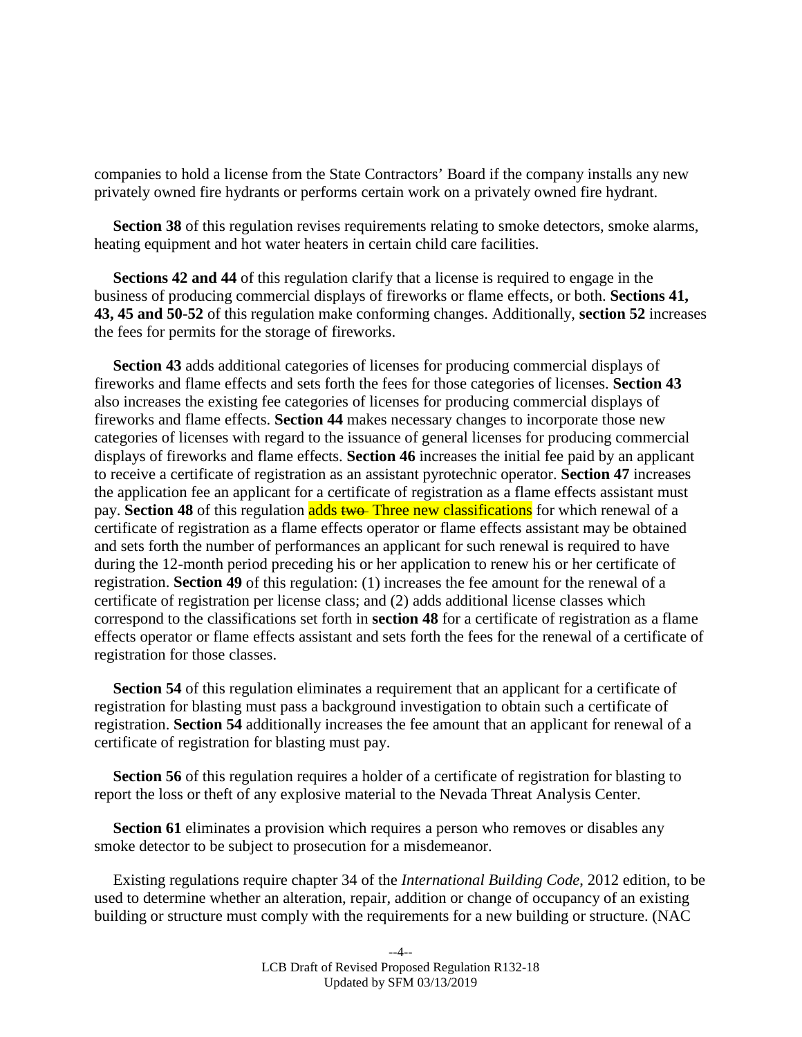companies to hold a license from the State Contractors' Board if the company installs any new privately owned fire hydrants or performs certain work on a privately owned fire hydrant.

**Section 38** of this regulation revises requirements relating to smoke detectors, smoke alarms, heating equipment and hot water heaters in certain child care facilities.

**Sections 42 and 44** of this regulation clarify that a license is required to engage in the business of producing commercial displays of fireworks or flame effects, or both. **Sections 41, 43, 45 and 50-52** of this regulation make conforming changes. Additionally, **section 52** increases the fees for permits for the storage of fireworks.

**Section 43** adds additional categories of licenses for producing commercial displays of fireworks and flame effects and sets forth the fees for those categories of licenses. **Section 43** also increases the existing fee categories of licenses for producing commercial displays of fireworks and flame effects. **Section 44** makes necessary changes to incorporate those new categories of licenses with regard to the issuance of general licenses for producing commercial displays of fireworks and flame effects. **Section 46** increases the initial fee paid by an applicant to receive a certificate of registration as an assistant pyrotechnic operator. **Section 47** increases the application fee an applicant for a certificate of registration as a flame effects assistant must pay. **Section 48** of this regulation adds ~~two~~ Three new classifications for which renewal of a certificate of registration as a flame effects operator or flame effects assistant may be obtained and sets forth the number of performances an applicant for such renewal is required to have during the 12-month period preceding his or her application to renew his or her certificate of registration. **Section 49** of this regulation: (1) increases the fee amount for the renewal of a certificate of registration per license class; and (2) adds additional license classes which correspond to the classifications set forth in **section 48** for a certificate of registration as a flame effects operator or flame effects assistant and sets forth the fees for the renewal of a certificate of registration for those classes.

**Section 54** of this regulation eliminates a requirement that an applicant for a certificate of registration for blasting must pass a background investigation to obtain such a certificate of registration. **Section 54** additionally increases the fee amount that an applicant for renewal of a certificate of registration for blasting must pay.

**Section 56** of this regulation requires a holder of a certificate of registration for blasting to report the loss or theft of any explosive material to the Nevada Threat Analysis Center.

**Section 61** eliminates a provision which requires a person who removes or disables any smoke detector to be subject to prosecution for a misdemeanor.

Existing regulations require chapter 34 of the *International Building Code*, 2012 edition, to be used to determine whether an alteration, repair, addition or change of occupancy of an existing building or structure must comply with the requirements for a new building or structure. (NAC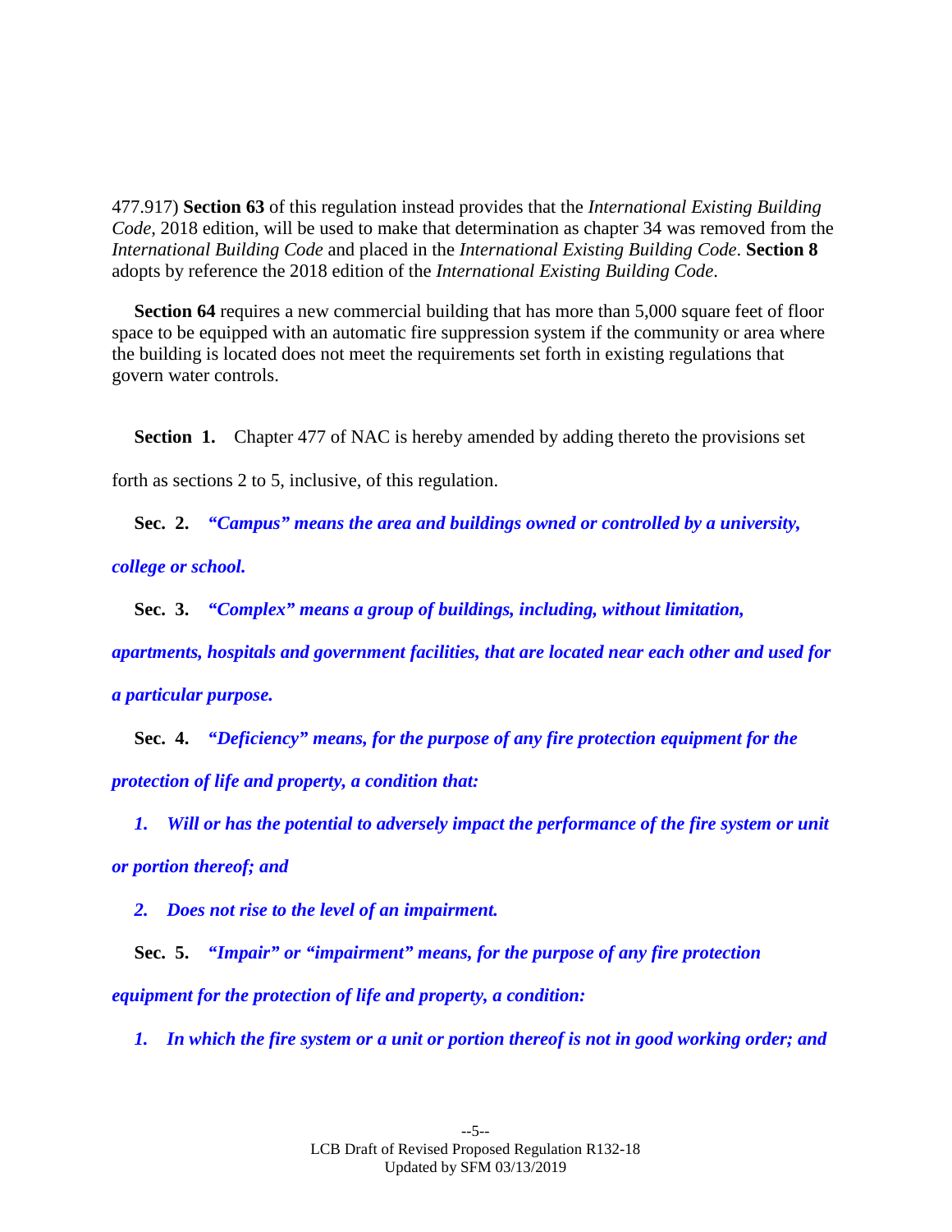477.917) **Section 63** of this regulation instead provides that the *International Existing Building Code*, 2018 edition, will be used to make that determination as chapter 34 was removed from the *International Building Code* and placed in the *International Existing Building Code*. **Section 8** adopts by reference the 2018 edition of the *International Existing Building Code*.

**Section 64** requires a new commercial building that has more than 5,000 square feet of floor space to be equipped with an automatic fire suppression system if the community or area where the building is located does not meet the requirements set forth in existing regulations that govern water controls.

**Section 1.** Chapter 477 of NAC is hereby amended by adding thereto the provisions set forth as sections 2 to 5, inclusive, of this regulation.

**Sec. 2.** ***"Campus" means the area and buildings owned or controlled by a university, college or school.***

**Sec. 3.** ***"Complex" means a group of buildings, including, without limitation, apartments, hospitals and government facilities, that are located near each other and used for a particular purpose.***

**Sec. 4.** ***"Deficiency" means, for the purpose of any fire protection equipment for the protection of life and property, a condition that:***

***1. Will or has the potential to adversely impact the performance of the fire system or unit or portion thereof; and***

***2. Does not rise to the level of an impairment.***

**Sec. 5.** ***"Impair" or "impairment" means, for the purpose of any fire protection equipment for the protection of life and property, a condition:***

***1. In which the fire system or a unit or portion thereof is not in good working order; and***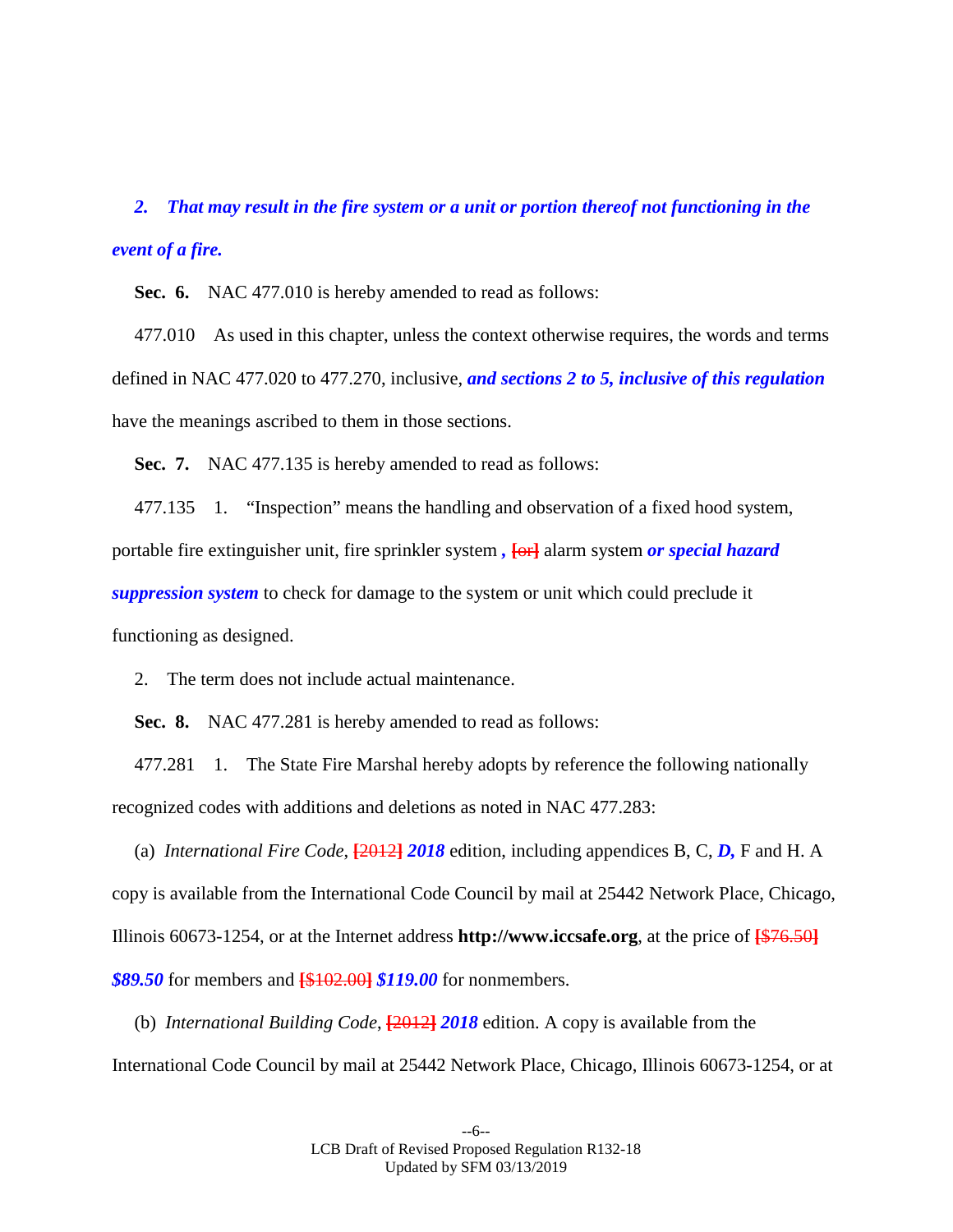*2. That may result in the fire system or a unit or portion thereof not functioning in the event of a fire.*

**Sec. 6.** NAC 477.010 is hereby amended to read as follows:

477.010 As used in this chapter, unless the context otherwise requires, the words and terms defined in NAC 477.020 to 477.270, inclusive, ***and sections 2 to 5, inclusive of this regulation*** have the meanings ascribed to them in those sections.

**Sec. 7.** NAC 477.135 is hereby amended to read as follows:

477.135 1. "Inspection" means the handling and observation of a fixed hood system, portable fire extinguisher unit, fire sprinkler system ***,*** **[**~~or~~**]** alarm system ***or special hazard suppression system*** to check for damage to the system or unit which could preclude it functioning as designed.

2. The term does not include actual maintenance.

**Sec. 8.** NAC 477.281 is hereby amended to read as follows:

477.281 1. The State Fire Marshal hereby adopts by reference the following nationally recognized codes with additions and deletions as noted in NAC 477.283:

(a) *International Fire Code*, **[**~~2012~~**]** ***2018*** edition, including appendices B, C, ***D,*** F and H. A copy is available from the International Code Council by mail at 25442 Network Place, Chicago, Illinois 60673-1254, or at the Internet address **http://www.iccsafe.org**, at the price of **[**~~$76.50~~**]** ***$89.50*** for members and **[**~~$102.00~~**]** ***$119.00*** for nonmembers.

(b) *International Building Code*, **[**~~2012~~**]** ***2018*** edition. A copy is available from the International Code Council by mail at 25442 Network Place, Chicago, Illinois 60673-1254, or at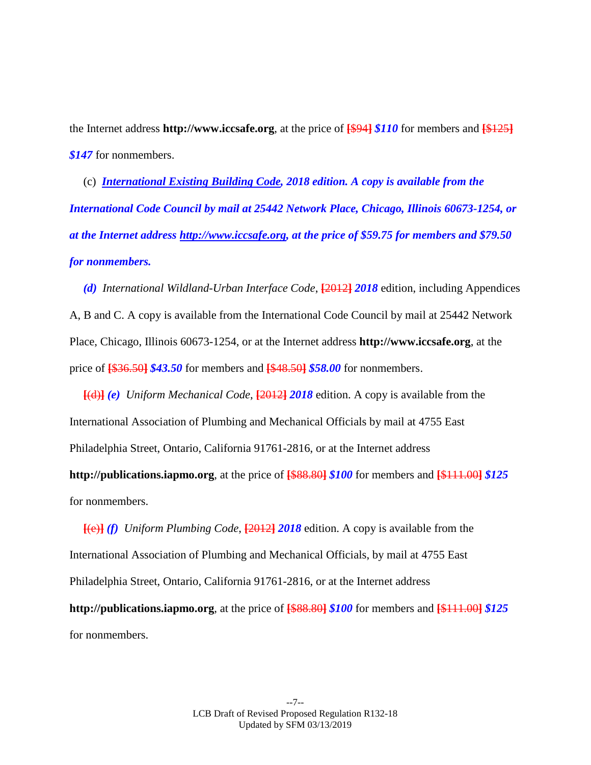the Internet address **http://www.iccsafe.org**, at the price of ~~[$94]~~ ***$110*** for members and ~~[$125]~~ ***$147*** for nonmembers.

(c) ***International Existing Building Code, 2018 edition. A copy is available from the International Code Council by mail at 25442 Network Place, Chicago, Illinois 60673-1254, or at the Internet address http://www.iccsafe.org, at the price of $59.75 for members and $79.50 for nonmembers.***

***(d)*** *International Wildland-Urban Interface Code*, ~~[2012]~~ ***2018*** edition, including Appendices A, B and C. A copy is available from the International Code Council by mail at 25442 Network Place, Chicago, Illinois 60673-1254, or at the Internet address **http://www.iccsafe.org**, at the price of ~~[$36.50]~~ ***$43.50*** for members and ~~[$48.50]~~ ***$58.00*** for nonmembers.

~~[(d)]~~ ***(e)*** *Uniform Mechanical Code*, ~~[2012]~~ ***2018*** edition. A copy is available from the International Association of Plumbing and Mechanical Officials by mail at 4755 East Philadelphia Street, Ontario, California 91761-2816, or at the Internet address **http://publications.iapmo.org**, at the price of ~~[$88.80]~~ ***$100*** for members and ~~[$111.00]~~ ***$125*** for nonmembers.

~~[(e)]~~ ***(f)*** *Uniform Plumbing Code*, ~~[2012]~~ ***2018*** edition. A copy is available from the International Association of Plumbing and Mechanical Officials, by mail at 4755 East Philadelphia Street, Ontario, California 91761-2816, or at the Internet address **http://publications.iapmo.org**, at the price of ~~[$88.80]~~ ***$100*** for members and ~~[$111.00]~~ ***$125*** for nonmembers.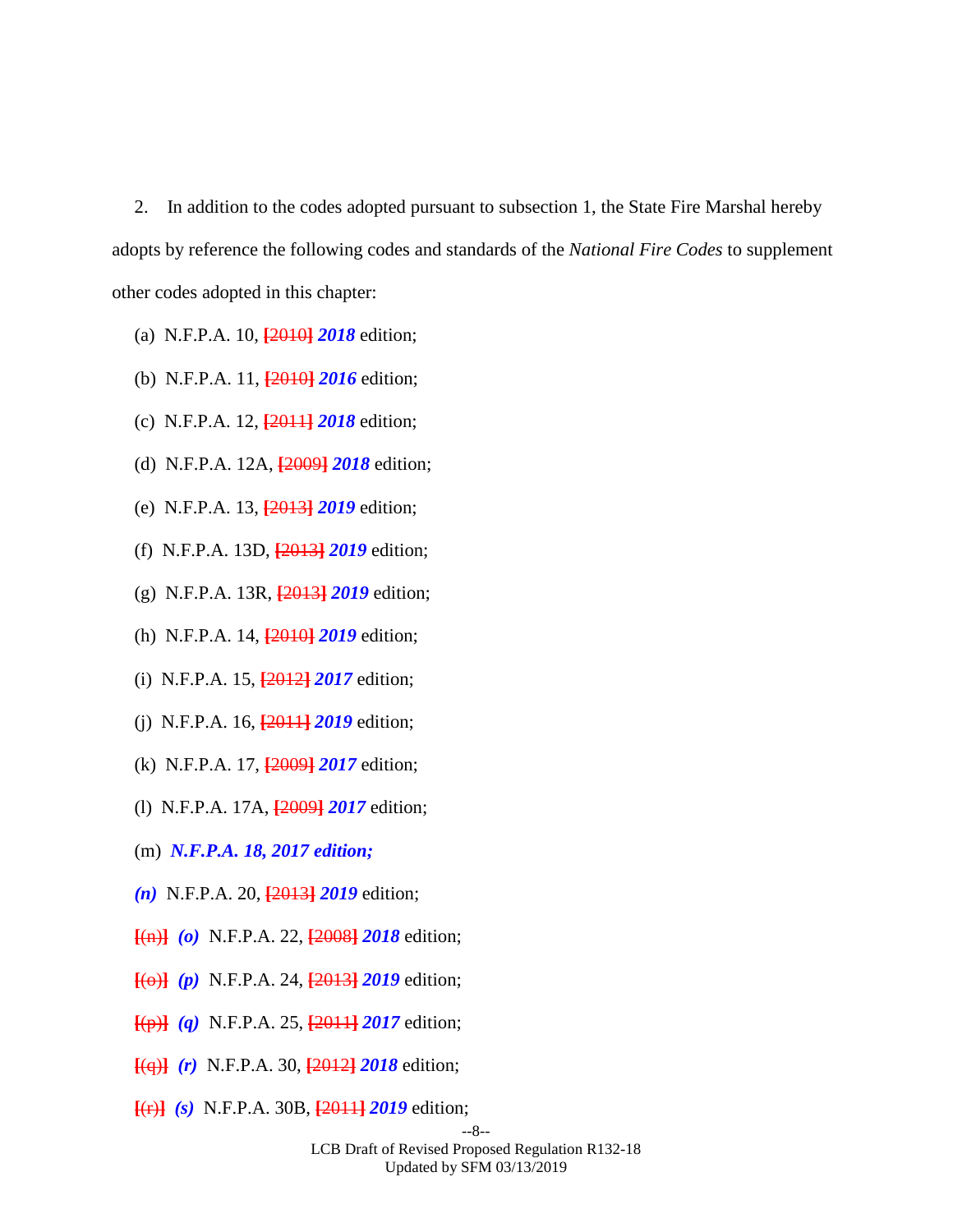2. In addition to the codes adopted pursuant to subsection 1, the State Fire Marshal hereby adopts by reference the following codes and standards of the *National Fire Codes* to supplement other codes adopted in this chapter:

(a) N.F.P.A. 10, ~~[2010]~~ ***2018*** edition;

(b) N.F.P.A. 11, ~~[2010]~~ ***2016*** edition;

(c) N.F.P.A. 12, ~~[2011]~~ ***2018*** edition;

(d) N.F.P.A. 12A, ~~[2009]~~ ***2018*** edition;

(e) N.F.P.A. 13, ~~[2013]~~ ***2019*** edition;

(f) N.F.P.A. 13D, ~~[2013]~~ ***2019*** edition;

(g) N.F.P.A. 13R, ~~[2013]~~ ***2019*** edition;

(h) N.F.P.A. 14, ~~[2010]~~ ***2019*** edition;

(i) N.F.P.A. 15, ~~[2012]~~ ***2017*** edition;

(j) N.F.P.A. 16, ~~[2011]~~ ***2019*** edition;

(k) N.F.P.A. 17, ~~[2009]~~ ***2017*** edition;

(l) N.F.P.A. 17A, ~~[2009]~~ ***2017*** edition;

(m) ***N.F.P.A. 18, 2017 edition;***

***(n)*** N.F.P.A. 20, ~~[2013]~~ ***2019*** edition;

~~[(n)]~~ ***(o)*** N.F.P.A. 22, ~~[2008]~~ ***2018*** edition;

~~[(o)]~~ ***(p)*** N.F.P.A. 24, ~~[2013]~~ ***2019*** edition;

~~[(p)]~~ ***(q)*** N.F.P.A. 25, ~~[2011]~~ ***2017*** edition;

~~[(q)]~~ ***(r)*** N.F.P.A. 30, ~~[2012]~~ ***2018*** edition;

~~[(r)]~~ ***(s)*** N.F.P.A. 30B, ~~[2011]~~ ***2019*** edition;

LCB Draft of Revised Proposed Regulation R132-18
Updated by SFM 03/13/2019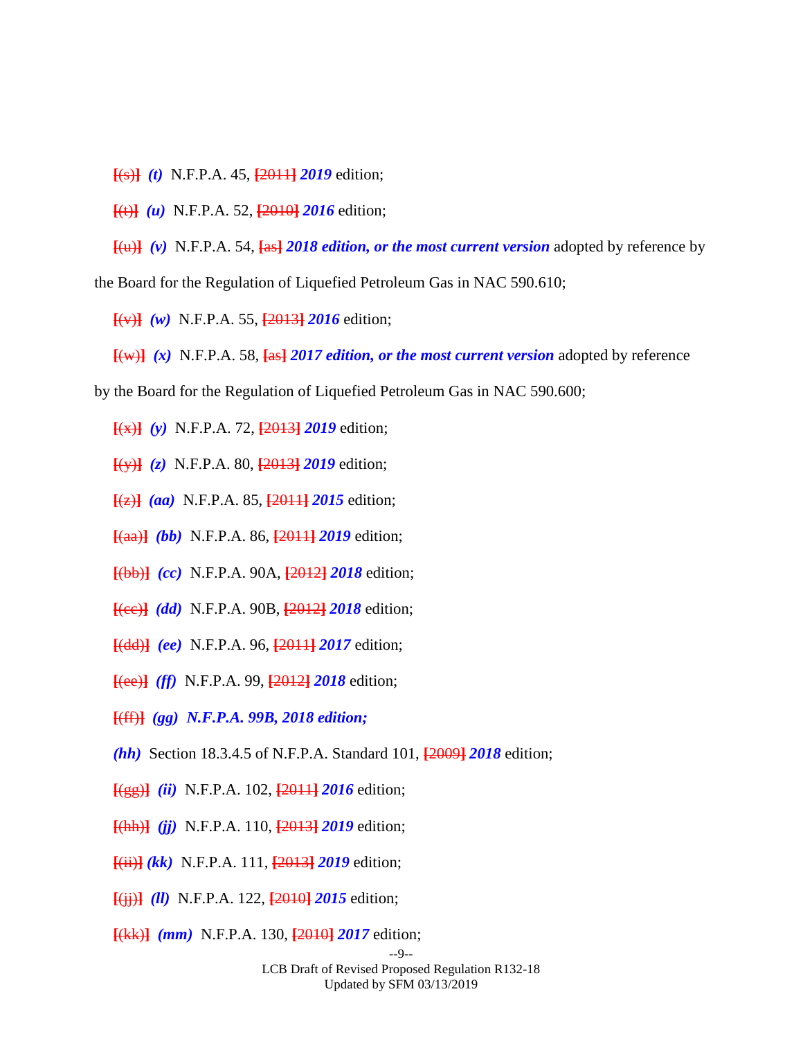[(s)] *(t)* N.F.P.A. 45, [2011] ***2019*** edition;

[(t)] *(u)* N.F.P.A. 52, [2010] ***2016*** edition;

[(u)] *(v)* N.F.P.A. 54, [as] ***2018 edition, or the most current version*** adopted by reference by the Board for the Regulation of Liquefied Petroleum Gas in NAC 590.610;

[(v)] *(w)* N.F.P.A. 55, [2013] ***2016*** edition;

[(w)] *(x)* N.F.P.A. 58, [as] ***2017 edition, or the most current version*** adopted by reference by the Board for the Regulation of Liquefied Petroleum Gas in NAC 590.600;

[(x)] *(y)* N.F.P.A. 72, [2013] ***2019*** edition;

[(y)] *(z)* N.F.P.A. 80, [2013] ***2019*** edition;

[(z)] *(aa)* N.F.P.A. 85, [2011] ***2015*** edition;

[(aa)] *(bb)* N.F.P.A. 86, [2011] ***2019*** edition;

[(bb)] *(cc)* N.F.P.A. 90A, [2012] ***2018*** edition;

[(cc)] *(dd)* N.F.P.A. 90B, [2012] ***2018*** edition;

[(dd)] *(ee)* N.F.P.A. 96, [2011] ***2017*** edition;

[(ee)] *(ff)* N.F.P.A. 99, [2012] ***2018*** edition;

[(ff)] ***(gg) N.F.P.A. 99B, 2018 edition;***

***(hh)*** Section 18.3.4.5 of N.F.P.A. Standard 101, [2009] ***2018*** edition;

[(gg)] *(ii)* N.F.P.A. 102, [2011] ***2016*** edition;

[(hh)] *(jj)* N.F.P.A. 110, [2013] ***2019*** edition;

[(ii)] *(kk)* N.F.P.A. 111, [2013] ***2019*** edition;

[(jj)] *(ll)* N.F.P.A. 122, [2010] ***2015*** edition;

[(kk)] *(mm)* N.F.P.A. 130, [2010] ***2017*** edition;

LCB Draft of Revised Proposed Regulation R132-18
Updated by SFM 03/13/2019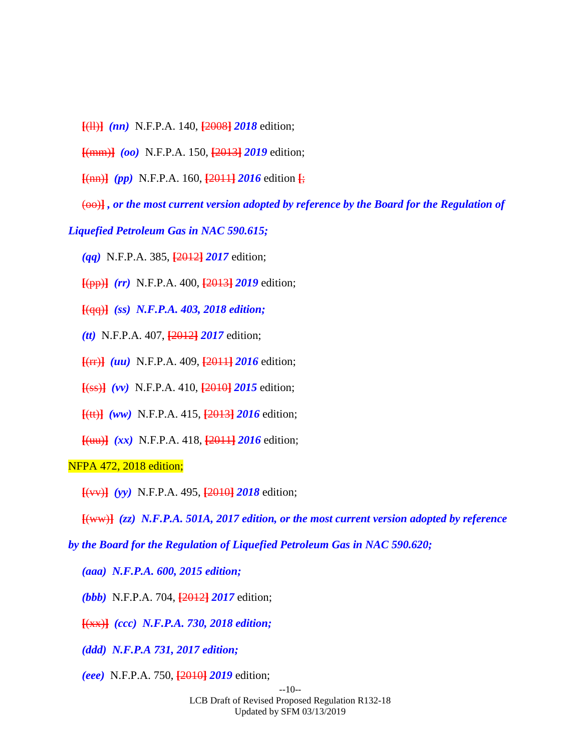[(ll)] *(nn)* N.F.P.A. 140, [2008] ***2018*** edition;

[(mm)] *(oo)* N.F.P.A. 150, [2013] ***2019*** edition;

[(nn)] *(pp)* N.F.P.A. 160, [2011] ***2016*** edition [;

(oo)] ***, or the most current version adopted by reference by the Board for the Regulation of Liquefied Petroleum Gas in NAC 590.615;***

*(qq)* N.F.P.A. 385, [2012] ***2017*** edition;

[(pp)] *(rr)* N.F.P.A. 400, [2013] ***2019*** edition;

[(qq)] ***(ss) N.F.P.A. 403, 2018 edition;***

*(tt)* N.F.P.A. 407, [2012] ***2017*** edition;

[(rr)] *(uu)* N.F.P.A. 409, [2011] ***2016*** edition;

[(ss)] *(vv)* N.F.P.A. 410, [2010] ***2015*** edition;

[(tt)] *(ww)* N.F.P.A. 415, [2013] ***2016*** edition;

[(uu)] *(xx)* N.F.P.A. 418, [2011] ***2016*** edition;

NFPA 472, 2018 edition;

[(vv)] *(yy)* N.F.P.A. 495, [2010] ***2018*** edition;

[(ww)] ***(zz) N.F.P.A. 501A, 2017 edition, or the most current version adopted by reference by the Board for the Regulation of Liquefied Petroleum Gas in NAC 590.620;***

***(aaa) N.F.P.A. 600, 2015 edition;***

*(bbb)* N.F.P.A. 704, [2012] ***2017*** edition;

[(xx)] ***(ccc) N.F.P.A. 730, 2018 edition;***

***(ddd) N.F.P.A 731, 2017 edition;***

*(eee)* N.F.P.A. 750, [2010] ***2019*** edition;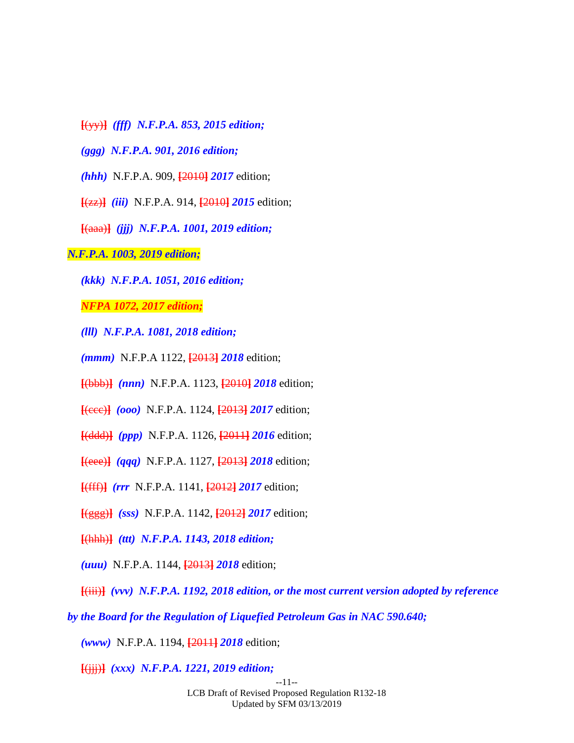[(yy)] *(fff) N.F.P.A. 853, 2015 edition;*

*(ggg) N.F.P.A. 901, 2016 edition;*

*(hhh)* N.F.P.A. 909, [2010] *2017* edition;

[(zz)] *(iii)* N.F.P.A. 914, [2010] *2015* edition;

[(aaa)] *(jjj) N.F.P.A. 1001, 2019 edition;*

*N.F.P.A. 1003, 2019 edition;*

*(kkk) N.F.P.A. 1051, 2016 edition;*

*NFPA 1072, 2017 edition;*

*(lll) N.F.P.A. 1081, 2018 edition;*

*(mmm)* N.F.P.A 1122, [2013] *2018* edition;

[(bbb)] *(nnn)* N.F.P.A. 1123, [2010] *2018* edition;

[(ccc)] *(ooo)* N.F.P.A. 1124, [2013] *2017* edition;

[(ddd)] *(ppp)* N.F.P.A. 1126, [2011] *2016* edition;

[(eee)] *(qqq)* N.F.P.A. 1127, [2013] *2018* edition;

[(fff)] *(rrr* N.F.P.A. 1141, [2012] *2017* edition;

[(ggg)] *(sss)* N.F.P.A. 1142, [2012] *2017* edition;

[(hhh)] *(ttt) N.F.P.A. 1143, 2018 edition;*

*(uuu)* N.F.P.A. 1144, [2013] *2018* edition;

[(iii)] *(vvv) N.F.P.A. 1192, 2018 edition, or the most current version adopted by reference by the Board for the Regulation of Liquefied Petroleum Gas in NAC 590.640;*

*(www)* N.F.P.A. 1194, [2011] *2018* edition;

[(jjj)] *(xxx) N.F.P.A. 1221, 2019 edition;*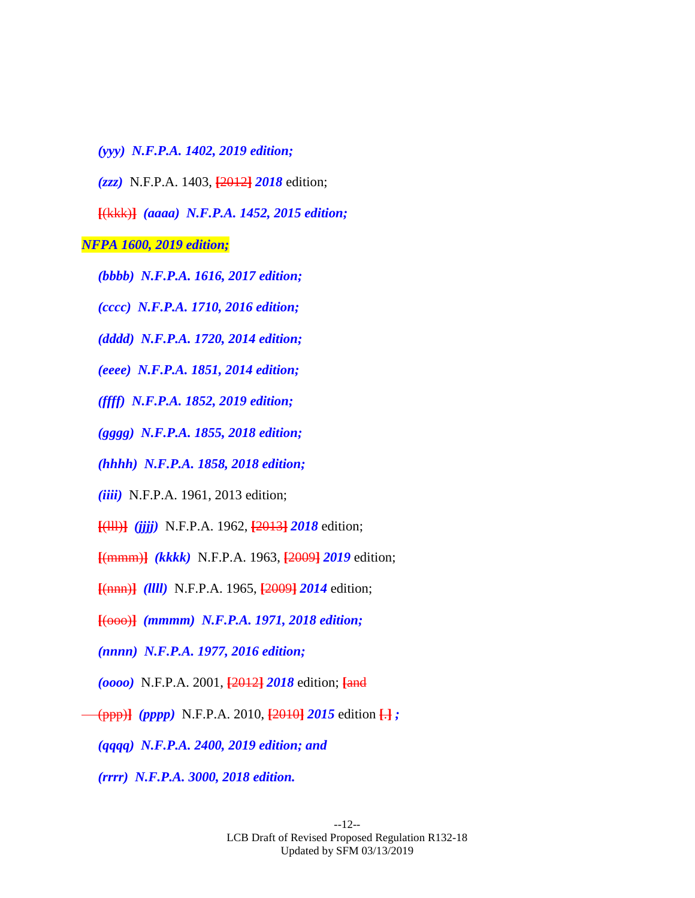*(yyy) N.F.P.A. 1402, 2019 edition;*

*(zzz)* N.F.P.A. 1403, ~~[2012]~~ *2018* edition;

~~[(kkk)]~~ *(aaaa) N.F.P.A. 1452, 2015 edition;*

*NFPA 1600, 2019 edition;*

*(bbbb) N.F.P.A. 1616, 2017 edition;*

*(cccc) N.F.P.A. 1710, 2016 edition;*

*(dddd) N.F.P.A. 1720, 2014 edition;*

*(eeee) N.F.P.A. 1851, 2014 edition;*

*(ffff) N.F.P.A. 1852, 2019 edition;*

*(gggg) N.F.P.A. 1855, 2018 edition;*

*(hhhh) N.F.P.A. 1858, 2018 edition;*

*(iiii)* N.F.P.A. 1961, 2013 edition;

~~[(lll)]~~ *(jjjj)* N.F.P.A. 1962, ~~[2013]~~ *2018* edition;

~~[(mmm)]~~ *(kkkk)* N.F.P.A. 1963, ~~[2009]~~ *2019* edition;

~~[(nnn)]~~ *(llll)* N.F.P.A. 1965, ~~[2009]~~ *2014* edition;

~~[(ooo)]~~ *(mmmm) N.F.P.A. 1971, 2018 edition;*

*(nnnn) N.F.P.A. 1977, 2016 edition;*

*(oooo)* N.F.P.A. 2001, ~~[2012]~~ *2018* edition; ~~[and~~

~~(ppp)]~~ *(pppp)* N.F.P.A. 2010, ~~[2010]~~ *2015* edition ~~[.]~~ *;*

*(qqqq) N.F.P.A. 2400, 2019 edition; and*

*(rrrr) N.F.P.A. 3000, 2018 edition.*

LCB Draft of Revised Proposed Regulation R132-18
Updated by SFM 03/13/2019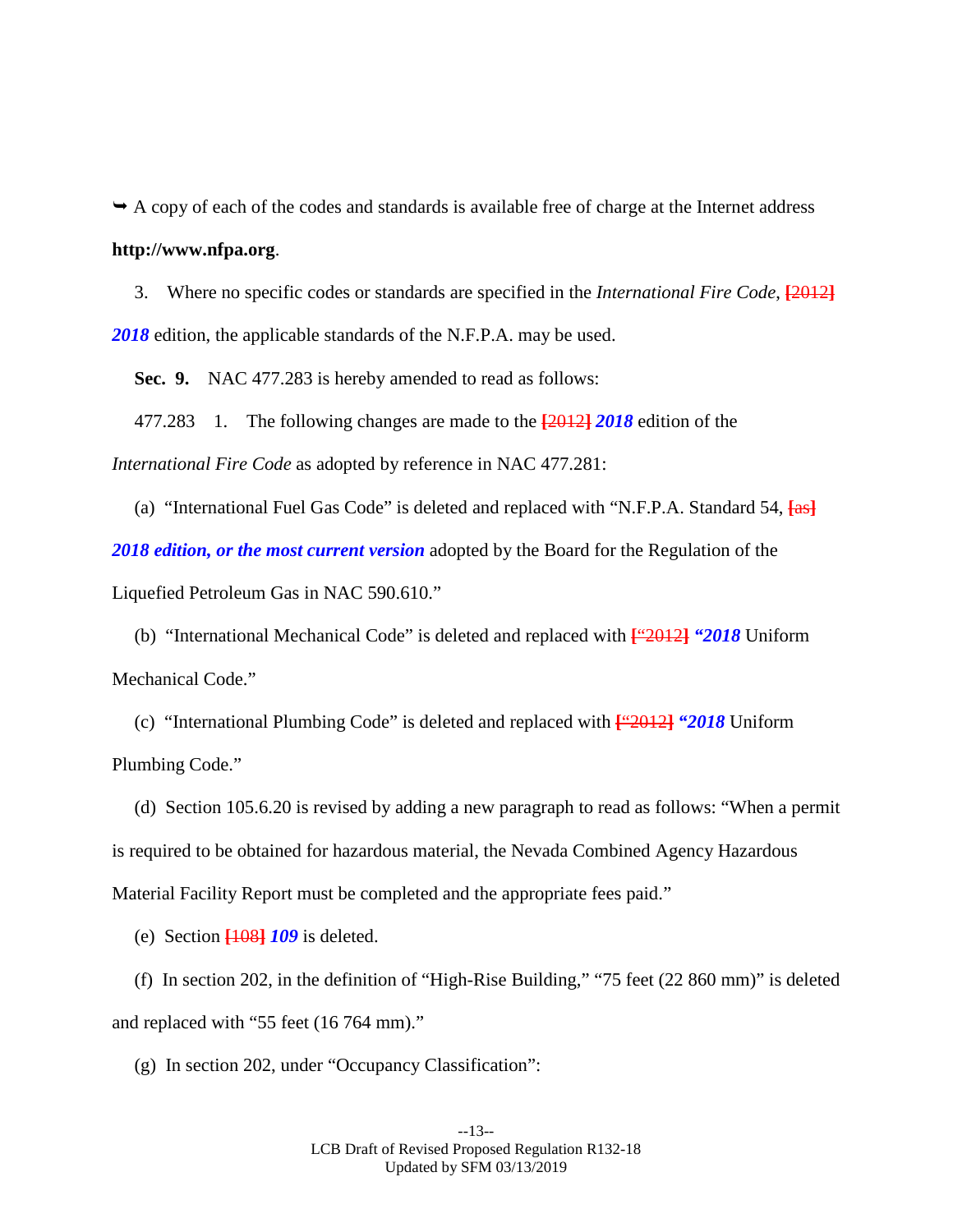➥ A copy of each of the codes and standards is available free of charge at the Internet address **http://www.nfpa.org**.

3. Where no specific codes or standards are specified in the *International Fire Code*, **[**~~2012~~**]** ***2018*** edition, the applicable standards of the N.F.P.A. may be used.

**Sec. 9.** NAC 477.283 is hereby amended to read as follows:

477.283 1. The following changes are made to the **[**~~2012~~**]** ***2018*** edition of the *International Fire Code* as adopted by reference in NAC 477.281:

(a) "International Fuel Gas Code" is deleted and replaced with "N.F.P.A. Standard 54, **[**~~as~~**]** ***2018 edition, or the most current version*** adopted by the Board for the Regulation of the Liquefied Petroleum Gas in NAC 590.610."

(b) "International Mechanical Code" is deleted and replaced with **[**~~"2012~~**]** ***"2018*** Uniform Mechanical Code."

(c) "International Plumbing Code" is deleted and replaced with **[**~~"2012~~**]** ***"2018*** Uniform Plumbing Code."

(d) Section 105.6.20 is revised by adding a new paragraph to read as follows: "When a permit is required to be obtained for hazardous material, the Nevada Combined Agency Hazardous Material Facility Report must be completed and the appropriate fees paid."

(e) Section **[**~~108~~**]** ***109*** is deleted.

(f) In section 202, in the definition of "High-Rise Building," "75 feet (22 860 mm)" is deleted and replaced with "55 feet (16 764 mm)."

(g) In section 202, under "Occupancy Classification":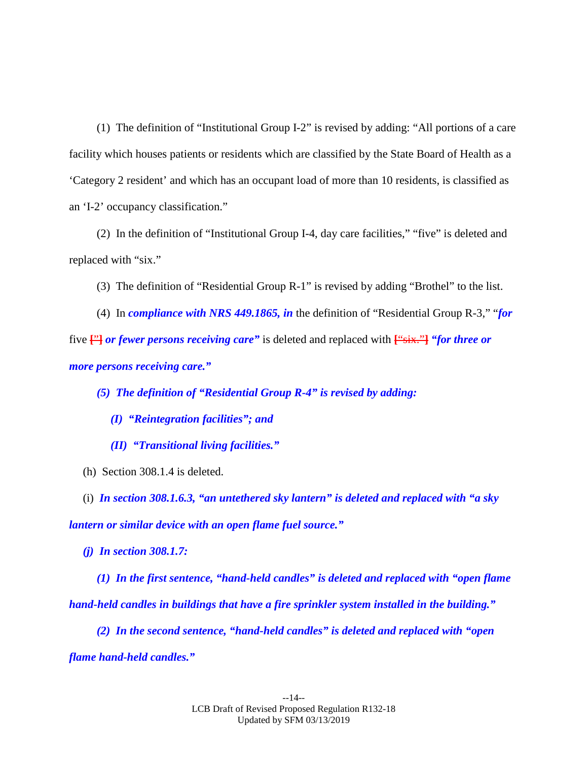(1) The definition of "Institutional Group I-2" is revised by adding: "All portions of a care facility which houses patients or residents which are classified by the State Board of Health as a 'Category 2 resident' and which has an occupant load of more than 10 residents, is classified as an 'I-2' occupancy classification."

(2) In the definition of "Institutional Group I-4, day care facilities," "five" is deleted and replaced with "six."

(3) The definition of "Residential Group R-1" is revised by adding "Brothel" to the list.

(4) In ***compliance with NRS 449.1865, in*** the definition of "Residential Group R-3," "***for*** five [~~"~~] ***or fewer persons receiving care"*** is deleted and replaced with [~~"six."~~] ***"for three or more persons receiving care."***

***(5) The definition of "Residential Group R-4" is revised by adding:***

***(I) "Reintegration facilities"; and***

***(II) "Transitional living facilities."***

(h) Section 308.1.4 is deleted.

(i) ***In section 308.1.6.3, "an untethered sky lantern" is deleted and replaced with "a sky lantern or similar device with an open flame fuel source."***

***(j) In section 308.1.7:***

***(1) In the first sentence, "hand-held candles" is deleted and replaced with "open flame hand-held candles in buildings that have a fire sprinkler system installed in the building."***

***(2) In the second sentence, "hand-held candles" is deleted and replaced with "open flame hand-held candles."***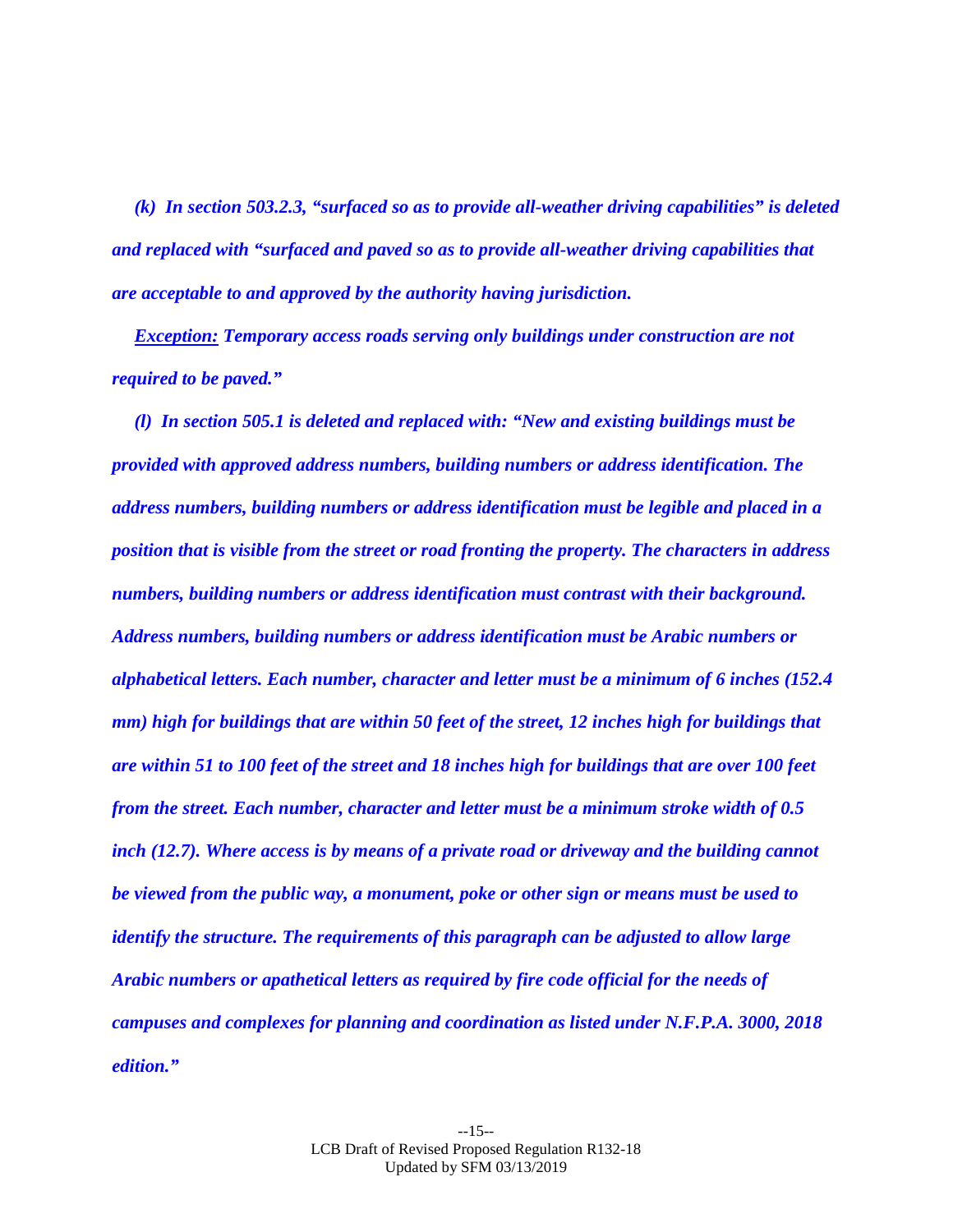***(k) In section 503.2.3, "surfaced so as to provide all-weather driving capabilities" is deleted and replaced with "surfaced and paved so as to provide all-weather driving capabilities that are acceptable to and approved by the authority having jurisdiction.***

***<u>Exception:</u> Temporary access roads serving only buildings under construction are not required to be paved."***

***(l) In section 505.1 is deleted and replaced with: "New and existing buildings must be provided with approved address numbers, building numbers or address identification. The address numbers, building numbers or address identification must be legible and placed in a position that is visible from the street or road fronting the property. The characters in address numbers, building numbers or address identification must contrast with their background. Address numbers, building numbers or address identification must be Arabic numbers or alphabetical letters. Each number, character and letter must be a minimum of 6 inches (152.4 mm) high for buildings that are within 50 feet of the street, 12 inches high for buildings that are within 51 to 100 feet of the street and 18 inches high for buildings that are over 100 feet from the street. Each number, character and letter must be a minimum stroke width of 0.5 inch (12.7). Where access is by means of a private road or driveway and the building cannot be viewed from the public way, a monument, poke or other sign or means must be used to identify the structure. The requirements of this paragraph can be adjusted to allow large Arabic numbers or apathetical letters as required by fire code official for the needs of campuses and complexes for planning and coordination as listed under N.F.P.A. 3000, 2018 edition."***

LCB Draft of Revised Proposed Regulation R132-18
Updated by SFM 03/13/2019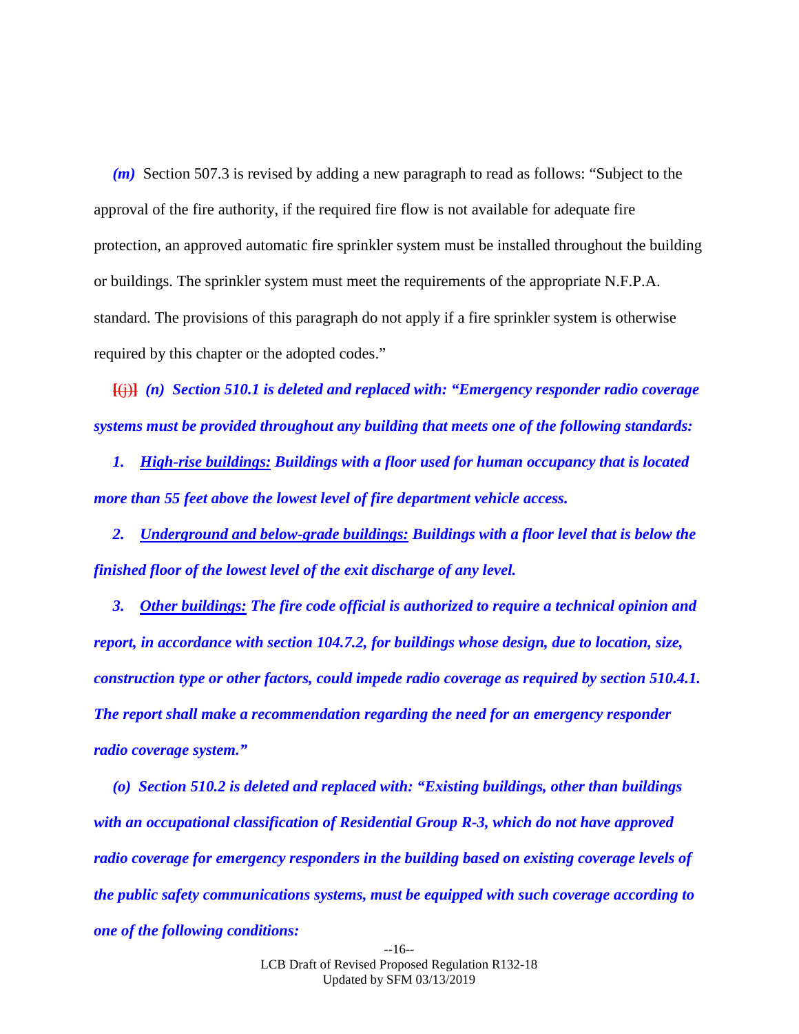*(m)* Section 507.3 is revised by adding a new paragraph to read as follows: "Subject to the approval of the fire authority, if the required fire flow is not available for adequate fire protection, an approved automatic fire sprinkler system must be installed throughout the building or buildings. The sprinkler system must meet the requirements of the appropriate N.F.P.A. standard. The provisions of this paragraph do not apply if a fire sprinkler system is otherwise required by this chapter or the adopted codes."

~~[(j)]~~ ***(n) Section 510.1 is deleted and replaced with: "Emergency responder radio coverage systems must be provided throughout any building that meets one of the following standards:***

***1. High-rise buildings: Buildings with a floor used for human occupancy that is located more than 55 feet above the lowest level of fire department vehicle access.***

***2. Underground and below-grade buildings: Buildings with a floor level that is below the finished floor of the lowest level of the exit discharge of any level.***

***3. Other buildings: The fire code official is authorized to require a technical opinion and report, in accordance with section 104.7.2, for buildings whose design, due to location, size, construction type or other factors, could impede radio coverage as required by section 510.4.1. The report shall make a recommendation regarding the need for an emergency responder radio coverage system."***

***(o) Section 510.2 is deleted and replaced with: "Existing buildings, other than buildings with an occupational classification of Residential Group R-3, which do not have approved radio coverage for emergency responders in the building based on existing coverage levels of the public safety communications systems, must be equipped with such coverage according to one of the following conditions:***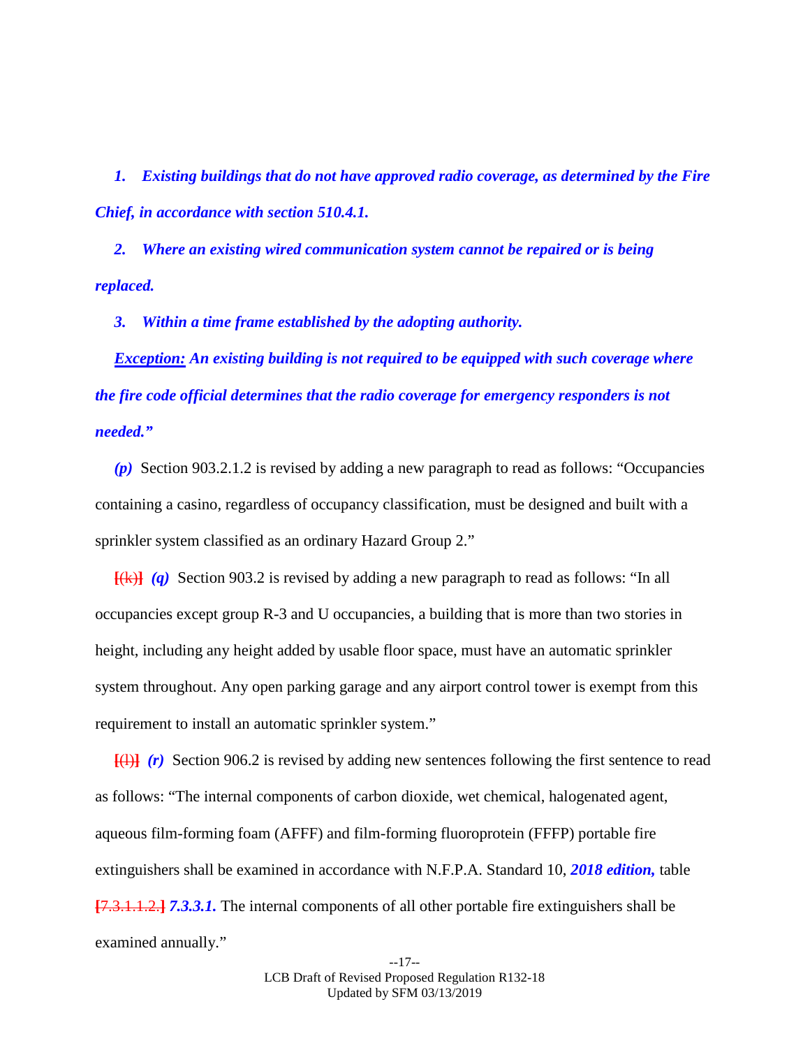*1. Existing buildings that do not have approved radio coverage, as determined by the Fire Chief, in accordance with section 510.4.1.*

*2. Where an existing wired communication system cannot be repaired or is being replaced.*

*3. Within a time frame established by the adopting authority.*

***Exception:*** *An existing building is not required to be equipped with such coverage where the fire code official determines that the radio coverage for emergency responders is not needed."*

*(p)* Section 903.2.1.2 is revised by adding a new paragraph to read as follows: "Occupancies containing a casino, regardless of occupancy classification, must be designed and built with a sprinkler system classified as an ordinary Hazard Group 2."

[~~(k)~~] *(q)* Section 903.2 is revised by adding a new paragraph to read as follows: "In all occupancies except group R-3 and U occupancies, a building that is more than two stories in height, including any height added by usable floor space, must have an automatic sprinkler system throughout. Any open parking garage and any airport control tower is exempt from this requirement to install an automatic sprinkler system."

[~~(l)~~] *(r)* Section 906.2 is revised by adding new sentences following the first sentence to read as follows: "The internal components of carbon dioxide, wet chemical, halogenated agent, aqueous film-forming foam (AFFF) and film-forming fluoroprotein (FFFP) portable fire extinguishers shall be examined in accordance with N.F.P.A. Standard 10, ***2018 edition,*** table [~~7.3.1.1.2.~~] ***7.3.3.1.*** The internal components of all other portable fire extinguishers shall be examined annually."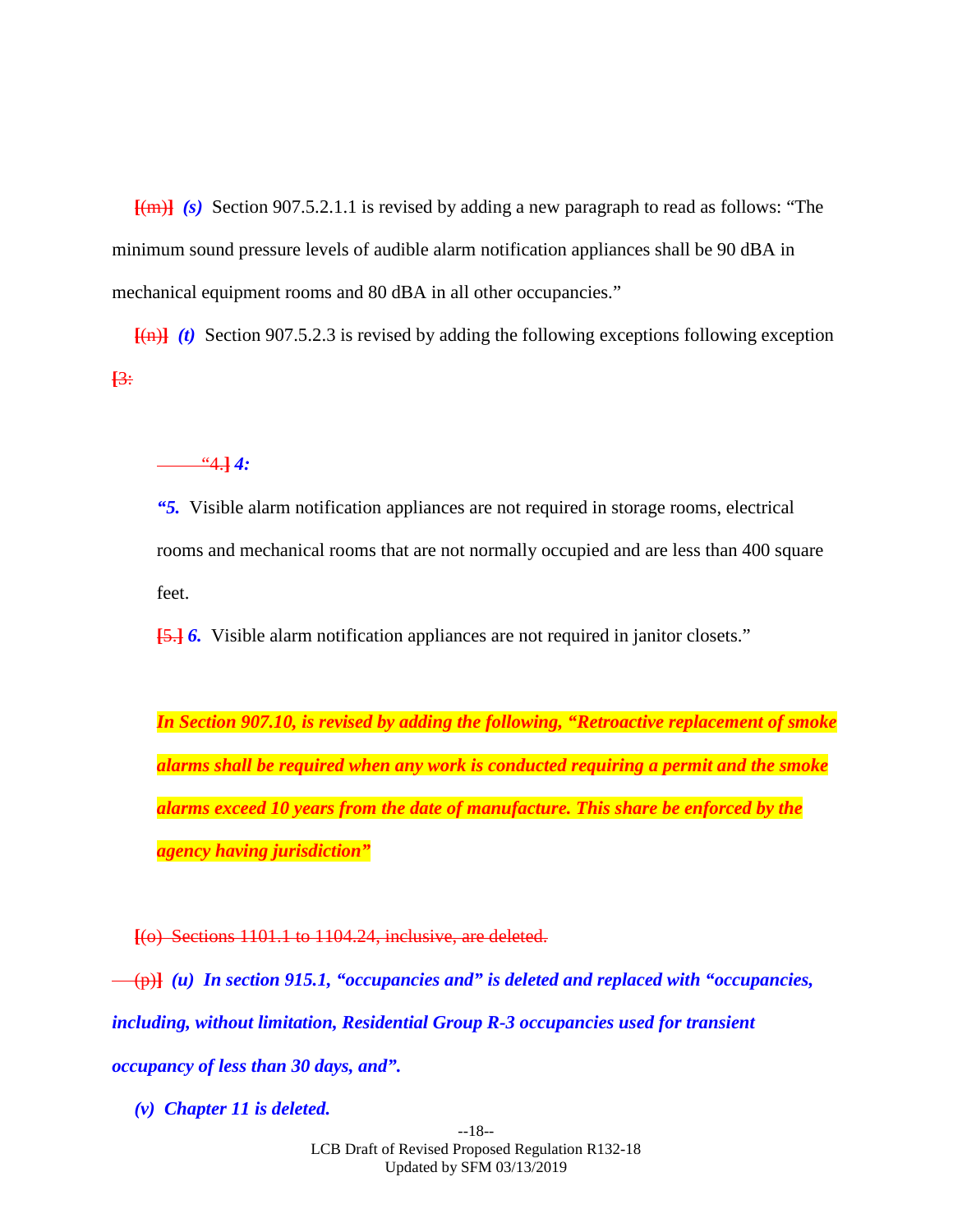[(m)] *(s)* Section 907.5.2.1.1 is revised by adding a new paragraph to read as follows: "The minimum sound pressure levels of audible alarm notification appliances shall be 90 dBA in mechanical equipment rooms and 80 dBA in all other occupancies."

[(n)] *(t)* Section 907.5.2.3 is revised by adding the following exceptions following exception [3:

"4.] *4:*

*"5.* Visible alarm notification appliances are not required in storage rooms, electrical rooms and mechanical rooms that are not normally occupied and are less than 400 square feet.

[5.] *6.* Visible alarm notification appliances are not required in janitor closets."

***In Section 907.10, is revised by adding the following, "Retroactive replacement of smoke alarms shall be required when any work is conducted requiring a permit and the smoke alarms exceed 10 years from the date of manufacture. This share be enforced by the agency having jurisdiction"***

[(o) Sections 1101.1 to 1104.24, inclusive, are deleted.

(p)] ***(u) In section 915.1, "occupancies and" is deleted and replaced with "occupancies, including, without limitation, Residential Group R-3 occupancies used for transient occupancy of less than 30 days, and".***

***(v) Chapter 11 is deleted.***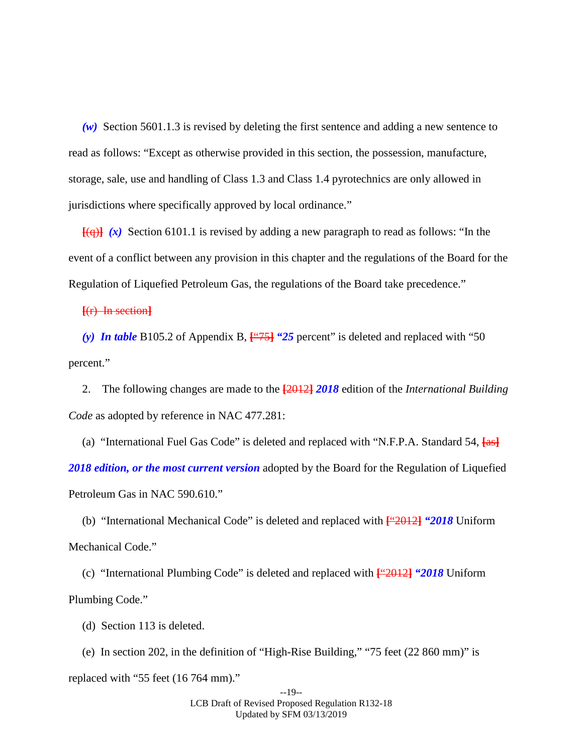*(w)* Section 5601.1.3 is revised by deleting the first sentence and adding a new sentence to read as follows: "Except as otherwise provided in this section, the possession, manufacture, storage, sale, use and handling of Class 1.3 and Class 1.4 pyrotechnics are only allowed in jurisdictions where specifically approved by local ordinance."

~~[(q)]~~ *(x)* Section 6101.1 is revised by adding a new paragraph to read as follows: "In the event of a conflict between any provision in this chapter and the regulations of the Board for the Regulation of Liquefied Petroleum Gas, the regulations of the Board take precedence."

~~[(r) In section]~~

***(y) In table*** B105.2 of Appendix B, ~~["75]~~ ***"25*** percent" is deleted and replaced with "50 percent."

2. The following changes are made to the ~~[2012]~~ ***2018*** edition of the *International Building Code* as adopted by reference in NAC 477.281:

(a) "International Fuel Gas Code" is deleted and replaced with "N.F.P.A. Standard 54, ~~[as]~~ ***2018 edition, or the most current version*** adopted by the Board for the Regulation of Liquefied Petroleum Gas in NAC 590.610."

(b) "International Mechanical Code" is deleted and replaced with ~~["2012]~~ ***"2018*** Uniform Mechanical Code."

(c) "International Plumbing Code" is deleted and replaced with ~~["2012]~~ ***"2018*** Uniform Plumbing Code."

(d) Section 113 is deleted.

(e) In section 202, in the definition of "High-Rise Building," "75 feet (22 860 mm)" is replaced with "55 feet (16 764 mm)."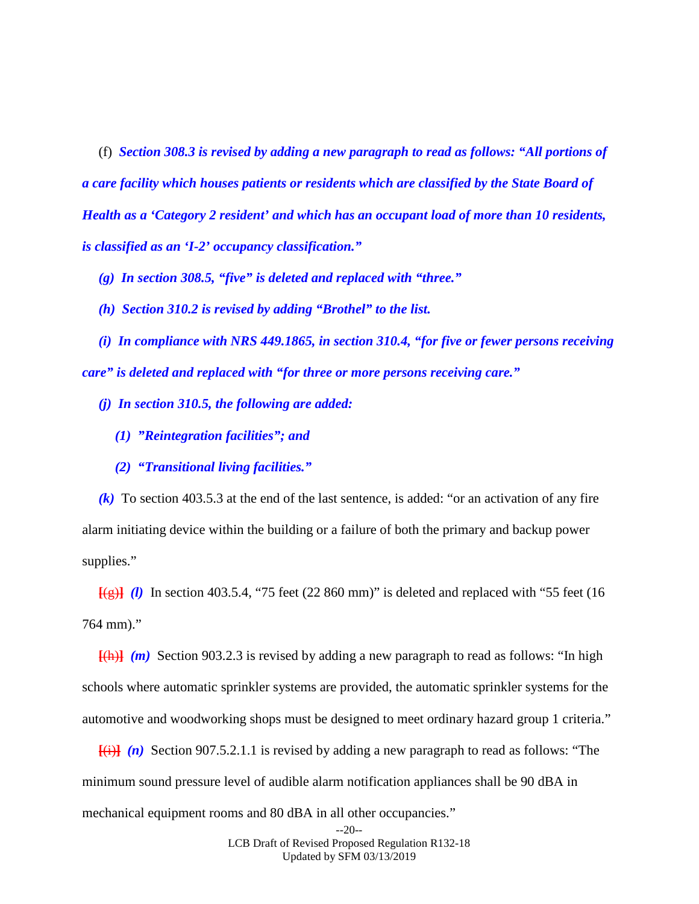(f) ***Section 308.3 is revised by adding a new paragraph to read as follows: "All portions of a care facility which houses patients or residents which are classified by the State Board of Health as a 'Category 2 resident' and which has an occupant load of more than 10 residents, is classified as an 'I-2' occupancy classification."***

***(g) In section 308.5, "five" is deleted and replaced with "three."***

***(h) Section 310.2 is revised by adding "Brothel" to the list.***

***(i) In compliance with NRS 449.1865, in section 310.4, "for five or fewer persons receiving care" is deleted and replaced with "for three or more persons receiving care."***

***(j) In section 310.5, the following are added:***

***(1) "Reintegration facilities"; and***

***(2) "Transitional living facilities."***

***(k)*** To section 403.5.3 at the end of the last sentence, is added: "or an activation of any fire alarm initiating device within the building or a failure of both the primary and backup power supplies."

~~[(g)]~~ ***(l)*** In section 403.5.4, "75 feet (22 860 mm)" is deleted and replaced with "55 feet (16 764 mm)."

~~[(h)]~~ ***(m)*** Section 903.2.3 is revised by adding a new paragraph to read as follows: "In high schools where automatic sprinkler systems are provided, the automatic sprinkler systems for the automotive and woodworking shops must be designed to meet ordinary hazard group 1 criteria."

~~[(i)]~~ ***(n)*** Section 907.5.2.1.1 is revised by adding a new paragraph to read as follows: "The minimum sound pressure level of audible alarm notification appliances shall be 90 dBA in mechanical equipment rooms and 80 dBA in all other occupancies."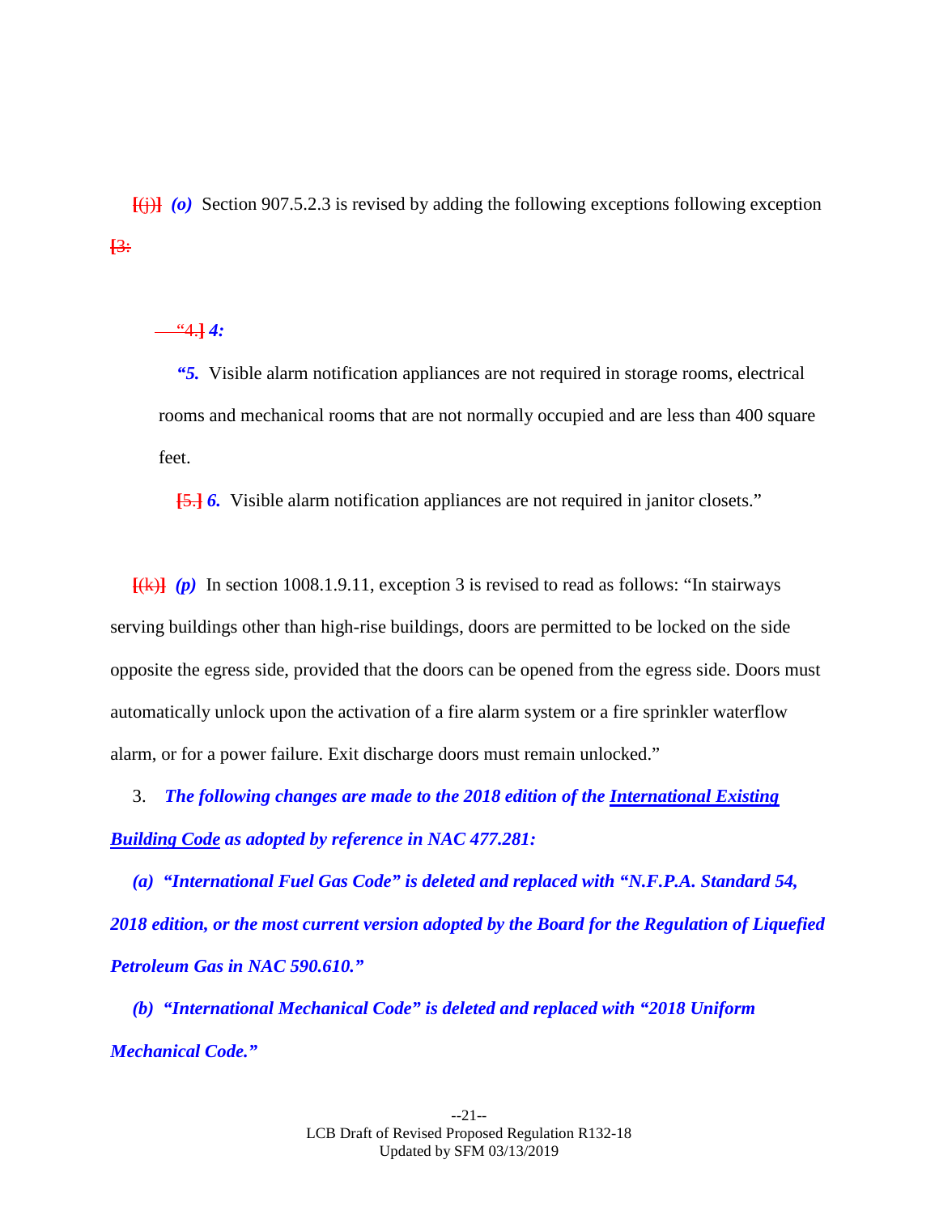[(j)] *(o)* Section 907.5.2.3 is revised by adding the following exceptions following exception [3:

"4.] *4:*

*"5.* Visible alarm notification appliances are not required in storage rooms, electrical rooms and mechanical rooms that are not normally occupied and are less than 400 square feet.

[5.] *6.* Visible alarm notification appliances are not required in janitor closets."

[(k)] *(p)* In section 1008.1.9.11, exception 3 is revised to read as follows: "In stairways serving buildings other than high-rise buildings, doors are permitted to be locked on the side opposite the egress side, provided that the doors can be opened from the egress side. Doors must automatically unlock upon the activation of a fire alarm system or a fire sprinkler waterflow alarm, or for a power failure. Exit discharge doors must remain unlocked."

3. ***The following changes are made to the 2018 edition of the <u>International Existing Building Code</u> as adopted by reference in NAC 477.281:***

***(a) "International Fuel Gas Code" is deleted and replaced with "N.F.P.A. Standard 54, 2018 edition, or the most current version adopted by the Board for the Regulation of Liquefied Petroleum Gas in NAC 590.610."***

***(b) "International Mechanical Code" is deleted and replaced with "2018 Uniform Mechanical Code."***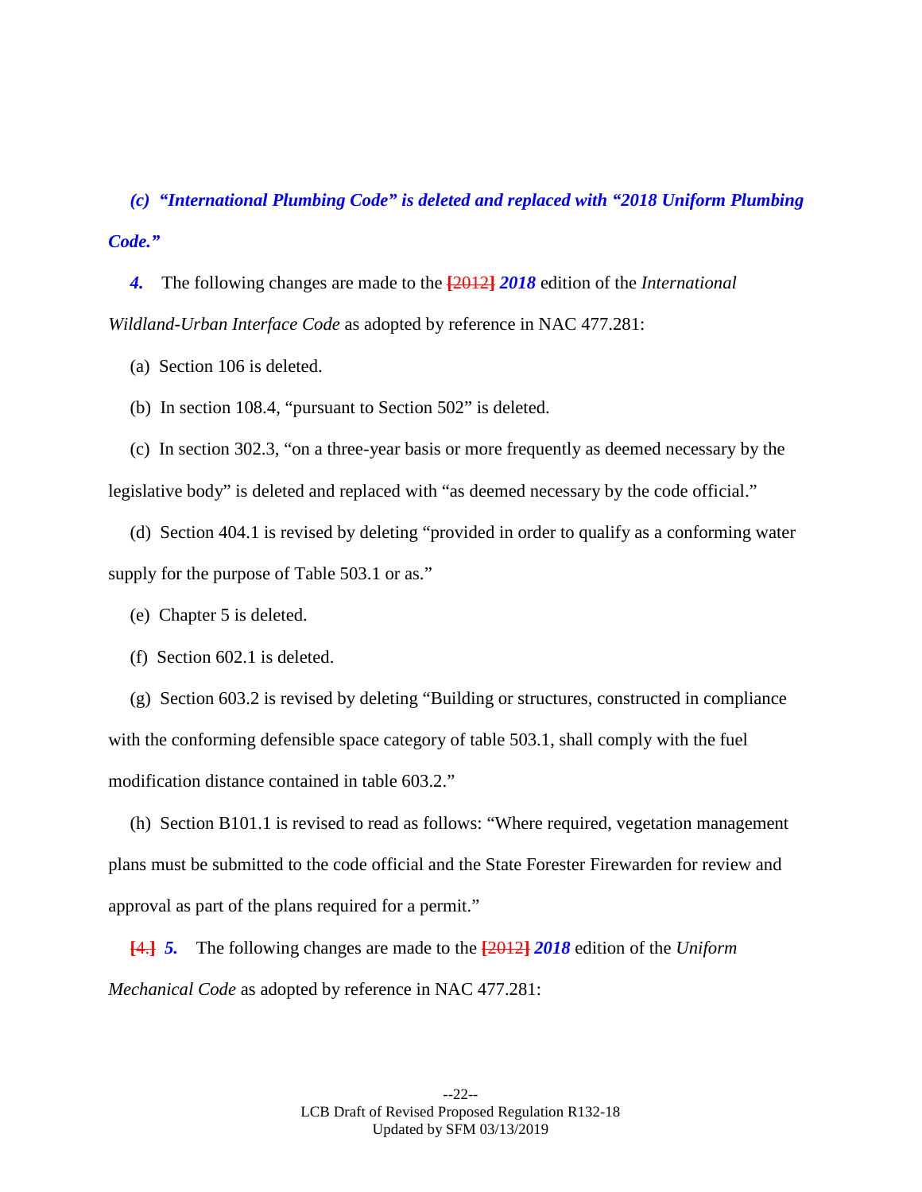*(c) "International Plumbing Code" is deleted and replaced with "2018 Uniform Plumbing Code."*

*4.* The following changes are made to the [2012] *2018* edition of the *International Wildland-Urban Interface Code* as adopted by reference in NAC 477.281:

(a) Section 106 is deleted.

(b) In section 108.4, "pursuant to Section 502" is deleted.

(c) In section 302.3, "on a three-year basis or more frequently as deemed necessary by the legislative body" is deleted and replaced with "as deemed necessary by the code official."

(d) Section 404.1 is revised by deleting "provided in order to qualify as a conforming water supply for the purpose of Table 503.1 or as."

(e) Chapter 5 is deleted.

(f) Section 602.1 is deleted.

(g) Section 603.2 is revised by deleting "Building or structures, constructed in compliance with the conforming defensible space category of table 503.1, shall comply with the fuel modification distance contained in table 603.2."

(h) Section B101.1 is revised to read as follows: "Where required, vegetation management plans must be submitted to the code official and the State Forester Firewarden for review and approval as part of the plans required for a permit."

[4.] *5.* The following changes are made to the [2012] *2018* edition of the *Uniform Mechanical Code* as adopted by reference in NAC 477.281: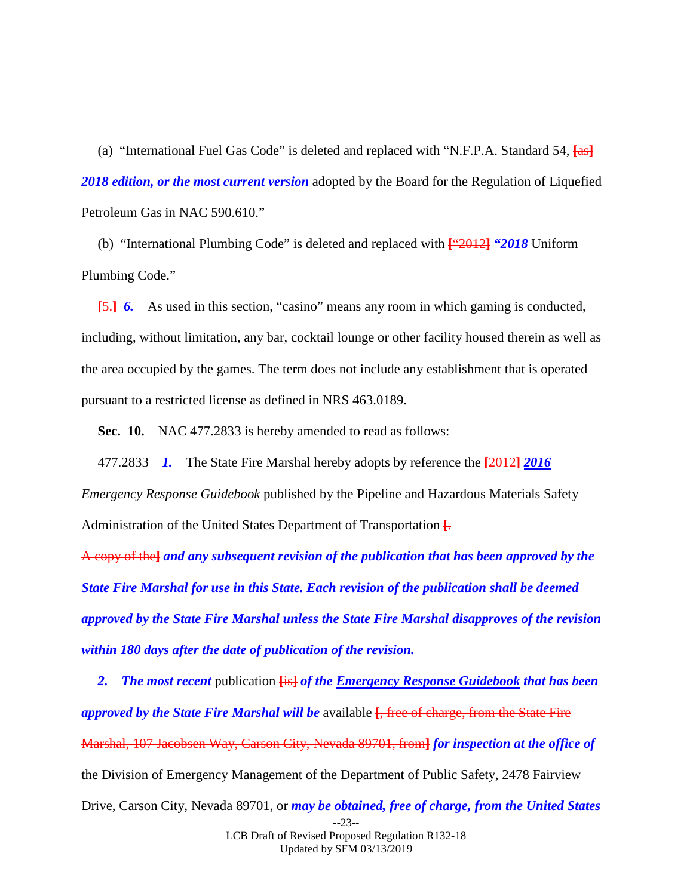(a) "International Fuel Gas Code" is deleted and replaced with "N.F.P.A. Standard 54, ~~[as]~~ ***2018 edition, or the most current version*** adopted by the Board for the Regulation of Liquefied Petroleum Gas in NAC 590.610."

(b) "International Plumbing Code" is deleted and replaced with ~~["2012]~~ ***"2018*** Uniform Plumbing Code."

~~[5.]~~ ***6.*** As used in this section, "casino" means any room in which gaming is conducted, including, without limitation, any bar, cocktail lounge or other facility housed therein as well as the area occupied by the games. The term does not include any establishment that is operated pursuant to a restricted license as defined in NRS 463.0189.

**Sec. 10.** NAC 477.2833 is hereby amended to read as follows:

477.2833 ***1.*** The State Fire Marshal hereby adopts by reference the ~~[2012]~~ ***2016*** *Emergency Response Guidebook* published by the Pipeline and Hazardous Materials Safety Administration of the United States Department of Transportation ~~[. A copy of the]~~ ***and any subsequent revision of the publication that has been approved by the State Fire Marshal for use in this State. Each revision of the publication shall be deemed approved by the State Fire Marshal unless the State Fire Marshal disapproves of the revision within 180 days after the date of publication of the revision.***

***2. The most recent*** publication ~~[is]~~ ***of the Emergency Response Guidebook that has been approved by the State Fire Marshal will be*** available ~~[, free of charge, from the State Fire Marshal, 107 Jacobsen Way, Carson City, Nevada 89701, from]~~ ***for inspection at the office of*** the Division of Emergency Management of the Department of Public Safety, 2478 Fairview Drive, Carson City, Nevada 89701, or ***may be obtained, free of charge, from the United States***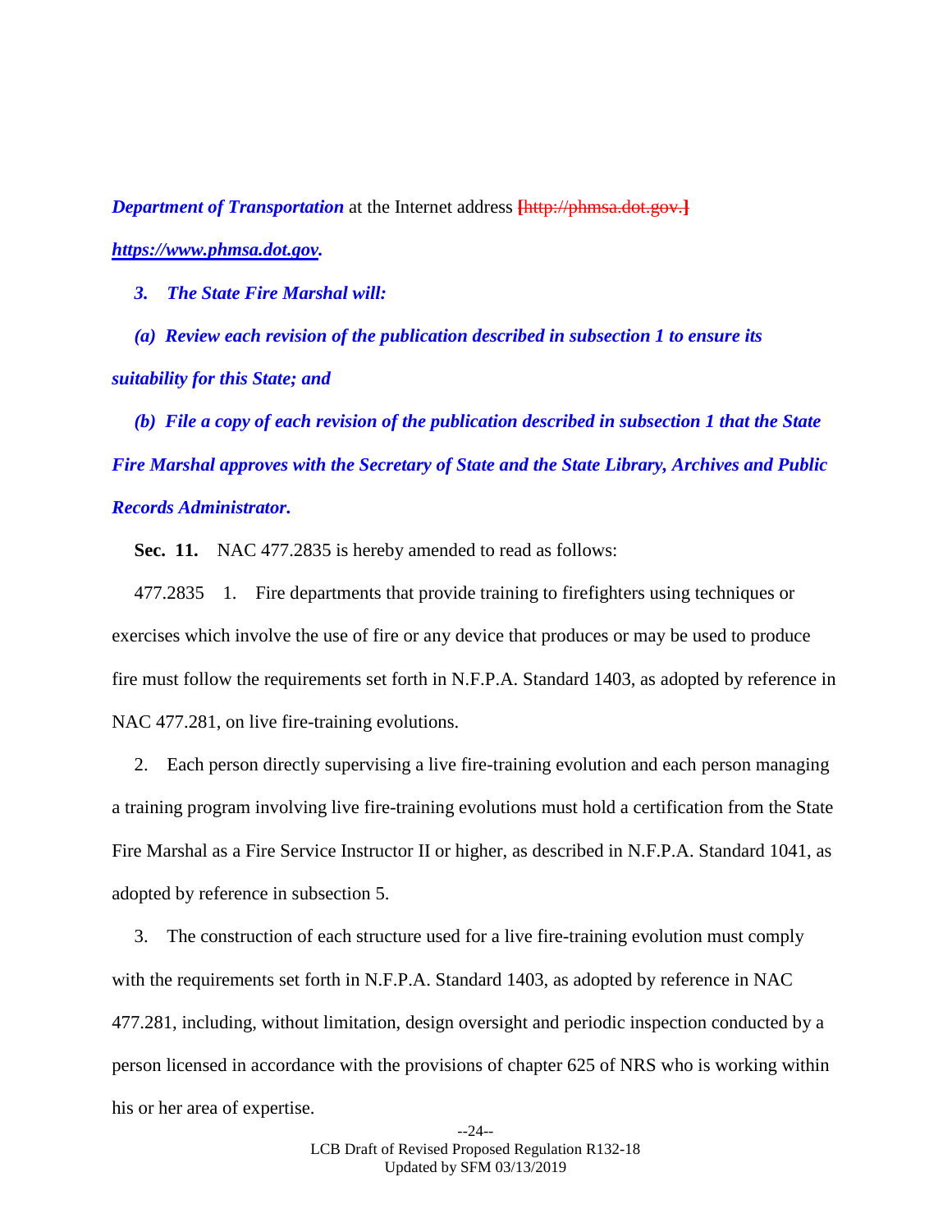***Department of Transportation*** at the Internet address [http://phmsa.dot.gov.] ***https://www.phmsa.dot.gov.***

***3. The State Fire Marshal will:***

***(a) Review each revision of the publication described in subsection 1 to ensure its suitability for this State; and***

***(b) File a copy of each revision of the publication described in subsection 1 that the State Fire Marshal approves with the Secretary of State and the State Library, Archives and Public Records Administrator.***

**Sec. 11.** NAC 477.2835 is hereby amended to read as follows:

477.2835 1. Fire departments that provide training to firefighters using techniques or exercises which involve the use of fire or any device that produces or may be used to produce fire must follow the requirements set forth in N.F.P.A. Standard 1403, as adopted by reference in NAC 477.281, on live fire-training evolutions.

2. Each person directly supervising a live fire-training evolution and each person managing a training program involving live fire-training evolutions must hold a certification from the State Fire Marshal as a Fire Service Instructor II or higher, as described in N.F.P.A. Standard 1041, as adopted by reference in subsection 5.

3. The construction of each structure used for a live fire-training evolution must comply with the requirements set forth in N.F.P.A. Standard 1403, as adopted by reference in NAC 477.281, including, without limitation, design oversight and periodic inspection conducted by a person licensed in accordance with the provisions of chapter 625 of NRS who is working within his or her area of expertise.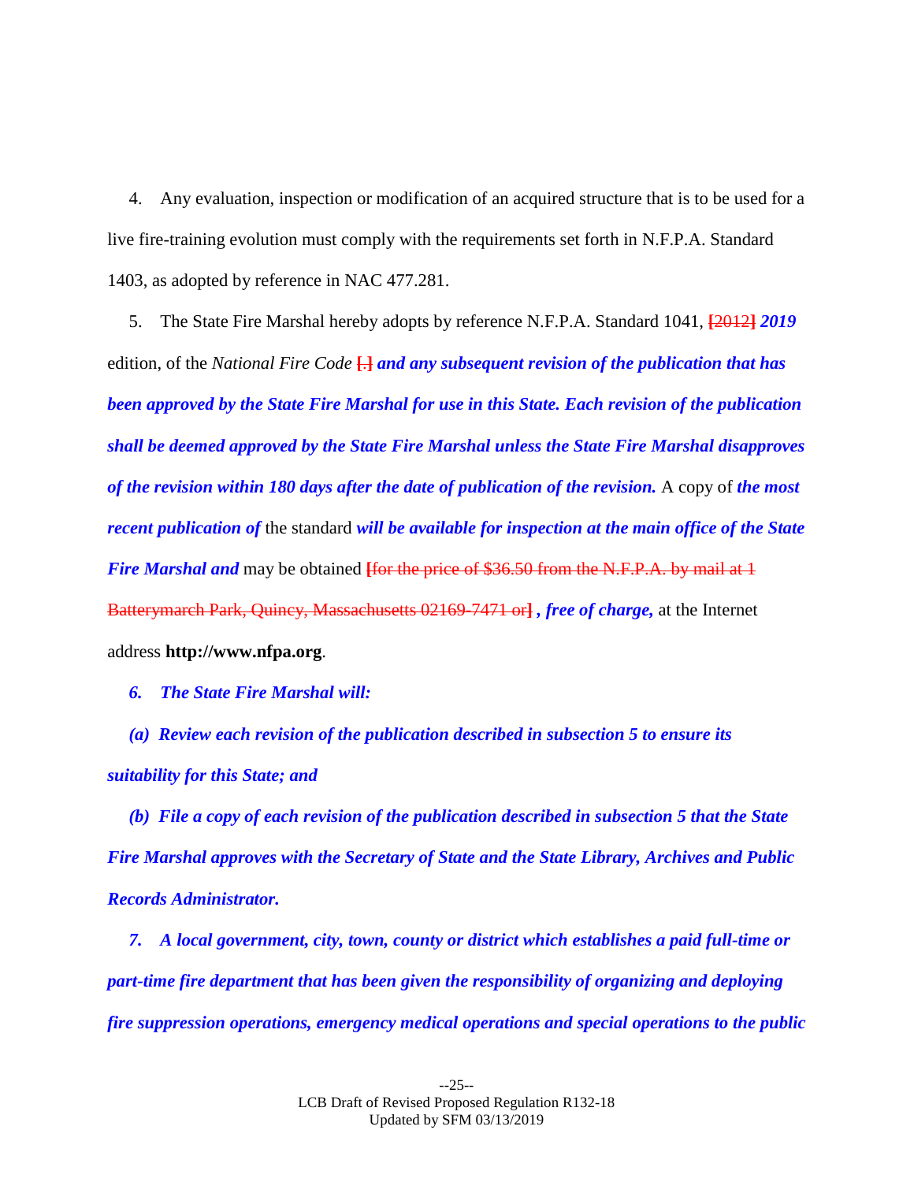4. Any evaluation, inspection or modification of an acquired structure that is to be used for a live fire-training evolution must comply with the requirements set forth in N.F.P.A. Standard 1403, as adopted by reference in NAC 477.281.

5. The State Fire Marshal hereby adopts by reference N.F.P.A. Standard 1041, ~~[2012]~~ ***2019*** edition, of the *National Fire Code* ~~[.]~~ ***and any subsequent revision of the publication that has been approved by the State Fire Marshal for use in this State. Each revision of the publication shall be deemed approved by the State Fire Marshal unless the State Fire Marshal disapproves of the revision within 180 days after the date of publication of the revision.*** A copy of ***the most recent publication of*** the standard ***will be available for inspection at the main office of the State Fire Marshal and*** may be obtained ~~[for the price of $36.50 from the N.F.P.A. by mail at 1 Batterymarch Park, Quincy, Massachusetts 02169-7471 or]~~ ***, free of charge,*** at the Internet address **http://www.nfpa.org**.

***6. The State Fire Marshal will:***

***(a) Review each revision of the publication described in subsection 5 to ensure its suitability for this State; and***

***(b) File a copy of each revision of the publication described in subsection 5 that the State Fire Marshal approves with the Secretary of State and the State Library, Archives and Public Records Administrator.***

***7. A local government, city, town, county or district which establishes a paid full-time or part-time fire department that has been given the responsibility of organizing and deploying fire suppression operations, emergency medical operations and special operations to the public***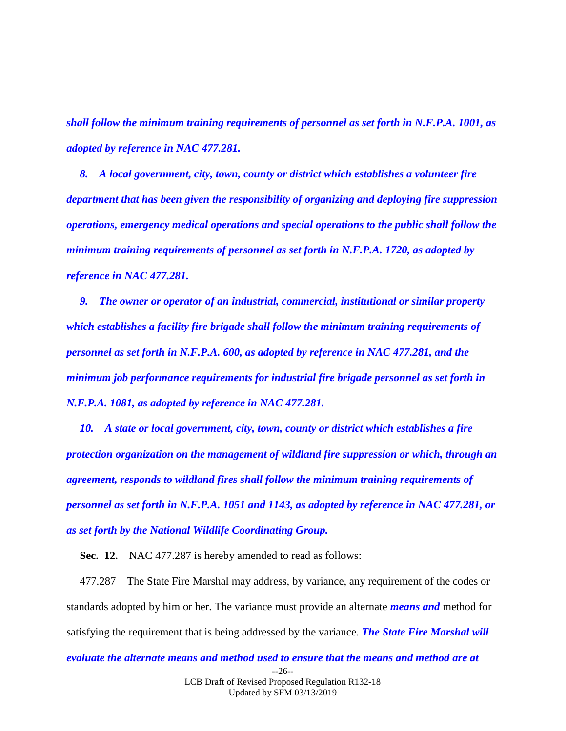***shall follow the minimum training requirements of personnel as set forth in N.F.P.A. 1001, as adopted by reference in NAC 477.281.***

***8. A local government, city, town, county or district which establishes a volunteer fire department that has been given the responsibility of organizing and deploying fire suppression operations, emergency medical operations and special operations to the public shall follow the minimum training requirements of personnel as set forth in N.F.P.A. 1720, as adopted by reference in NAC 477.281.***

***9. The owner or operator of an industrial, commercial, institutional or similar property which establishes a facility fire brigade shall follow the minimum training requirements of personnel as set forth in N.F.P.A. 600, as adopted by reference in NAC 477.281, and the minimum job performance requirements for industrial fire brigade personnel as set forth in N.F.P.A. 1081, as adopted by reference in NAC 477.281.***

***10. A state or local government, city, town, county or district which establishes a fire protection organization on the management of wildland fire suppression or which, through an agreement, responds to wildland fires shall follow the minimum training requirements of personnel as set forth in N.F.P.A. 1051 and 1143, as adopted by reference in NAC 477.281, or as set forth by the National Wildlife Coordinating Group.***

**Sec. 12.** NAC 477.287 is hereby amended to read as follows:

477.287 The State Fire Marshal may address, by variance, any requirement of the codes or standards adopted by him or her. The variance must provide an alternate ***means and*** method for satisfying the requirement that is being addressed by the variance. ***The State Fire Marshal will evaluate the alternate means and method used to ensure that the means and method are at***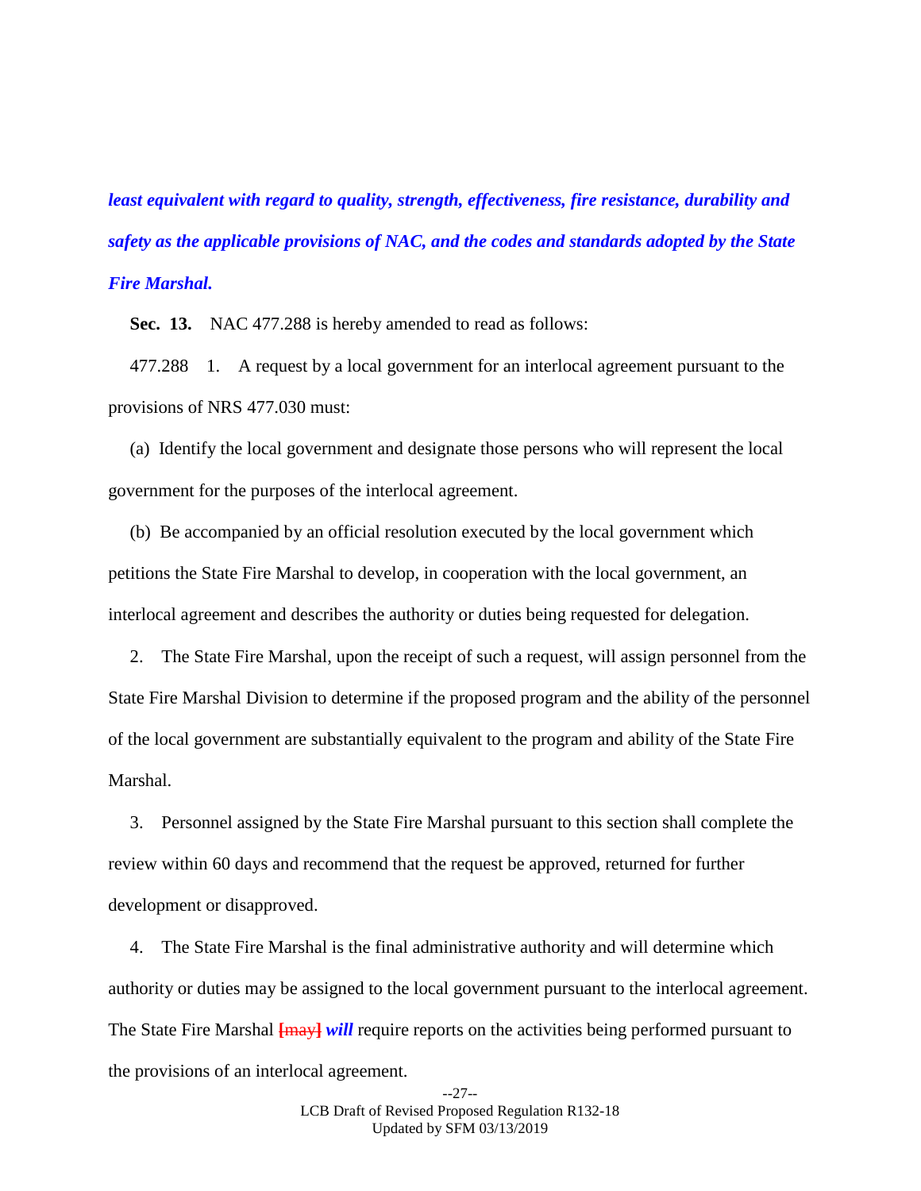***least equivalent with regard to quality, strength, effectiveness, fire resistance, durability and safety as the applicable provisions of NAC, and the codes and standards adopted by the State Fire Marshal.***

**Sec. 13.** NAC 477.288 is hereby amended to read as follows:

477.288 1. A request by a local government for an interlocal agreement pursuant to the provisions of NRS 477.030 must:

(a) Identify the local government and designate those persons who will represent the local government for the purposes of the interlocal agreement.

(b) Be accompanied by an official resolution executed by the local government which petitions the State Fire Marshal to develop, in cooperation with the local government, an interlocal agreement and describes the authority or duties being requested for delegation.

2. The State Fire Marshal, upon the receipt of such a request, will assign personnel from the State Fire Marshal Division to determine if the proposed program and the ability of the personnel of the local government are substantially equivalent to the program and ability of the State Fire Marshal.

3. Personnel assigned by the State Fire Marshal pursuant to this section shall complete the review within 60 days and recommend that the request be approved, returned for further development or disapproved.

4. The State Fire Marshal is the final administrative authority and will determine which authority or duties may be assigned to the local government pursuant to the interlocal agreement. The State Fire Marshal **[may]** ***will*** require reports on the activities being performed pursuant to the provisions of an interlocal agreement.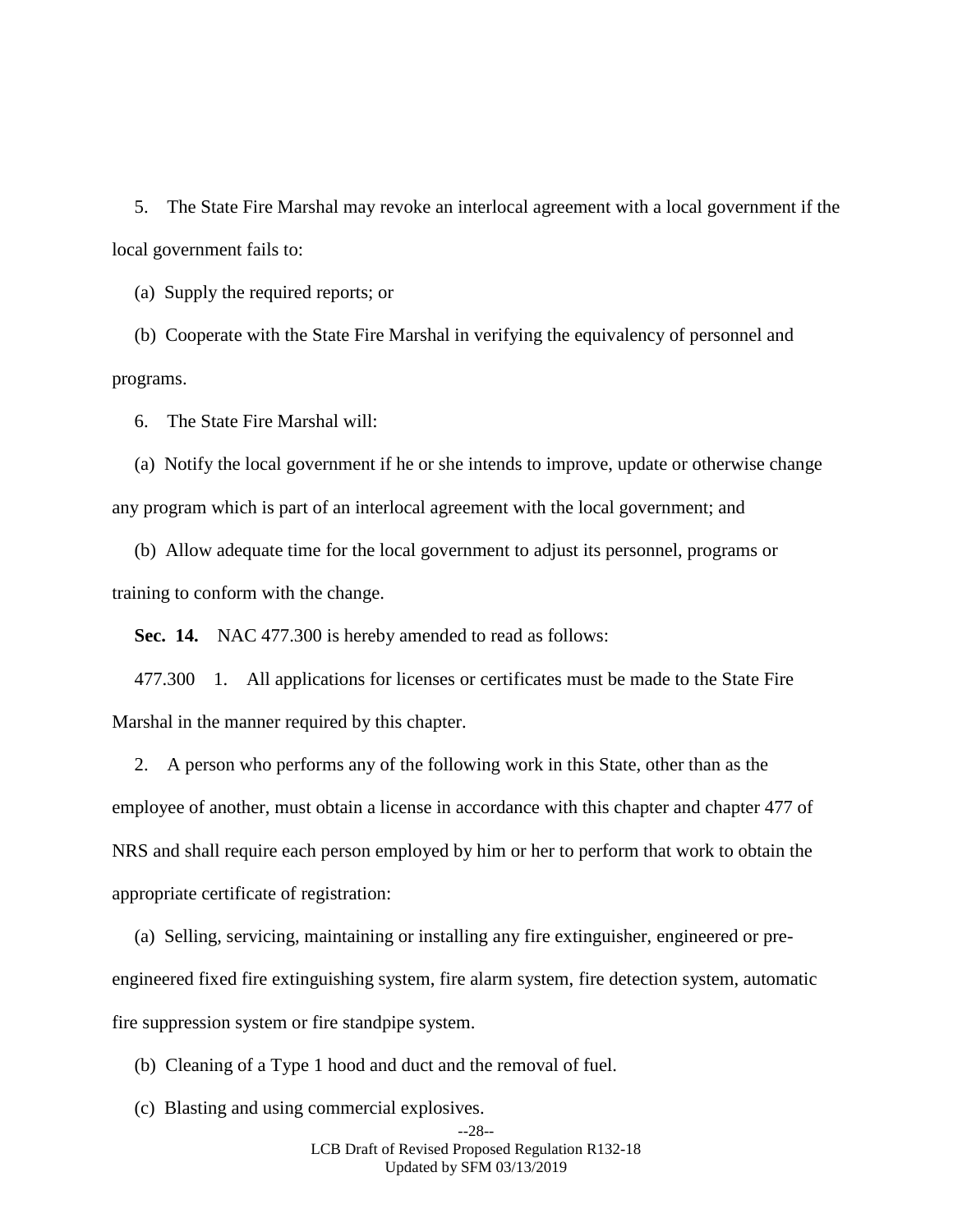5. The State Fire Marshal may revoke an interlocal agreement with a local government if the local government fails to:

(a) Supply the required reports; or

(b) Cooperate with the State Fire Marshal in verifying the equivalency of personnel and programs.

6. The State Fire Marshal will:

(a) Notify the local government if he or she intends to improve, update or otherwise change any program which is part of an interlocal agreement with the local government; and

(b) Allow adequate time for the local government to adjust its personnel, programs or training to conform with the change.

**Sec. 14.** NAC 477.300 is hereby amended to read as follows:

477.300 1. All applications for licenses or certificates must be made to the State Fire Marshal in the manner required by this chapter.

2. A person who performs any of the following work in this State, other than as the employee of another, must obtain a license in accordance with this chapter and chapter 477 of NRS and shall require each person employed by him or her to perform that work to obtain the appropriate certificate of registration:

(a) Selling, servicing, maintaining or installing any fire extinguisher, engineered or pre-engineered fixed fire extinguishing system, fire alarm system, fire detection system, automatic fire suppression system or fire standpipe system.

(b) Cleaning of a Type 1 hood and duct and the removal of fuel.

(c) Blasting and using commercial explosives.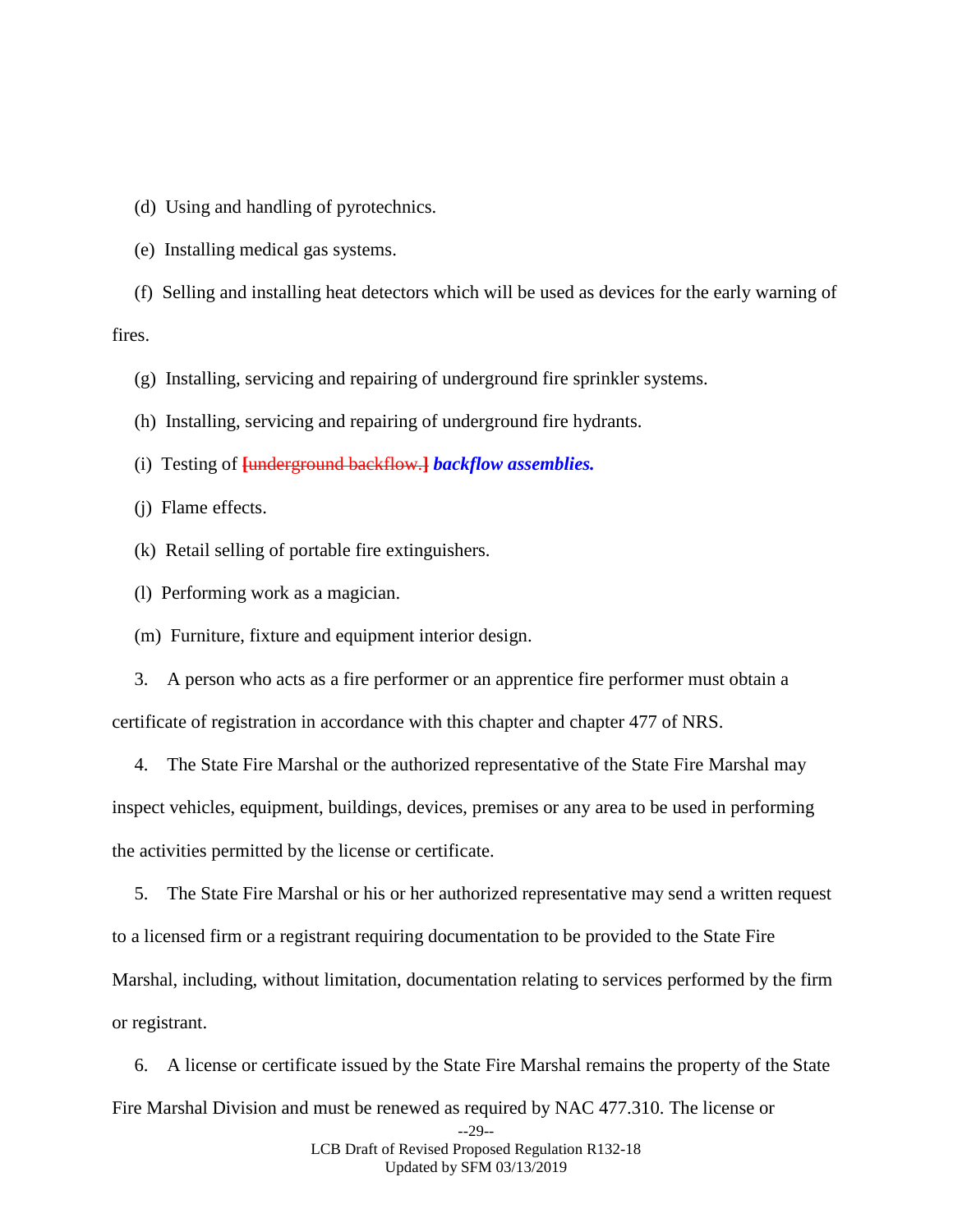(d) Using and handling of pyrotechnics.

(e) Installing medical gas systems.

(f) Selling and installing heat detectors which will be used as devices for the early warning of fires.

(g) Installing, servicing and repairing of underground fire sprinkler systems.

(h) Installing, servicing and repairing of underground fire hydrants.

(i) Testing of ~~[underground backflow.]~~ ***backflow assemblies.***

(j) Flame effects.

(k) Retail selling of portable fire extinguishers.

(l) Performing work as a magician.

(m) Furniture, fixture and equipment interior design.

3. A person who acts as a fire performer or an apprentice fire performer must obtain a certificate of registration in accordance with this chapter and chapter 477 of NRS.

4. The State Fire Marshal or the authorized representative of the State Fire Marshal may inspect vehicles, equipment, buildings, devices, premises or any area to be used in performing the activities permitted by the license or certificate.

5. The State Fire Marshal or his or her authorized representative may send a written request to a licensed firm or a registrant requiring documentation to be provided to the State Fire Marshal, including, without limitation, documentation relating to services performed by the firm or registrant.

6. A license or certificate issued by the State Fire Marshal remains the property of the State Fire Marshal Division and must be renewed as required by NAC 477.310. The license or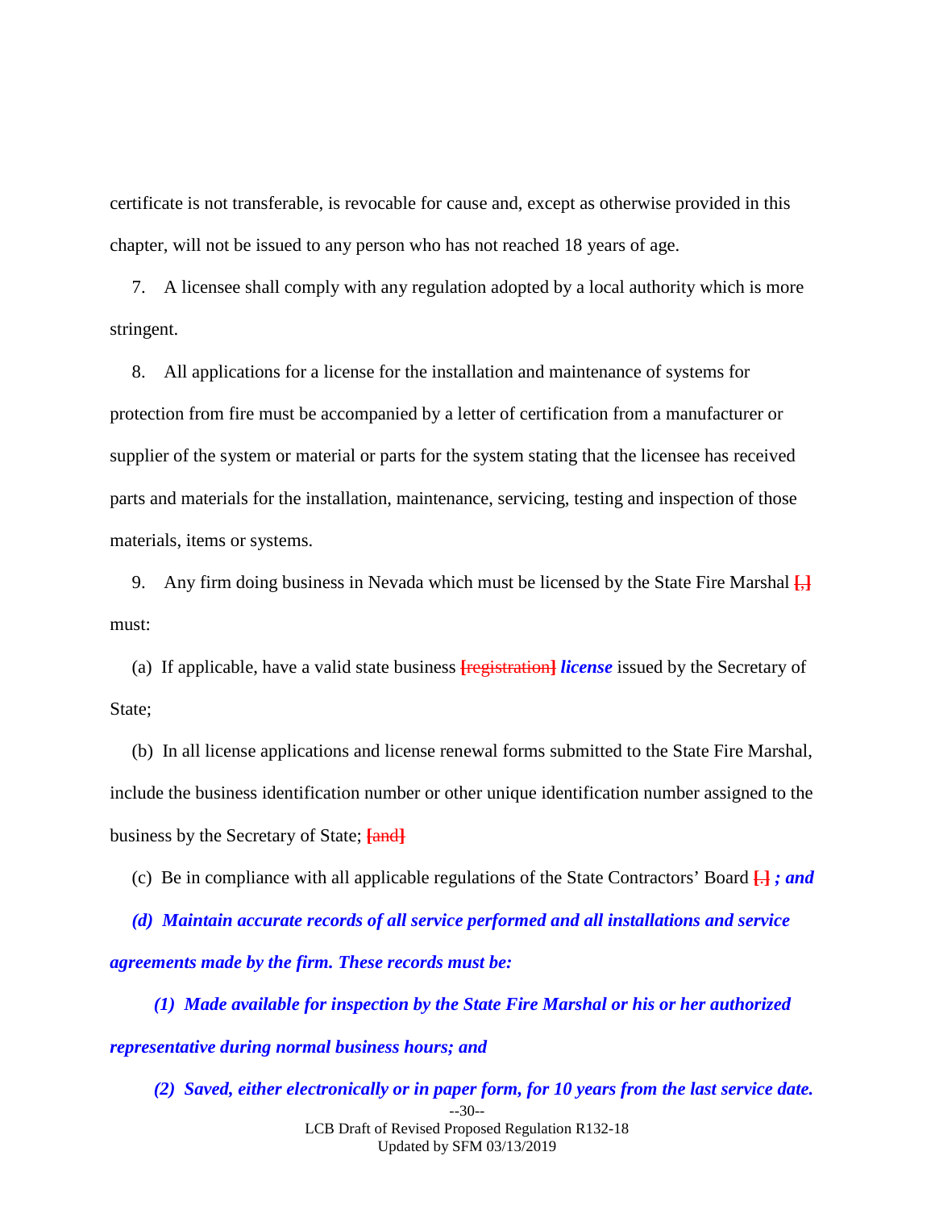certificate is not transferable, is revocable for cause and, except as otherwise provided in this chapter, will not be issued to any person who has not reached 18 years of age.

7. A licensee shall comply with any regulation adopted by a local authority which is more stringent.

8. All applications for a license for the installation and maintenance of systems for protection from fire must be accompanied by a letter of certification from a manufacturer or supplier of the system or material or parts for the system stating that the licensee has received parts and materials for the installation, maintenance, servicing, testing and inspection of those materials, items or systems.

9. Any firm doing business in Nevada which must be licensed by the State Fire Marshal ~~[,]~~ must:

(a) If applicable, have a valid state business ~~[registration]~~ ***license*** issued by the Secretary of State;

(b) In all license applications and license renewal forms submitted to the State Fire Marshal, include the business identification number or other unique identification number assigned to the business by the Secretary of State; ~~[and]~~

(c) Be in compliance with all applicable regulations of the State Contractors' Board ~~[.]~~ ***; and***

***(d) Maintain accurate records of all service performed and all installations and service agreements made by the firm. These records must be:***

***(1) Made available for inspection by the State Fire Marshal or his or her authorized representative during normal business hours; and***

***(2) Saved, either electronically or in paper form, for 10 years from the last service date.***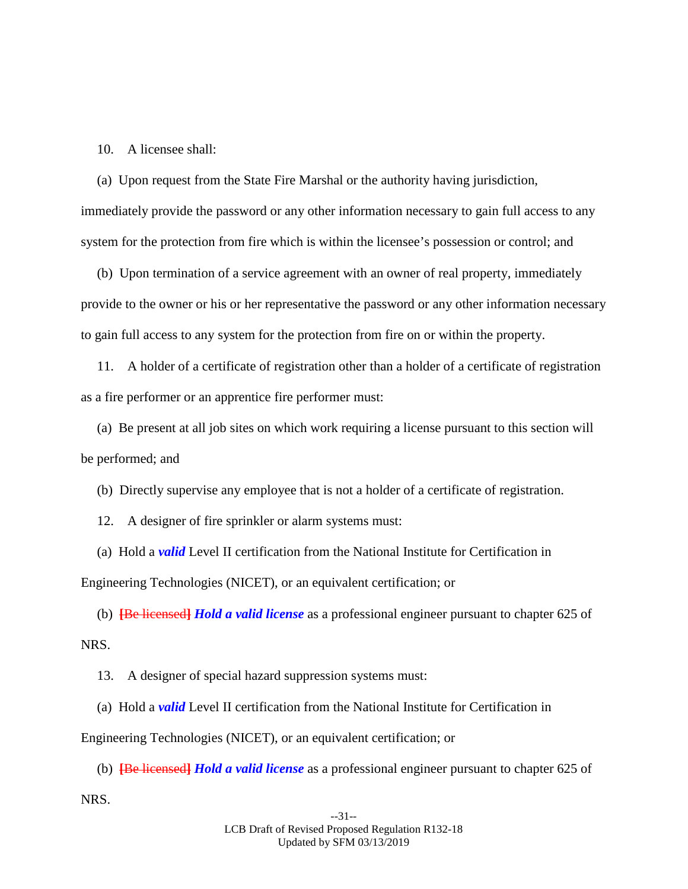10. A licensee shall:

(a) Upon request from the State Fire Marshal or the authority having jurisdiction, immediately provide the password or any other information necessary to gain full access to any system for the protection from fire which is within the licensee's possession or control; and

(b) Upon termination of a service agreement with an owner of real property, immediately provide to the owner or his or her representative the password or any other information necessary to gain full access to any system for the protection from fire on or within the property.

11. A holder of a certificate of registration other than a holder of a certificate of registration as a fire performer or an apprentice fire performer must:

(a) Be present at all job sites on which work requiring a license pursuant to this section will be performed; and

(b) Directly supervise any employee that is not a holder of a certificate of registration.

12. A designer of fire sprinkler or alarm systems must:

(a) Hold a ***valid*** Level II certification from the National Institute for Certification in Engineering Technologies (NICET), or an equivalent certification; or

(b) ~~[Be licensed]~~ ***Hold a valid license*** as a professional engineer pursuant to chapter 625 of NRS.

13. A designer of special hazard suppression systems must:

(a) Hold a ***valid*** Level II certification from the National Institute for Certification in Engineering Technologies (NICET), or an equivalent certification; or

(b) ~~[Be licensed]~~ ***Hold a valid license*** as a professional engineer pursuant to chapter 625 of NRS.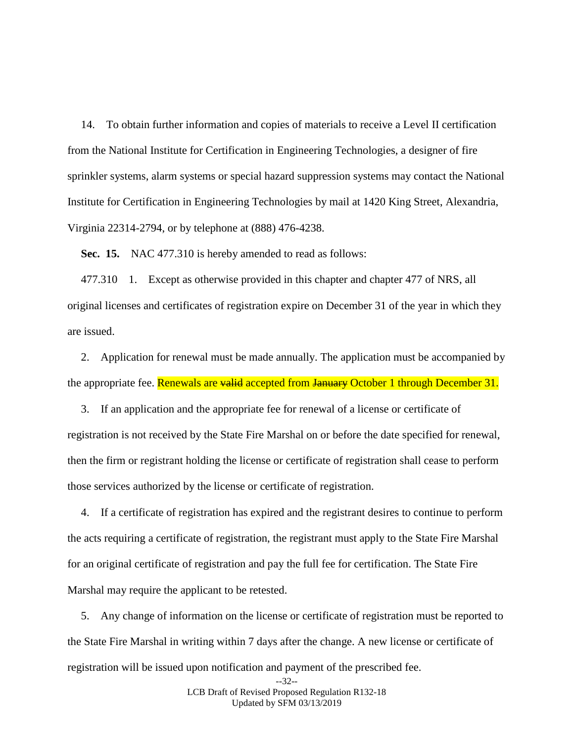14. To obtain further information and copies of materials to receive a Level II certification from the National Institute for Certification in Engineering Technologies, a designer of fire sprinkler systems, alarm systems or special hazard suppression systems may contact the National Institute for Certification in Engineering Technologies by mail at 1420 King Street, Alexandria, Virginia 22314-2794, or by telephone at (888) 476-4238.

**Sec. 15.** NAC 477.310 is hereby amended to read as follows:

477.310 1. Except as otherwise provided in this chapter and chapter 477 of NRS, all original licenses and certificates of registration expire on December 31 of the year in which they are issued.

2. Application for renewal must be made annually. The application must be accompanied by the appropriate fee. Renewals are ~~valid~~ accepted from ~~January~~ October 1 through December 31.

3. If an application and the appropriate fee for renewal of a license or certificate of registration is not received by the State Fire Marshal on or before the date specified for renewal, then the firm or registrant holding the license or certificate of registration shall cease to perform those services authorized by the license or certificate of registration.

4. If a certificate of registration has expired and the registrant desires to continue to perform the acts requiring a certificate of registration, the registrant must apply to the State Fire Marshal for an original certificate of registration and pay the full fee for certification. The State Fire Marshal may require the applicant to be retested.

5. Any change of information on the license or certificate of registration must be reported to the State Fire Marshal in writing within 7 days after the change. A new license or certificate of registration will be issued upon notification and payment of the prescribed fee.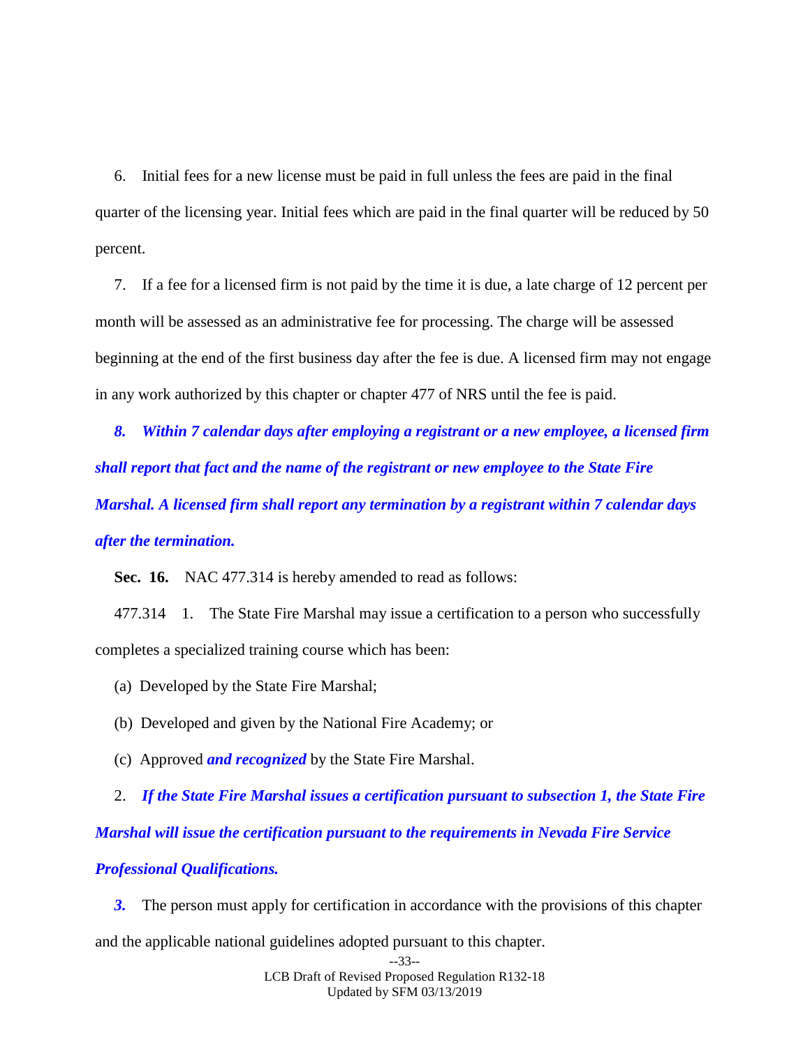6. Initial fees for a new license must be paid in full unless the fees are paid in the final quarter of the licensing year. Initial fees which are paid in the final quarter will be reduced by 50 percent.

7. If a fee for a licensed firm is not paid by the time it is due, a late charge of 12 percent per month will be assessed as an administrative fee for processing. The charge will be assessed beginning at the end of the first business day after the fee is due. A licensed firm may not engage in any work authorized by this chapter or chapter 477 of NRS until the fee is paid.

***8. Within 7 calendar days after employing a registrant or a new employee, a licensed firm shall report that fact and the name of the registrant or new employee to the State Fire Marshal. A licensed firm shall report any termination by a registrant within 7 calendar days after the termination.***

**Sec. 16.** NAC 477.314 is hereby amended to read as follows:

477.314 1. The State Fire Marshal may issue a certification to a person who successfully completes a specialized training course which has been:

(a) Developed by the State Fire Marshal;

(b) Developed and given by the National Fire Academy; or

(c) Approved ***and recognized*** by the State Fire Marshal.

2. ***If the State Fire Marshal issues a certification pursuant to subsection 1, the State Fire Marshal will issue the certification pursuant to the requirements in Nevada Fire Service Professional Qualifications.***

***3.*** The person must apply for certification in accordance with the provisions of this chapter and the applicable national guidelines adopted pursuant to this chapter.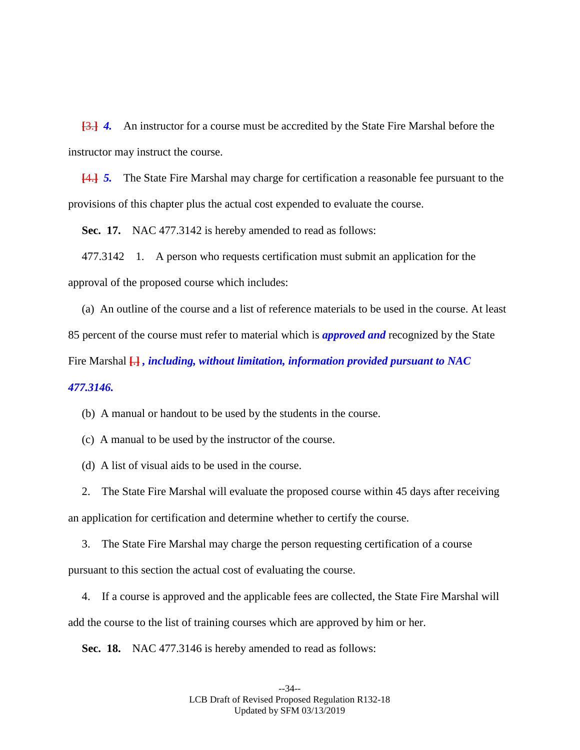~~[3.]~~ ***4.*** An instructor for a course must be accredited by the State Fire Marshal before the instructor may instruct the course.

~~[4.]~~ ***5.*** The State Fire Marshal may charge for certification a reasonable fee pursuant to the provisions of this chapter plus the actual cost expended to evaluate the course.

**Sec. 17.** NAC 477.3142 is hereby amended to read as follows:

477.3142 1. A person who requests certification must submit an application for the approval of the proposed course which includes:

(a) An outline of the course and a list of reference materials to be used in the course. At least 85 percent of the course must refer to material which is ***approved and*** recognized by the State Fire Marshal ~~[.]~~ ***, including, without limitation, information provided pursuant to NAC 477.3146.***

(b) A manual or handout to be used by the students in the course.

(c) A manual to be used by the instructor of the course.

(d) A list of visual aids to be used in the course.

2. The State Fire Marshal will evaluate the proposed course within 45 days after receiving an application for certification and determine whether to certify the course.

3. The State Fire Marshal may charge the person requesting certification of a course pursuant to this section the actual cost of evaluating the course.

4. If a course is approved and the applicable fees are collected, the State Fire Marshal will add the course to the list of training courses which are approved by him or her.

**Sec. 18.** NAC 477.3146 is hereby amended to read as follows: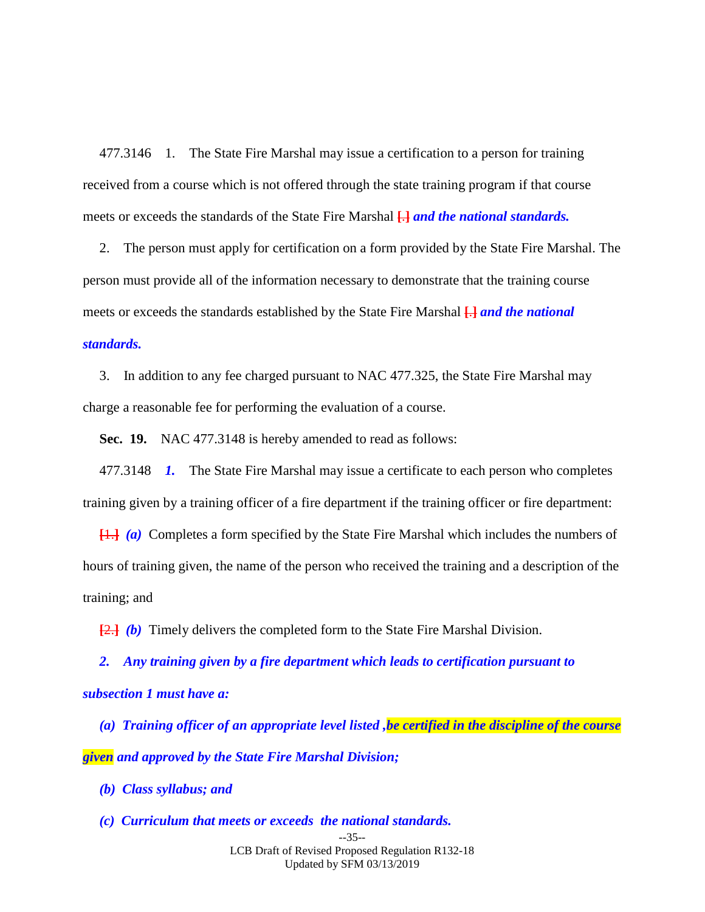477.3146 1. The State Fire Marshal may issue a certification to a person for training received from a course which is not offered through the state training program if that course meets or exceeds the standards of the State Fire Marshal [.] ***and the national standards.***

2. The person must apply for certification on a form provided by the State Fire Marshal. The person must provide all of the information necessary to demonstrate that the training course meets or exceeds the standards established by the State Fire Marshal [.] ***and the national standards.***

3. In addition to any fee charged pursuant to NAC 477.325, the State Fire Marshal may charge a reasonable fee for performing the evaluation of a course.

**Sec. 19.** NAC 477.3148 is hereby amended to read as follows:

477.3148 ***1.*** The State Fire Marshal may issue a certificate to each person who completes training given by a training officer of a fire department if the training officer or fire department:

[1.] ***(a)*** Completes a form specified by the State Fire Marshal which includes the numbers of hours of training given, the name of the person who received the training and a description of the training; and

[2.] ***(b)*** Timely delivers the completed form to the State Fire Marshal Division.

***2. Any training given by a fire department which leads to certification pursuant to subsection 1 must have a:***

***(a) Training officer of an appropriate level listed ,be certified in the discipline of the course given and approved by the State Fire Marshal Division;***

***(b) Class syllabus; and***

***(c) Curriculum that meets or exceeds the national standards.***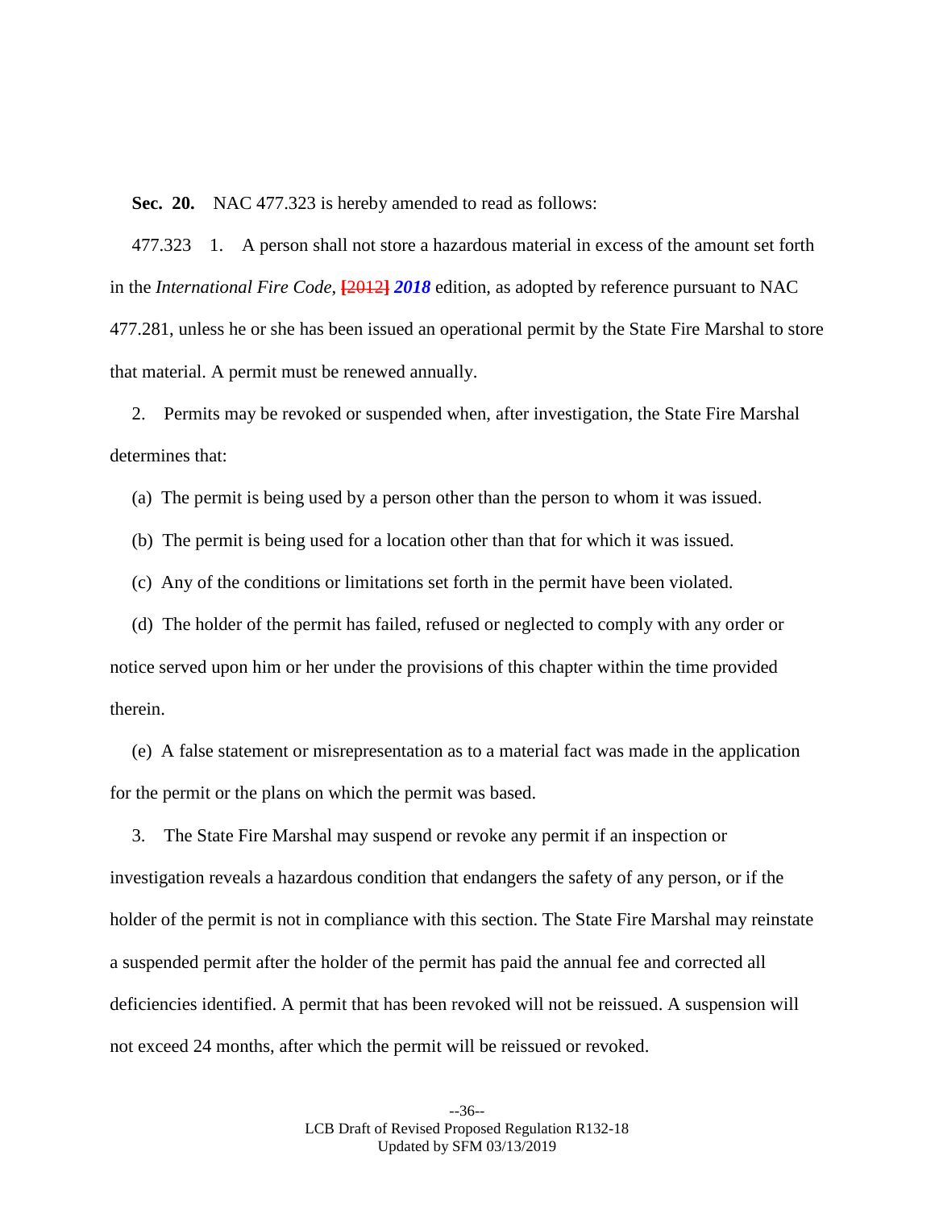**Sec. 20.** NAC 477.323 is hereby amended to read as follows:

477.323 1. A person shall not store a hazardous material in excess of the amount set forth in the *International Fire Code*, [2012] ***2018*** edition, as adopted by reference pursuant to NAC 477.281, unless he or she has been issued an operational permit by the State Fire Marshal to store that material. A permit must be renewed annually.

2. Permits may be revoked or suspended when, after investigation, the State Fire Marshal determines that:

(a) The permit is being used by a person other than the person to whom it was issued.

(b) The permit is being used for a location other than that for which it was issued.

(c) Any of the conditions or limitations set forth in the permit have been violated.

(d) The holder of the permit has failed, refused or neglected to comply with any order or notice served upon him or her under the provisions of this chapter within the time provided therein.

(e) A false statement or misrepresentation as to a material fact was made in the application for the permit or the plans on which the permit was based.

3. The State Fire Marshal may suspend or revoke any permit if an inspection or investigation reveals a hazardous condition that endangers the safety of any person, or if the holder of the permit is not in compliance with this section. The State Fire Marshal may reinstate a suspended permit after the holder of the permit has paid the annual fee and corrected all deficiencies identified. A permit that has been revoked will not be reissued. A suspension will not exceed 24 months, after which the permit will be reissued or revoked.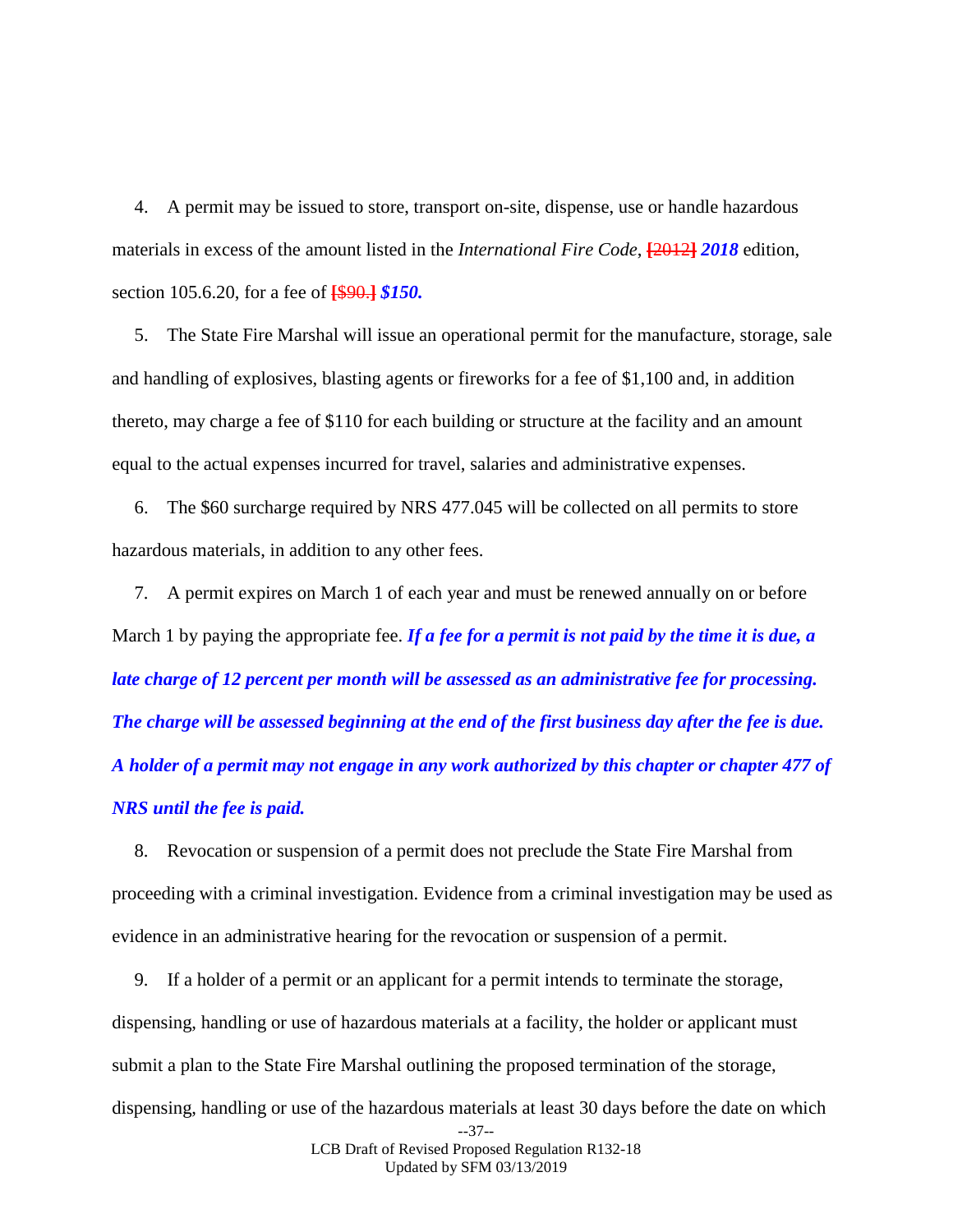4. A permit may be issued to store, transport on-site, dispense, use or handle hazardous materials in excess of the amount listed in the *International Fire Code*, [~~2012~~] ***2018*** edition, section 105.6.20, for a fee of [~~$90.~~] ***$150.***

5. The State Fire Marshal will issue an operational permit for the manufacture, storage, sale and handling of explosives, blasting agents or fireworks for a fee of $1,100 and, in addition thereto, may charge a fee of $110 for each building or structure at the facility and an amount equal to the actual expenses incurred for travel, salaries and administrative expenses.

6. The $60 surcharge required by NRS 477.045 will be collected on all permits to store hazardous materials, in addition to any other fees.

7. A permit expires on March 1 of each year and must be renewed annually on or before March 1 by paying the appropriate fee. ***If a fee for a permit is not paid by the time it is due, a late charge of 12 percent per month will be assessed as an administrative fee for processing. The charge will be assessed beginning at the end of the first business day after the fee is due. A holder of a permit may not engage in any work authorized by this chapter or chapter 477 of NRS until the fee is paid.***

8. Revocation or suspension of a permit does not preclude the State Fire Marshal from proceeding with a criminal investigation. Evidence from a criminal investigation may be used as evidence in an administrative hearing for the revocation or suspension of a permit.

9. If a holder of a permit or an applicant for a permit intends to terminate the storage, dispensing, handling or use of hazardous materials at a facility, the holder or applicant must submit a plan to the State Fire Marshal outlining the proposed termination of the storage, dispensing, handling or use of the hazardous materials at least 30 days before the date on which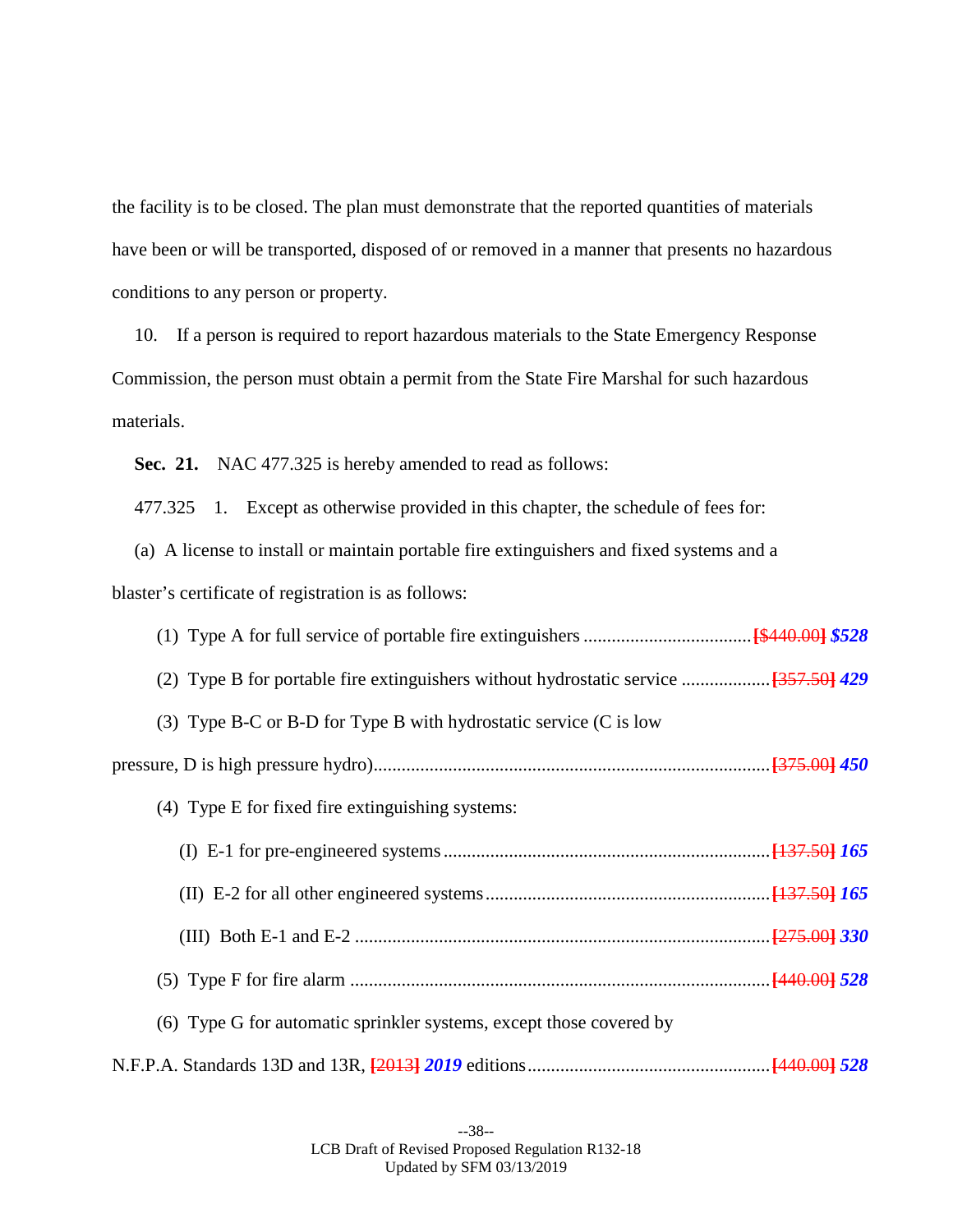the facility is to be closed. The plan must demonstrate that the reported quantities of materials have been or will be transported, disposed of or removed in a manner that presents no hazardous conditions to any person or property.

10. If a person is required to report hazardous materials to the State Emergency Response Commission, the person must obtain a permit from the State Fire Marshal for such hazardous materials.

**Sec. 21.** NAC 477.325 is hereby amended to read as follows:

477.325 1. Except as otherwise provided in this chapter, the schedule of fees for:

(a) A license to install or maintain portable fire extinguishers and fixed systems and a blaster's certificate of registration is as follows:

(1) Type A for full service of portable fire extinguishers .................................... [~~$440.00~~] ***$528***

(2) Type B for portable fire extinguishers without hydrostatic service .................. [~~357.50~~] ***429***

(3) Type B-C or B-D for Type B with hydrostatic service (C is low pressure, D is high pressure hydro)..................................................................................... [~~375.00~~] ***450***

(4) Type E for fixed fire extinguishing systems:

(I) E-1 for pre-engineered systems ..................................................................... [~~137.50~~] ***165***

(II) E-2 for all other engineered systems ............................................................ [~~137.50~~] ***165***

(III) Both E-1 and E-2 ........................................................................................ [~~275.00~~] ***330***

(5) Type F for fire alarm ......................................................................................... [~~440.00~~] ***528***

(6) Type G for automatic sprinkler systems, except those covered by N.F.P.A. Standards 13D and 13R, [~~2013~~] ***2019*** editions.................................................... [~~440.00~~] ***528***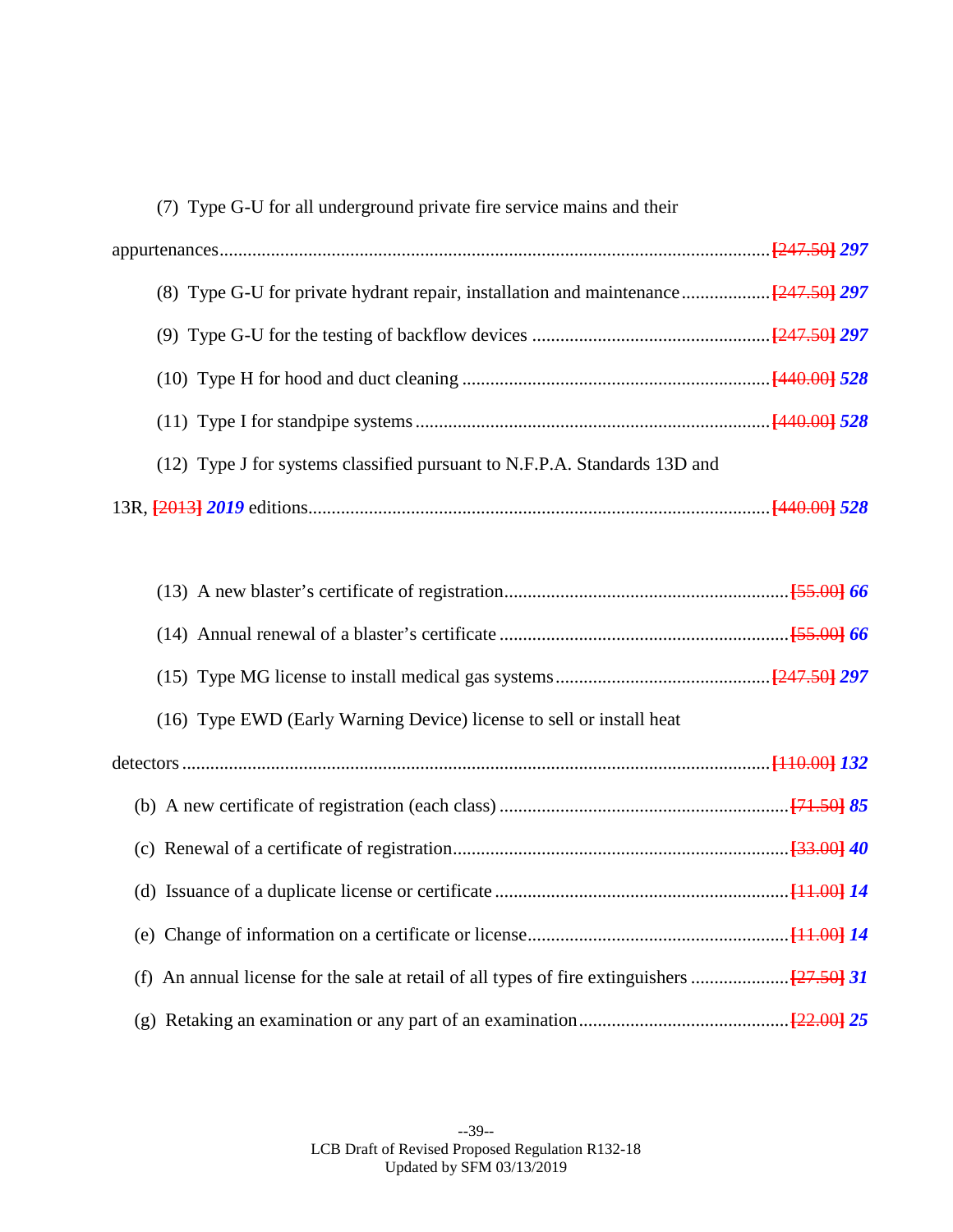(7) Type G-U for all underground private fire service mains and their appurtenances.................................................................................................... [247.50] ***297***

(8) Type G-U for private hydrant repair, installation and maintenance .................. [247.50] ***297***

(9) Type G-U for the testing of backflow devices .................................................. [247.50] ***297***

(10) Type H for hood and duct cleaning ................................................................ [440.00] ***528***

(11) Type I for standpipe systems ........................................................................... [440.00] ***528***

(12) Type J for systems classified pursuant to N.F.P.A. Standards 13D and 13R, [2013] ***2019*** editions................................................................................................ [440.00] ***528***

(13) A new blaster's certificate of registration............................................................ [55.00] ***66***

(14) Annual renewal of a blaster's certificate ............................................................. [55.00] ***66***

(15) Type MG license to install medical gas systems ............................................ [247.50] ***297***

(16) Type EWD (Early Warning Device) license to sell or install heat detectors ......................................................................................................................... [110.00] ***132***

(b) A new certificate of registration (each class) ............................................................ [71.50] ***85***

(c) Renewal of a certificate of registration...................................................................... [33.00] ***40***

(d) Issuance of a duplicate license or certificate .............................................................. [11.00] ***14***

(e) Change of information on a certificate or license....................................................... [11.00] ***14***

(f) An annual license for the sale at retail of all types of fire extinguishers .................... [27.50] ***31***

(g) Retaking an examination or any part of an examination............................................ [22.00] ***25***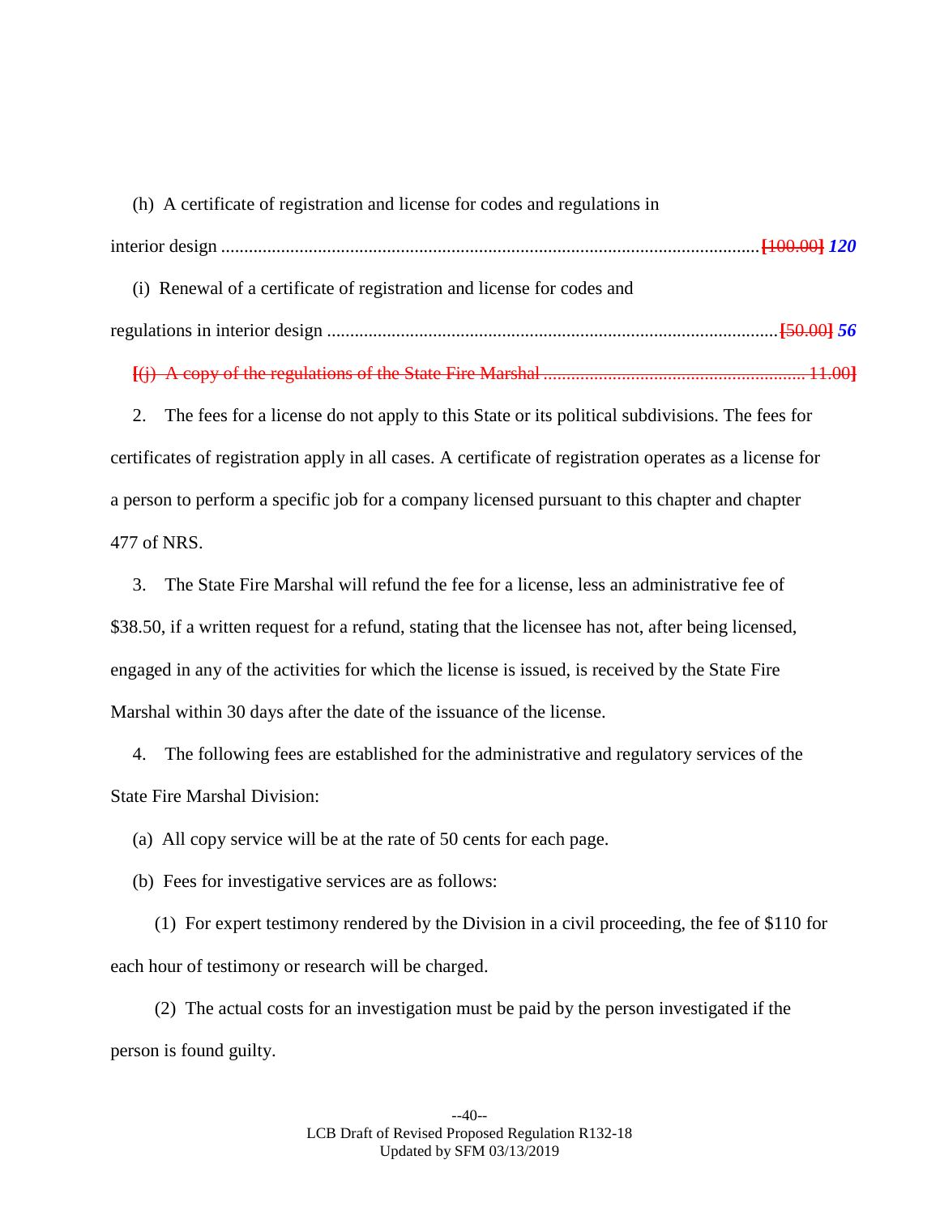(h) A certificate of registration and license for codes and regulations in interior design ........................................................................................................ ~~[100.00]~~ ***120***

(i) Renewal of a certificate of registration and license for codes and regulations in interior design ........................................................................................ ~~[50.00]~~ ***56***

~~[(j) A copy of the regulations of the State Fire Marshal ........................................................ 11.00]~~

2. The fees for a license do not apply to this State or its political subdivisions. The fees for certificates of registration apply in all cases. A certificate of registration operates as a license for a person to perform a specific job for a company licensed pursuant to this chapter and chapter 477 of NRS.

3. The State Fire Marshal will refund the fee for a license, less an administrative fee of $38.50, if a written request for a refund, stating that the licensee has not, after being licensed, engaged in any of the activities for which the license is issued, is received by the State Fire Marshal within 30 days after the date of the issuance of the license.

4. The following fees are established for the administrative and regulatory services of the State Fire Marshal Division:

(a) All copy service will be at the rate of 50 cents for each page.

(b) Fees for investigative services are as follows:

(1) For expert testimony rendered by the Division in a civil proceeding, the fee of $110 for each hour of testimony or research will be charged.

(2) The actual costs for an investigation must be paid by the person investigated if the person is found guilty.

--40--
LCB Draft of Revised Proposed Regulation R132-18
Updated by SFM 03/13/2019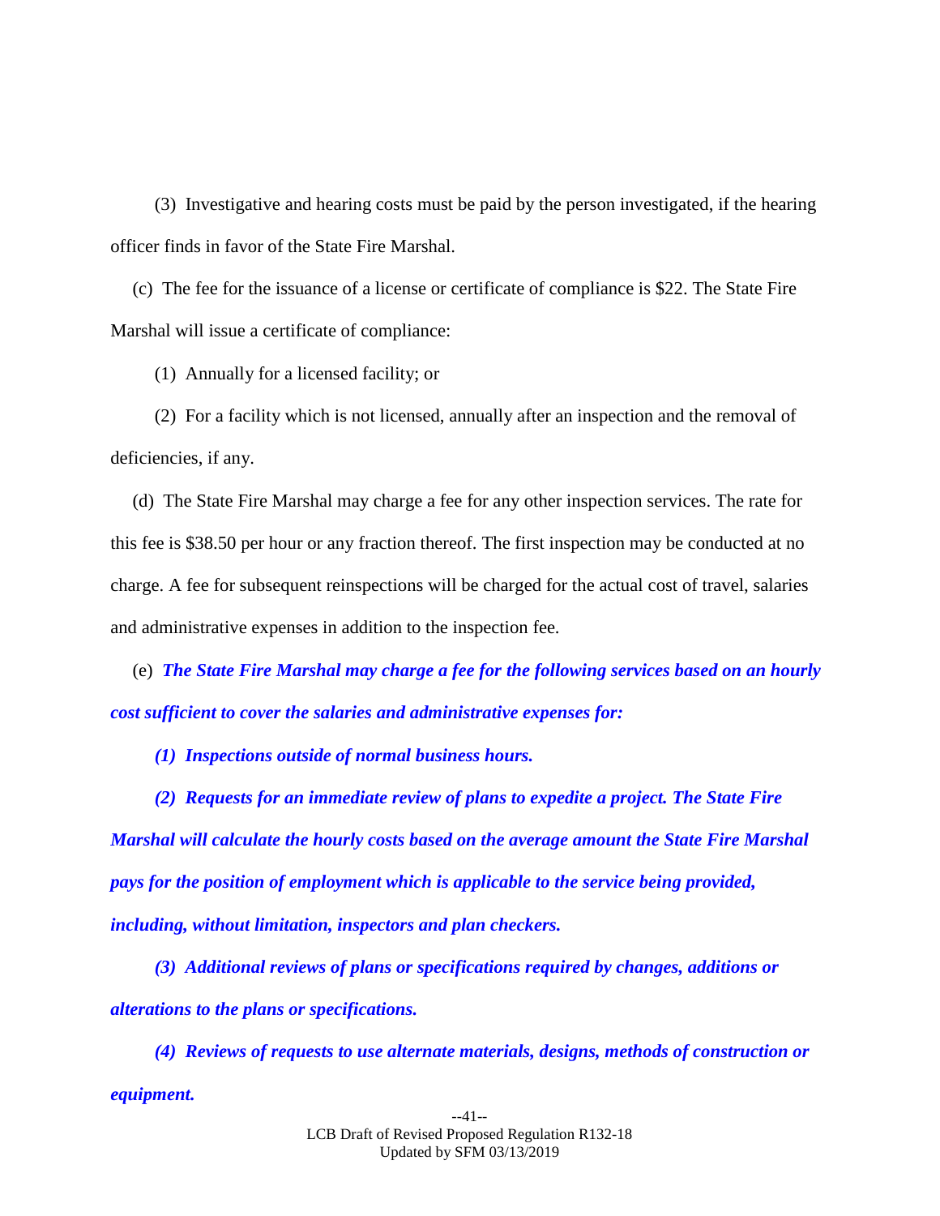(3) Investigative and hearing costs must be paid by the person investigated, if the hearing officer finds in favor of the State Fire Marshal.

(c) The fee for the issuance of a license or certificate of compliance is $22. The State Fire Marshal will issue a certificate of compliance:

(1) Annually for a licensed facility; or

(2) For a facility which is not licensed, annually after an inspection and the removal of deficiencies, if any.

(d) The State Fire Marshal may charge a fee for any other inspection services. The rate for this fee is $38.50 per hour or any fraction thereof. The first inspection may be conducted at no charge. A fee for subsequent reinspections will be charged for the actual cost of travel, salaries and administrative expenses in addition to the inspection fee.

(e) ***The State Fire Marshal may charge a fee for the following services based on an hourly cost sufficient to cover the salaries and administrative expenses for:***

***(1) Inspections outside of normal business hours.***

***(2) Requests for an immediate review of plans to expedite a project. The State Fire Marshal will calculate the hourly costs based on the average amount the State Fire Marshal pays for the position of employment which is applicable to the service being provided, including, without limitation, inspectors and plan checkers.***

***(3) Additional reviews of plans or specifications required by changes, additions or alterations to the plans or specifications.***

***(4) Reviews of requests to use alternate materials, designs, methods of construction or equipment.***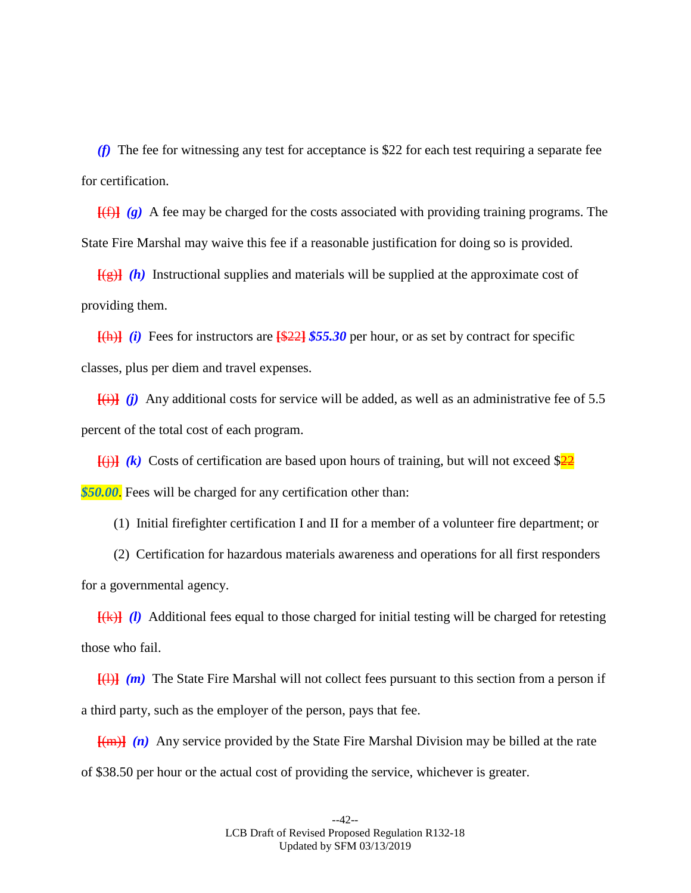*(f)* The fee for witnessing any test for acceptance is $22 for each test requiring a separate fee for certification.

~~[(f)]~~ *(g)* A fee may be charged for the costs associated with providing training programs. The State Fire Marshal may waive this fee if a reasonable justification for doing so is provided.

~~[(g)]~~ *(h)* Instructional supplies and materials will be supplied at the approximate cost of providing them.

~~[(h)]~~ *(i)* Fees for instructors are ~~[$22]~~ ***$55.30*** per hour, or as set by contract for specific classes, plus per diem and travel expenses.

~~[(i)]~~ *(j)* Any additional costs for service will be added, as well as an administrative fee of 5.5 percent of the total cost of each program.

~~[(j)]~~ *(k)* Costs of certification are based upon hours of training, but will not exceed $~~22~~ ***$50.00***. Fees will be charged for any certification other than:

(1) Initial firefighter certification I and II for a member of a volunteer fire department; or

(2) Certification for hazardous materials awareness and operations for all first responders for a governmental agency.

~~[(k)]~~ *(l)* Additional fees equal to those charged for initial testing will be charged for retesting those who fail.

~~[(l)]~~ *(m)* The State Fire Marshal will not collect fees pursuant to this section from a person if a third party, such as the employer of the person, pays that fee.

~~[(m)]~~ *(n)* Any service provided by the State Fire Marshal Division may be billed at the rate of $38.50 per hour or the actual cost of providing the service, whichever is greater.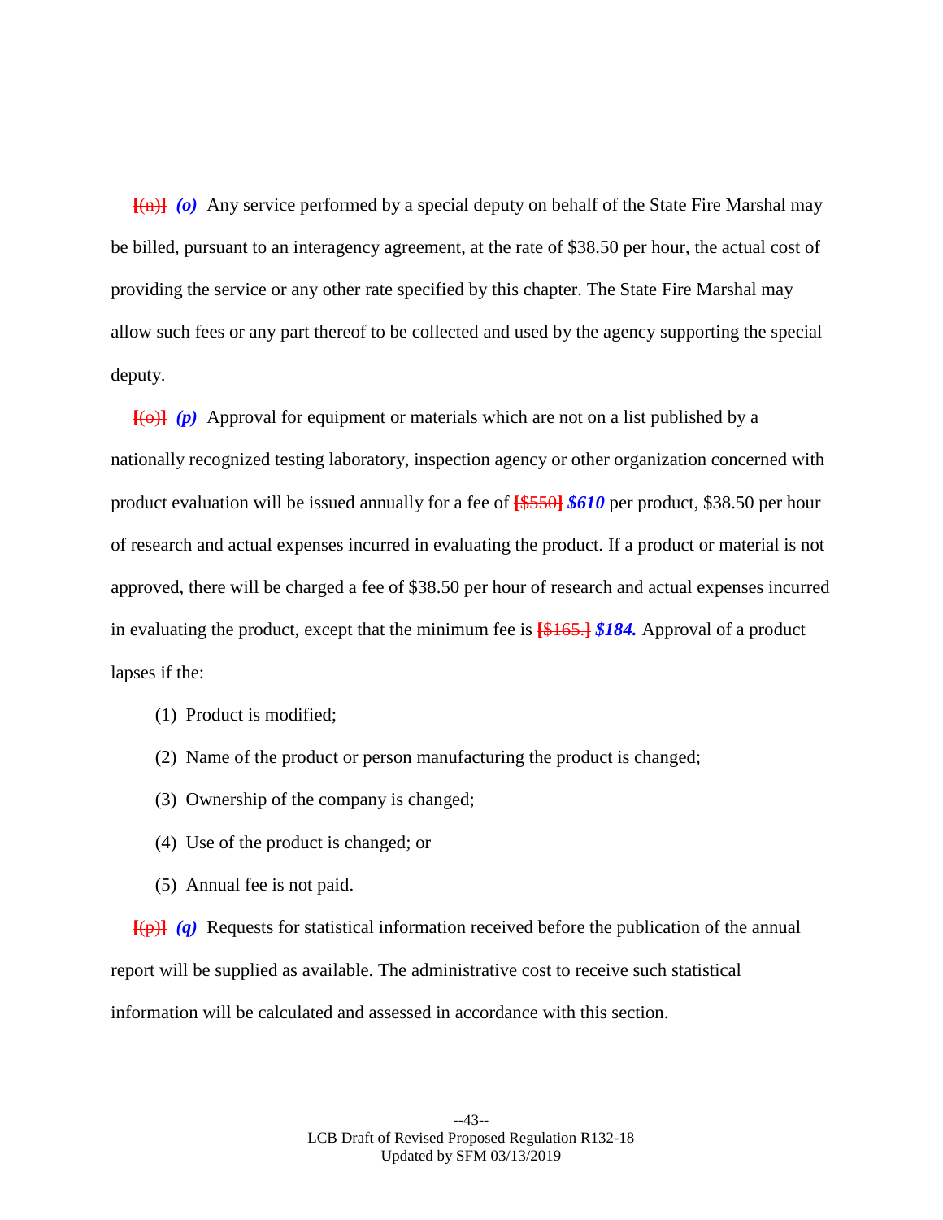~~[(n)]~~ ***(o)*** Any service performed by a special deputy on behalf of the State Fire Marshal may be billed, pursuant to an interagency agreement, at the rate of $38.50 per hour, the actual cost of providing the service or any other rate specified by this chapter. The State Fire Marshal may allow such fees or any part thereof to be collected and used by the agency supporting the special deputy.

~~[(o)]~~ ***(p)*** Approval for equipment or materials which are not on a list published by a nationally recognized testing laboratory, inspection agency or other organization concerned with product evaluation will be issued annually for a fee of ~~[$550]~~ ***$610*** per product, $38.50 per hour of research and actual expenses incurred in evaluating the product. If a product or material is not approved, there will be charged a fee of $38.50 per hour of research and actual expenses incurred in evaluating the product, except that the minimum fee is ~~[$165.]~~ ***$184.*** Approval of a product lapses if the:

(1) Product is modified;

(2) Name of the product or person manufacturing the product is changed;

(3) Ownership of the company is changed;

(4) Use of the product is changed; or

(5) Annual fee is not paid.

~~[(p)]~~ ***(q)*** Requests for statistical information received before the publication of the annual report will be supplied as available. The administrative cost to receive such statistical information will be calculated and assessed in accordance with this section.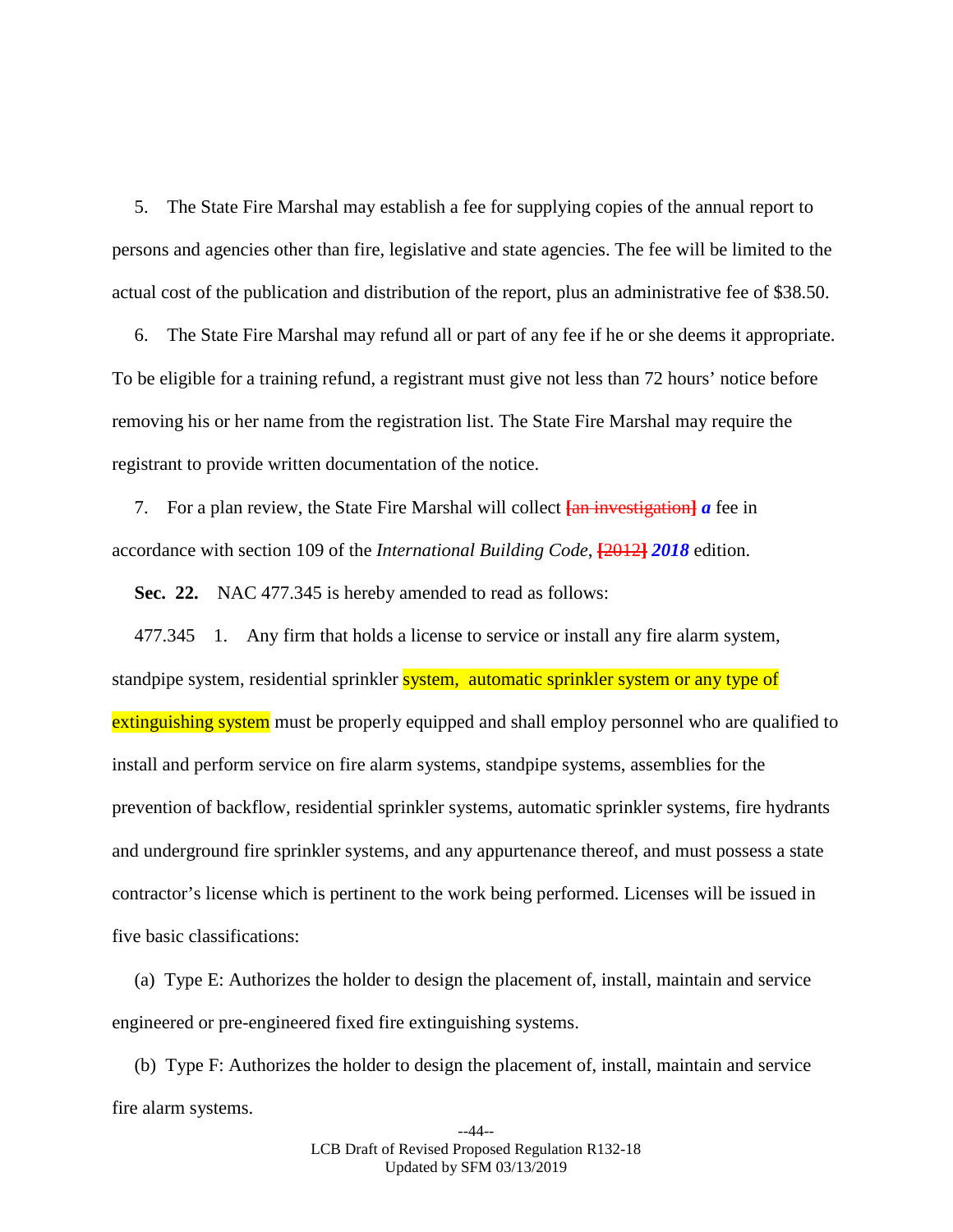5. The State Fire Marshal may establish a fee for supplying copies of the annual report to persons and agencies other than fire, legislative and state agencies. The fee will be limited to the actual cost of the publication and distribution of the report, plus an administrative fee of $38.50.

6. The State Fire Marshal may refund all or part of any fee if he or she deems it appropriate. To be eligible for a training refund, a registrant must give not less than 72 hours' notice before removing his or her name from the registration list. The State Fire Marshal may require the registrant to provide written documentation of the notice.

7. For a plan review, the State Fire Marshal will collect ~~[an investigation]~~ ***a*** fee in accordance with section 109 of the *International Building Code*, ~~[2012]~~ ***2018*** edition.

**Sec. 22.** NAC 477.345 is hereby amended to read as follows:

477.345 1. Any firm that holds a license to service or install any fire alarm system, standpipe system, residential sprinkler system, automatic sprinkler system or any type of extinguishing system must be properly equipped and shall employ personnel who are qualified to install and perform service on fire alarm systems, standpipe systems, assemblies for the prevention of backflow, residential sprinkler systems, automatic sprinkler systems, fire hydrants and underground fire sprinkler systems, and any appurtenance thereof, and must possess a state contractor's license which is pertinent to the work being performed. Licenses will be issued in five basic classifications:

(a) Type E: Authorizes the holder to design the placement of, install, maintain and service engineered or pre-engineered fixed fire extinguishing systems.

(b) Type F: Authorizes the holder to design the placement of, install, maintain and service fire alarm systems.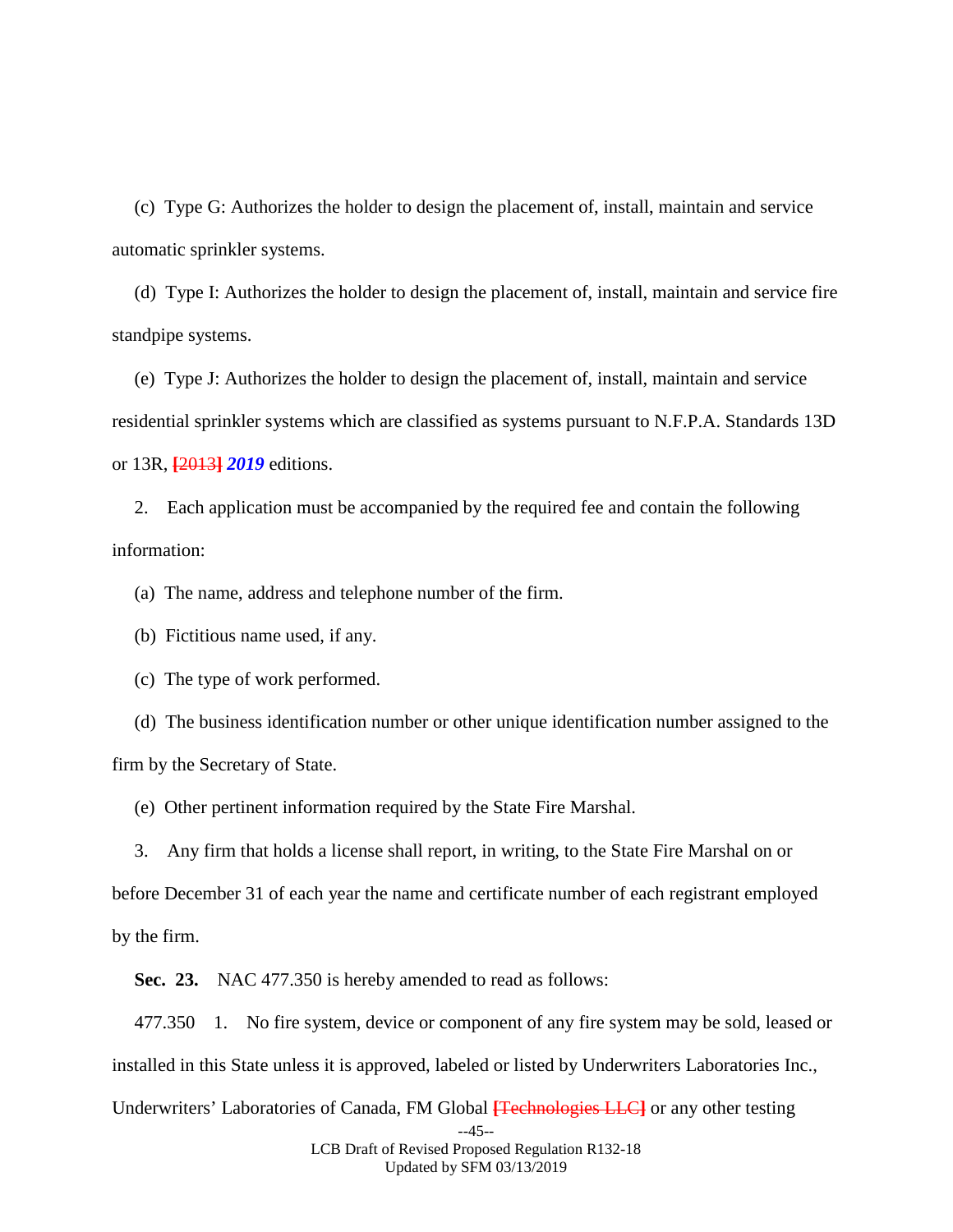(c) Type G: Authorizes the holder to design the placement of, install, maintain and service automatic sprinkler systems.

(d) Type I: Authorizes the holder to design the placement of, install, maintain and service fire standpipe systems.

(e) Type J: Authorizes the holder to design the placement of, install, maintain and service residential sprinkler systems which are classified as systems pursuant to N.F.P.A. Standards 13D or 13R, **[**~~2013~~**]** ***2019*** editions.

2. Each application must be accompanied by the required fee and contain the following information:

(a) The name, address and telephone number of the firm.

(b) Fictitious name used, if any.

(c) The type of work performed.

(d) The business identification number or other unique identification number assigned to the firm by the Secretary of State.

(e) Other pertinent information required by the State Fire Marshal.

3. Any firm that holds a license shall report, in writing, to the State Fire Marshal on or before December 31 of each year the name and certificate number of each registrant employed by the firm.

**Sec. 23.** NAC 477.350 is hereby amended to read as follows:

477.350 1. No fire system, device or component of any fire system may be sold, leased or installed in this State unless it is approved, labeled or listed by Underwriters Laboratories Inc., Underwriters' Laboratories of Canada, FM Global **[**~~Technologies LLC~~**]** or any other testing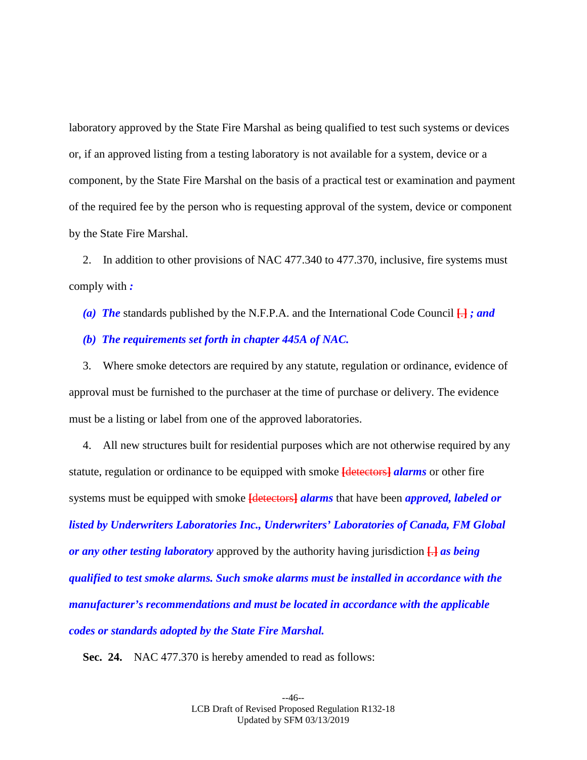laboratory approved by the State Fire Marshal as being qualified to test such systems or devices or, if an approved listing from a testing laboratory is not available for a system, device or a component, by the State Fire Marshal on the basis of a practical test or examination and payment of the required fee by the person who is requesting approval of the system, device or component by the State Fire Marshal.

2. In addition to other provisions of NAC 477.340 to 477.370, inclusive, fire systems must comply with ***:***

***(a) The*** standards published by the N.F.P.A. and the International Code Council **[.]** ***; and***

***(b) The requirements set forth in chapter 445A of NAC.***

3. Where smoke detectors are required by any statute, regulation or ordinance, evidence of approval must be furnished to the purchaser at the time of purchase or delivery. The evidence must be a listing or label from one of the approved laboratories.

4. All new structures built for residential purposes which are not otherwise required by any statute, regulation or ordinance to be equipped with smoke **[detectors]** ***alarms*** or other fire systems must be equipped with smoke **[detectors]** ***alarms*** that have been ***approved, labeled or listed by Underwriters Laboratories Inc., Underwriters' Laboratories of Canada, FM Global or any other testing laboratory*** approved by the authority having jurisdiction **[.]** ***as being qualified to test smoke alarms. Such smoke alarms must be installed in accordance with the manufacturer's recommendations and must be located in accordance with the applicable codes or standards adopted by the State Fire Marshal.***

**Sec. 24.** NAC 477.370 is hereby amended to read as follows: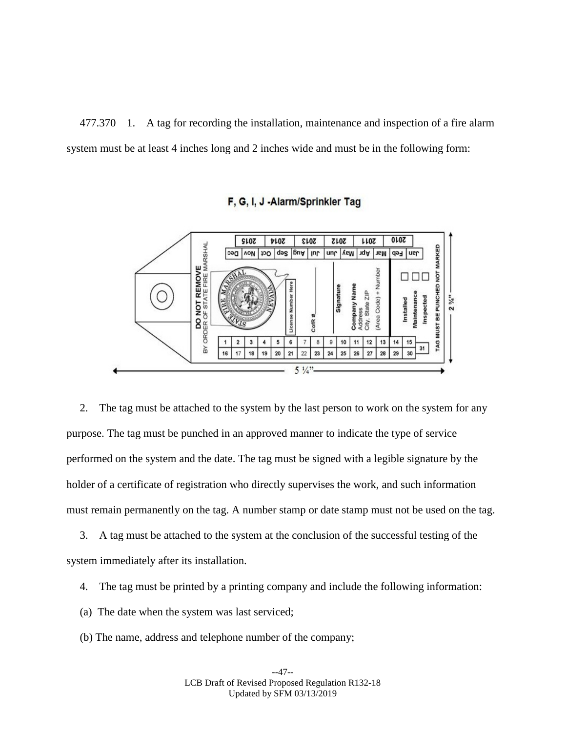477.370 1. A tag for recording the installation, maintenance and inspection of a fire alarm system must be at least 4 inches long and 2 inches wide and must be in the following form:

**F, G, I, J -Alarm/Sprinkler Tag**

2. The tag must be attached to the system by the last person to work on the system for any purpose. The tag must be punched in an approved manner to indicate the type of service performed on the system and the date. The tag must be signed with a legible signature by the holder of a certificate of registration who directly supervises the work, and such information must remain permanently on the tag. A number stamp or date stamp must not be used on the tag.

3. A tag must be attached to the system at the conclusion of the successful testing of the system immediately after its installation.

4. The tag must be printed by a printing company and include the following information:

(a) The date when the system was last serviced;

(b) The name, address and telephone number of the company;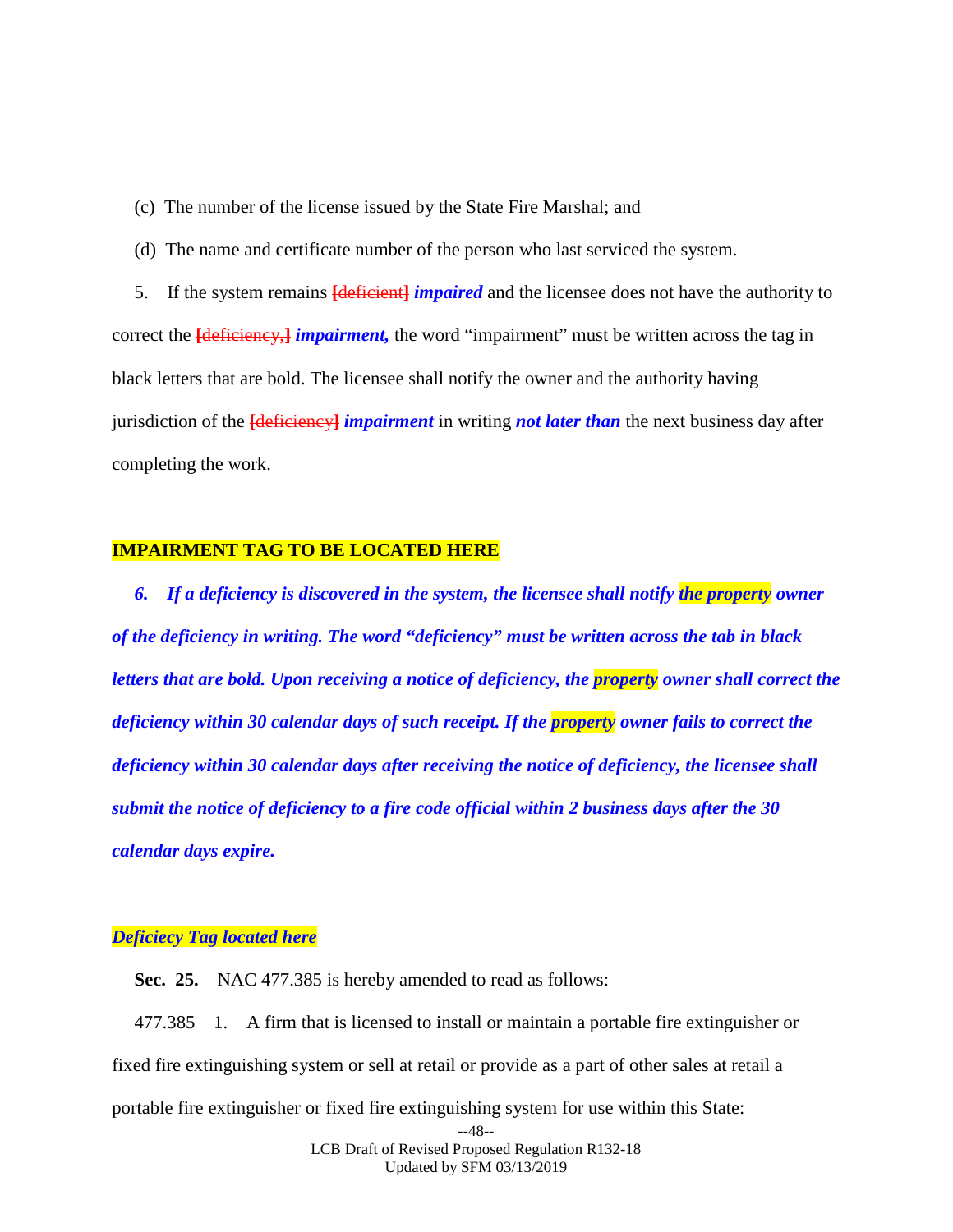(c) The number of the license issued by the State Fire Marshal; and

(d) The name and certificate number of the person who last serviced the system.

5. If the system remains ~~[deficient]~~ ***impaired*** and the licensee does not have the authority to correct the ~~[deficiency,]~~ ***impairment,*** the word "impairment" must be written across the tag in black letters that are bold. The licensee shall notify the owner and the authority having jurisdiction of the ~~[deficiency]~~ ***impairment*** in writing ***not later than*** the next business day after completing the work.

**IMPAIRMENT TAG TO BE LOCATED HERE**

***6. If a deficiency is discovered in the system, the licensee shall notify the property owner of the deficiency in writing. The word "deficiency" must be written across the tab in black letters that are bold. Upon receiving a notice of deficiency, the property owner shall correct the deficiency within 30 calendar days of such receipt. If the property owner fails to correct the deficiency within 30 calendar days after receiving the notice of deficiency, the licensee shall submit the notice of deficiency to a fire code official within 2 business days after the 30 calendar days expire.***

***Deficiecy Tag located here***

**Sec. 25.** NAC 477.385 is hereby amended to read as follows:

477.385 1. A firm that is licensed to install or maintain a portable fire extinguisher or fixed fire extinguishing system or sell at retail or provide as a part of other sales at retail a portable fire extinguisher or fixed fire extinguishing system for use within this State: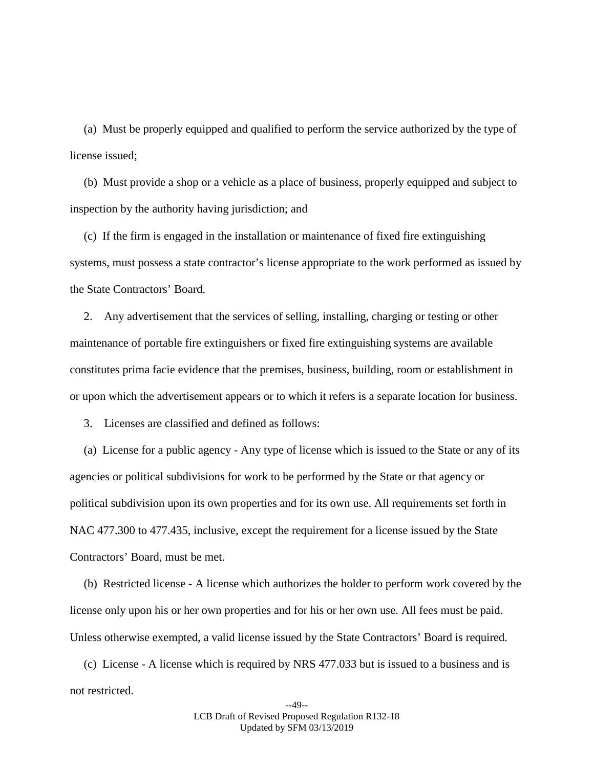(a) Must be properly equipped and qualified to perform the service authorized by the type of license issued;

(b) Must provide a shop or a vehicle as a place of business, properly equipped and subject to inspection by the authority having jurisdiction; and

(c) If the firm is engaged in the installation or maintenance of fixed fire extinguishing systems, must possess a state contractor's license appropriate to the work performed as issued by the State Contractors' Board.

2. Any advertisement that the services of selling, installing, charging or testing or other maintenance of portable fire extinguishers or fixed fire extinguishing systems are available constitutes prima facie evidence that the premises, business, building, room or establishment in or upon which the advertisement appears or to which it refers is a separate location for business.

3. Licenses are classified and defined as follows:

(a) License for a public agency - Any type of license which is issued to the State or any of its agencies or political subdivisions for work to be performed by the State or that agency or political subdivision upon its own properties and for its own use. All requirements set forth in NAC 477.300 to 477.435, inclusive, except the requirement for a license issued by the State Contractors' Board, must be met.

(b) Restricted license - A license which authorizes the holder to perform work covered by the license only upon his or her own properties and for his or her own use. All fees must be paid. Unless otherwise exempted, a valid license issued by the State Contractors' Board is required.

(c) License - A license which is required by NRS 477.033 but is issued to a business and is not restricted.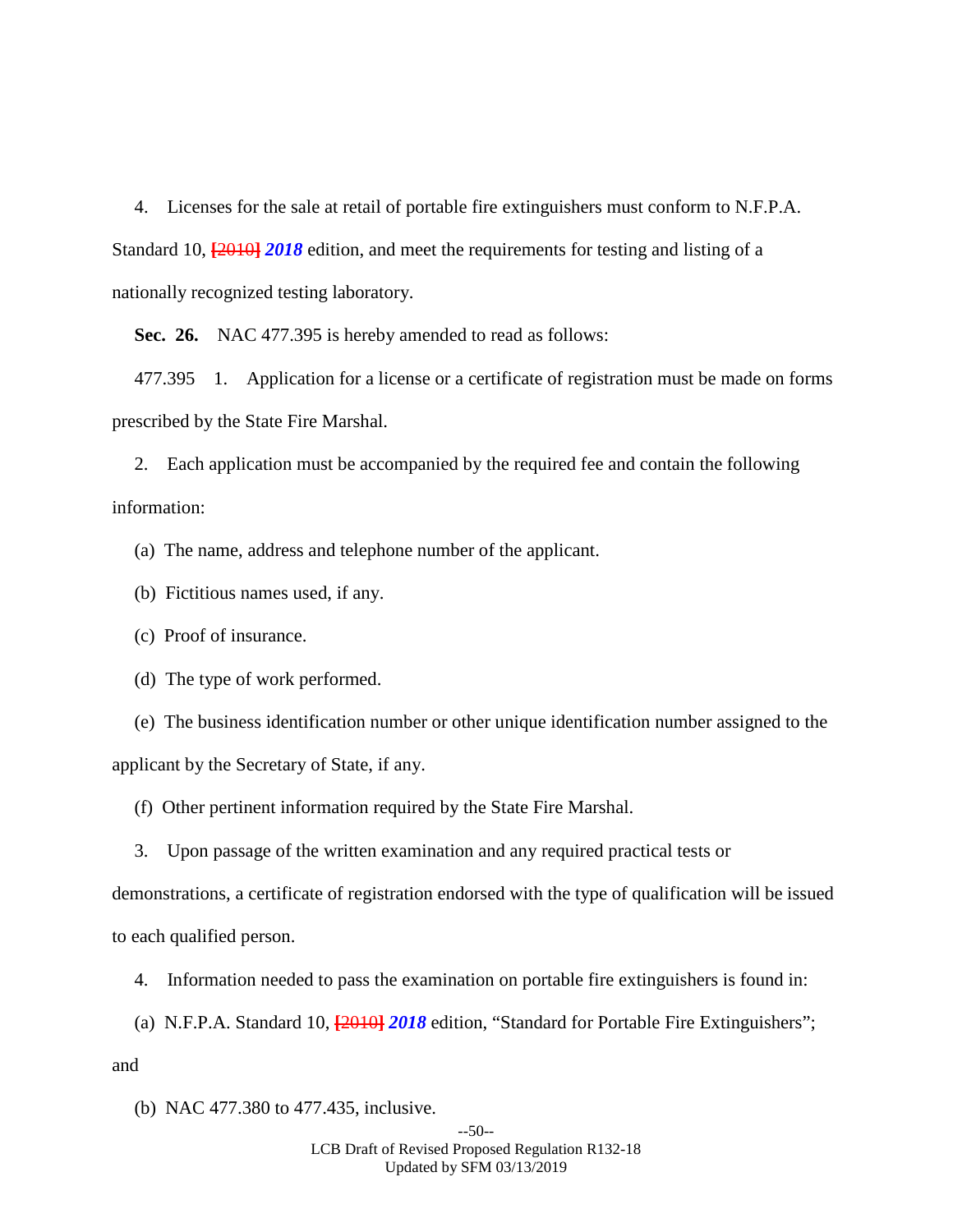4. Licenses for the sale at retail of portable fire extinguishers must conform to N.F.P.A. Standard 10, ~~[2010]~~ ***2018*** edition, and meet the requirements for testing and listing of a nationally recognized testing laboratory.

**Sec. 26.** NAC 477.395 is hereby amended to read as follows:

477.395 1. Application for a license or a certificate of registration must be made on forms prescribed by the State Fire Marshal.

2. Each application must be accompanied by the required fee and contain the following information:

(a) The name, address and telephone number of the applicant.

(b) Fictitious names used, if any.

(c) Proof of insurance.

(d) The type of work performed.

(e) The business identification number or other unique identification number assigned to the applicant by the Secretary of State, if any.

(f) Other pertinent information required by the State Fire Marshal.

3. Upon passage of the written examination and any required practical tests or demonstrations, a certificate of registration endorsed with the type of qualification will be issued to each qualified person.

4. Information needed to pass the examination on portable fire extinguishers is found in:

(a) N.F.P.A. Standard 10, ~~[2010]~~ ***2018*** edition, "Standard for Portable Fire Extinguishers"; and

(b) NAC 477.380 to 477.435, inclusive.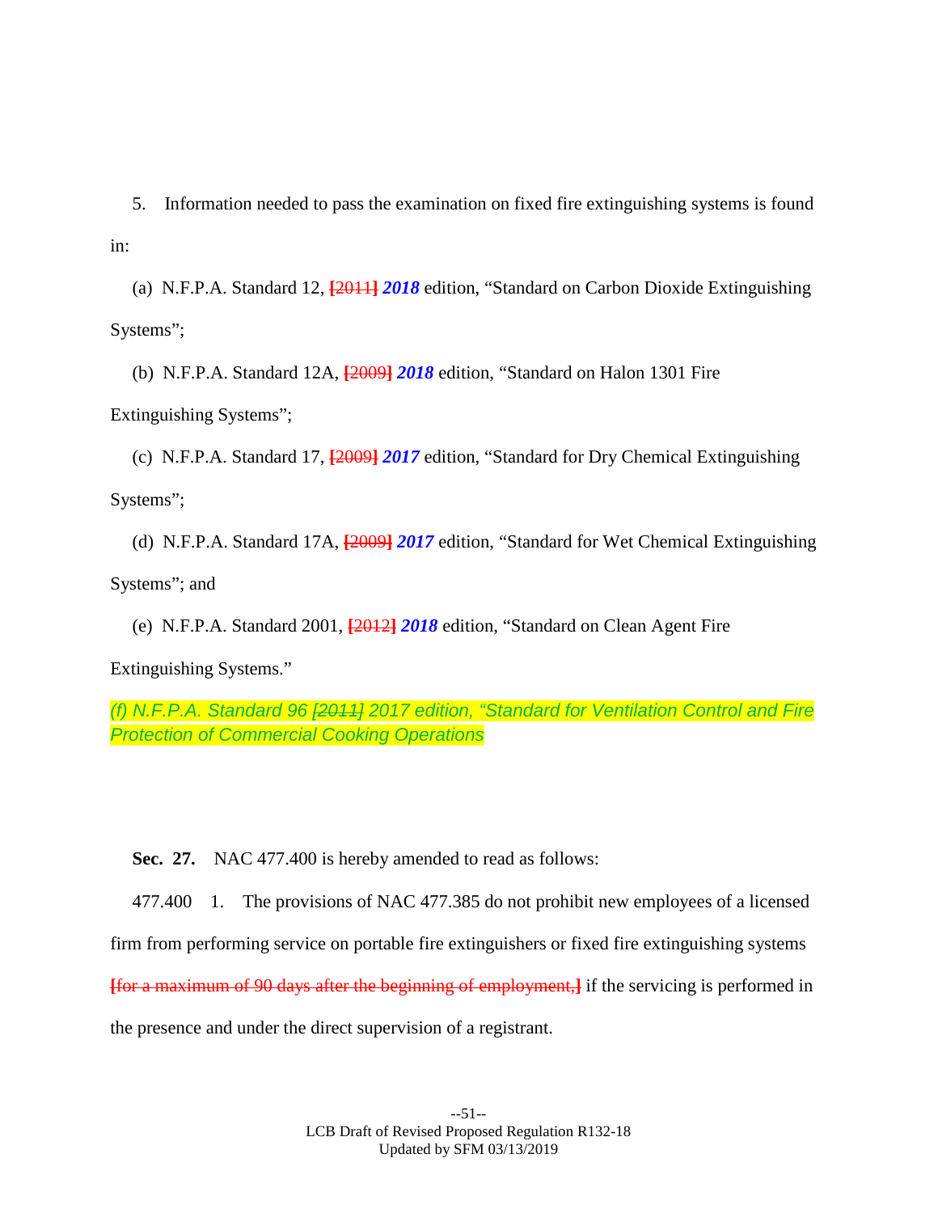5. Information needed to pass the examination on fixed fire extinguishing systems is found in:

(a) N.F.P.A. Standard 12, ~~[2011]~~ ***2018*** edition, "Standard on Carbon Dioxide Extinguishing Systems";

(b) N.F.P.A. Standard 12A, ~~[2009]~~ ***2018*** edition, "Standard on Halon 1301 Fire Extinguishing Systems";

(c) N.F.P.A. Standard 17, ~~[2009]~~ ***2017*** edition, "Standard for Dry Chemical Extinguishing Systems";

(d) N.F.P.A. Standard 17A, ~~[2009]~~ ***2017*** edition, "Standard for Wet Chemical Extinguishing Systems"; and

(e) N.F.P.A. Standard 2001, ~~[2012]~~ ***2018*** edition, "Standard on Clean Agent Fire Extinguishing Systems."

*(f) N.F.P.A. Standard 96 ~~[2011]~~ 2017 edition, "Standard for Ventilation Control and Fire Protection of Commercial Cooking Operations*

**Sec. 27.** NAC 477.400 is hereby amended to read as follows:

477.400 1. The provisions of NAC 477.385 do not prohibit new employees of a licensed firm from performing service on portable fire extinguishers or fixed fire extinguishing systems ~~[for a maximum of 90 days after the beginning of employment,]~~ if the servicing is performed in the presence and under the direct supervision of a registrant.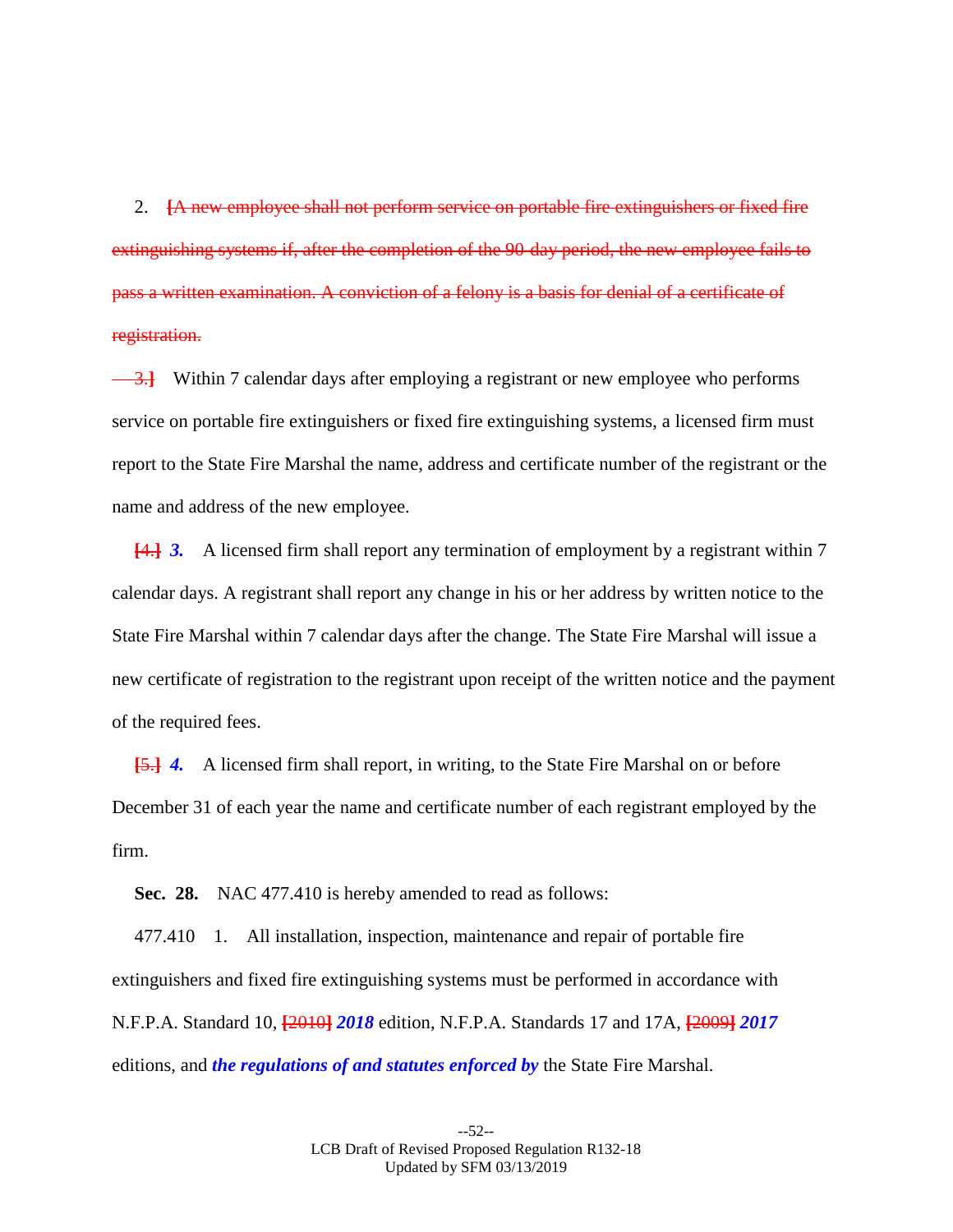2. ~~[A new employee shall not perform service on portable fire extinguishers or fixed fire extinguishing systems if, after the completion of the 90-day period, the new employee fails to pass a written examination. A conviction of a felony is a basis for denial of a certificate of registration.~~

~~3.]~~ Within 7 calendar days after employing a registrant or new employee who performs service on portable fire extinguishers or fixed fire extinguishing systems, a licensed firm must report to the State Fire Marshal the name, address and certificate number of the registrant or the name and address of the new employee.

~~[4.]~~ ***3.*** A licensed firm shall report any termination of employment by a registrant within 7 calendar days. A registrant shall report any change in his or her address by written notice to the State Fire Marshal within 7 calendar days after the change. The State Fire Marshal will issue a new certificate of registration to the registrant upon receipt of the written notice and the payment of the required fees.

~~[5.]~~ ***4.*** A licensed firm shall report, in writing, to the State Fire Marshal on or before December 31 of each year the name and certificate number of each registrant employed by the firm.

**Sec. 28.** NAC 477.410 is hereby amended to read as follows:

477.410 1. All installation, inspection, maintenance and repair of portable fire extinguishers and fixed fire extinguishing systems must be performed in accordance with N.F.P.A. Standard 10, ~~[2010]~~ ***2018*** edition, N.F.P.A. Standards 17 and 17A, ~~[2009]~~ ***2017*** editions, and ***the regulations of and statutes enforced by*** the State Fire Marshal.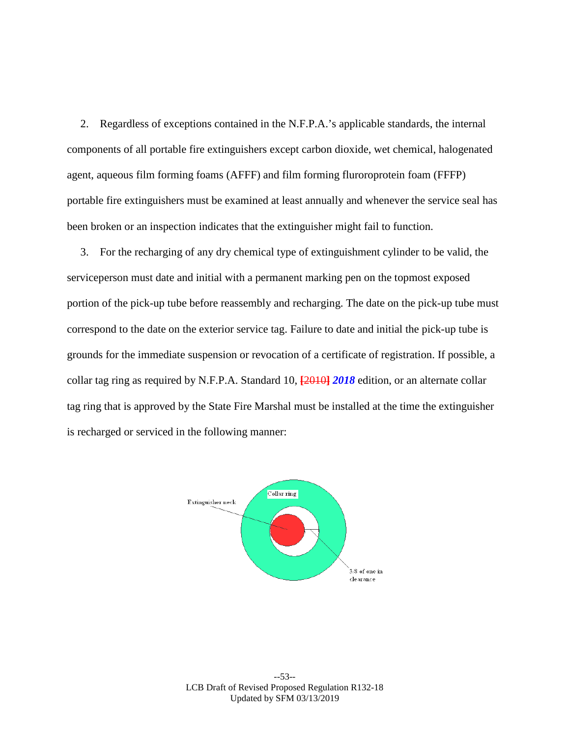2. Regardless of exceptions contained in the N.F.P.A.'s applicable standards, the internal components of all portable fire extinguishers except carbon dioxide, wet chemical, halogenated agent, aqueous film forming foams (AFFF) and film forming fluroroprotein foam (FFFP) portable fire extinguishers must be examined at least annually and whenever the service seal has been broken or an inspection indicates that the extinguisher might fail to function.

3. For the recharging of any dry chemical type of extinguishment cylinder to be valid, the serviceperson must date and initial with a permanent marking pen on the topmost exposed portion of the pick-up tube before reassembly and recharging. The date on the pick-up tube must correspond to the date on the exterior service tag. Failure to date and initial the pick-up tube is grounds for the immediate suspension or revocation of a certificate of registration. If possible, a collar tag ring as required by N.F.P.A. Standard 10, ~~[2010]~~ ***2018*** edition, or an alternate collar tag ring that is approved by the State Fire Marshal must be installed at the time the extinguisher is recharged or serviced in the following manner:

Collar ring

Extinguisher neck

3/8 of one in clearance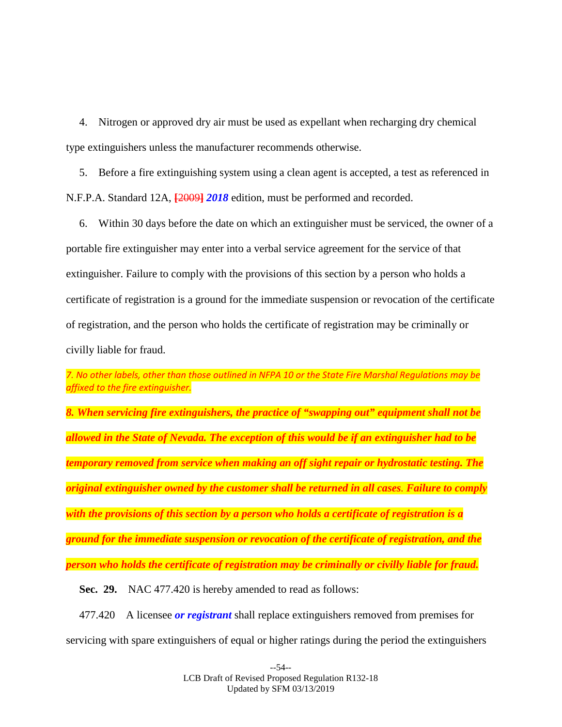4. Nitrogen or approved dry air must be used as expellant when recharging dry chemical type extinguishers unless the manufacturer recommends otherwise.

5. Before a fire extinguishing system using a clean agent is accepted, a test as referenced in N.F.P.A. Standard 12A, ~~[2009]~~ ***2018*** edition, must be performed and recorded.

6. Within 30 days before the date on which an extinguisher must be serviced, the owner of a portable fire extinguisher may enter into a verbal service agreement for the service of that extinguisher. Failure to comply with the provisions of this section by a person who holds a certificate of registration is a ground for the immediate suspension or revocation of the certificate of registration, and the person who holds the certificate of registration may be criminally or civilly liable for fraud.

*7. No other labels, other than those outlined in NFPA 10 or the State Fire Marshal Regulations may be affixed to the fire extinguisher.*

***8. When servicing fire extinguishers, the practice of "swapping out" equipment shall not be allowed in the State of Nevada. The exception of this would be if an extinguisher had to be temporary removed from service when making an off sight repair or hydrostatic testing. The original extinguisher owned by the customer shall be returned in all cases. Failure to comply with the provisions of this section by a person who holds a certificate of registration is a ground for the immediate suspension or revocation of the certificate of registration, and the person who holds the certificate of registration may be criminally or civilly liable for fraud.***

**Sec. 29.** NAC 477.420 is hereby amended to read as follows:

477.420 A licensee ***or registrant*** shall replace extinguishers removed from premises for servicing with spare extinguishers of equal or higher ratings during the period the extinguishers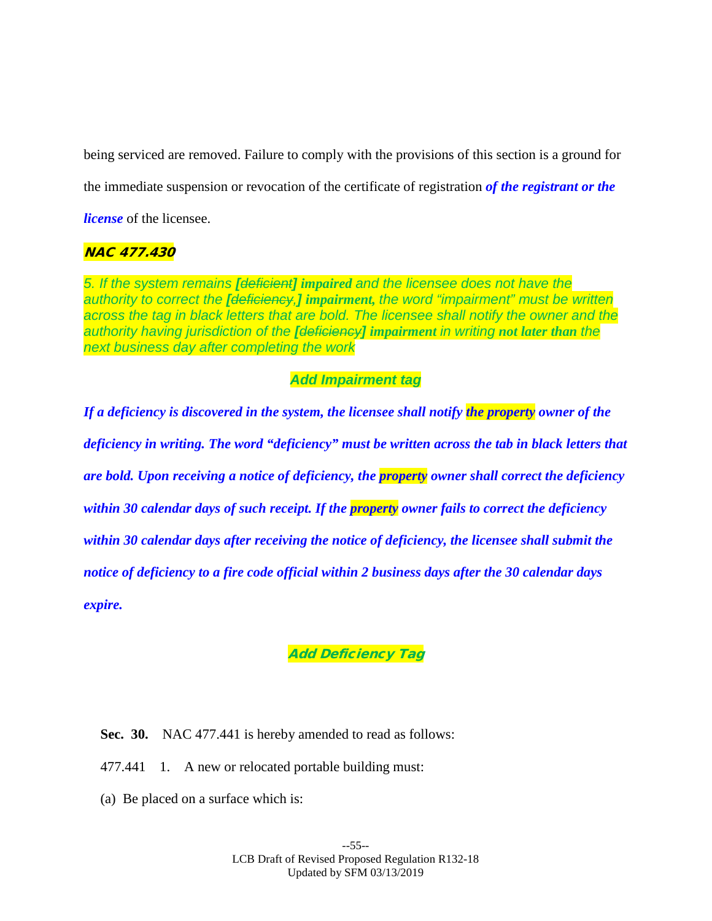being serviced are removed. Failure to comply with the provisions of this section is a ground for the immediate suspension or revocation of the certificate of registration ***of the registrant or the license*** of the licensee.

***NAC 477.430***

*5. If the system remains **[~~deficient~~] impaired** and the licensee does not have the authority to correct the **[~~deficiency.~~] impairment,** the word “impairment” must be written across the tag in black letters that are bold. The licensee shall notify the owner and the authority having jurisdiction of the **[~~deficiency~~] impairment** in writing **not later than** the next business day after completing the work*

***Add Impairment tag***

***If a deficiency is discovered in the system, the licensee shall notify the property owner of the deficiency in writing. The word “deficiency” must be written across the tab in black letters that are bold. Upon receiving a notice of deficiency, the property owner shall correct the deficiency within 30 calendar days of such receipt. If the property owner fails to correct the deficiency within 30 calendar days after receiving the notice of deficiency, the licensee shall submit the notice of deficiency to a fire code official within 2 business days after the 30 calendar days expire.***

***Add Deficiency Tag***

**Sec. 30.** NAC 477.441 is hereby amended to read as follows:

477.441 1. A new or relocated portable building must:

(a) Be placed on a surface which is: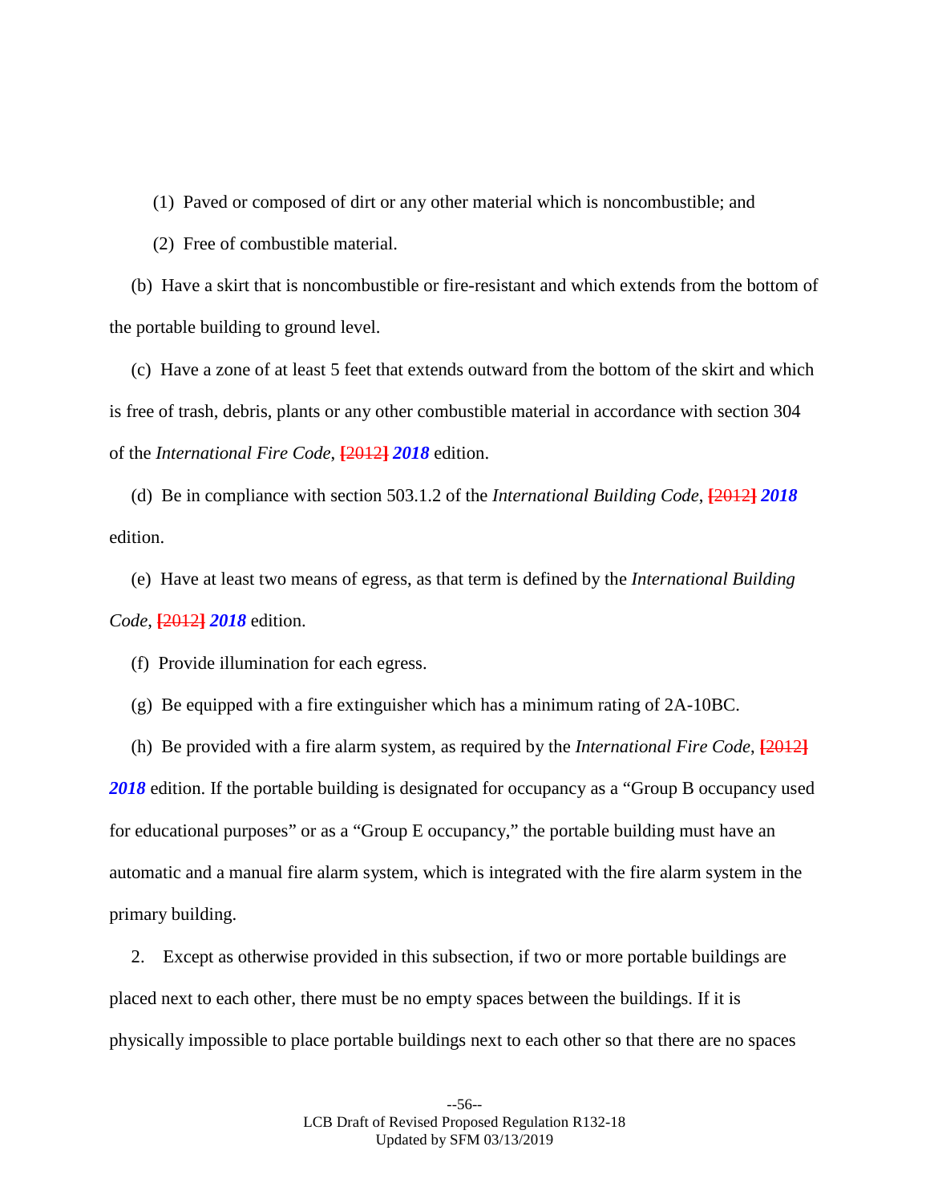(1) Paved or composed of dirt or any other material which is noncombustible; and

(2) Free of combustible material.

(b) Have a skirt that is noncombustible or fire-resistant and which extends from the bottom of the portable building to ground level.

(c) Have a zone of at least 5 feet that extends outward from the bottom of the skirt and which is free of trash, debris, plants or any other combustible material in accordance with section 304 of the *International Fire Code*, [2012] ***2018*** edition.

(d) Be in compliance with section 503.1.2 of the *International Building Code*, [2012] ***2018*** edition.

(e) Have at least two means of egress, as that term is defined by the *International Building Code*, [2012] ***2018*** edition.

(f) Provide illumination for each egress.

(g) Be equipped with a fire extinguisher which has a minimum rating of 2A-10BC.

(h) Be provided with a fire alarm system, as required by the *International Fire Code*, [2012] ***2018*** edition. If the portable building is designated for occupancy as a "Group B occupancy used for educational purposes" or as a "Group E occupancy," the portable building must have an automatic and a manual fire alarm system, which is integrated with the fire alarm system in the primary building.

2. Except as otherwise provided in this subsection, if two or more portable buildings are placed next to each other, there must be no empty spaces between the buildings. If it is physically impossible to place portable buildings next to each other so that there are no spaces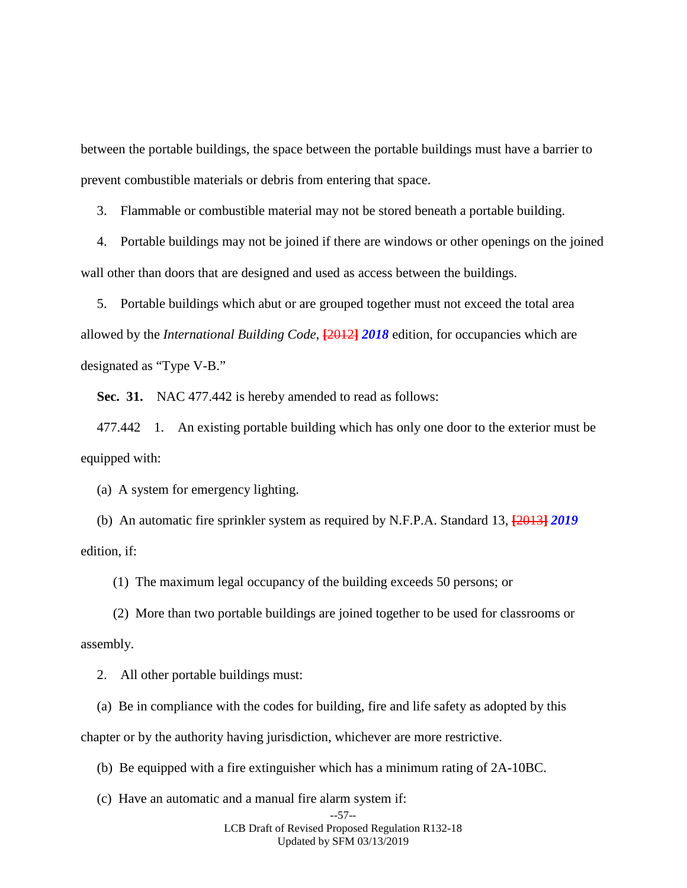between the portable buildings, the space between the portable buildings must have a barrier to prevent combustible materials or debris from entering that space.

3. Flammable or combustible material may not be stored beneath a portable building.

4. Portable buildings may not be joined if there are windows or other openings on the joined wall other than doors that are designed and used as access between the buildings.

5. Portable buildings which abut or are grouped together must not exceed the total area allowed by the *International Building Code*, [~~2012~~] ***2018*** edition, for occupancies which are designated as "Type V-B."

**Sec. 31.** NAC 477.442 is hereby amended to read as follows:

477.442 1. An existing portable building which has only one door to the exterior must be equipped with:

(a) A system for emergency lighting.

(b) An automatic fire sprinkler system as required by N.F.P.A. Standard 13, [~~2013~~] ***2019*** edition, if:

(1) The maximum legal occupancy of the building exceeds 50 persons; or

(2) More than two portable buildings are joined together to be used for classrooms or assembly.

2. All other portable buildings must:

(a) Be in compliance with the codes for building, fire and life safety as adopted by this chapter or by the authority having jurisdiction, whichever are more restrictive.

(b) Be equipped with a fire extinguisher which has a minimum rating of 2A-10BC.

(c) Have an automatic and a manual fire alarm system if: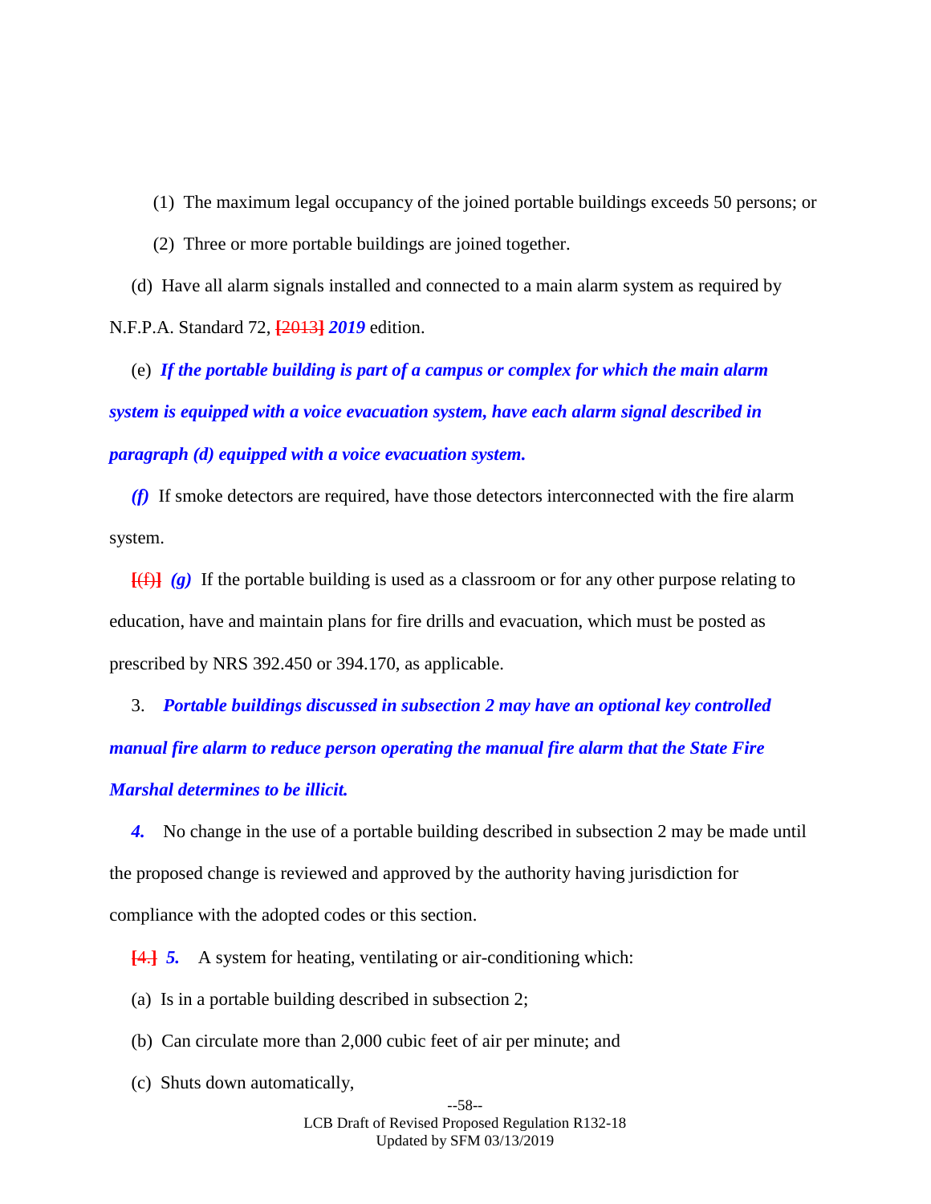(1) The maximum legal occupancy of the joined portable buildings exceeds 50 persons; or

(2) Three or more portable buildings are joined together.

(d) Have all alarm signals installed and connected to a main alarm system as required by N.F.P.A. Standard 72, [2013] ***2019*** edition.

(e) ***If the portable building is part of a campus or complex for which the main alarm system is equipped with a voice evacuation system, have each alarm signal described in paragraph (d) equipped with a voice evacuation system.***

***(f)*** If smoke detectors are required, have those detectors interconnected with the fire alarm system.

[(f)] ***(g)*** If the portable building is used as a classroom or for any other purpose relating to education, have and maintain plans for fire drills and evacuation, which must be posted as prescribed by NRS 392.450 or 394.170, as applicable.

3. ***Portable buildings discussed in subsection 2 may have an optional key controlled manual fire alarm to reduce person operating the manual fire alarm that the State Fire Marshal determines to be illicit.***

***4.*** No change in the use of a portable building described in subsection 2 may be made until the proposed change is reviewed and approved by the authority having jurisdiction for compliance with the adopted codes or this section.

[4.] ***5.*** A system for heating, ventilating or air-conditioning which:

(a) Is in a portable building described in subsection 2;

(b) Can circulate more than 2,000 cubic feet of air per minute; and

(c) Shuts down automatically,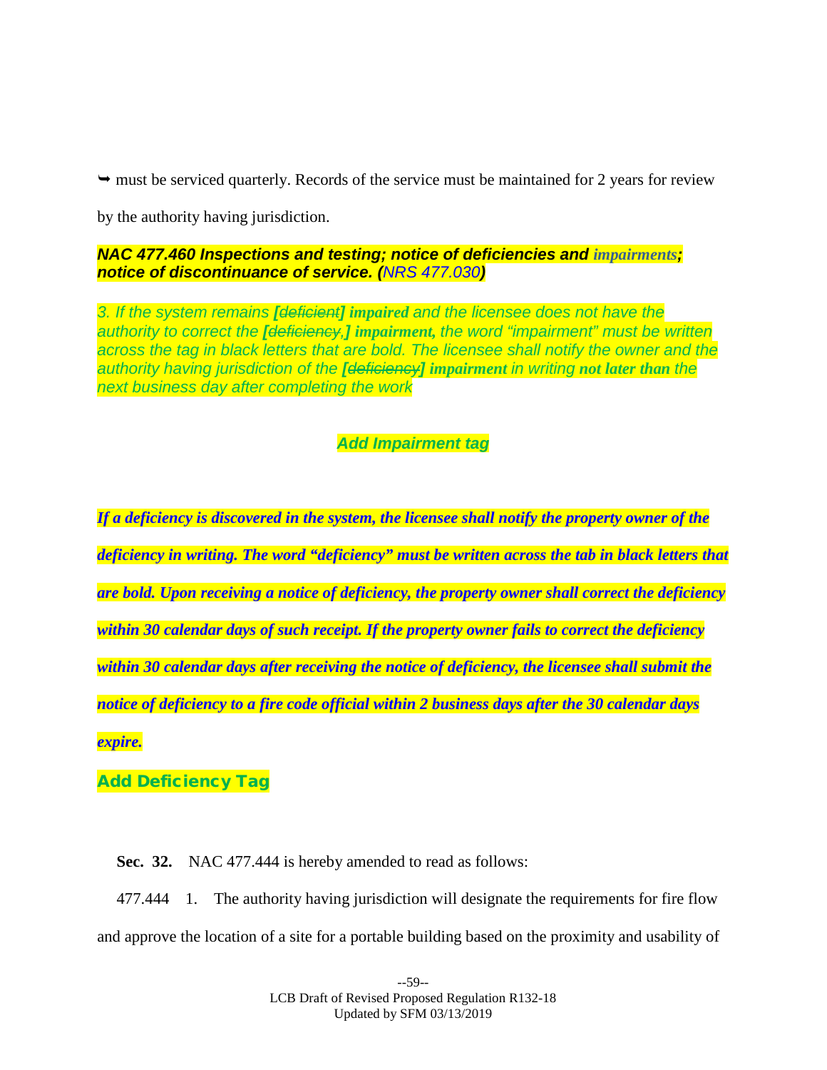➥ must be serviced quarterly. Records of the service must be maintained for 2 years for review by the authority having jurisdiction.

***NAC 477.460 Inspections and testing; notice of deficiencies and impairments; notice of discontinuance of service. (NRS 477.030)***

*3. If the system remains **[~~deficient~~] impaired** and the licensee does not have the authority to correct the **[~~deficiency,~~] impairment,** the word "impairment" must be written across the tag in black letters that are bold. The licensee shall notify the owner and the authority having jurisdiction of the **[~~deficiency~~] impairment** in writing **not later than** the next business day after completing the work*

***Add Impairment tag***

***If a deficiency is discovered in the system, the licensee shall notify the property owner of the deficiency in writing. The word "deficiency" must be written across the tab in black letters that are bold. Upon receiving a notice of deficiency, the property owner shall correct the deficiency within 30 calendar days of such receipt. If the property owner fails to correct the deficiency within 30 calendar days after receiving the notice of deficiency, the licensee shall submit the notice of deficiency to a fire code official within 2 business days after the 30 calendar days expire.***

**Add Deficiency Tag**

**Sec. 32.** NAC 477.444 is hereby amended to read as follows:

477.444 1. The authority having jurisdiction will designate the requirements for fire flow and approve the location of a site for a portable building based on the proximity and usability of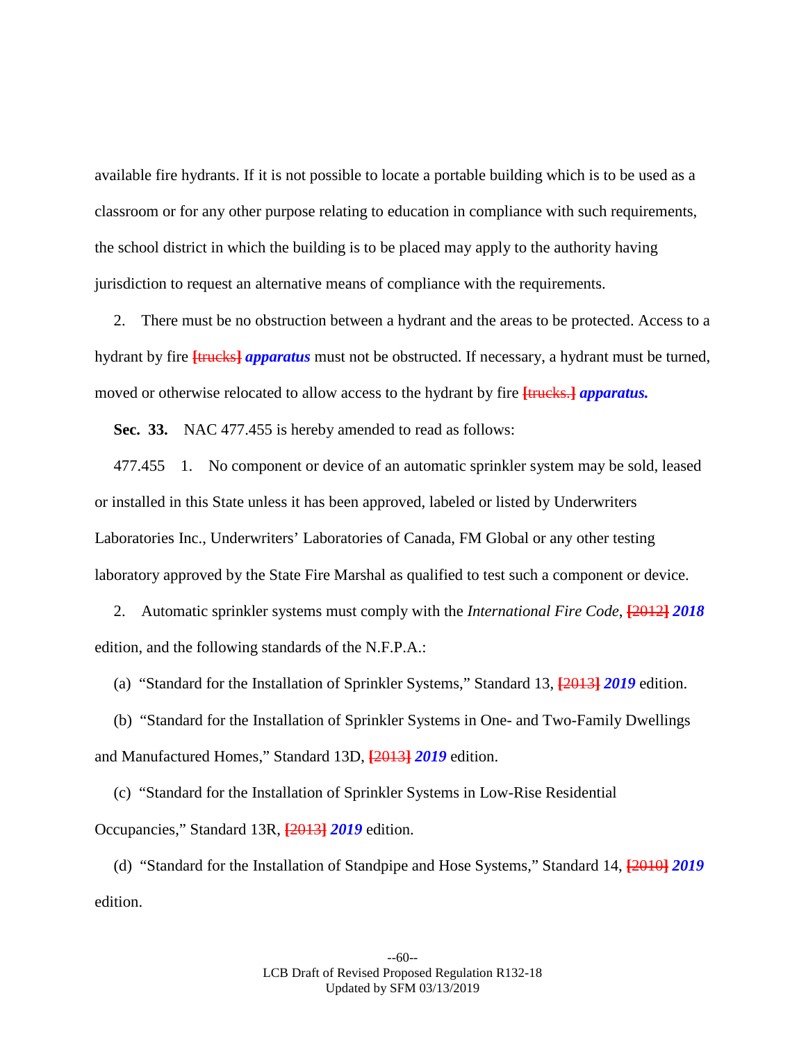available fire hydrants. If it is not possible to locate a portable building which is to be used as a classroom or for any other purpose relating to education in compliance with such requirements, the school district in which the building is to be placed may apply to the authority having jurisdiction to request an alternative means of compliance with the requirements.

2. There must be no obstruction between a hydrant and the areas to be protected. Access to a hydrant by fire **[**~~trucks~~**]** ***apparatus*** must not be obstructed. If necessary, a hydrant must be turned, moved or otherwise relocated to allow access to the hydrant by fire **[**~~trucks.~~**]** ***apparatus.***

**Sec. 33.** NAC 477.455 is hereby amended to read as follows:

477.455 1. No component or device of an automatic sprinkler system may be sold, leased or installed in this State unless it has been approved, labeled or listed by Underwriters Laboratories Inc., Underwriters' Laboratories of Canada, FM Global or any other testing laboratory approved by the State Fire Marshal as qualified to test such a component or device.

2. Automatic sprinkler systems must comply with the *International Fire Code*, **[**~~2012~~**]** ***2018*** edition, and the following standards of the N.F.P.A.:

(a) "Standard for the Installation of Sprinkler Systems," Standard 13, **[**~~2013~~**]** ***2019*** edition.

(b) "Standard for the Installation of Sprinkler Systems in One- and Two-Family Dwellings and Manufactured Homes," Standard 13D, **[**~~2013~~**]** ***2019*** edition.

(c) "Standard for the Installation of Sprinkler Systems in Low-Rise Residential Occupancies," Standard 13R, **[**~~2013~~**]** ***2019*** edition.

(d) "Standard for the Installation of Standpipe and Hose Systems," Standard 14, **[**~~2010~~**]** ***2019*** edition.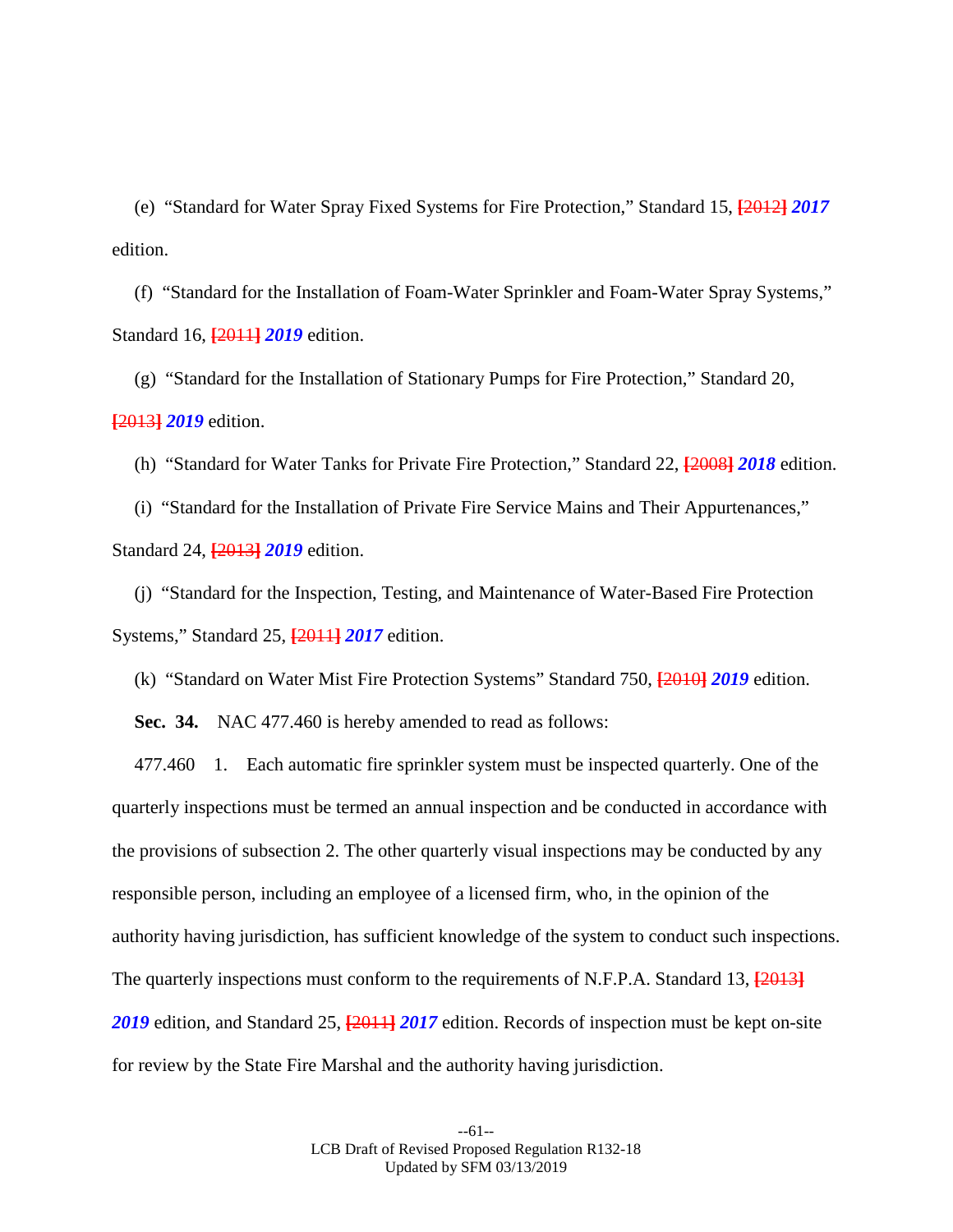(e) "Standard for Water Spray Fixed Systems for Fire Protection," Standard 15, ~~[2012]~~ ***2017*** edition.

(f) "Standard for the Installation of Foam-Water Sprinkler and Foam-Water Spray Systems," Standard 16, ~~[2011]~~ ***2019*** edition.

(g) "Standard for the Installation of Stationary Pumps for Fire Protection," Standard 20, ~~[2013]~~ ***2019*** edition.

(h) "Standard for Water Tanks for Private Fire Protection," Standard 22, ~~[2008]~~ ***2018*** edition.

(i) "Standard for the Installation of Private Fire Service Mains and Their Appurtenances," Standard 24, ~~[2013]~~ ***2019*** edition.

(j) "Standard for the Inspection, Testing, and Maintenance of Water-Based Fire Protection Systems," Standard 25, ~~[2011]~~ ***2017*** edition.

(k) "Standard on Water Mist Fire Protection Systems" Standard 750, ~~[2010]~~ ***2019*** edition.

**Sec. 34.** NAC 477.460 is hereby amended to read as follows:

477.460 1. Each automatic fire sprinkler system must be inspected quarterly. One of the quarterly inspections must be termed an annual inspection and be conducted in accordance with the provisions of subsection 2. The other quarterly visual inspections may be conducted by any responsible person, including an employee of a licensed firm, who, in the opinion of the authority having jurisdiction, has sufficient knowledge of the system to conduct such inspections. The quarterly inspections must conform to the requirements of N.F.P.A. Standard 13, ~~[2013]~~ ***2019*** edition, and Standard 25, ~~[2011]~~ ***2017*** edition. Records of inspection must be kept on-site for review by the State Fire Marshal and the authority having jurisdiction.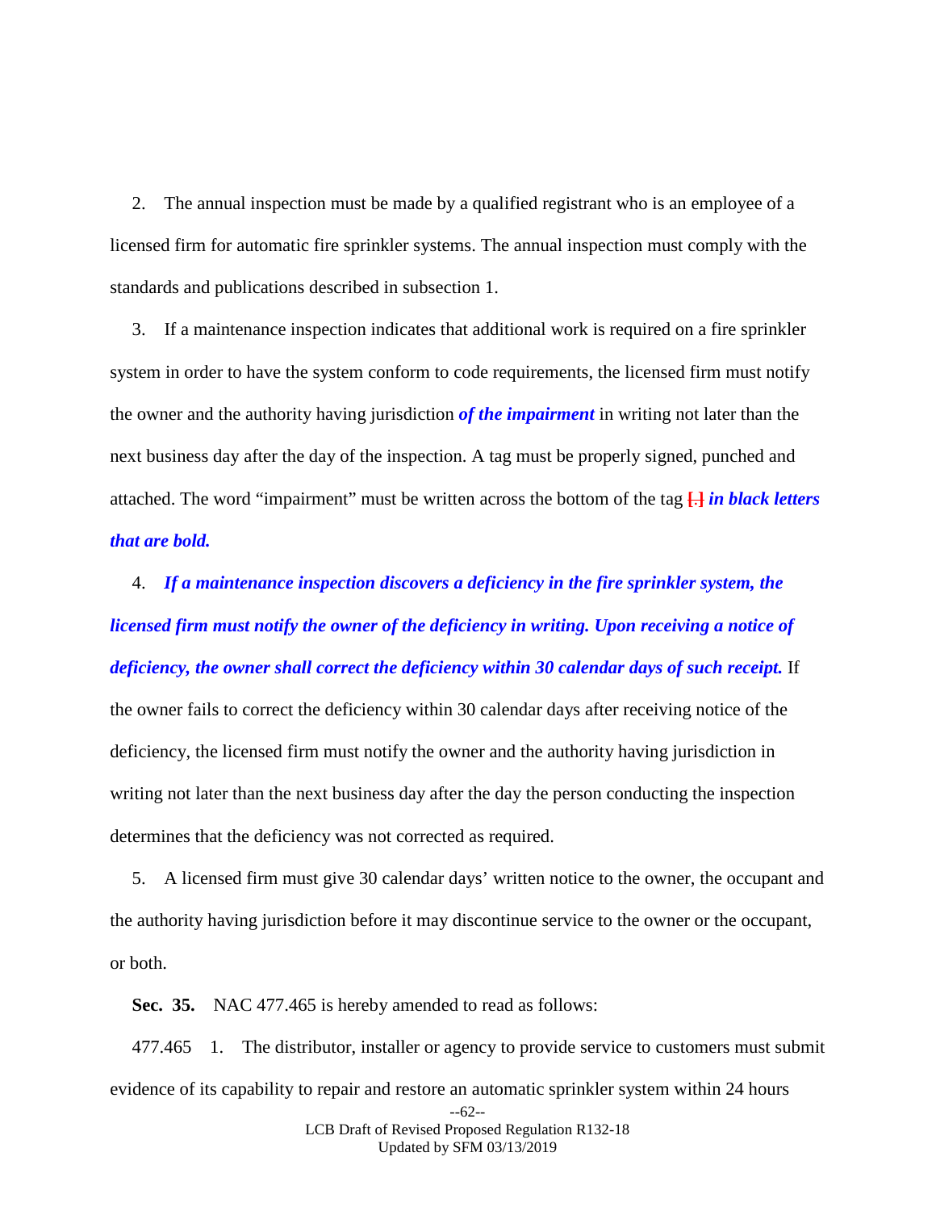2. The annual inspection must be made by a qualified registrant who is an employee of a licensed firm for automatic fire sprinkler systems. The annual inspection must comply with the standards and publications described in subsection 1.

3. If a maintenance inspection indicates that additional work is required on a fire sprinkler system in order to have the system conform to code requirements, the licensed firm must notify the owner and the authority having jurisdiction ***of the impairment*** in writing not later than the next business day after the day of the inspection. A tag must be properly signed, punched and attached. The word "impairment" must be written across the bottom of the tag [.] ***in black letters that are bold.***

4. ***If a maintenance inspection discovers a deficiency in the fire sprinkler system, the licensed firm must notify the owner of the deficiency in writing. Upon receiving a notice of deficiency, the owner shall correct the deficiency within 30 calendar days of such receipt.*** If the owner fails to correct the deficiency within 30 calendar days after receiving notice of the deficiency, the licensed firm must notify the owner and the authority having jurisdiction in writing not later than the next business day after the day the person conducting the inspection determines that the deficiency was not corrected as required.

5. A licensed firm must give 30 calendar days' written notice to the owner, the occupant and the authority having jurisdiction before it may discontinue service to the owner or the occupant, or both.

**Sec. 35.** NAC 477.465 is hereby amended to read as follows:

477.465 1. The distributor, installer or agency to provide service to customers must submit evidence of its capability to repair and restore an automatic sprinkler system within 24 hours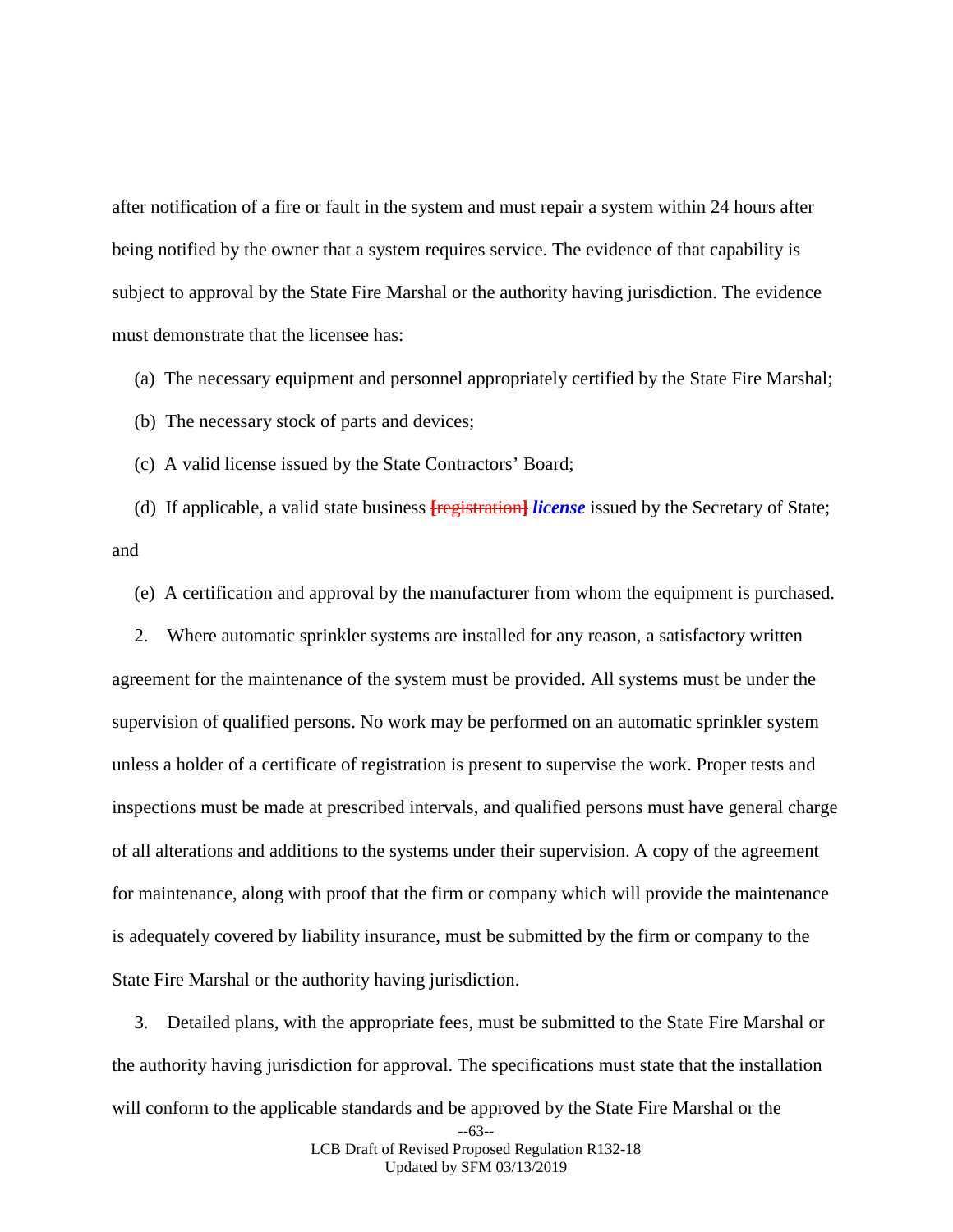after notification of a fire or fault in the system and must repair a system within 24 hours after being notified by the owner that a system requires service. The evidence of that capability is subject to approval by the State Fire Marshal or the authority having jurisdiction. The evidence must demonstrate that the licensee has:

(a) The necessary equipment and personnel appropriately certified by the State Fire Marshal;

(b) The necessary stock of parts and devices;

(c) A valid license issued by the State Contractors' Board;

(d) If applicable, a valid state business [registration] ***license*** issued by the Secretary of State; and

(e) A certification and approval by the manufacturer from whom the equipment is purchased.

2. Where automatic sprinkler systems are installed for any reason, a satisfactory written agreement for the maintenance of the system must be provided. All systems must be under the supervision of qualified persons. No work may be performed on an automatic sprinkler system unless a holder of a certificate of registration is present to supervise the work. Proper tests and inspections must be made at prescribed intervals, and qualified persons must have general charge of all alterations and additions to the systems under their supervision. A copy of the agreement for maintenance, along with proof that the firm or company which will provide the maintenance is adequately covered by liability insurance, must be submitted by the firm or company to the State Fire Marshal or the authority having jurisdiction.

3. Detailed plans, with the appropriate fees, must be submitted to the State Fire Marshal or the authority having jurisdiction for approval. The specifications must state that the installation will conform to the applicable standards and be approved by the State Fire Marshal or the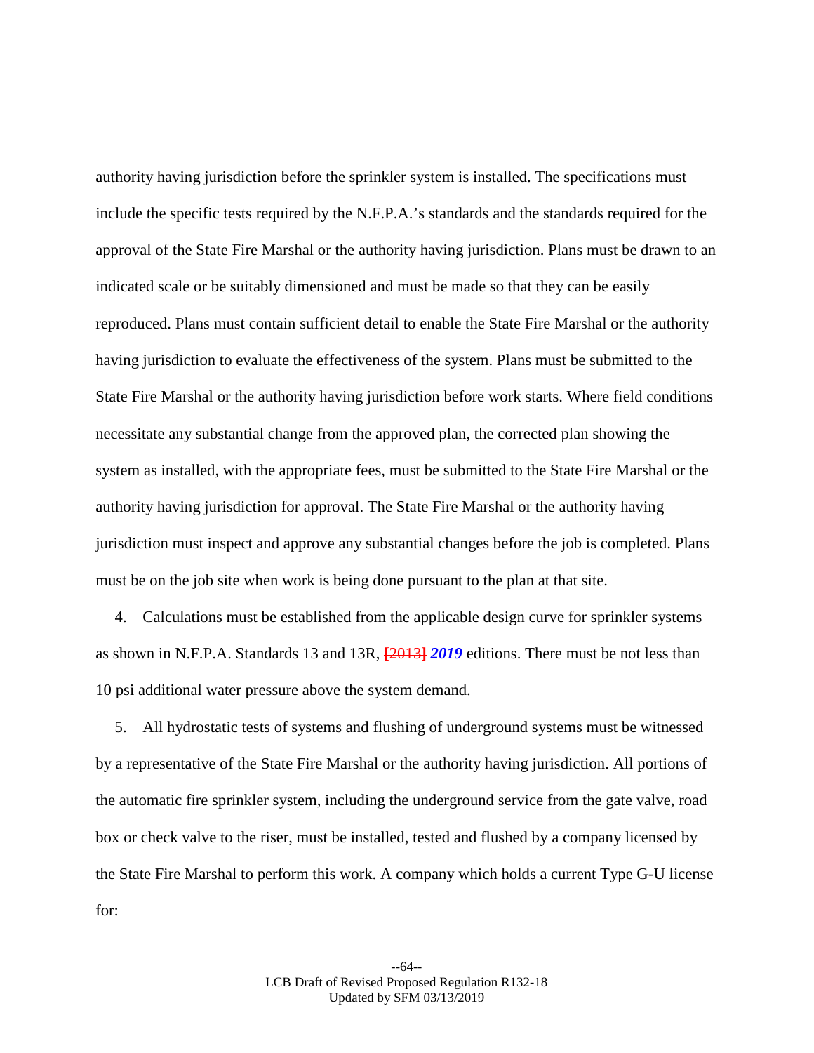authority having jurisdiction before the sprinkler system is installed. The specifications must include the specific tests required by the N.F.P.A.'s standards and the standards required for the approval of the State Fire Marshal or the authority having jurisdiction. Plans must be drawn to an indicated scale or be suitably dimensioned and must be made so that they can be easily reproduced. Plans must contain sufficient detail to enable the State Fire Marshal or the authority having jurisdiction to evaluate the effectiveness of the system. Plans must be submitted to the State Fire Marshal or the authority having jurisdiction before work starts. Where field conditions necessitate any substantial change from the approved plan, the corrected plan showing the system as installed, with the appropriate fees, must be submitted to the State Fire Marshal or the authority having jurisdiction for approval. The State Fire Marshal or the authority having jurisdiction must inspect and approve any substantial changes before the job is completed. Plans must be on the job site when work is being done pursuant to the plan at that site.

4. Calculations must be established from the applicable design curve for sprinkler systems as shown in N.F.P.A. Standards 13 and 13R, [~~2013~~] ***2019*** editions. There must be not less than 10 psi additional water pressure above the system demand.

5. All hydrostatic tests of systems and flushing of underground systems must be witnessed by a representative of the State Fire Marshal or the authority having jurisdiction. All portions of the automatic fire sprinkler system, including the underground service from the gate valve, road box or check valve to the riser, must be installed, tested and flushed by a company licensed by the State Fire Marshal to perform this work. A company which holds a current Type G-U license for: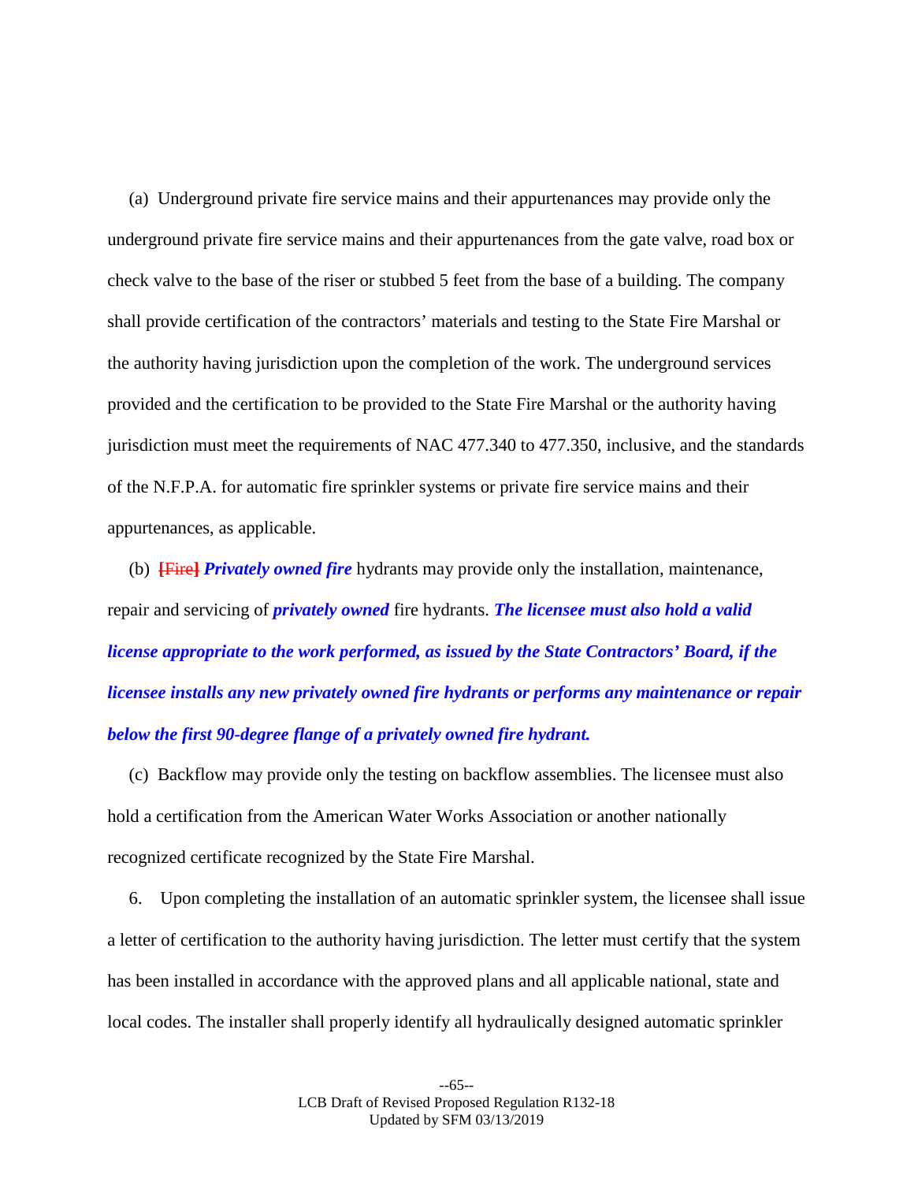(a) Underground private fire service mains and their appurtenances may provide only the underground private fire service mains and their appurtenances from the gate valve, road box or check valve to the base of the riser or stubbed 5 feet from the base of a building. The company shall provide certification of the contractors' materials and testing to the State Fire Marshal or the authority having jurisdiction upon the completion of the work. The underground services provided and the certification to be provided to the State Fire Marshal or the authority having jurisdiction must meet the requirements of NAC 477.340 to 477.350, inclusive, and the standards of the N.F.P.A. for automatic fire sprinkler systems or private fire service mains and their appurtenances, as applicable.

(b) **[Fire]** ***Privately owned fire*** hydrants may provide only the installation, maintenance, repair and servicing of ***privately owned*** fire hydrants. ***The licensee must also hold a valid license appropriate to the work performed, as issued by the State Contractors' Board, if the licensee installs any new privately owned fire hydrants or performs any maintenance or repair below the first 90-degree flange of a privately owned fire hydrant.***

(c) Backflow may provide only the testing on backflow assemblies. The licensee must also hold a certification from the American Water Works Association or another nationally recognized certificate recognized by the State Fire Marshal.

6. Upon completing the installation of an automatic sprinkler system, the licensee shall issue a letter of certification to the authority having jurisdiction. The letter must certify that the system has been installed in accordance with the approved plans and all applicable national, state and local codes. The installer shall properly identify all hydraulically designed automatic sprinkler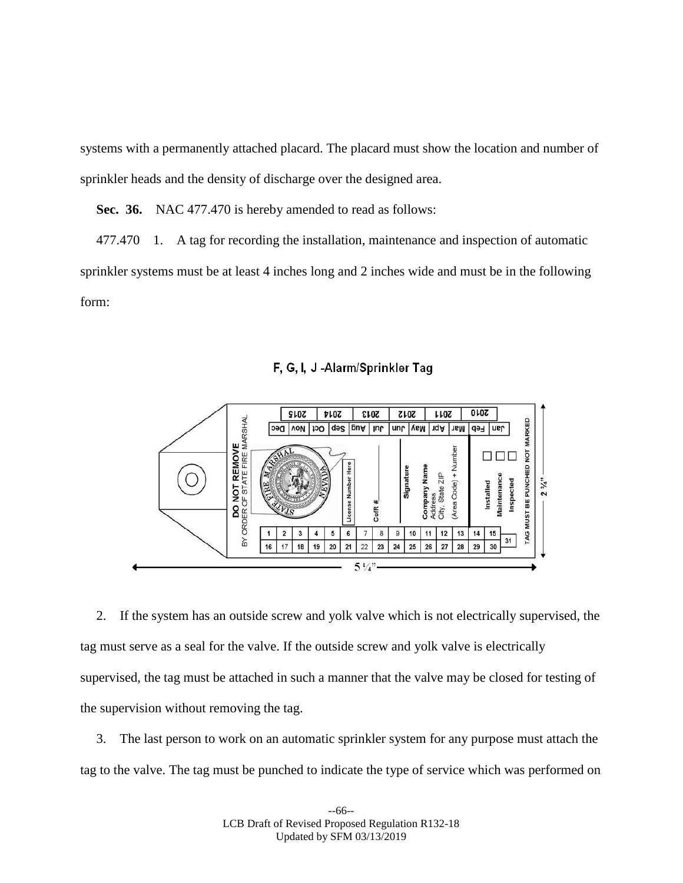systems with a permanently attached placard. The placard must show the location and number of sprinkler heads and the density of discharge over the designed area.

**Sec. 36.** NAC 477.470 is hereby amended to read as follows:

477.470 1. A tag for recording the installation, maintenance and inspection of automatic sprinkler systems must be at least 4 inches long and 2 inches wide and must be in the following form:

F, G, I, J -Alarm/Sprinkler Tag

2. If the system has an outside screw and yolk valve which is not electrically supervised, the tag must serve as a seal for the valve. If the outside screw and yolk valve is electrically supervised, the tag must be attached in such a manner that the valve may be closed for testing of the supervision without removing the tag.

3. The last person to work on an automatic sprinkler system for any purpose must attach the tag to the valve. The tag must be punched to indicate the type of service which was performed on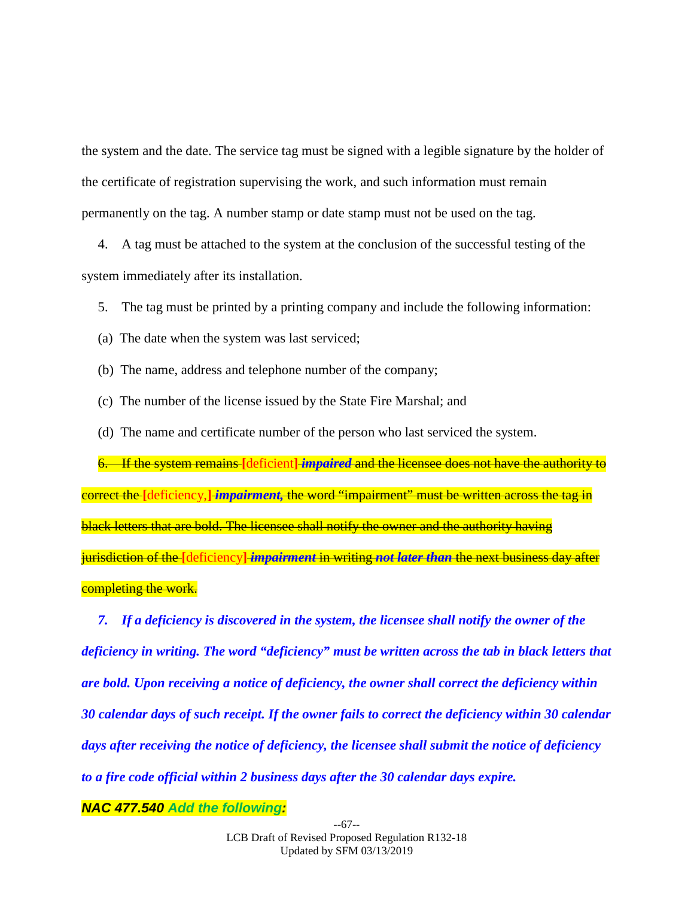the system and the date. The service tag must be signed with a legible signature by the holder of the certificate of registration supervising the work, and such information must remain permanently on the tag. A number stamp or date stamp must not be used on the tag.

4. A tag must be attached to the system at the conclusion of the successful testing of the system immediately after its installation.

5. The tag must be printed by a printing company and include the following information:

(a) The date when the system was last serviced;

(b) The name, address and telephone number of the company;

(c) The number of the license issued by the State Fire Marshal; and

(d) The name and certificate number of the person who last serviced the system.

~~6. If the system remains [deficient] ***impaired*** and the licensee does not have the authority to correct the [deficiency,] ***impairment,*** the word "impairment" must be written across the tag in black letters that are bold. The licensee shall notify the owner and the authority having jurisdiction of the [deficiency] ***impairment*** in writing ***not later than*** the next business day after completing the work.~~

***7. If a deficiency is discovered in the system, the licensee shall notify the owner of the deficiency in writing. The word "deficiency" must be written across the tab in black letters that are bold. Upon receiving a notice of deficiency, the owner shall correct the deficiency within 30 calendar days of such receipt. If the owner fails to correct the deficiency within 30 calendar days after receiving the notice of deficiency, the licensee shall submit the notice of deficiency to a fire code official within 2 business days after the 30 calendar days expire.***

***NAC 477.540 Add the following:***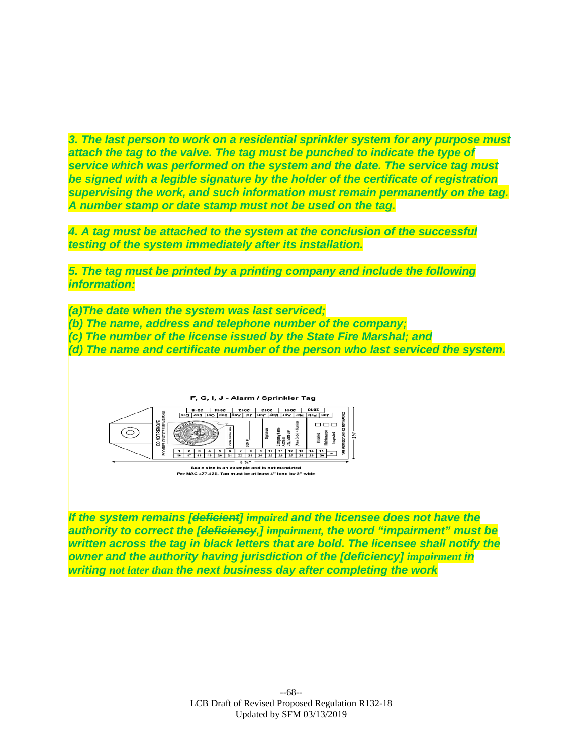***3. The last person to work on a residential sprinkler system for any purpose must attach the tag to the valve. The tag must be punched to indicate the type of service which was performed on the system and the date. The service tag must be signed with a legible signature by the holder of the certificate of registration supervising the work, and such information must remain permanently on the tag. A number stamp or date stamp must not be used on the tag.***

***4. A tag must be attached to the system at the conclusion of the successful testing of the system immediately after its installation.***

***5. The tag must be printed by a printing company and include the following information:***

***(a)The date when the system was last serviced;***
***(b) The name, address and telephone number of the company;***
***(c) The number of the license issued by the State Fire Marshal; and***
***(d) The name and certificate number of the person who last serviced the system.***

F, G, I, J - Alarm / Sprinkler Tag

Scale size is an example and is not mandated
Per NAC 477.425, Tag must be at least 4" long by 2" wide

***If the system remains [~~deficient~~] impaired and the licensee does not have the authority to correct the [~~deficiency,~~] impairment, the word "impairment" must be written across the tag in black letters that are bold. The licensee shall notify the owner and the authority having jurisdiction of the [~~deficiency~~] impairment in writing not later than the next business day after completing the work***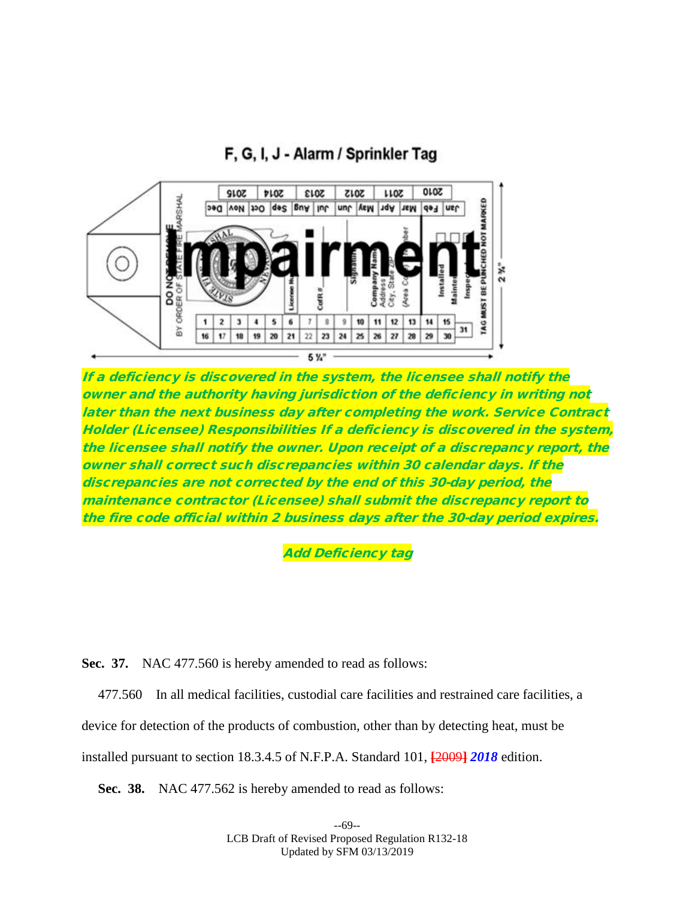F, G, I, J - Alarm / Sprinkler Tag

*If a deficiency is discovered in the system, the licensee shall notify the owner and the authority having jurisdiction of the deficiency in writing not later than the next business day after completing the work. Service Contract Holder (Licensee) Responsibilities If a deficiency is discovered in the system, the licensee shall notify the owner. Upon receipt of a discrepancy report, the owner shall correct such discrepancies within 30 calendar days. If the discrepancies are not corrected by the end of this 30-day period, the maintenance contractor (Licensee) shall submit the discrepancy report to the fire code official within 2 business days after the 30-day period expires.*

*Add Deficiency tag*

**Sec. 37.** NAC 477.560 is hereby amended to read as follows:

477.560 In all medical facilities, custodial care facilities and restrained care facilities, a device for detection of the products of combustion, other than by detecting heat, must be installed pursuant to section 18.3.4.5 of N.F.P.A. Standard 101, [2009] ***2018*** edition.

**Sec. 38.** NAC 477.562 is hereby amended to read as follows: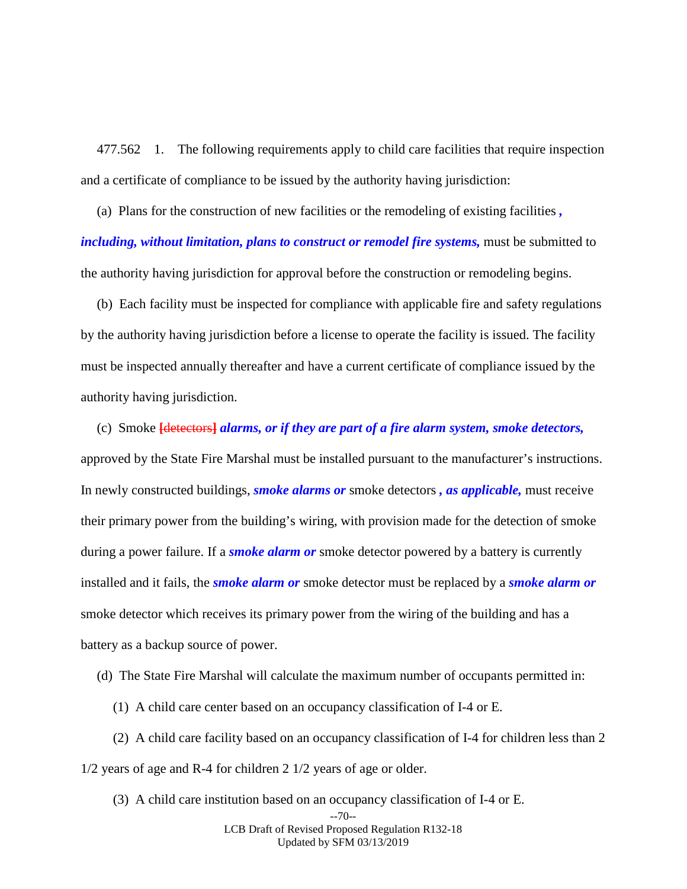477.562 1. The following requirements apply to child care facilities that require inspection and a certificate of compliance to be issued by the authority having jurisdiction:

(a) Plans for the construction of new facilities or the remodeling of existing facilities ***, including, without limitation, plans to construct or remodel fire systems,*** must be submitted to the authority having jurisdiction for approval before the construction or remodeling begins.

(b) Each facility must be inspected for compliance with applicable fire and safety regulations by the authority having jurisdiction before a license to operate the facility is issued. The facility must be inspected annually thereafter and have a current certificate of compliance issued by the authority having jurisdiction.

(c) Smoke [~~detectors~~] ***alarms, or if they are part of a fire alarm system, smoke detectors,*** approved by the State Fire Marshal must be installed pursuant to the manufacturer's instructions. In newly constructed buildings, ***smoke alarms or*** smoke detectors ***, as applicable,*** must receive their primary power from the building's wiring, with provision made for the detection of smoke during a power failure. If a ***smoke alarm or*** smoke detector powered by a battery is currently installed and it fails, the ***smoke alarm or*** smoke detector must be replaced by a ***smoke alarm or*** smoke detector which receives its primary power from the wiring of the building and has a battery as a backup source of power.

(d) The State Fire Marshal will calculate the maximum number of occupants permitted in:

(1) A child care center based on an occupancy classification of I-4 or E.

(2) A child care facility based on an occupancy classification of I-4 for children less than 2 1/2 years of age and R-4 for children 2 1/2 years of age or older.

(3) A child care institution based on an occupancy classification of I-4 or E.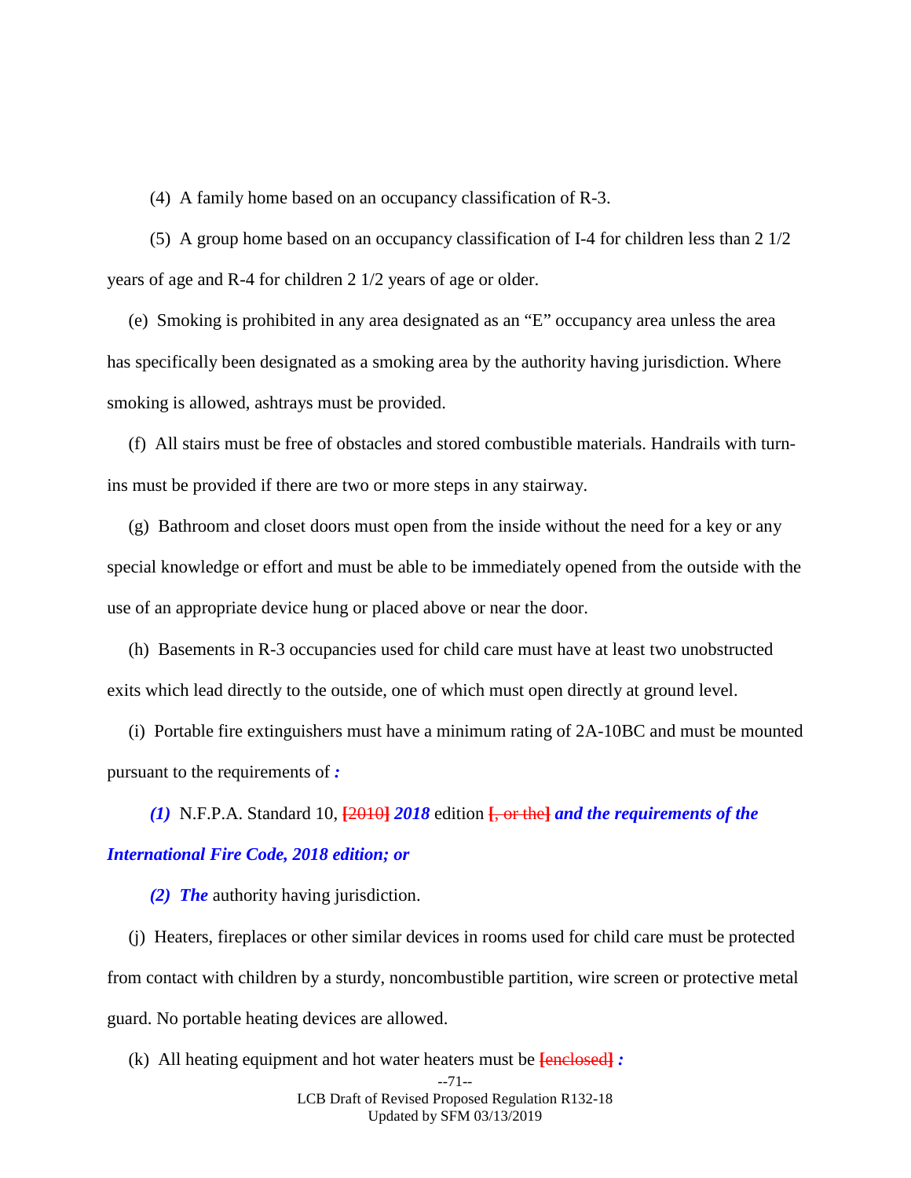(4) A family home based on an occupancy classification of R-3.

(5) A group home based on an occupancy classification of I-4 for children less than 2 1/2 years of age and R-4 for children 2 1/2 years of age or older.

(e) Smoking is prohibited in any area designated as an "E" occupancy area unless the area has specifically been designated as a smoking area by the authority having jurisdiction. Where smoking is allowed, ashtrays must be provided.

(f) All stairs must be free of obstacles and stored combustible materials. Handrails with turn-ins must be provided if there are two or more steps in any stairway.

(g) Bathroom and closet doors must open from the inside without the need for a key or any special knowledge or effort and must be able to be immediately opened from the outside with the use of an appropriate device hung or placed above or near the door.

(h) Basements in R-3 occupancies used for child care must have at least two unobstructed exits which lead directly to the outside, one of which must open directly at ground level.

(i) Portable fire extinguishers must have a minimum rating of 2A-10BC and must be mounted pursuant to the requirements of ***:***

***(1)*** N.F.P.A. Standard 10, [~~2010~~] ***2018*** edition [~~, or the~~] ***and the requirements of the International Fire Code, 2018 edition; or***

***(2) The*** authority having jurisdiction.

(j) Heaters, fireplaces or other similar devices in rooms used for child care must be protected from contact with children by a sturdy, noncombustible partition, wire screen or protective metal guard. No portable heating devices are allowed.

(k) All heating equipment and hot water heaters must be [~~enclosed~~] ***:***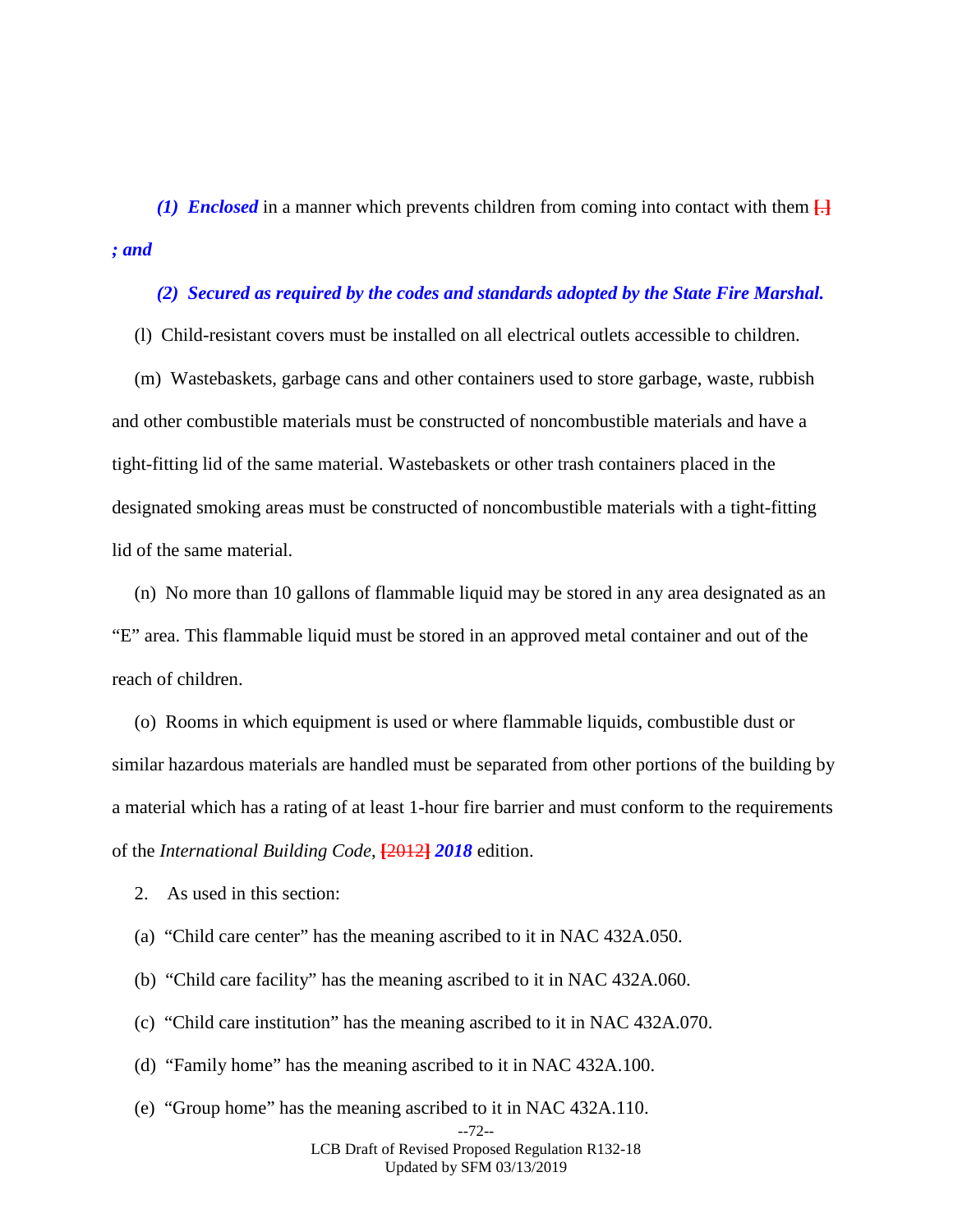*(1) Enclosed* in a manner which prevents children from coming into contact with them [.] *; and*

*(2) Secured as required by the codes and standards adopted by the State Fire Marshal.*

(l) Child-resistant covers must be installed on all electrical outlets accessible to children.

(m) Wastebaskets, garbage cans and other containers used to store garbage, waste, rubbish and other combustible materials must be constructed of noncombustible materials and have a tight-fitting lid of the same material. Wastebaskets or other trash containers placed in the designated smoking areas must be constructed of noncombustible materials with a tight-fitting lid of the same material.

(n) No more than 10 gallons of flammable liquid may be stored in any area designated as an "E" area. This flammable liquid must be stored in an approved metal container and out of the reach of children.

(o) Rooms in which equipment is used or where flammable liquids, combustible dust or similar hazardous materials are handled must be separated from other portions of the building by a material which has a rating of at least 1-hour fire barrier and must conform to the requirements of the *International Building Code*, [2012] ***2018*** edition.

2. As used in this section:

(a) "Child care center" has the meaning ascribed to it in NAC 432A.050.

(b) "Child care facility" has the meaning ascribed to it in NAC 432A.060.

(c) "Child care institution" has the meaning ascribed to it in NAC 432A.070.

(d) "Family home" has the meaning ascribed to it in NAC 432A.100.

(e) "Group home" has the meaning ascribed to it in NAC 432A.110.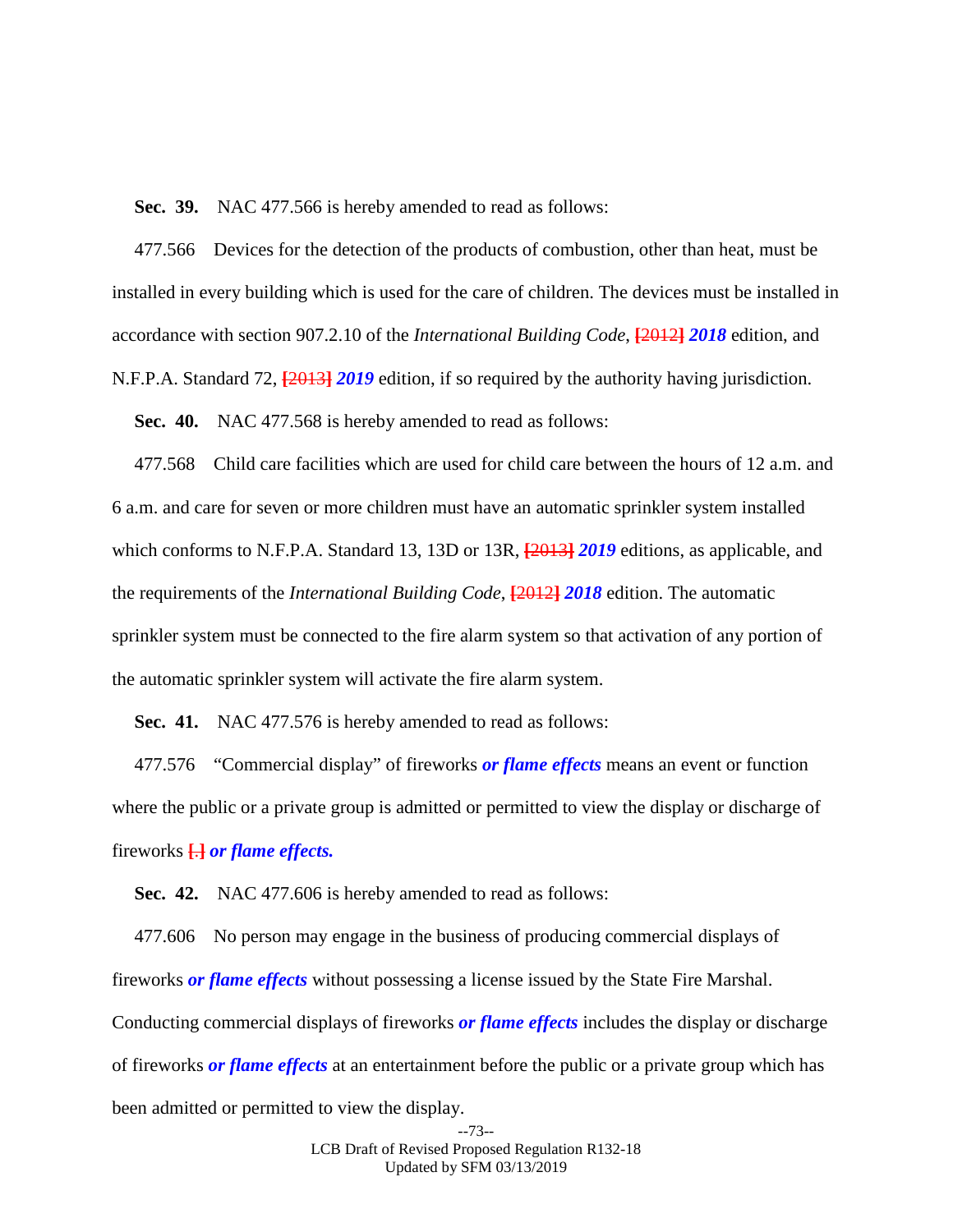**Sec. 39.** NAC 477.566 is hereby amended to read as follows:

477.566 Devices for the detection of the products of combustion, other than heat, must be installed in every building which is used for the care of children. The devices must be installed in accordance with section 907.2.10 of the *International Building Code*, **[**~~2012~~**]** ***2018*** edition, and N.F.P.A. Standard 72, **[**~~2013~~**]** ***2019*** edition, if so required by the authority having jurisdiction.

**Sec. 40.** NAC 477.568 is hereby amended to read as follows:

477.568 Child care facilities which are used for child care between the hours of 12 a.m. and 6 a.m. and care for seven or more children must have an automatic sprinkler system installed which conforms to N.F.P.A. Standard 13, 13D or 13R, **[**~~2013~~**]** ***2019*** editions, as applicable, and the requirements of the *International Building Code*, **[**~~2012~~**]** ***2018*** edition. The automatic sprinkler system must be connected to the fire alarm system so that activation of any portion of the automatic sprinkler system will activate the fire alarm system.

**Sec. 41.** NAC 477.576 is hereby amended to read as follows:

477.576 "Commercial display" of fireworks ***or flame effects*** means an event or function where the public or a private group is admitted or permitted to view the display or discharge of fireworks **[**~~.~~**]** ***or flame effects.***

**Sec. 42.** NAC 477.606 is hereby amended to read as follows:

477.606 No person may engage in the business of producing commercial displays of fireworks ***or flame effects*** without possessing a license issued by the State Fire Marshal. Conducting commercial displays of fireworks ***or flame effects*** includes the display or discharge of fireworks ***or flame effects*** at an entertainment before the public or a private group which has been admitted or permitted to view the display.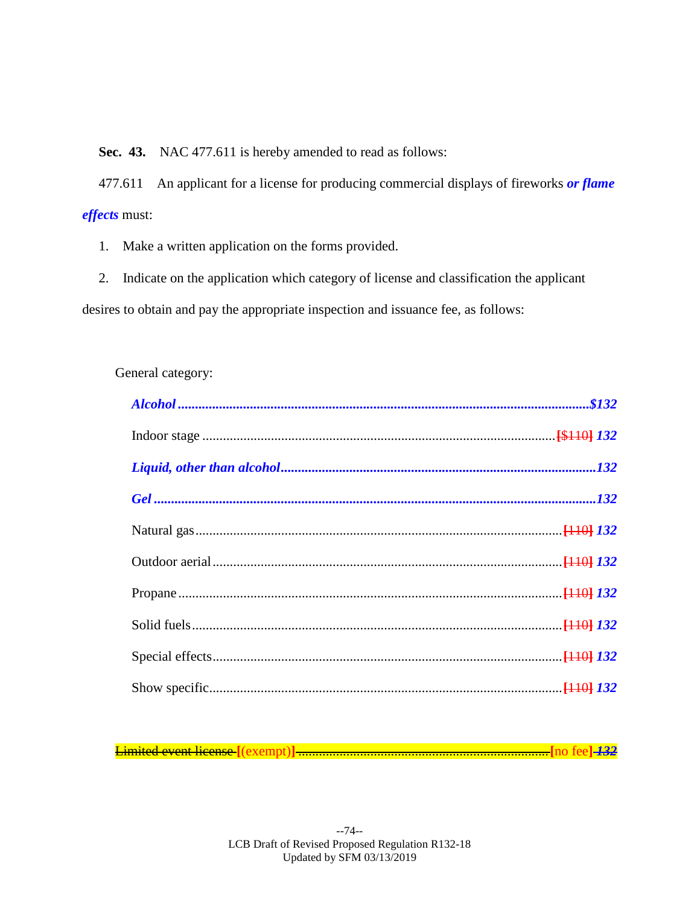**Sec. 43.** NAC 477.611 is hereby amended to read as follows:

477.611 An applicant for a license for producing commercial displays of fireworks ***or flame effects*** must:

1. Make a written application on the forms provided.

2. Indicate on the application which category of license and classification the applicant desires to obtain and pay the appropriate inspection and issuance fee, as follows:

General category:

| | |
|---|---|
| ***Alcohol*** | ***$132*** |
| Indoor stage | ~~[$110]~~ ***132*** |
| ***Liquid, other than alcohol*** | ***132*** |
| ***Gel*** | ***132*** |
| Natural gas | ~~[110]~~ ***132*** |
| Outdoor aerial | ~~[110]~~ ***132*** |
| Propane | ~~[110]~~ ***132*** |
| Solid fuels | ~~[110]~~ ***132*** |
| Special effects | ~~[110]~~ ***132*** |
| Show specific | ~~[110]~~ ***132*** |

~~Limited event license~~ [(exempt)] ............ [no fee] ~~***132***~~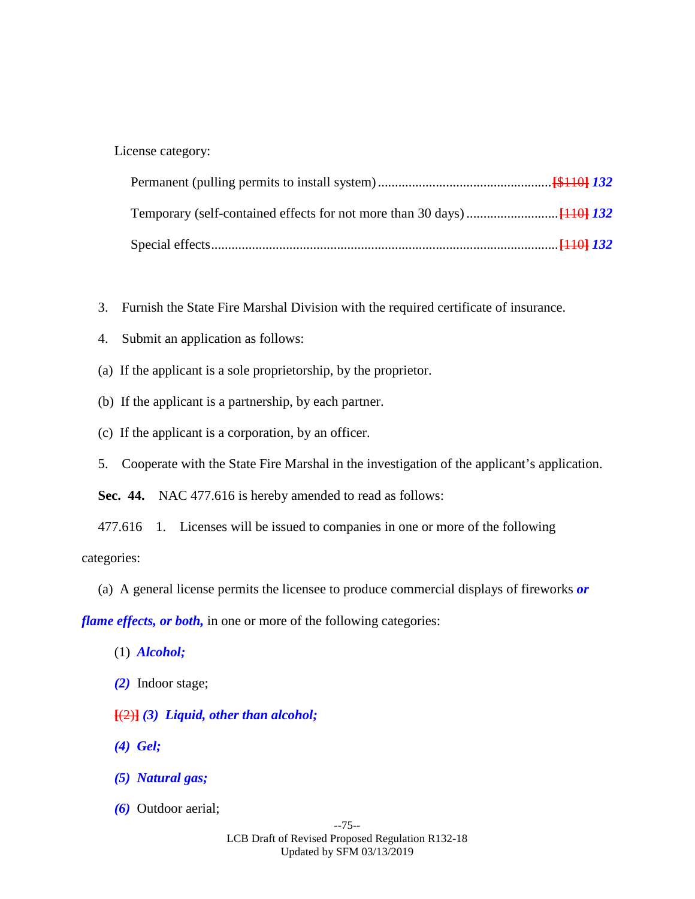License category:

Permanent (pulling permits to install system)...................................................[$110] ***132***

Temporary (self-contained effects for not more than 30 days)...........................[110] ***132***

Special effects.....................................................................................................[110] ***132***

3. Furnish the State Fire Marshal Division with the required certificate of insurance.

4. Submit an application as follows:

(a) If the applicant is a sole proprietorship, by the proprietor.

(b) If the applicant is a partnership, by each partner.

(c) If the applicant is a corporation, by an officer.

5. Cooperate with the State Fire Marshal in the investigation of the applicant's application.

**Sec. 44.** NAC 477.616 is hereby amended to read as follows:

477.616 1. Licenses will be issued to companies in one or more of the following categories:

(a) A general license permits the licensee to produce commercial displays of fireworks ***or flame effects, or both,*** in one or more of the following categories:

(1) ***Alcohol;***

***(2)*** Indoor stage;

[(2)] ***(3) Liquid, other than alcohol;***

***(4) Gel;***

***(5) Natural gas;***

***(6)*** Outdoor aerial;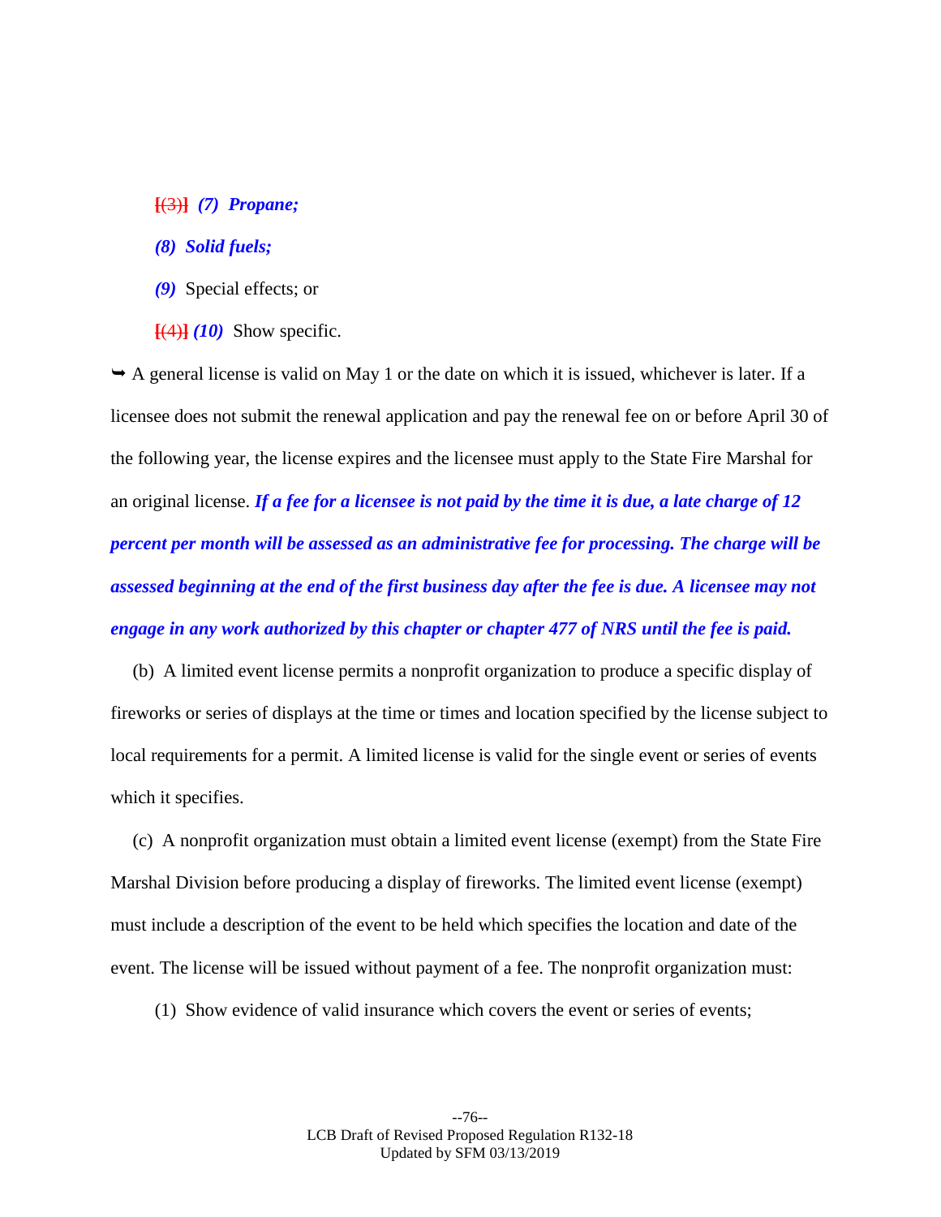~~[(3)]~~ ***(7) Propane;***

***(8) Solid fuels;***

***(9)*** Special effects; or

~~[(4)]~~ ***(10)*** Show specific.

➥ A general license is valid on May 1 or the date on which it is issued, whichever is later. If a licensee does not submit the renewal application and pay the renewal fee on or before April 30 of the following year, the license expires and the licensee must apply to the State Fire Marshal for an original license. ***If a fee for a licensee is not paid by the time it is due, a late charge of 12 percent per month will be assessed as an administrative fee for processing. The charge will be assessed beginning at the end of the first business day after the fee is due. A licensee may not engage in any work authorized by this chapter or chapter 477 of NRS until the fee is paid.***

(b) A limited event license permits a nonprofit organization to produce a specific display of fireworks or series of displays at the time or times and location specified by the license subject to local requirements for a permit. A limited license is valid for the single event or series of events which it specifies.

(c) A nonprofit organization must obtain a limited event license (exempt) from the State Fire Marshal Division before producing a display of fireworks. The limited event license (exempt) must include a description of the event to be held which specifies the location and date of the event. The license will be issued without payment of a fee. The nonprofit organization must:

(1) Show evidence of valid insurance which covers the event or series of events;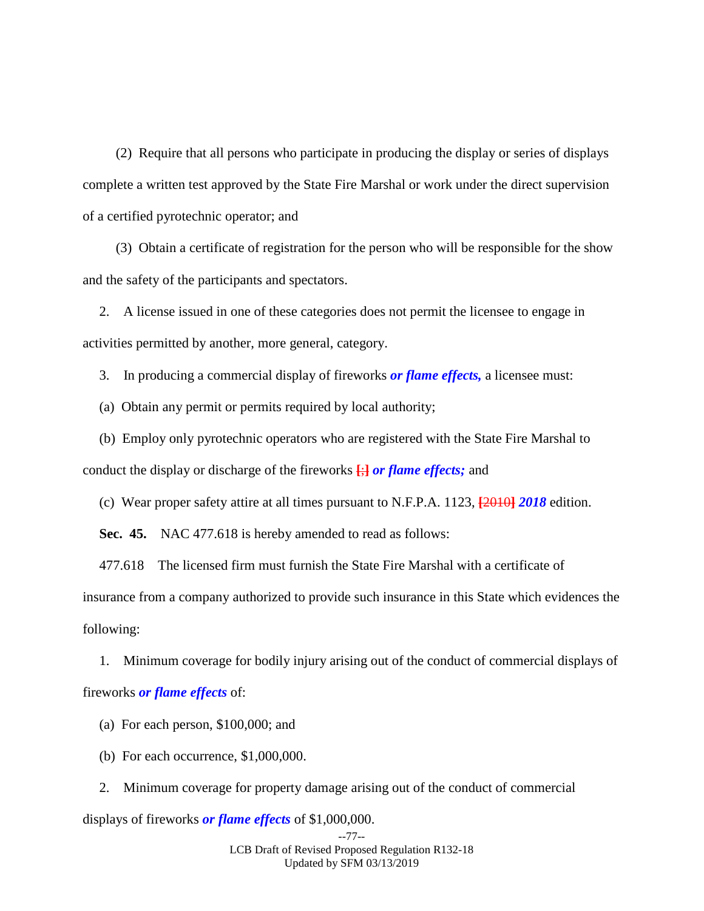(2) Require that all persons who participate in producing the display or series of displays complete a written test approved by the State Fire Marshal or work under the direct supervision of a certified pyrotechnic operator; and

(3) Obtain a certificate of registration for the person who will be responsible for the show and the safety of the participants and spectators.

2. A license issued in one of these categories does not permit the licensee to engage in activities permitted by another, more general, category.

3. In producing a commercial display of fireworks ***or flame effects,*** a licensee must:

(a) Obtain any permit or permits required by local authority;

(b) Employ only pyrotechnic operators who are registered with the State Fire Marshal to conduct the display or discharge of the fireworks **[~~;~~]** ***or flame effects;*** and

(c) Wear proper safety attire at all times pursuant to N.F.P.A. 1123, **[~~2010~~]** ***2018*** edition.

**Sec. 45.** NAC 477.618 is hereby amended to read as follows:

477.618 The licensed firm must furnish the State Fire Marshal with a certificate of insurance from a company authorized to provide such insurance in this State which evidences the following:

1. Minimum coverage for bodily injury arising out of the conduct of commercial displays of fireworks ***or flame effects*** of:

(a) For each person, $100,000; and

(b) For each occurrence, $1,000,000.

2. Minimum coverage for property damage arising out of the conduct of commercial displays of fireworks ***or flame effects*** of $1,000,000.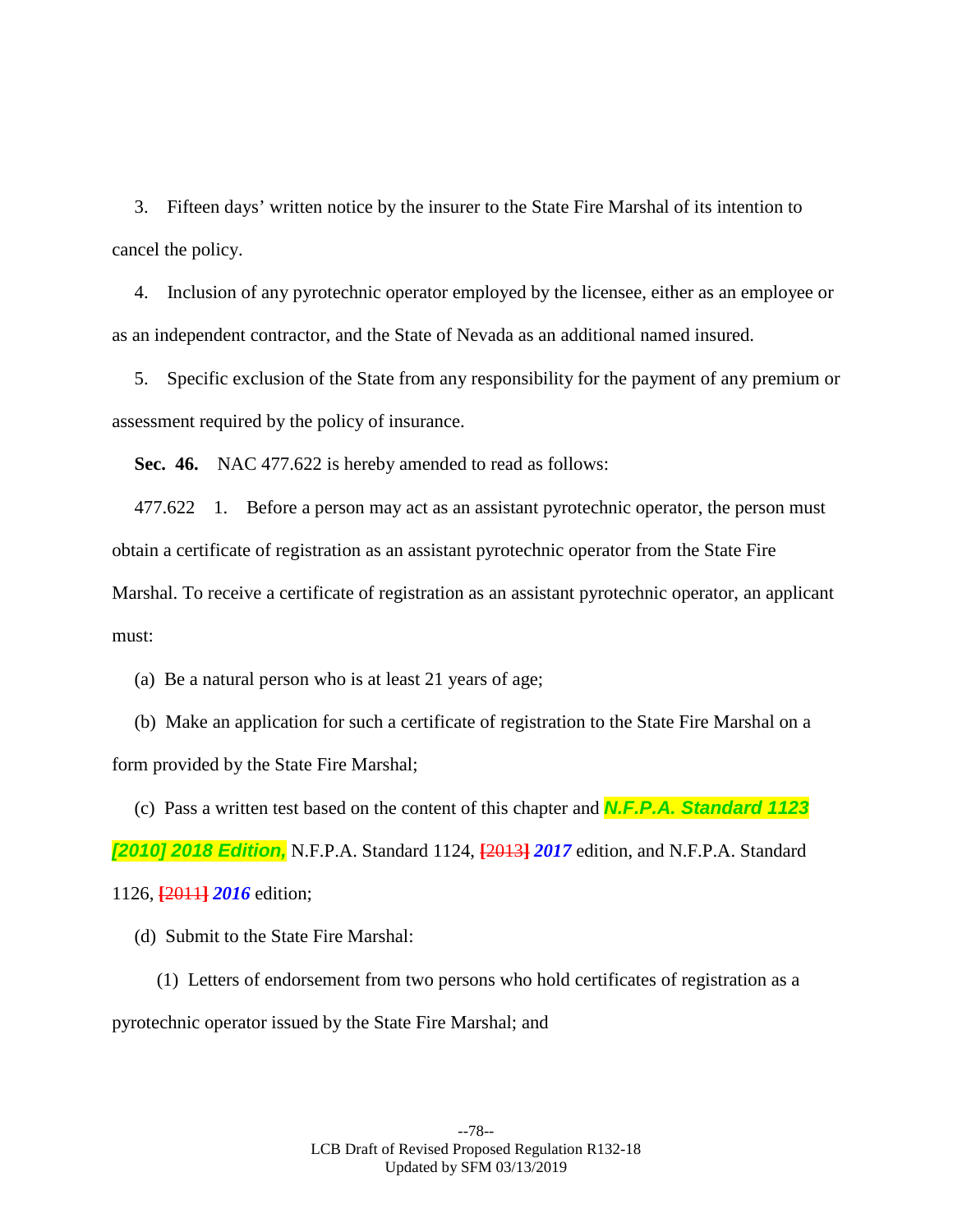3. Fifteen days' written notice by the insurer to the State Fire Marshal of its intention to cancel the policy.

4. Inclusion of any pyrotechnic operator employed by the licensee, either as an employee or as an independent contractor, and the State of Nevada as an additional named insured.

5. Specific exclusion of the State from any responsibility for the payment of any premium or assessment required by the policy of insurance.

**Sec. 46.** NAC 477.622 is hereby amended to read as follows:

477.622 1. Before a person may act as an assistant pyrotechnic operator, the person must obtain a certificate of registration as an assistant pyrotechnic operator from the State Fire Marshal. To receive a certificate of registration as an assistant pyrotechnic operator, an applicant must:

(a) Be a natural person who is at least 21 years of age;

(b) Make an application for such a certificate of registration to the State Fire Marshal on a form provided by the State Fire Marshal;

(c) Pass a written test based on the content of this chapter and ***N.F.P.A. Standard 1123 [2010] 2018 Edition,*** N.F.P.A. Standard 1124, [2013] ***2017*** edition, and N.F.P.A. Standard 1126, [2011] ***2016*** edition;

(d) Submit to the State Fire Marshal:

(1) Letters of endorsement from two persons who hold certificates of registration as a pyrotechnic operator issued by the State Fire Marshal; and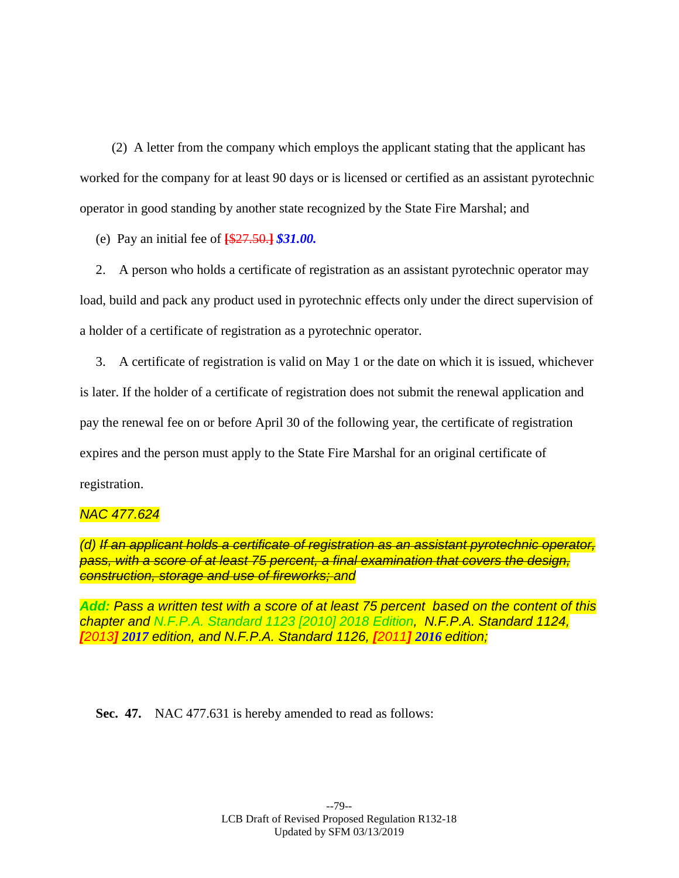(2) A letter from the company which employs the applicant stating that the applicant has worked for the company for at least 90 days or is licensed or certified as an assistant pyrotechnic operator in good standing by another state recognized by the State Fire Marshal; and

(e) Pay an initial fee of **[**~~$27.50.~~**]** ***$31.00.***

2. A person who holds a certificate of registration as an assistant pyrotechnic operator may load, build and pack any product used in pyrotechnic effects only under the direct supervision of a holder of a certificate of registration as a pyrotechnic operator.

3. A certificate of registration is valid on May 1 or the date on which it is issued, whichever is later. If the holder of a certificate of registration does not submit the renewal application and pay the renewal fee on or before April 30 of the following year, the certificate of registration expires and the person must apply to the State Fire Marshal for an original certificate of registration.

*NAC 477.624*

*(d) ~~If an applicant holds a certificate of registration as an assistant pyrotechnic operator, pass, with a score of at least 75 percent, a final examination that covers the design, construction, storage and use of fireworks; and~~*

***Add:*** *Pass a written test with a score of at least 75 percent based on the content of this chapter and N.F.P.A. Standard 1123 [2010] 2018 Edition, N.F.P.A. Standard 1124,* ***[****2013****]*** ***2017*** *edition, and N.F.P.A. Standard 1126,* ***[****2011****]*** ***2016*** *edition;*

**Sec. 47.** NAC 477.631 is hereby amended to read as follows: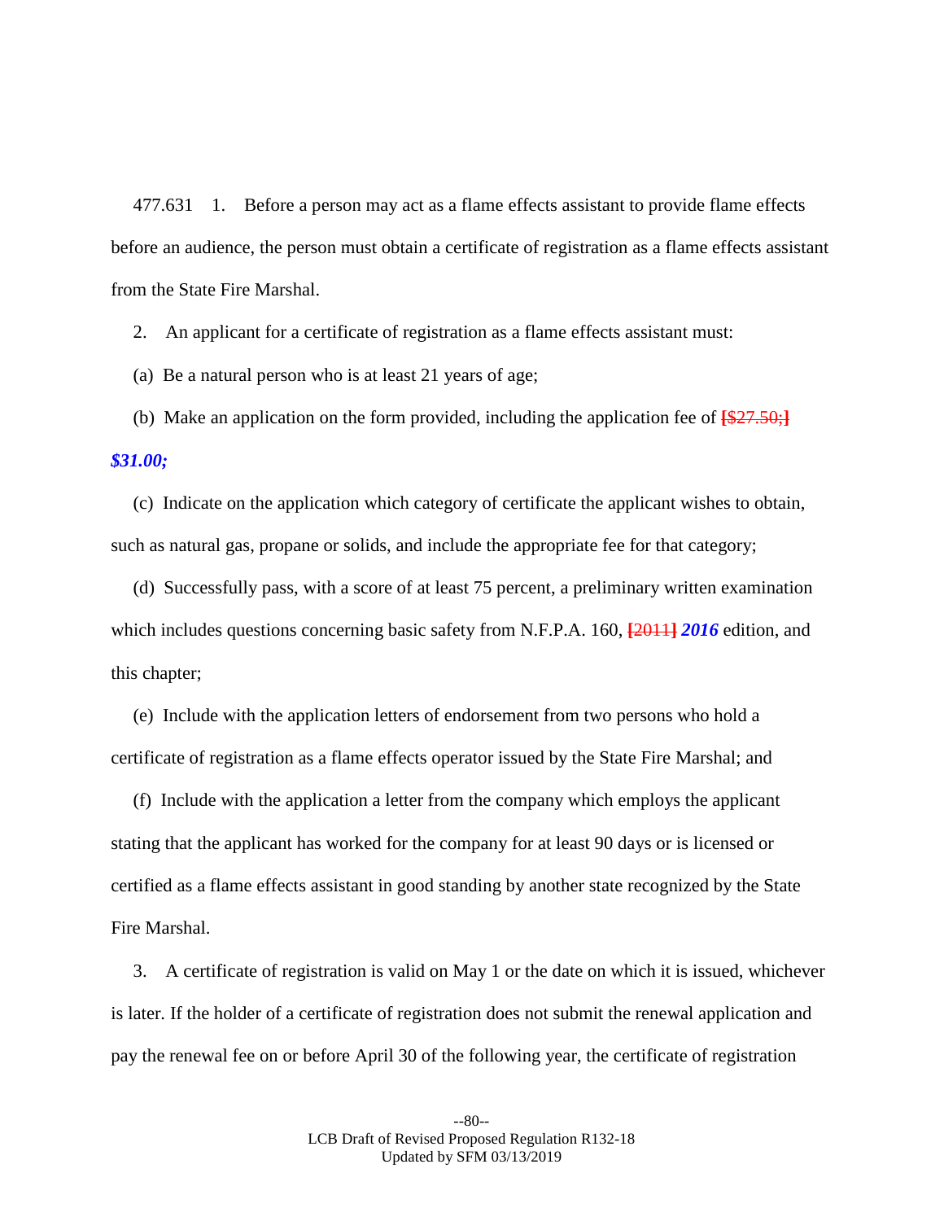477.631 1. Before a person may act as a flame effects assistant to provide flame effects before an audience, the person must obtain a certificate of registration as a flame effects assistant from the State Fire Marshal.

2. An applicant for a certificate of registration as a flame effects assistant must:

(a) Be a natural person who is at least 21 years of age;

(b) Make an application on the form provided, including the application fee of **[**~~$27.50;~~**]** ***$31.00;***

(c) Indicate on the application which category of certificate the applicant wishes to obtain, such as natural gas, propane or solids, and include the appropriate fee for that category;

(d) Successfully pass, with a score of at least 75 percent, a preliminary written examination which includes questions concerning basic safety from N.F.P.A. 160, **[**~~2011~~**]** ***2016*** edition, and this chapter;

(e) Include with the application letters of endorsement from two persons who hold a certificate of registration as a flame effects operator issued by the State Fire Marshal; and

(f) Include with the application a letter from the company which employs the applicant stating that the applicant has worked for the company for at least 90 days or is licensed or certified as a flame effects assistant in good standing by another state recognized by the State Fire Marshal.

3. A certificate of registration is valid on May 1 or the date on which it is issued, whichever is later. If the holder of a certificate of registration does not submit the renewal application and pay the renewal fee on or before April 30 of the following year, the certificate of registration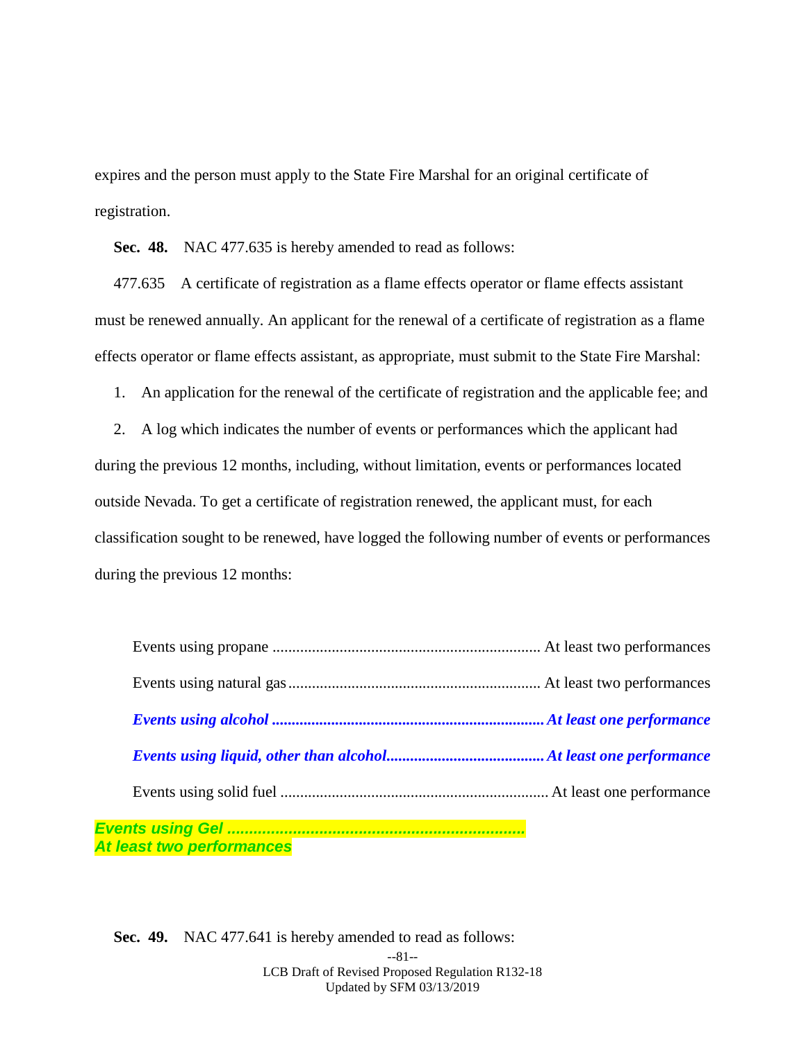expires and the person must apply to the State Fire Marshal for an original certificate of registration.

**Sec. 48.** NAC 477.635 is hereby amended to read as follows:

477.635 A certificate of registration as a flame effects operator or flame effects assistant must be renewed annually. An applicant for the renewal of a certificate of registration as a flame effects operator or flame effects assistant, as appropriate, must submit to the State Fire Marshal:

1. An application for the renewal of the certificate of registration and the applicable fee; and

2. A log which indicates the number of events or performances which the applicant had during the previous 12 months, including, without limitation, events or performances located outside Nevada. To get a certificate of registration renewed, the applicant must, for each classification sought to be renewed, have logged the following number of events or performances during the previous 12 months:

Events using propane ................................................................... At least two performances

Events using natural gas ................................................................ At least two performances

***Events using alcohol .................................................................... At least one performance***

***Events using liquid, other than alcohol........................................ At least one performance***

Events using solid fuel .................................................................... At least one performance

***Events using Gel ...................................................................... At least two performances***

**Sec. 49.** NAC 477.641 is hereby amended to read as follows: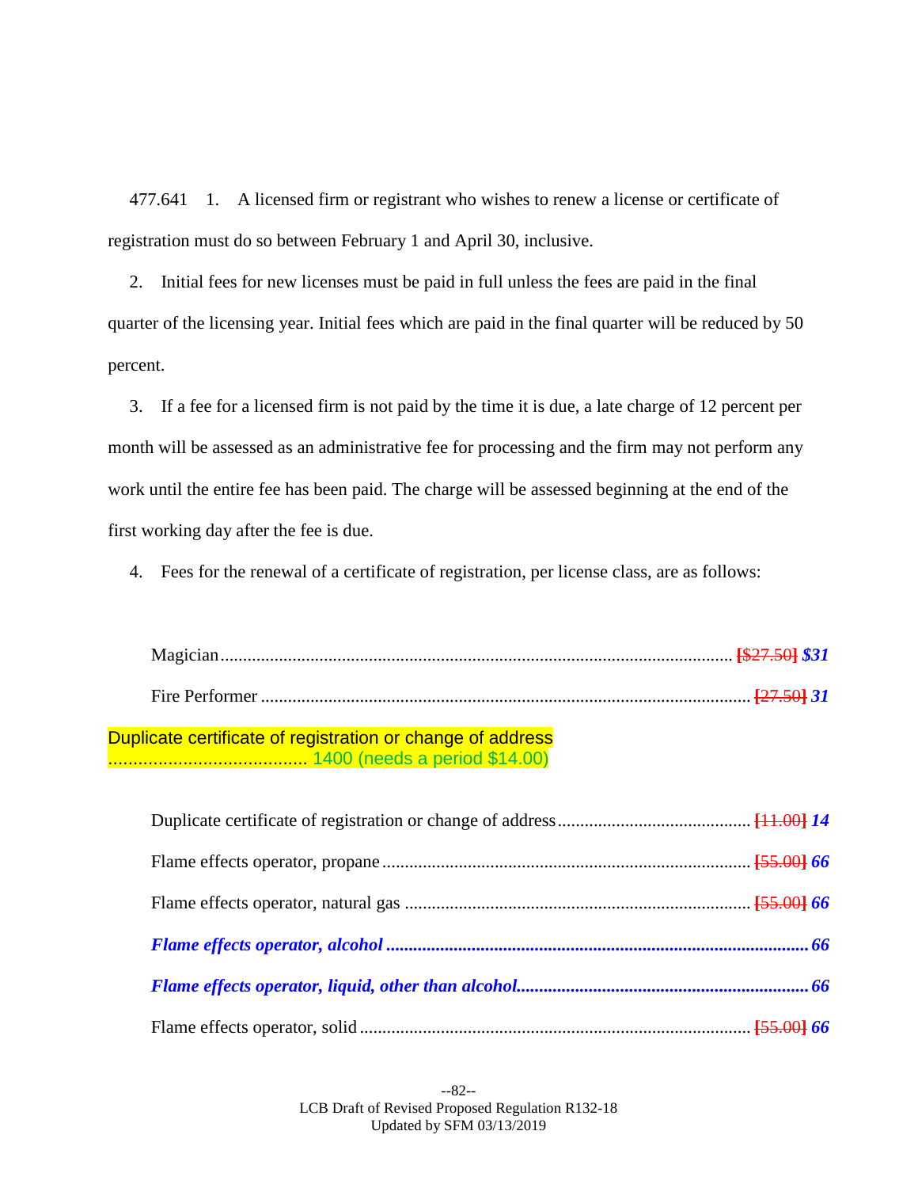477.641 1. A licensed firm or registrant who wishes to renew a license or certificate of registration must do so between February 1 and April 30, inclusive.

2. Initial fees for new licenses must be paid in full unless the fees are paid in the final quarter of the licensing year. Initial fees which are paid in the final quarter will be reduced by 50 percent.

3. If a fee for a licensed firm is not paid by the time it is due, a late charge of 12 percent per month will be assessed as an administrative fee for processing and the firm may not perform any work until the entire fee has been paid. The charge will be assessed beginning at the end of the first working day after the fee is due.

4. Fees for the renewal of a certificate of registration, per license class, are as follows:

Magician .................................................................................................................. ~~[$27.50]~~ ***$31***

Fire Performer ........................................................................................................... ~~[27.50]~~ ***31***

Duplicate certificate of registration or change of address ......................................... 1400 (needs a period $14.00)

Duplicate certificate of registration or change of address ........................................... ~~[11.00]~~ ***14***

Flame effects operator, propane ................................................................................. ~~[55.00]~~ ***66***

Flame effects operator, natural gas ............................................................................ ~~[55.00]~~ ***66***

***Flame effects operator, alcohol ............................................................................................ 66***

***Flame effects operator, liquid, other than alcohol................................................................ 66***

Flame effects operator, solid ...................................................................................... ~~[55.00]~~ ***66***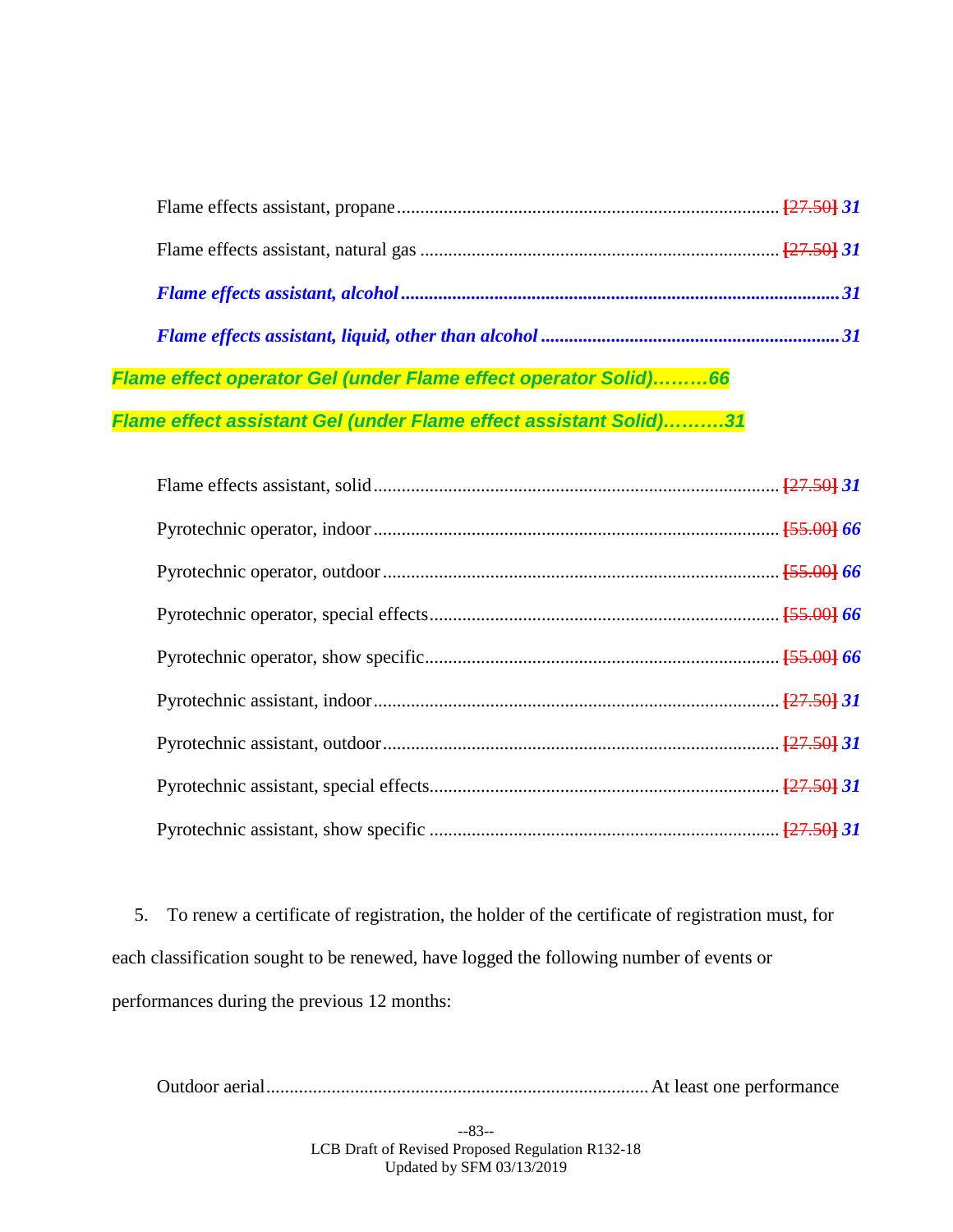Flame effects assistant, propane.................................................................................. [27.50] ***31***

Flame effects assistant, natural gas ............................................................................ [27.50] ***31***

***Flame effects assistant, alcohol...............................................................................................31***

***Flame effects assistant, liquid, other than alcohol ................................................................31***

***Flame effect operator Gel (under Flame effect operator Solid)………66***

***Flame effect assistant Gel (under Flame effect assistant Solid)……….31***

Flame effects assistant, solid....................................................................................... [27.50] ***31***

Pyrotechnic operator, indoor........................................................................................ [55.00] ***66***

Pyrotechnic operator, outdoor...................................................................................... [55.00] ***66***

Pyrotechnic operator, special effects............................................................................ [55.00] ***66***

Pyrotechnic operator, show specific............................................................................. [55.00] ***66***

Pyrotechnic assistant, indoor........................................................................................ [27.50] ***31***

Pyrotechnic assistant, outdoor...................................................................................... [27.50] ***31***

Pyrotechnic assistant, special effects............................................................................ [27.50] ***31***

Pyrotechnic assistant, show specific ............................................................................ [27.50] ***31***

5. To renew a certificate of registration, the holder of the certificate of registration must, for each classification sought to be renewed, have logged the following number of events or performances during the previous 12 months:

Outdoor aerial.................................................................................At least one performance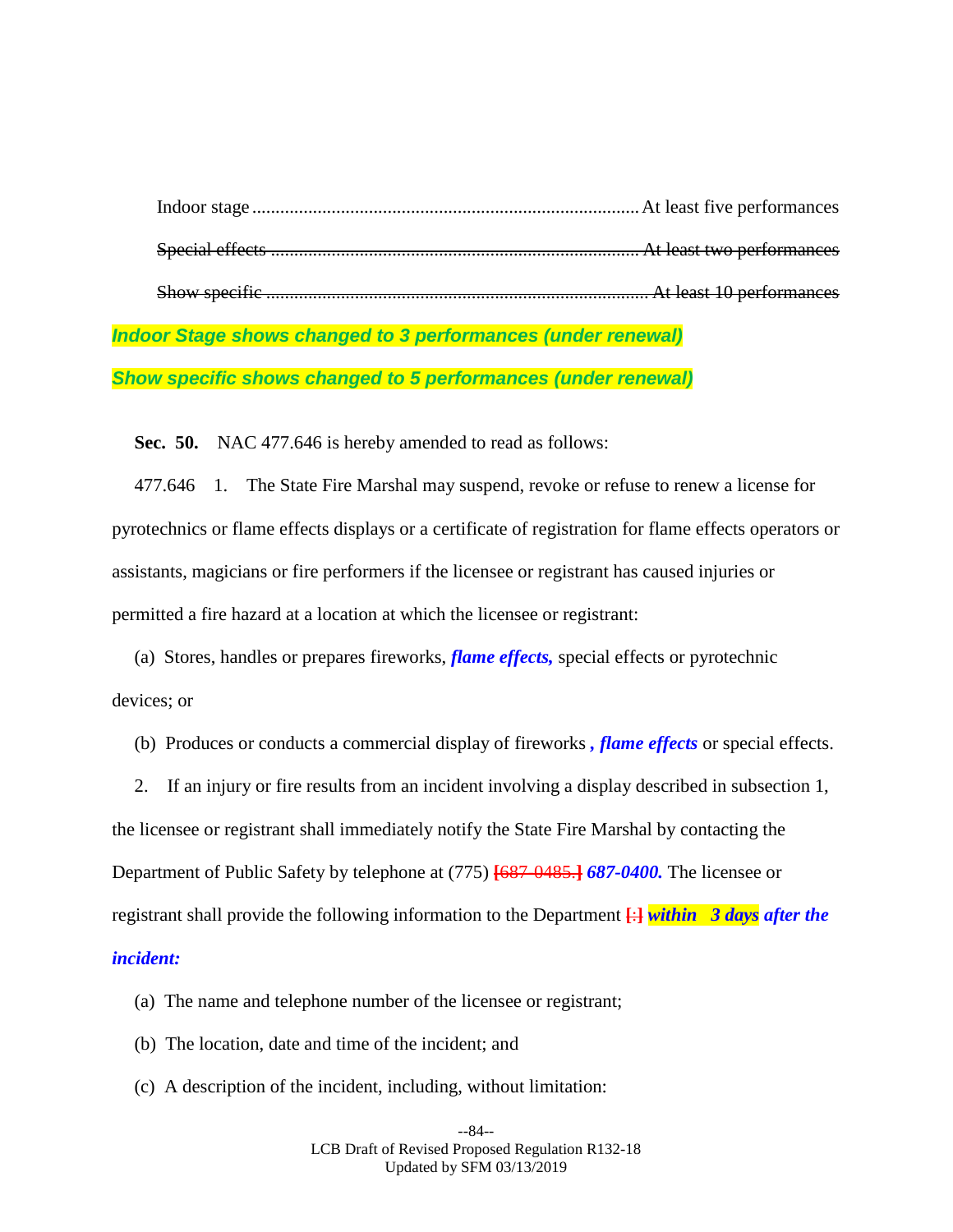Indoor stage ........................................................................... At least five performances

~~Special effects ........................................................................ At least two performances~~

~~Show specific .......................................................................... At least 10 performances~~

***Indoor Stage shows changed to 3 performances (under renewal)***

***Show specific shows changed to 5 performances (under renewal)***

**Sec. 50.** NAC 477.646 is hereby amended to read as follows:

477.646 1. The State Fire Marshal may suspend, revoke or refuse to renew a license for pyrotechnics or flame effects displays or a certificate of registration for flame effects operators or assistants, magicians or fire performers if the licensee or registrant has caused injuries or permitted a fire hazard at a location at which the licensee or registrant:

(a) Stores, handles or prepares fireworks, ***flame effects,*** special effects or pyrotechnic devices; or

(b) Produces or conducts a commercial display of fireworks ***, flame effects*** or special effects.

2. If an injury or fire results from an incident involving a display described in subsection 1, the licensee or registrant shall immediately notify the State Fire Marshal by contacting the Department of Public Safety by telephone at (775) ~~[687-0485.]~~ ***687-0400.*** The licensee or registrant shall provide the following information to the Department ~~[:]~~ ***within 3 days after the incident:***

(a) The name and telephone number of the licensee or registrant;

(b) The location, date and time of the incident; and

(c) A description of the incident, including, without limitation: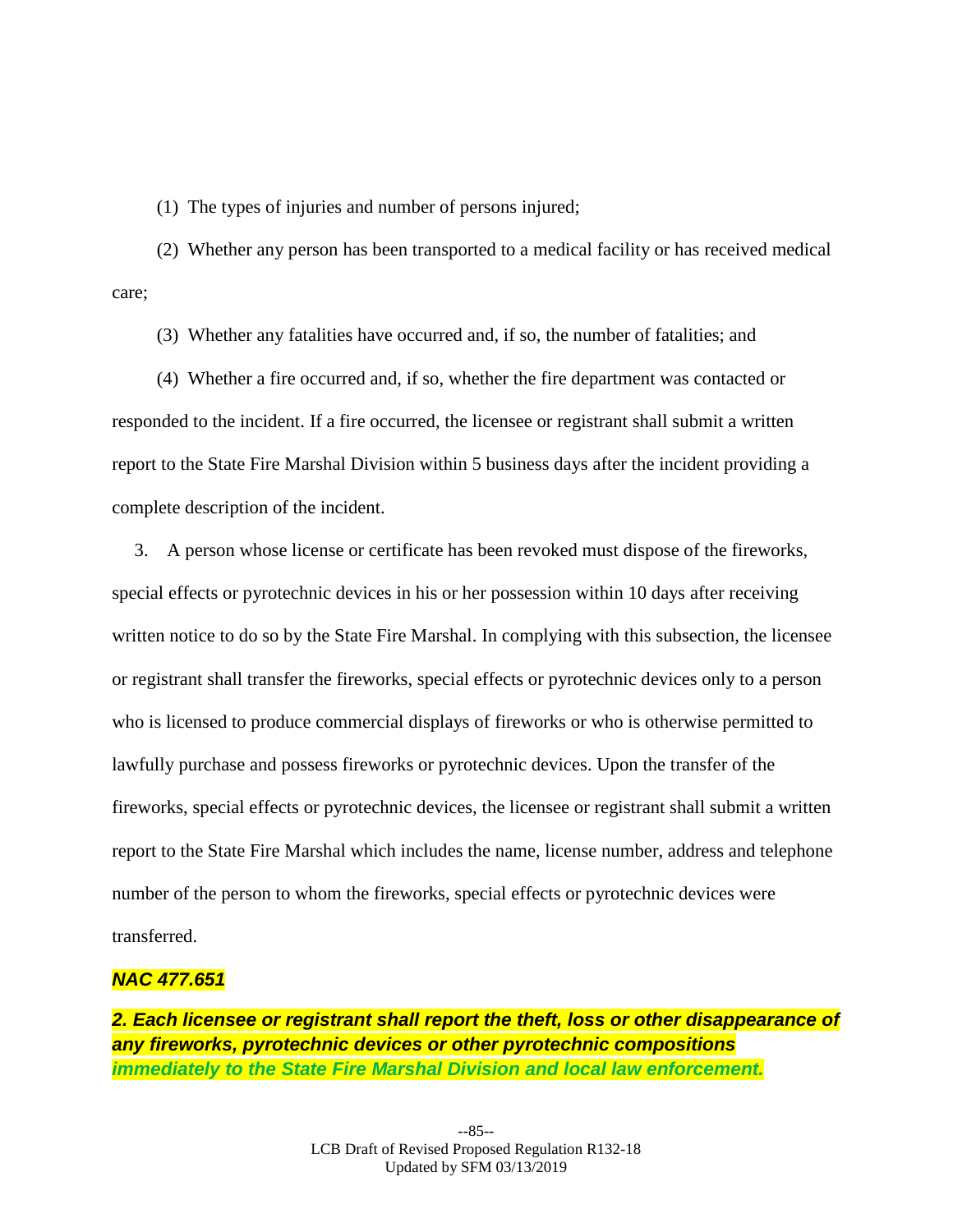(1) The types of injuries and number of persons injured;

(2) Whether any person has been transported to a medical facility or has received medical care;

(3) Whether any fatalities have occurred and, if so, the number of fatalities; and

(4) Whether a fire occurred and, if so, whether the fire department was contacted or responded to the incident. If a fire occurred, the licensee or registrant shall submit a written report to the State Fire Marshal Division within 5 business days after the incident providing a complete description of the incident.

3. A person whose license or certificate has been revoked must dispose of the fireworks, special effects or pyrotechnic devices in his or her possession within 10 days after receiving written notice to do so by the State Fire Marshal. In complying with this subsection, the licensee or registrant shall transfer the fireworks, special effects or pyrotechnic devices only to a person who is licensed to produce commercial displays of fireworks or who is otherwise permitted to lawfully purchase and possess fireworks or pyrotechnic devices. Upon the transfer of the fireworks, special effects or pyrotechnic devices, the licensee or registrant shall submit a written report to the State Fire Marshal which includes the name, license number, address and telephone number of the person to whom the fireworks, special effects or pyrotechnic devices were transferred.

***NAC 477.651***

***2. Each licensee or registrant shall report the theft, loss or other disappearance of any fireworks, pyrotechnic devices or other pyrotechnic compositions immediately to the State Fire Marshal Division and local law enforcement.***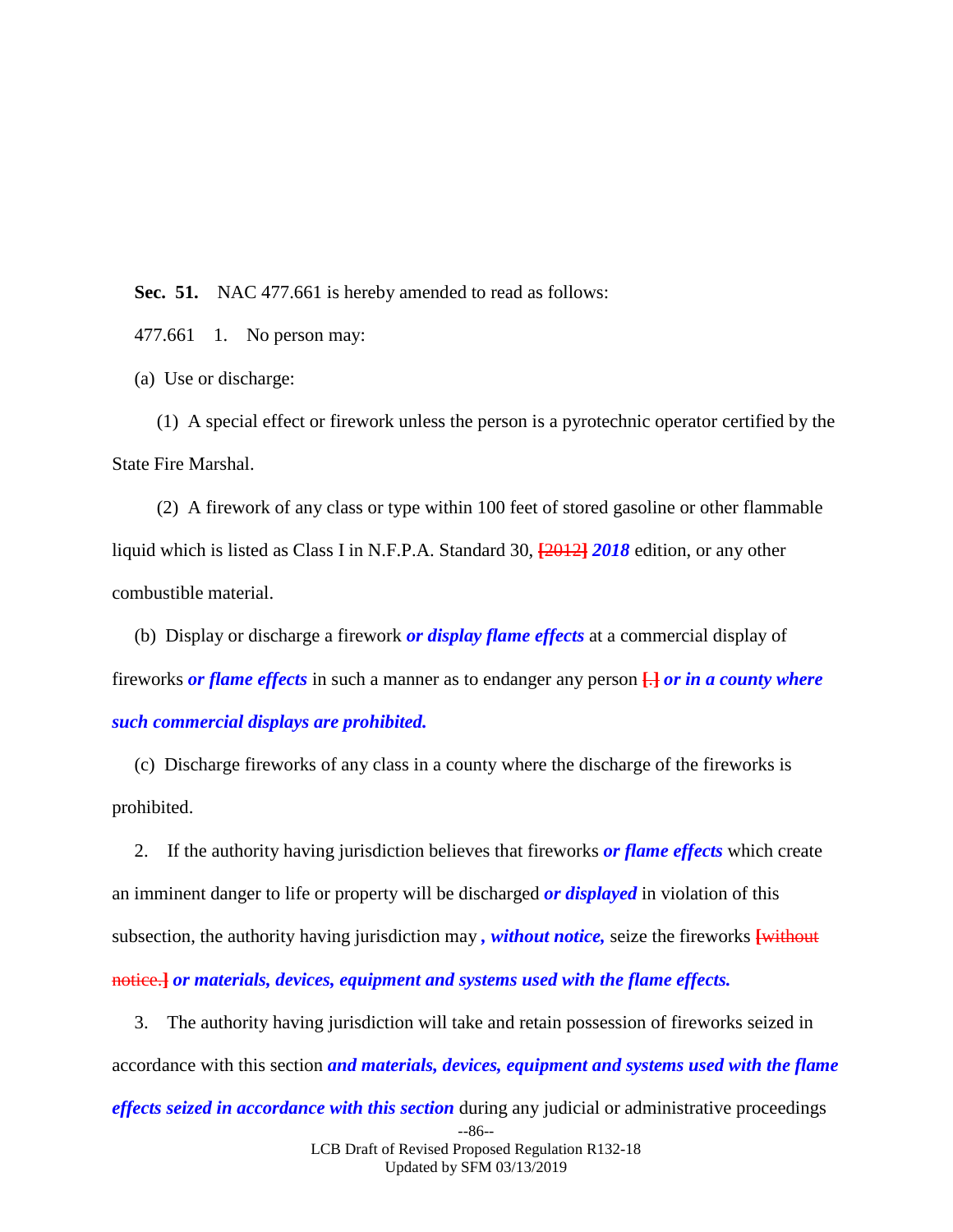**Sec. 51.** NAC 477.661 is hereby amended to read as follows:

477.661 1. No person may:

(a) Use or discharge:

(1) A special effect or firework unless the person is a pyrotechnic operator certified by the State Fire Marshal.

(2) A firework of any class or type within 100 feet of stored gasoline or other flammable liquid which is listed as Class I in N.F.P.A. Standard 30, [2012] ***2018*** edition, or any other combustible material.

(b) Display or discharge a firework ***or display flame effects*** at a commercial display of fireworks ***or flame effects*** in such a manner as to endanger any person [.] ***or in a county where such commercial displays are prohibited.***

(c) Discharge fireworks of any class in a county where the discharge of the fireworks is prohibited.

2. If the authority having jurisdiction believes that fireworks ***or flame effects*** which create an imminent danger to life or property will be discharged ***or displayed*** in violation of this subsection, the authority having jurisdiction may ***, without notice,*** seize the fireworks [without notice.] ***or materials, devices, equipment and systems used with the flame effects.***

3. The authority having jurisdiction will take and retain possession of fireworks seized in accordance with this section ***and materials, devices, equipment and systems used with the flame effects seized in accordance with this section*** during any judicial or administrative proceedings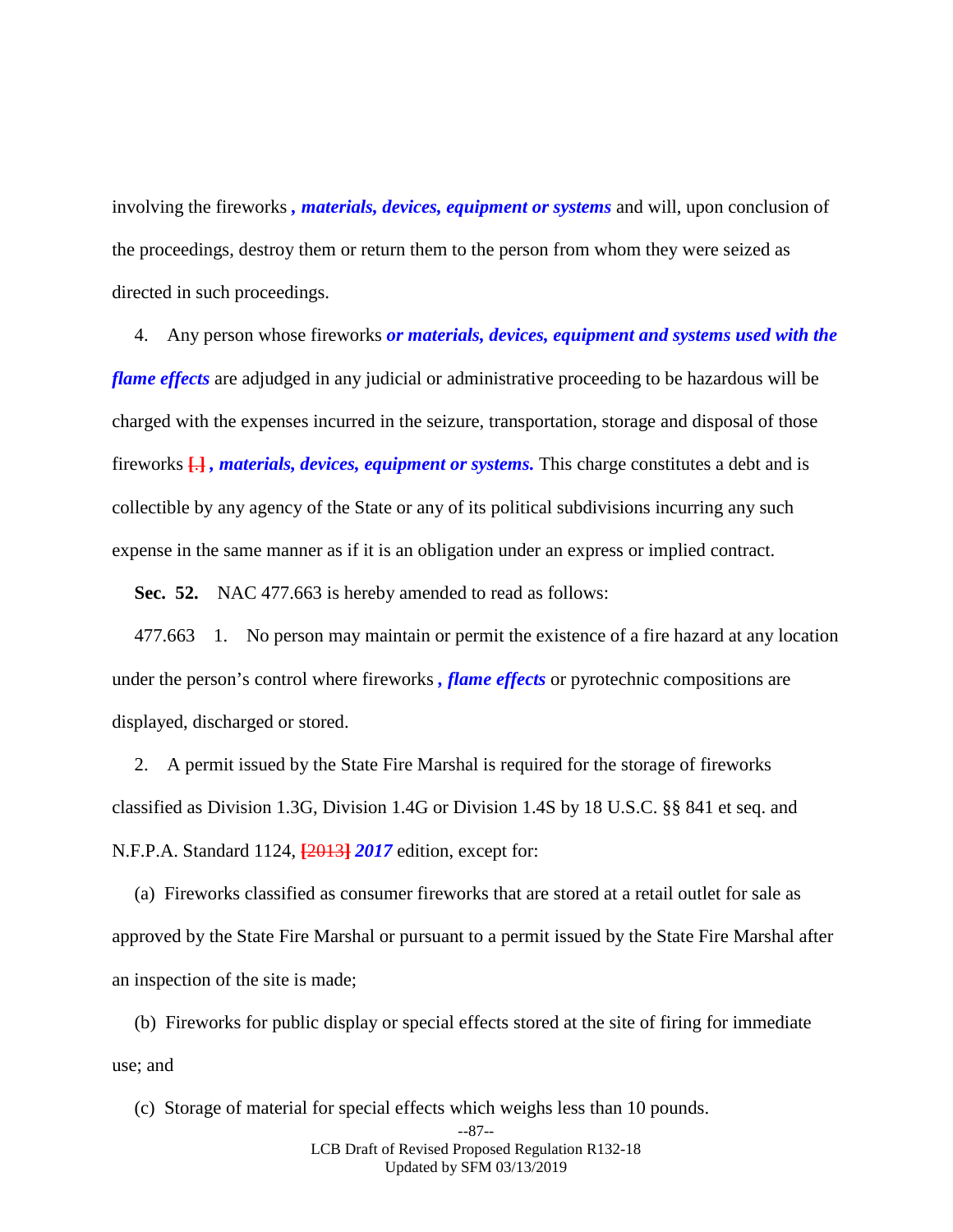involving the fireworks *, materials, devices, equipment or systems* and will, upon conclusion of the proceedings, destroy them or return them to the person from whom they were seized as directed in such proceedings.

4. Any person whose fireworks ***or materials, devices, equipment and systems used with the flame effects*** are adjudged in any judicial or administrative proceeding to be hazardous will be charged with the expenses incurred in the seizure, transportation, storage and disposal of those fireworks [.] ***, materials, devices, equipment or systems.*** This charge constitutes a debt and is collectible by any agency of the State or any of its political subdivisions incurring any such expense in the same manner as if it is an obligation under an express or implied contract.

**Sec. 52.** NAC 477.663 is hereby amended to read as follows:

477.663 1. No person may maintain or permit the existence of a fire hazard at any location under the person's control where fireworks ***, flame effects*** or pyrotechnic compositions are displayed, discharged or stored.

2. A permit issued by the State Fire Marshal is required for the storage of fireworks classified as Division 1.3G, Division 1.4G or Division 1.4S by 18 U.S.C. §§ 841 et seq. and N.F.P.A. Standard 1124, [2013] ***2017*** edition, except for:

(a) Fireworks classified as consumer fireworks that are stored at a retail outlet for sale as approved by the State Fire Marshal or pursuant to a permit issued by the State Fire Marshal after an inspection of the site is made;

(b) Fireworks for public display or special effects stored at the site of firing for immediate use; and

(c) Storage of material for special effects which weighs less than 10 pounds.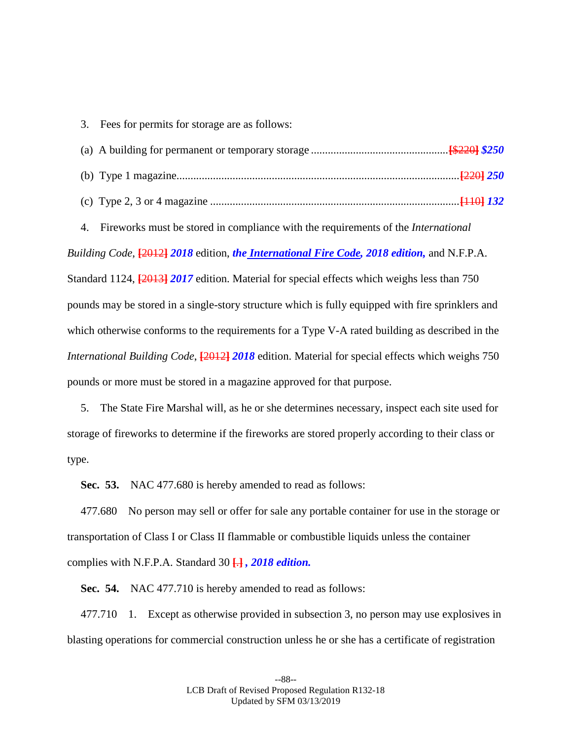3. Fees for permits for storage are as follows:

(a) A building for permanent or temporary storage ................................................**[**~~$220~~**]** ***$250***

(b) Type 1 magazine.....................................................................................................**[**~~220~~**]** ***250***

(c) Type 2, 3 or 4 magazine .........................................................................................**[**~~110~~**]** ***132***

4. Fireworks must be stored in compliance with the requirements of the *International Building Code*, **[**~~2012~~**]** ***2018*** edition, ***the International Fire Code, 2018 edition,*** and N.F.P.A. Standard 1124, **[**~~2013~~**]** ***2017*** edition. Material for special effects which weighs less than 750 pounds may be stored in a single-story structure which is fully equipped with fire sprinklers and which otherwise conforms to the requirements for a Type V-A rated building as described in the *International Building Code*, **[**~~2012~~**]** ***2018*** edition. Material for special effects which weighs 750 pounds or more must be stored in a magazine approved for that purpose.

5. The State Fire Marshal will, as he or she determines necessary, inspect each site used for storage of fireworks to determine if the fireworks are stored properly according to their class or type.

**Sec. 53.** NAC 477.680 is hereby amended to read as follows:

477.680 No person may sell or offer for sale any portable container for use in the storage or transportation of Class I or Class II flammable or combustible liquids unless the container complies with N.F.P.A. Standard 30 **[**~~.~~**]** ***, 2018 edition.***

**Sec. 54.** NAC 477.710 is hereby amended to read as follows:

477.710 1. Except as otherwise provided in subsection 3, no person may use explosives in blasting operations for commercial construction unless he or she has a certificate of registration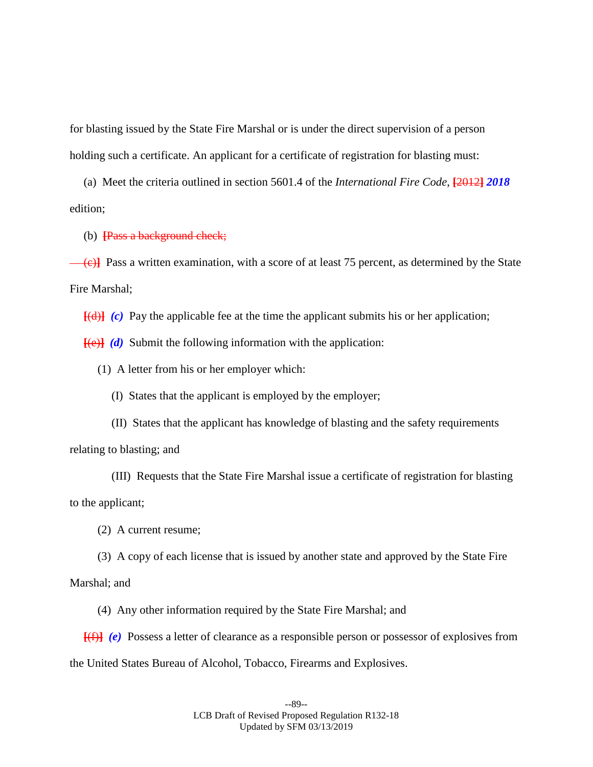for blasting issued by the State Fire Marshal or is under the direct supervision of a person holding such a certificate. An applicant for a certificate of registration for blasting must:

(a) Meet the criteria outlined in section 5601.4 of the *International Fire Code*, **[**~~2012~~**]** ***2018*** edition;

(b) **[**~~Pass a background check;~~

~~(c)~~**]** Pass a written examination, with a score of at least 75 percent, as determined by the State Fire Marshal;

**[**~~(d)~~**]** ***(c)*** Pay the applicable fee at the time the applicant submits his or her application;

**[**~~(e)~~**]** ***(d)*** Submit the following information with the application:

(1) A letter from his or her employer which:

(I) States that the applicant is employed by the employer;

(II) States that the applicant has knowledge of blasting and the safety requirements relating to blasting; and

(III) Requests that the State Fire Marshal issue a certificate of registration for blasting to the applicant;

(2) A current resume;

(3) A copy of each license that is issued by another state and approved by the State Fire Marshal; and

(4) Any other information required by the State Fire Marshal; and

**[**~~(f)~~**]** ***(e)*** Possess a letter of clearance as a responsible person or possessor of explosives from the United States Bureau of Alcohol, Tobacco, Firearms and Explosives.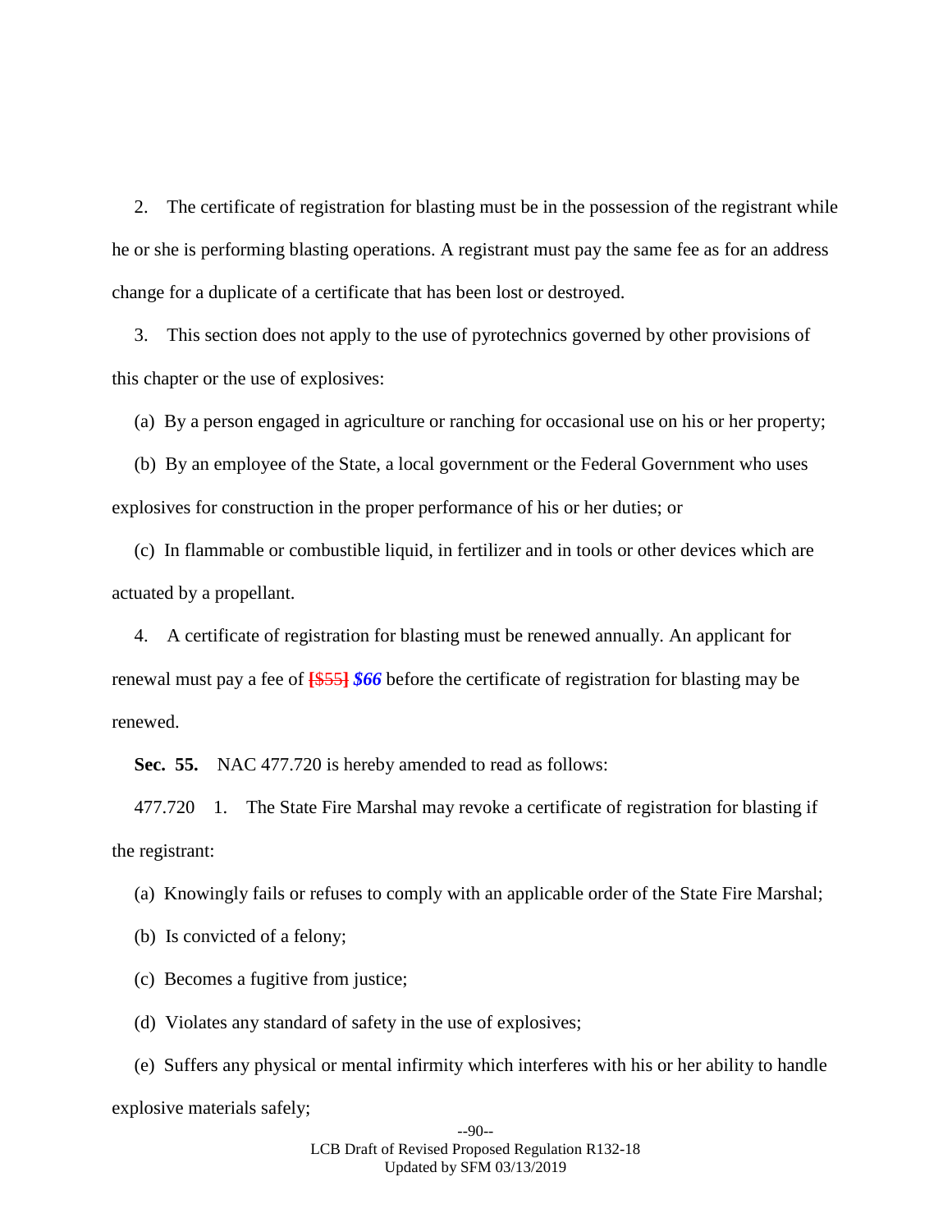2. The certificate of registration for blasting must be in the possession of the registrant while he or she is performing blasting operations. A registrant must pay the same fee as for an address change for a duplicate of a certificate that has been lost or destroyed.

3. This section does not apply to the use of pyrotechnics governed by other provisions of this chapter or the use of explosives:

(a) By a person engaged in agriculture or ranching for occasional use on his or her property;

(b) By an employee of the State, a local government or the Federal Government who uses explosives for construction in the proper performance of his or her duties; or

(c) In flammable or combustible liquid, in fertilizer and in tools or other devices which are actuated by a propellant.

4. A certificate of registration for blasting must be renewed annually. An applicant for renewal must pay a fee of **[**~~$55~~**]** ***$66*** before the certificate of registration for blasting may be renewed.

**Sec. 55.** NAC 477.720 is hereby amended to read as follows:

477.720 1. The State Fire Marshal may revoke a certificate of registration for blasting if the registrant:

(a) Knowingly fails or refuses to comply with an applicable order of the State Fire Marshal;

(b) Is convicted of a felony;

(c) Becomes a fugitive from justice;

(d) Violates any standard of safety in the use of explosives;

(e) Suffers any physical or mental infirmity which interferes with his or her ability to handle explosive materials safely;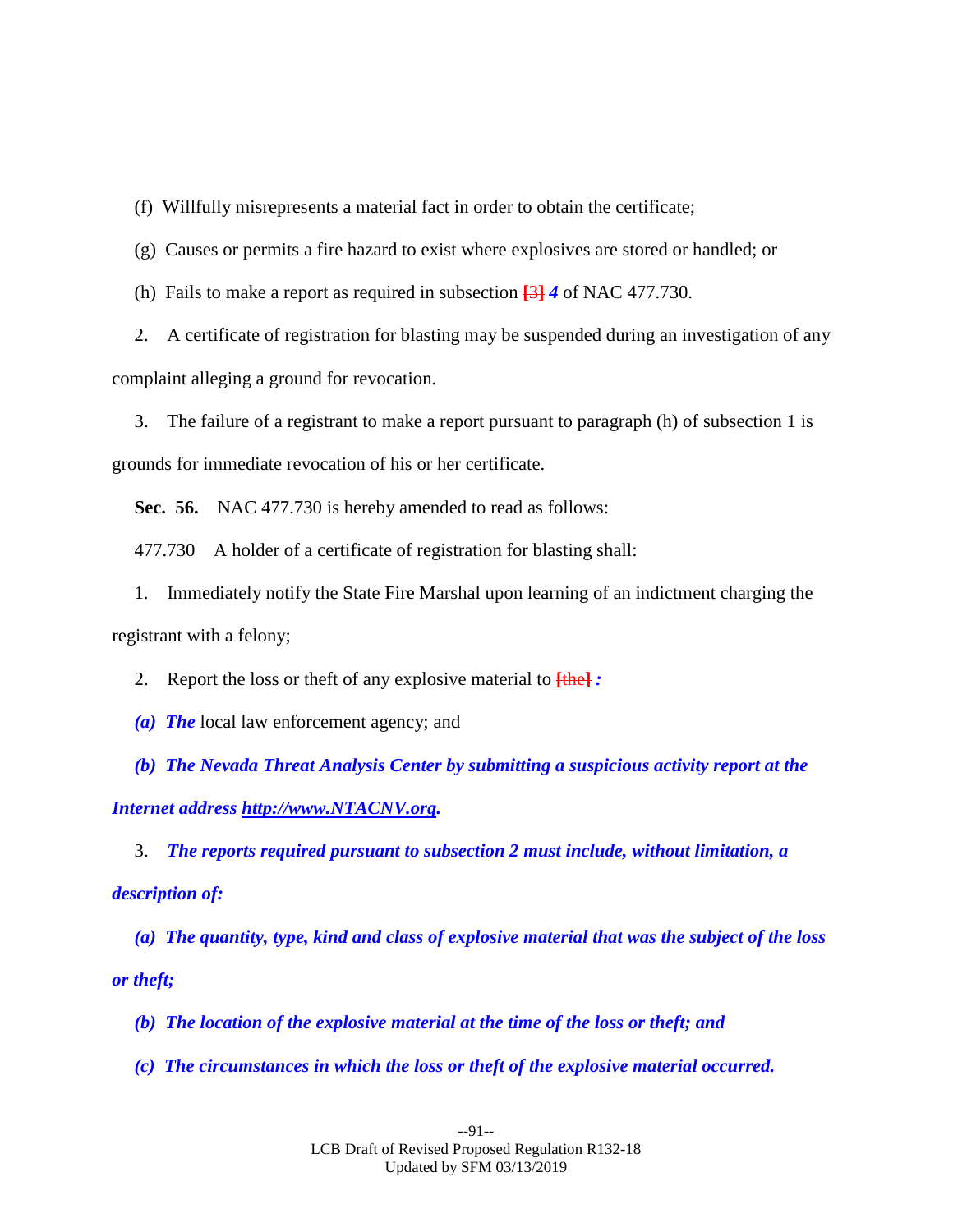(f) Willfully misrepresents a material fact in order to obtain the certificate;

(g) Causes or permits a fire hazard to exist where explosives are stored or handled; or

(h) Fails to make a report as required in subsection [3] ***4*** of NAC 477.730.

2. A certificate of registration for blasting may be suspended during an investigation of any complaint alleging a ground for revocation.

3. The failure of a registrant to make a report pursuant to paragraph (h) of subsection 1 is grounds for immediate revocation of his or her certificate.

**Sec. 56.** NAC 477.730 is hereby amended to read as follows:

477.730 A holder of a certificate of registration for blasting shall:

1. Immediately notify the State Fire Marshal upon learning of an indictment charging the registrant with a felony;

2. Report the loss or theft of any explosive material to [the] ***:***

***(a) The*** local law enforcement agency; and

***(b) The Nevada Threat Analysis Center by submitting a suspicious activity report at the Internet address http://www.NTACNV.org.***

3. ***The reports required pursuant to subsection 2 must include, without limitation, a description of:***

***(a) The quantity, type, kind and class of explosive material that was the subject of the loss or theft;***

***(b) The location of the explosive material at the time of the loss or theft; and***

***(c) The circumstances in which the loss or theft of the explosive material occurred.***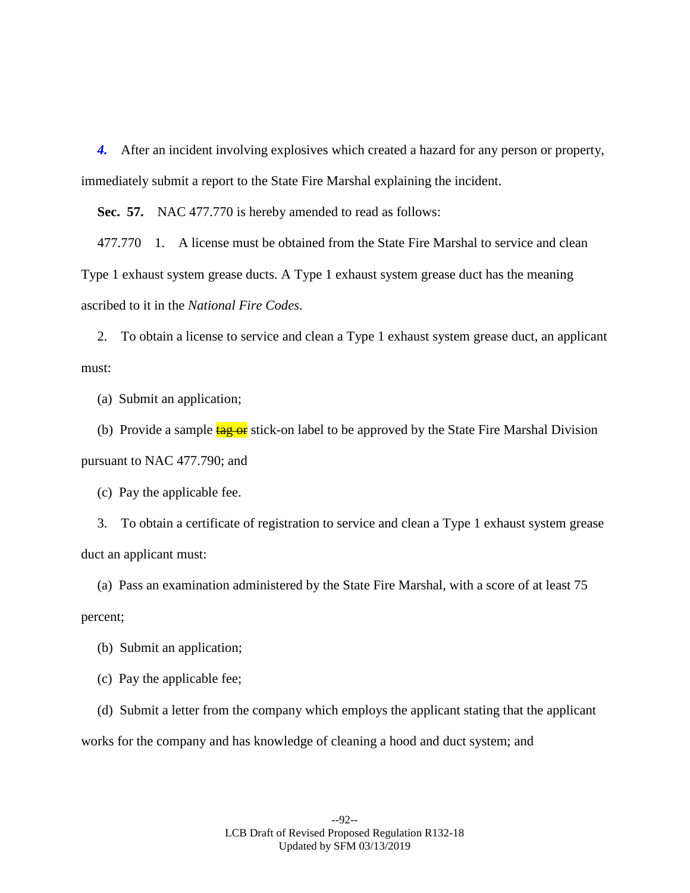*4.* After an incident involving explosives which created a hazard for any person or property, immediately submit a report to the State Fire Marshal explaining the incident.

**Sec. 57.** NAC 477.770 is hereby amended to read as follows:

477.770 1. A license must be obtained from the State Fire Marshal to service and clean Type 1 exhaust system grease ducts. A Type 1 exhaust system grease duct has the meaning ascribed to it in the *National Fire Codes*.

2. To obtain a license to service and clean a Type 1 exhaust system grease duct, an applicant must:

(a) Submit an application;

(b) Provide a sample ~~tag or~~ stick-on label to be approved by the State Fire Marshal Division pursuant to NAC 477.790; and

(c) Pay the applicable fee.

3. To obtain a certificate of registration to service and clean a Type 1 exhaust system grease duct an applicant must:

(a) Pass an examination administered by the State Fire Marshal, with a score of at least 75 percent;

(b) Submit an application;

(c) Pay the applicable fee;

(d) Submit a letter from the company which employs the applicant stating that the applicant works for the company and has knowledge of cleaning a hood and duct system; and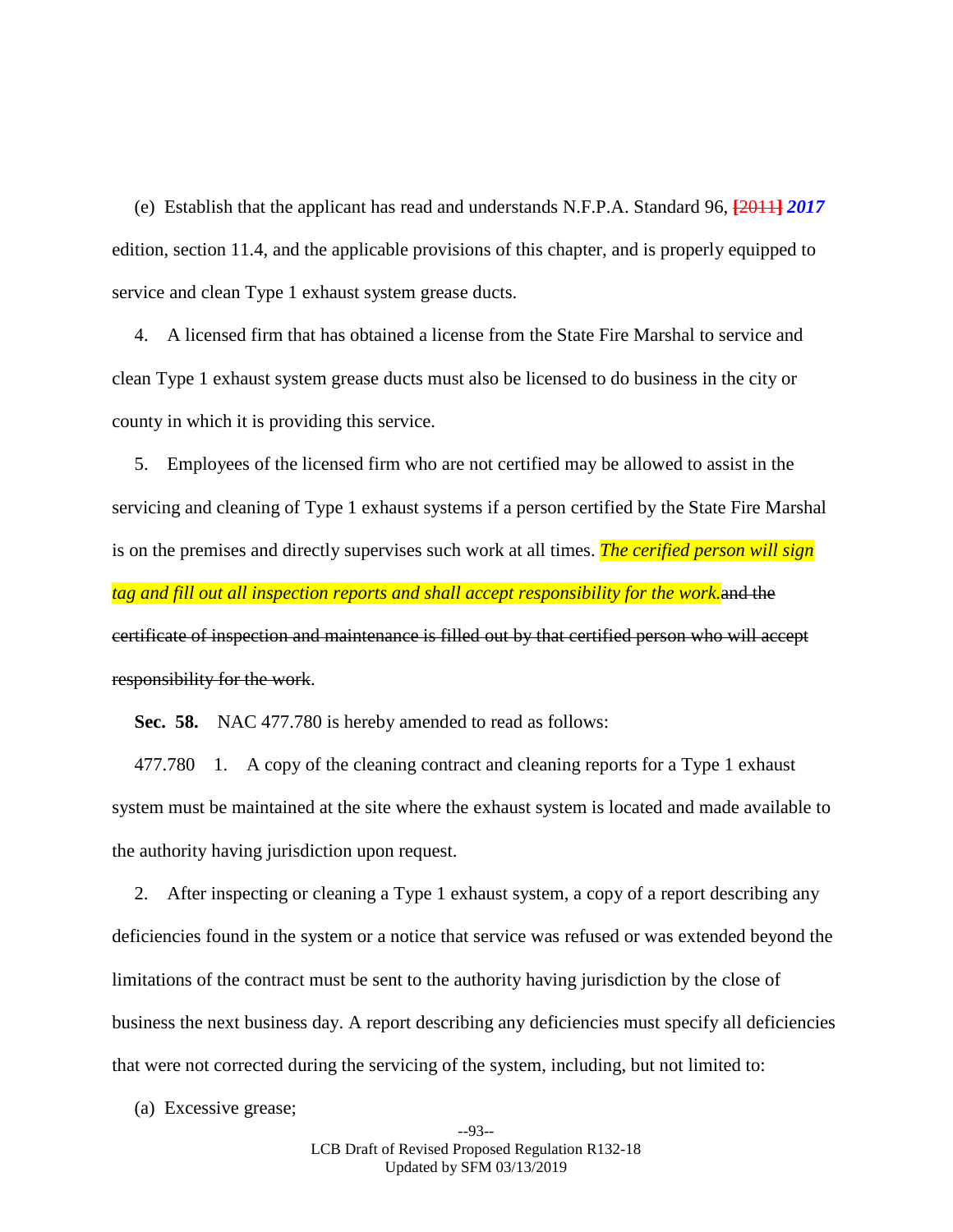(e) Establish that the applicant has read and understands N.F.P.A. Standard 96, ~~[2011]~~ ***2017*** edition, section 11.4, and the applicable provisions of this chapter, and is properly equipped to service and clean Type 1 exhaust system grease ducts.

4. A licensed firm that has obtained a license from the State Fire Marshal to service and clean Type 1 exhaust system grease ducts must also be licensed to do business in the city or county in which it is providing this service.

5. Employees of the licensed firm who are not certified may be allowed to assist in the servicing and cleaning of Type 1 exhaust systems if a person certified by the State Fire Marshal is on the premises and directly supervises such work at all times. *The cerified person will sign tag and fill out all inspection reports and shall accept responsibility for the work.*~~and the certificate of inspection and maintenance is filled out by that certified person who will accept responsibility for the work~~.

**Sec. 58.** NAC 477.780 is hereby amended to read as follows:

477.780 1. A copy of the cleaning contract and cleaning reports for a Type 1 exhaust system must be maintained at the site where the exhaust system is located and made available to the authority having jurisdiction upon request.

2. After inspecting or cleaning a Type 1 exhaust system, a copy of a report describing any deficiencies found in the system or a notice that service was refused or was extended beyond the limitations of the contract must be sent to the authority having jurisdiction by the close of business the next business day. A report describing any deficiencies must specify all deficiencies that were not corrected during the servicing of the system, including, but not limited to:

(a) Excessive grease;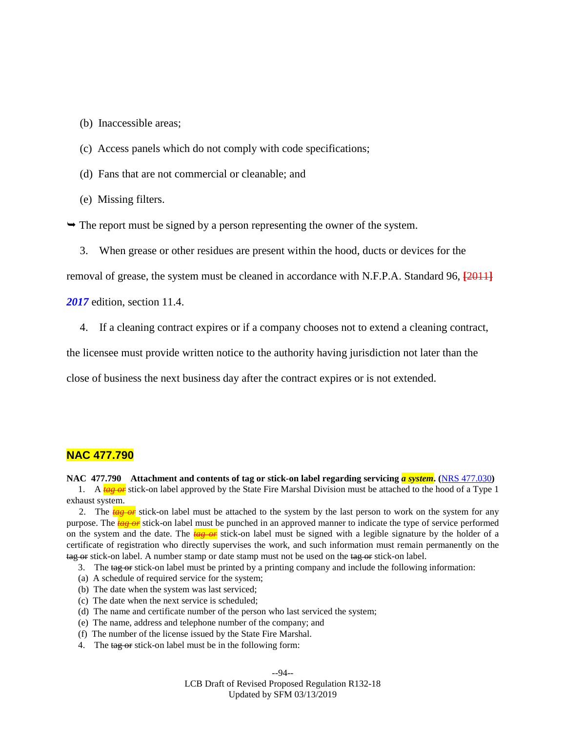(b) Inaccessible areas;

(c) Access panels which do not comply with code specifications;

(d) Fans that are not commercial or cleanable; and

(e) Missing filters.

➥ The report must be signed by a person representing the owner of the system.

3. When grease or other residues are present within the hood, ducts or devices for the removal of grease, the system must be cleaned in accordance with N.F.P.A. Standard 96, ~~[2011]~~ ***2017*** edition, section 11.4.

4. If a cleaning contract expires or if a company chooses not to extend a cleaning contract, the licensee must provide written notice to the authority having jurisdiction not later than the close of business the next business day after the contract expires or is not extended.

## NAC 477.790

**NAC 477.790 Attachment and contents of tag or stick-on label regarding servicing *a system*. (NRS 477.030)**

1. A ~~*tag or*~~ stick-on label approved by the State Fire Marshal Division must be attached to the hood of a Type 1 exhaust system.

2. The ~~*tag or*~~ stick-on label must be attached to the system by the last person to work on the system for any purpose. The ~~*tag or*~~ stick-on label must be punched in an approved manner to indicate the type of service performed on the system and the date. The ~~*tag or*~~ stick-on label must be signed with a legible signature by the holder of a certificate of registration who directly supervises the work, and such information must remain permanently on the ~~tag or~~ stick-on label. A number stamp or date stamp must not be used on the ~~tag or~~ stick-on label.

3. The ~~tag or~~ stick-on label must be printed by a printing company and include the following information:

(a) A schedule of required service for the system;

(b) The date when the system was last serviced;

(c) The date when the next service is scheduled;

(d) The name and certificate number of the person who last serviced the system;

(e) The name, address and telephone number of the company; and

(f) The number of the license issued by the State Fire Marshal.

4. The ~~tag or~~ stick-on label must be in the following form: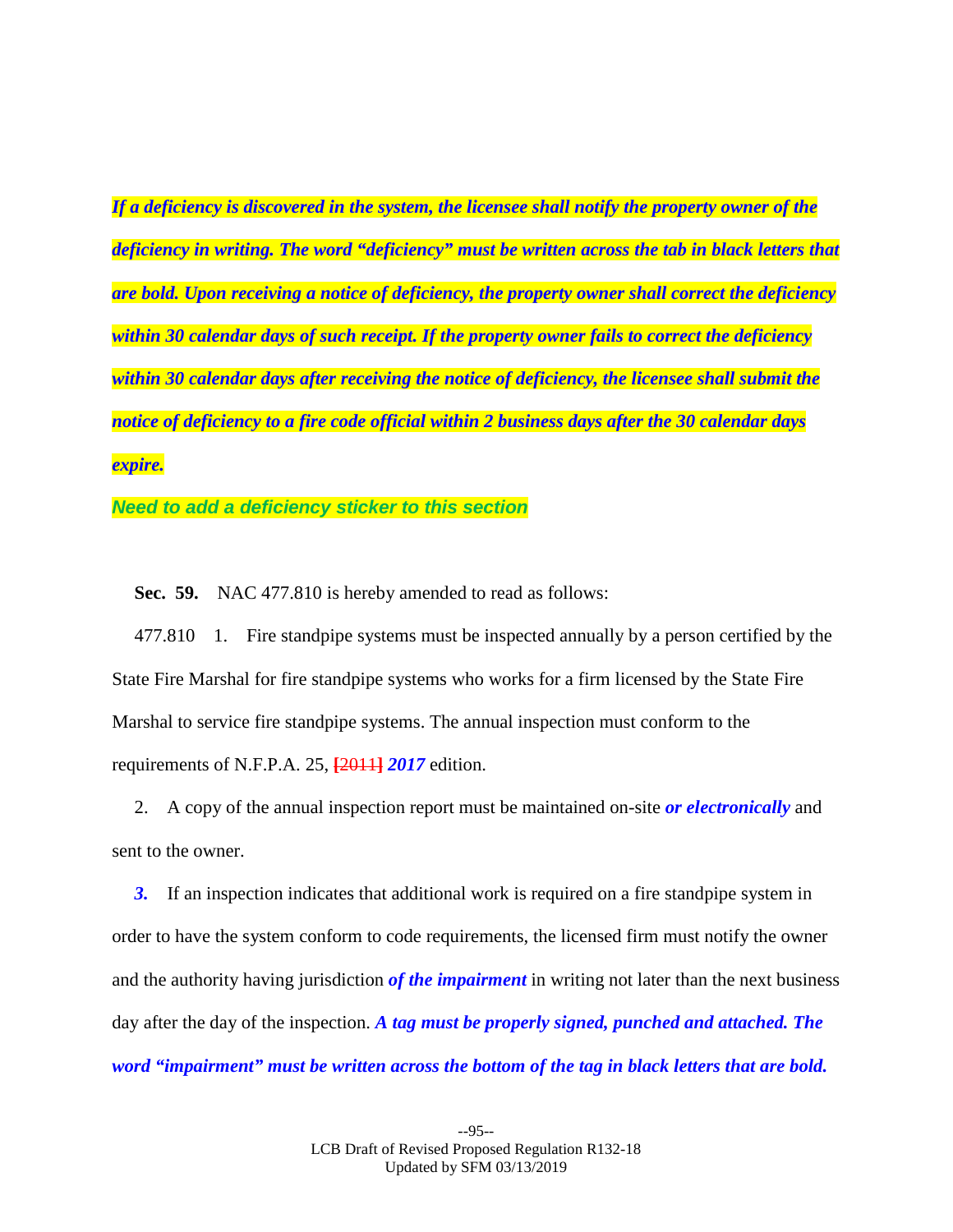***If a deficiency is discovered in the system, the licensee shall notify the property owner of the deficiency in writing. The word "deficiency" must be written across the tab in black letters that are bold. Upon receiving a notice of deficiency, the property owner shall correct the deficiency within 30 calendar days of such receipt. If the property owner fails to correct the deficiency within 30 calendar days after receiving the notice of deficiency, the licensee shall submit the notice of deficiency to a fire code official within 2 business days after the 30 calendar days expire.***

***Need to add a deficiency sticker to this section***

**Sec. 59.** NAC 477.810 is hereby amended to read as follows:

477.810 1. Fire standpipe systems must be inspected annually by a person certified by the State Fire Marshal for fire standpipe systems who works for a firm licensed by the State Fire Marshal to service fire standpipe systems. The annual inspection must conform to the requirements of N.F.P.A. 25, **[**~~2011~~**]** ***2017*** edition.

2. A copy of the annual inspection report must be maintained on-site ***or electronically*** and sent to the owner.

***3.*** If an inspection indicates that additional work is required on a fire standpipe system in order to have the system conform to code requirements, the licensed firm must notify the owner and the authority having jurisdiction ***of the impairment*** in writing not later than the next business day after the day of the inspection. ***A tag must be properly signed, punched and attached. The word "impairment" must be written across the bottom of the tag in black letters that are bold.***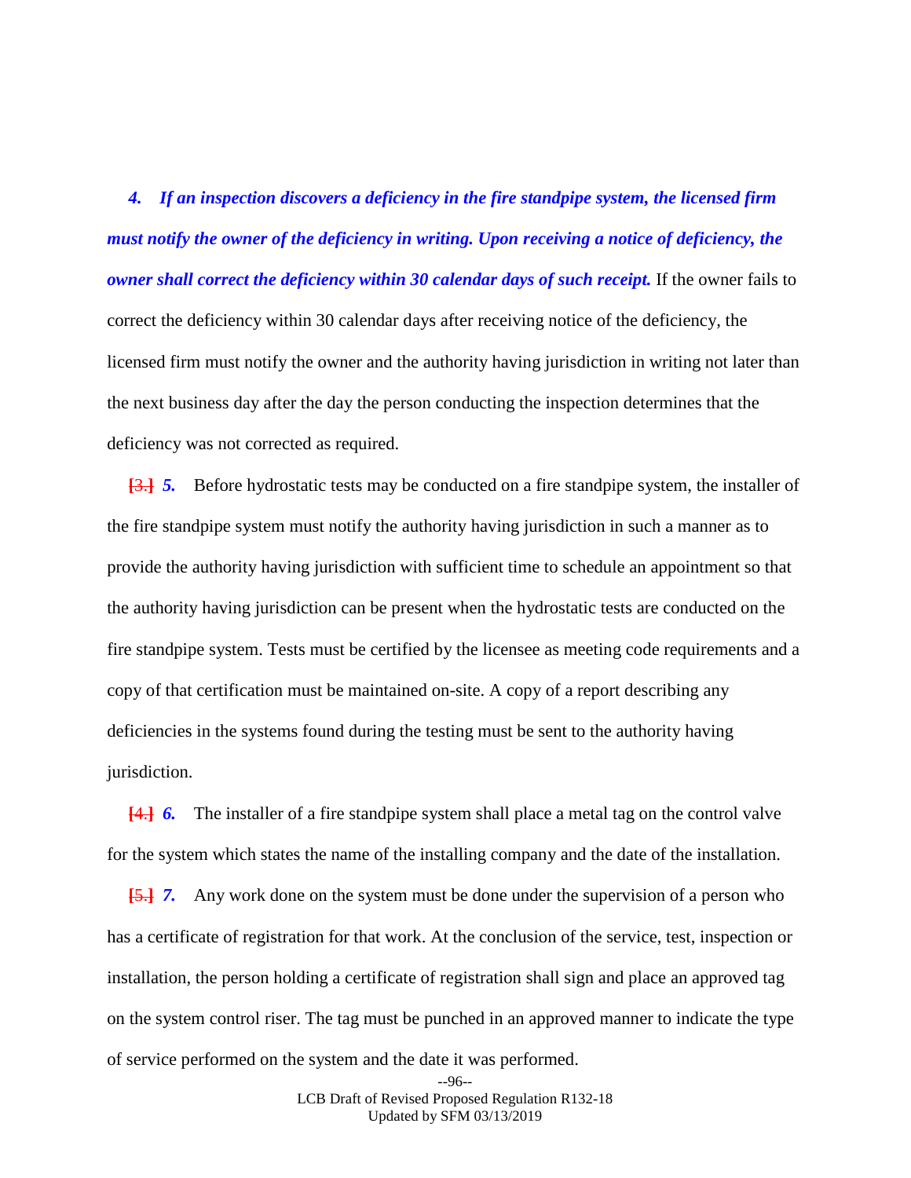***4. If an inspection discovers a deficiency in the fire standpipe system, the licensed firm must notify the owner of the deficiency in writing. Upon receiving a notice of deficiency, the owner shall correct the deficiency within 30 calendar days of such receipt.*** If the owner fails to correct the deficiency within 30 calendar days after receiving notice of the deficiency, the licensed firm must notify the owner and the authority having jurisdiction in writing not later than the next business day after the day the person conducting the inspection determines that the deficiency was not corrected as required.

~~[3.]~~ ***5.*** Before hydrostatic tests may be conducted on a fire standpipe system, the installer of the fire standpipe system must notify the authority having jurisdiction in such a manner as to provide the authority having jurisdiction with sufficient time to schedule an appointment so that the authority having jurisdiction can be present when the hydrostatic tests are conducted on the fire standpipe system. Tests must be certified by the licensee as meeting code requirements and a copy of that certification must be maintained on-site. A copy of a report describing any deficiencies in the systems found during the testing must be sent to the authority having jurisdiction.

~~[4.]~~ ***6.*** The installer of a fire standpipe system shall place a metal tag on the control valve for the system which states the name of the installing company and the date of the installation.

~~[5.]~~ ***7.*** Any work done on the system must be done under the supervision of a person who has a certificate of registration for that work. At the conclusion of the service, test, inspection or installation, the person holding a certificate of registration shall sign and place an approved tag on the system control riser. The tag must be punched in an approved manner to indicate the type of service performed on the system and the date it was performed.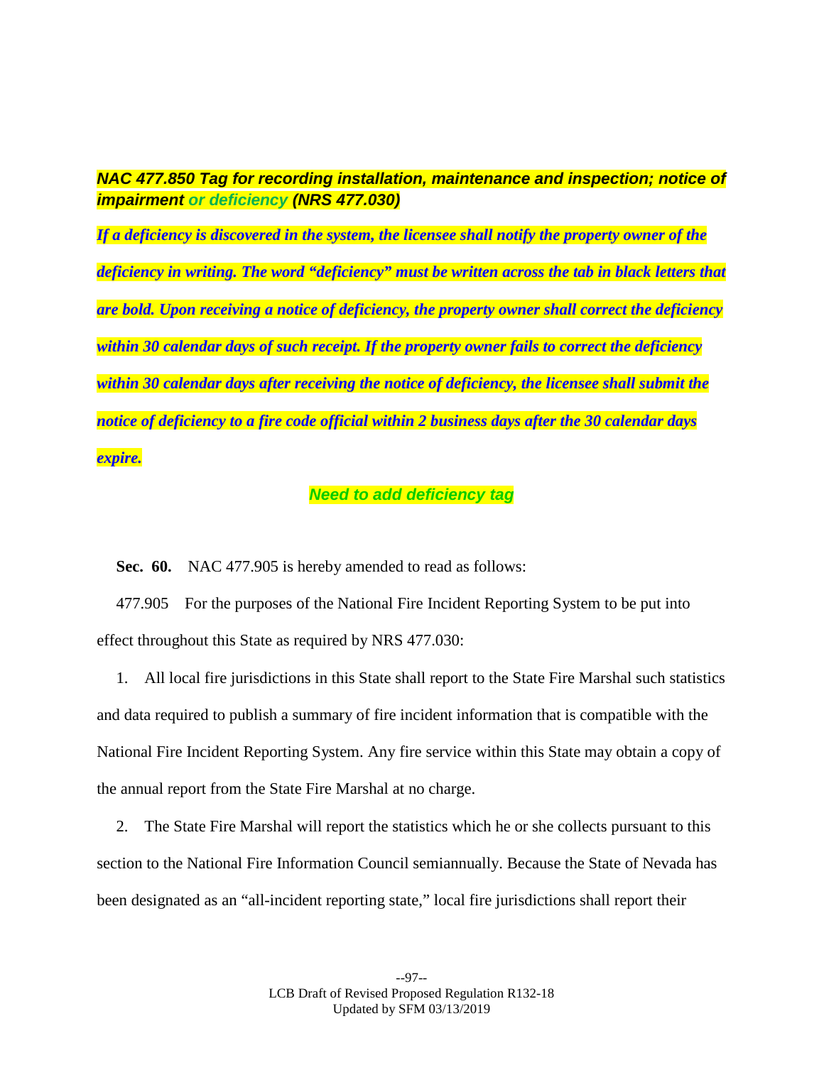***NAC 477.850 Tag for recording installation, maintenance and inspection; notice of impairment or deficiency (NRS 477.030)***

***If a deficiency is discovered in the system, the licensee shall notify the property owner of the deficiency in writing. The word "deficiency" must be written across the tab in black letters that are bold. Upon receiving a notice of deficiency, the property owner shall correct the deficiency within 30 calendar days of such receipt. If the property owner fails to correct the deficiency within 30 calendar days after receiving the notice of deficiency, the licensee shall submit the notice of deficiency to a fire code official within 2 business days after the 30 calendar days expire.***

***Need to add deficiency tag***

**Sec. 60.** NAC 477.905 is hereby amended to read as follows:

477.905 For the purposes of the National Fire Incident Reporting System to be put into effect throughout this State as required by NRS 477.030:

1. All local fire jurisdictions in this State shall report to the State Fire Marshal such statistics and data required to publish a summary of fire incident information that is compatible with the National Fire Incident Reporting System. Any fire service within this State may obtain a copy of the annual report from the State Fire Marshal at no charge.

2. The State Fire Marshal will report the statistics which he or she collects pursuant to this section to the National Fire Information Council semiannually. Because the State of Nevada has been designated as an "all-incident reporting state," local fire jurisdictions shall report their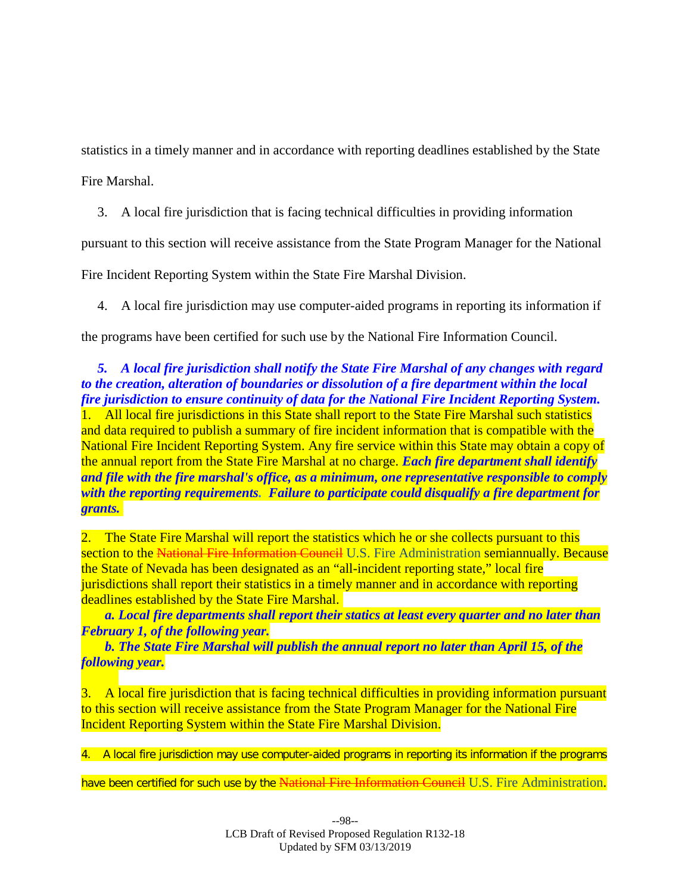statistics in a timely manner and in accordance with reporting deadlines established by the State Fire Marshal.

3. A local fire jurisdiction that is facing technical difficulties in providing information pursuant to this section will receive assistance from the State Program Manager for the National Fire Incident Reporting System within the State Fire Marshal Division.

4. A local fire jurisdiction may use computer-aided programs in reporting its information if the programs have been certified for such use by the National Fire Information Council.

***5. A local fire jurisdiction shall notify the State Fire Marshal of any changes with regard to the creation, alteration of boundaries or dissolution of a fire department within the local fire jurisdiction to ensure continuity of data for the National Fire Incident Reporting System.***

1. All local fire jurisdictions in this State shall report to the State Fire Marshal such statistics and data required to publish a summary of fire incident information that is compatible with the National Fire Incident Reporting System. Any fire service within this State may obtain a copy of the annual report from the State Fire Marshal at no charge. ***Each fire department shall identify and file with the fire marshal's office, as a minimum, one representative responsible to comply with the reporting requirements. Failure to participate could disqualify a fire department for grants.***

2. The State Fire Marshal will report the statistics which he or she collects pursuant to this section to the ~~National Fire Information Council~~ U.S. Fire Administration semiannually. Because the State of Nevada has been designated as an "all-incident reporting state," local fire jurisdictions shall report their statistics in a timely manner and in accordance with reporting deadlines established by the State Fire Marshal.

***a. Local fire departments shall report their statics at least every quarter and no later than February 1, of the following year.***

***b. The State Fire Marshal will publish the annual report no later than April 15, of the following year.***

3. A local fire jurisdiction that is facing technical difficulties in providing information pursuant to this section will receive assistance from the State Program Manager for the National Fire Incident Reporting System within the State Fire Marshal Division.

4. A local fire jurisdiction may use computer-aided programs in reporting its information if the programs have been certified for such use by the ~~National Fire Information Council~~ U.S. Fire Administration.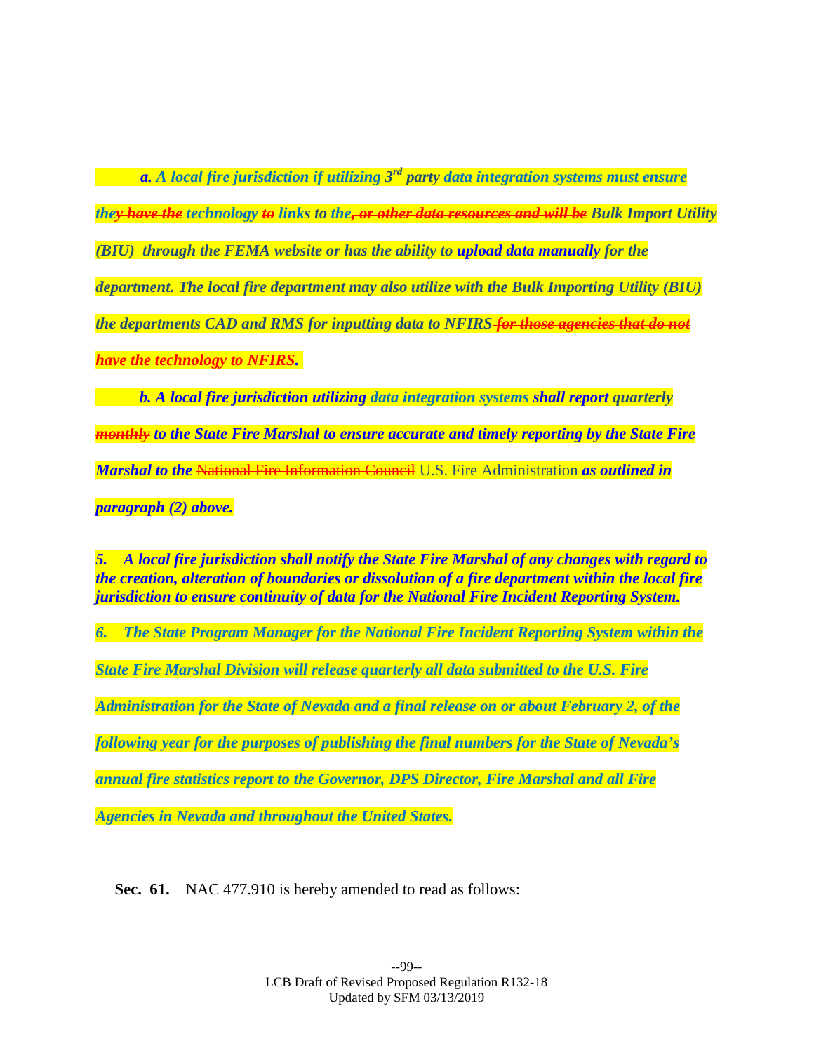*a. A local fire jurisdiction if utilizing 3rd party data integration systems must ensure they ~~have the~~ technology ~~to~~ links to the~~, or other data resources and will be~~ Bulk Import Utility (BIU) through the FEMA website or has the ability to upload data manually for the department. The local fire department may also utilize with the Bulk Importing Utility (BIU) the departments CAD and RMS for inputting data to NFIRS ~~for those agencies that do not have the technology to NFIRS~~.*

*b. A local fire jurisdiction utilizing data integration systems shall report quarterly ~~monthly~~ to the State Fire Marshal to ensure accurate and timely reporting by the State Fire Marshal to the* ~~National Fire Information Council~~ U.S. Fire Administration *as outlined in paragraph (2) above.*

*5. A local fire jurisdiction shall notify the State Fire Marshal of any changes with regard to the creation, alteration of boundaries or dissolution of a fire department within the local fire jurisdiction to ensure continuity of data for the National Fire Incident Reporting System.*

*6. The State Program Manager for the National Fire Incident Reporting System within the State Fire Marshal Division will release quarterly all data submitted to the U.S. Fire Administration for the State of Nevada and a final release on or about February 2, of the following year for the purposes of publishing the final numbers for the State of Nevada's annual fire statistics report to the Governor, DPS Director, Fire Marshal and all Fire Agencies in Nevada and throughout the United States.*

**Sec. 61.** NAC 477.910 is hereby amended to read as follows: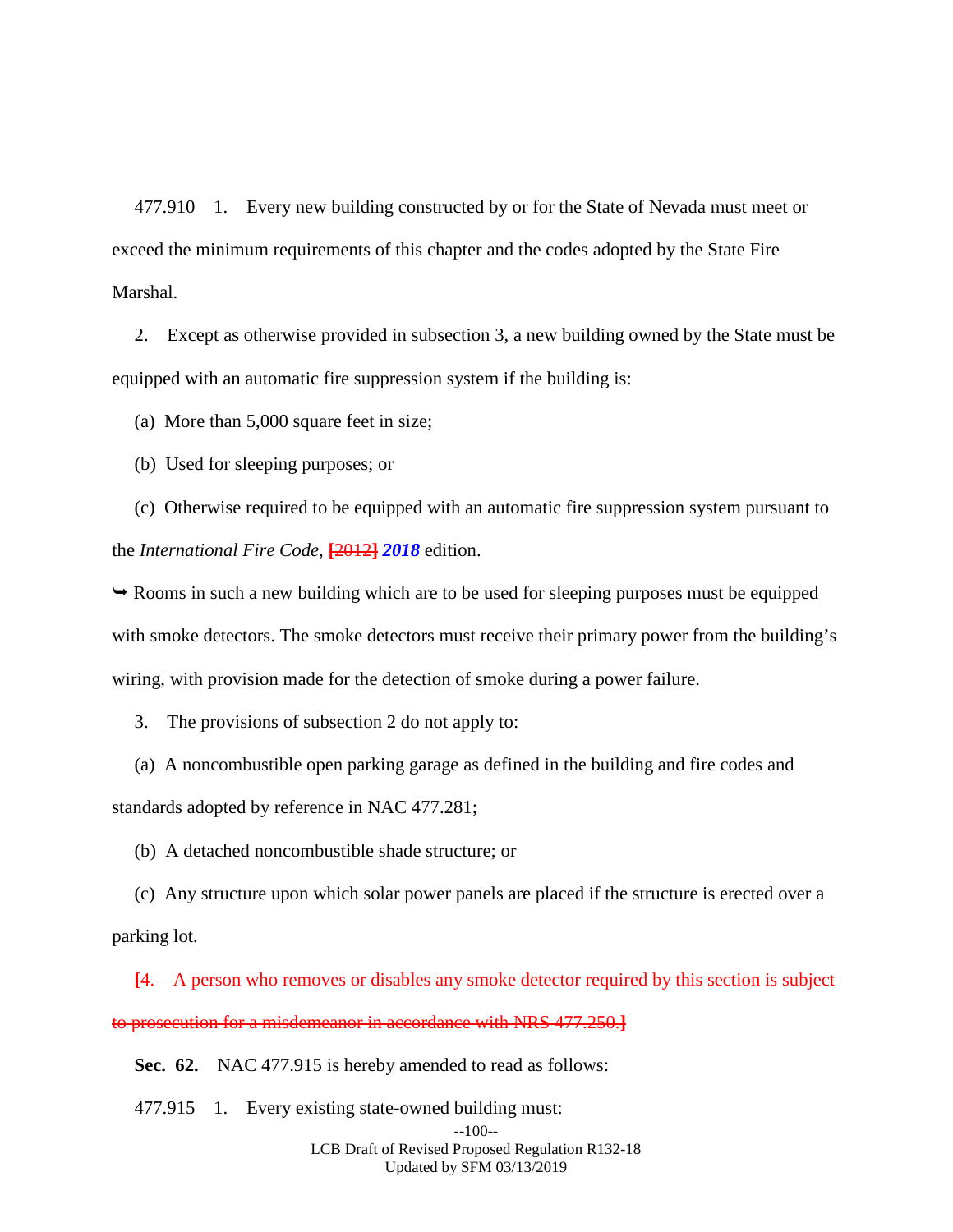477.910 1. Every new building constructed by or for the State of Nevada must meet or exceed the minimum requirements of this chapter and the codes adopted by the State Fire Marshal.

2. Except as otherwise provided in subsection 3, a new building owned by the State must be equipped with an automatic fire suppression system if the building is:

(a) More than 5,000 square feet in size;

(b) Used for sleeping purposes; or

(c) Otherwise required to be equipped with an automatic fire suppression system pursuant to the *International Fire Code*, ~~[2012]~~ ***2018*** edition.

➥ Rooms in such a new building which are to be used for sleeping purposes must be equipped with smoke detectors. The smoke detectors must receive their primary power from the building's wiring, with provision made for the detection of smoke during a power failure.

3. The provisions of subsection 2 do not apply to:

(a) A noncombustible open parking garage as defined in the building and fire codes and standards adopted by reference in NAC 477.281;

(b) A detached noncombustible shade structure; or

(c) Any structure upon which solar power panels are placed if the structure is erected over a parking lot.

~~[4. A person who removes or disables any smoke detector required by this section is subject to prosecution for a misdemeanor in accordance with NRS 477.250.]~~

**Sec. 62.** NAC 477.915 is hereby amended to read as follows:

477.915 1. Every existing state-owned building must: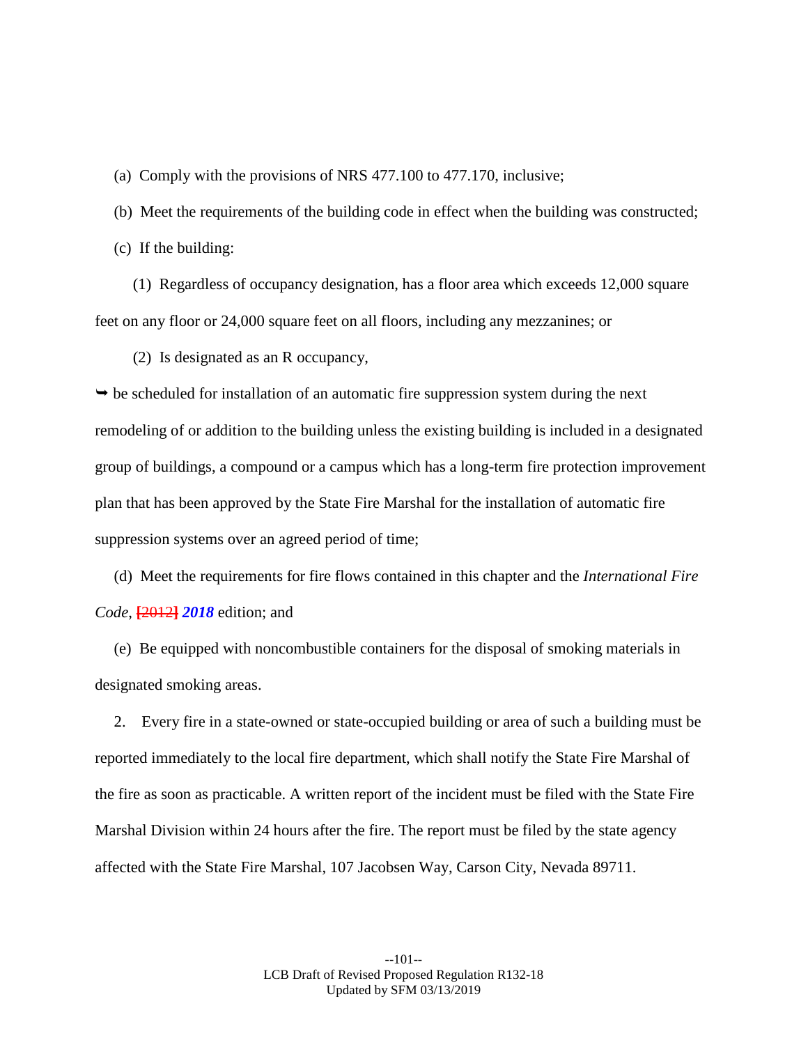(a) Comply with the provisions of NRS 477.100 to 477.170, inclusive;

(b) Meet the requirements of the building code in effect when the building was constructed;

(c) If the building:

(1) Regardless of occupancy designation, has a floor area which exceeds 12,000 square feet on any floor or 24,000 square feet on all floors, including any mezzanines; or

(2) Is designated as an R occupancy,

➥ be scheduled for installation of an automatic fire suppression system during the next remodeling of or addition to the building unless the existing building is included in a designated group of buildings, a compound or a campus which has a long-term fire protection improvement plan that has been approved by the State Fire Marshal for the installation of automatic fire suppression systems over an agreed period of time;

(d) Meet the requirements for fire flows contained in this chapter and the *International Fire Code*, ~~[2012]~~ ***2018*** edition; and

(e) Be equipped with noncombustible containers for the disposal of smoking materials in designated smoking areas.

2. Every fire in a state-owned or state-occupied building or area of such a building must be reported immediately to the local fire department, which shall notify the State Fire Marshal of the fire as soon as practicable. A written report of the incident must be filed with the State Fire Marshal Division within 24 hours after the fire. The report must be filed by the state agency affected with the State Fire Marshal, 107 Jacobsen Way, Carson City, Nevada 89711.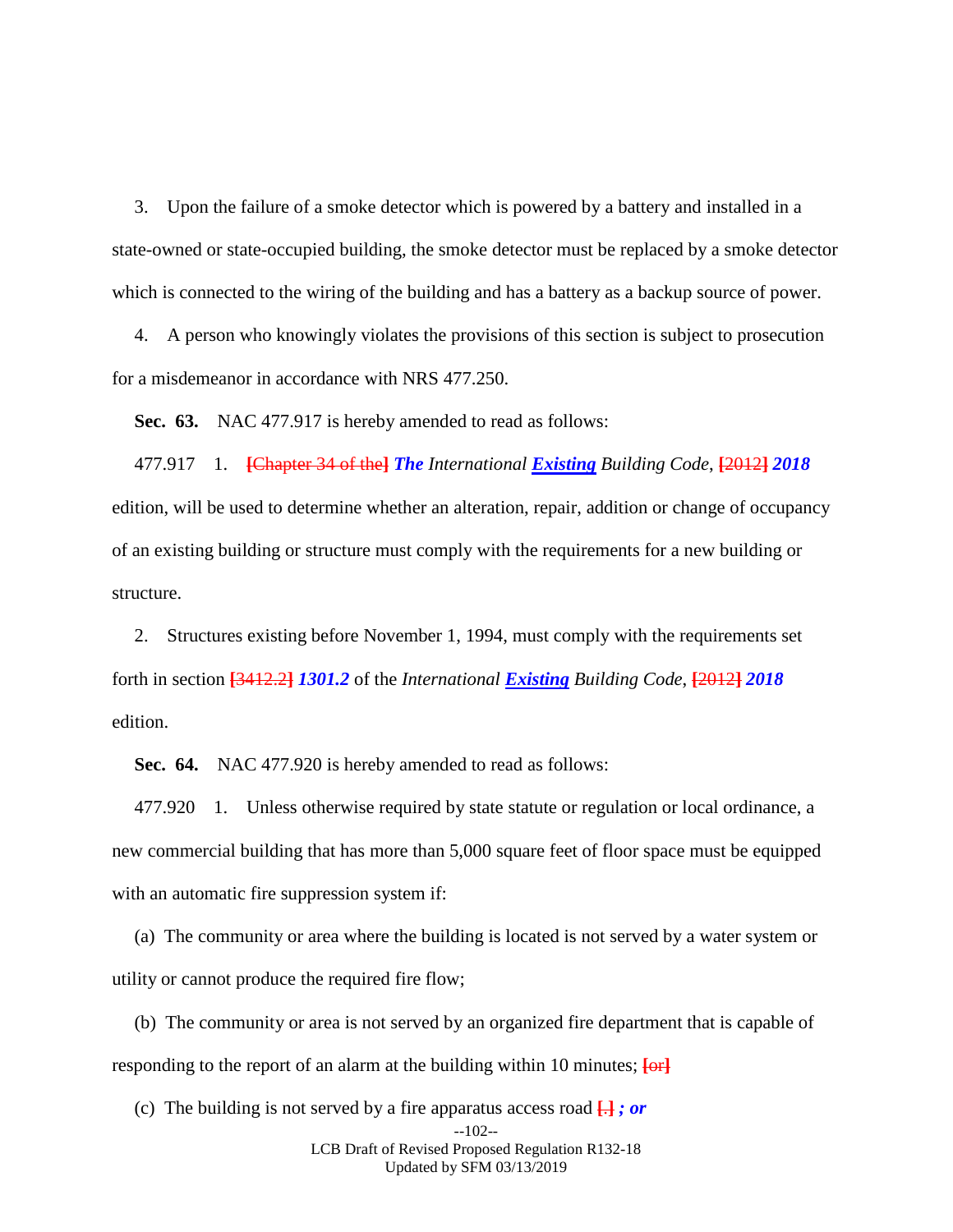3. Upon the failure of a smoke detector which is powered by a battery and installed in a state-owned or state-occupied building, the smoke detector must be replaced by a smoke detector which is connected to the wiring of the building and has a battery as a backup source of power.

4. A person who knowingly violates the provisions of this section is subject to prosecution for a misdemeanor in accordance with NRS 477.250.

**Sec. 63.** NAC 477.917 is hereby amended to read as follows:

477.917 1. **[**~~Chapter 34 of the~~**]** ***The*** *International* ***Existing*** *Building Code*, **[**~~2012~~**]** ***2018*** edition, will be used to determine whether an alteration, repair, addition or change of occupancy of an existing building or structure must comply with the requirements for a new building or structure.

2. Structures existing before November 1, 1994, must comply with the requirements set forth in section **[**~~3412.2~~**]** ***1301.2*** of the *International* ***Existing*** *Building Code*, **[**~~2012~~**]** ***2018*** edition.

**Sec. 64.** NAC 477.920 is hereby amended to read as follows:

477.920 1. Unless otherwise required by state statute or regulation or local ordinance, a new commercial building that has more than 5,000 square feet of floor space must be equipped with an automatic fire suppression system if:

(a) The community or area where the building is located is not served by a water system or utility or cannot produce the required fire flow;

(b) The community or area is not served by an organized fire department that is capable of responding to the report of an alarm at the building within 10 minutes; **[**~~or~~**]**

(c) The building is not served by a fire apparatus access road **[**~~.~~**]** ***; or***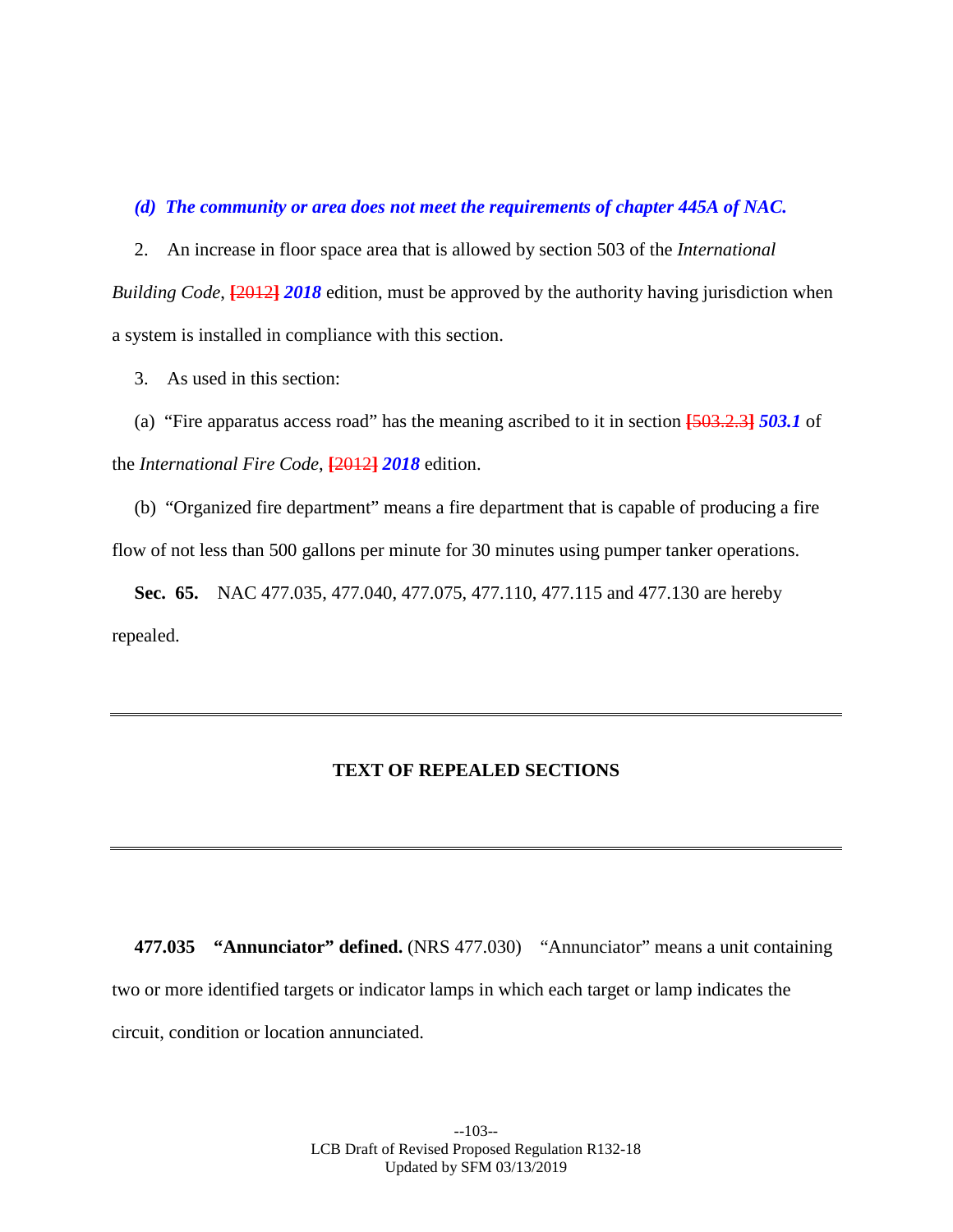***(d) The community or area does not meet the requirements of chapter 445A of NAC.***

2. An increase in floor space area that is allowed by section 503 of the *International Building Code*, **[**2012**]** ***2018*** edition, must be approved by the authority having jurisdiction when a system is installed in compliance with this section.

3. As used in this section:

(a) "Fire apparatus access road" has the meaning ascribed to it in section **[**503.2.3**]** ***503.1*** of the *International Fire Code*, **[**2012**]** ***2018*** edition.

(b) "Organized fire department" means a fire department that is capable of producing a fire flow of not less than 500 gallons per minute for 30 minutes using pumper tanker operations.

**Sec. 65.** NAC 477.035, 477.040, 477.075, 477.110, 477.115 and 477.130 are hereby repealed.

---

## TEXT OF REPEALED SECTIONS

---

**477.035 "Annunciator" defined.** (NRS 477.030) "Annunciator" means a unit containing two or more identified targets or indicator lamps in which each target or lamp indicates the circuit, condition or location annunciated.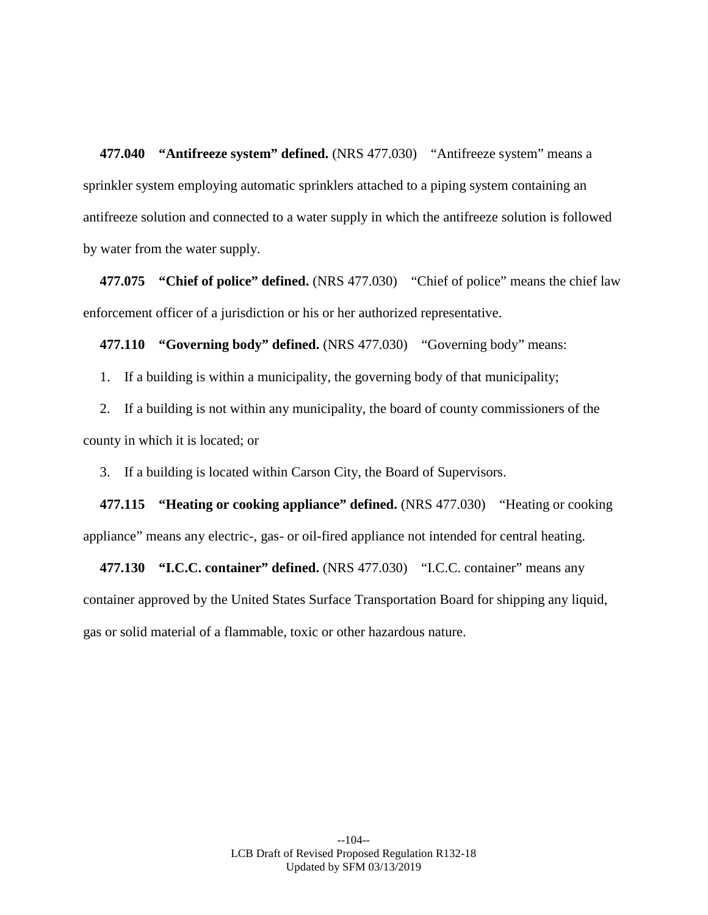**477.040 "Antifreeze system" defined.** (NRS 477.030) "Antifreeze system" means a sprinkler system employing automatic sprinklers attached to a piping system containing an antifreeze solution and connected to a water supply in which the antifreeze solution is followed by water from the water supply.

**477.075 "Chief of police" defined.** (NRS 477.030) "Chief of police" means the chief law enforcement officer of a jurisdiction or his or her authorized representative.

**477.110 "Governing body" defined.** (NRS 477.030) "Governing body" means:

1. If a building is within a municipality, the governing body of that municipality;

2. If a building is not within any municipality, the board of county commissioners of the county in which it is located; or

3. If a building is located within Carson City, the Board of Supervisors.

**477.115 "Heating or cooking appliance" defined.** (NRS 477.030) "Heating or cooking appliance" means any electric-, gas- or oil-fired appliance not intended for central heating.

**477.130 "I.C.C. container" defined.** (NRS 477.030) "I.C.C. container" means any container approved by the United States Surface Transportation Board for shipping any liquid, gas or solid material of a flammable, toxic or other hazardous nature.